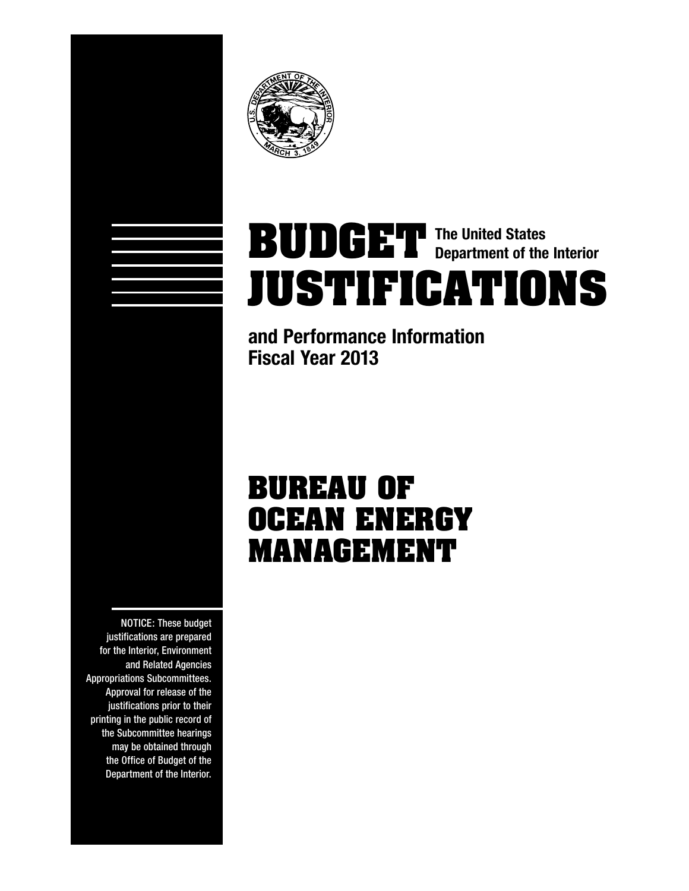# BUDGET JUSTIFICATIONS

The United States Department of the Interior

**and Performance Information Fiscal Year 2013**

# BUREAU OF OCEAN ENERGY MANAGEMENT

NOTICE: These budget justifications are prepared for the Interior, Environment and Related Agencies Appropriations Subcommittees. Approval for release of the justifications prior to their printing in the public record of the Subcommittee hearings may be obtained through the Office of Budget of the Department of the Interior.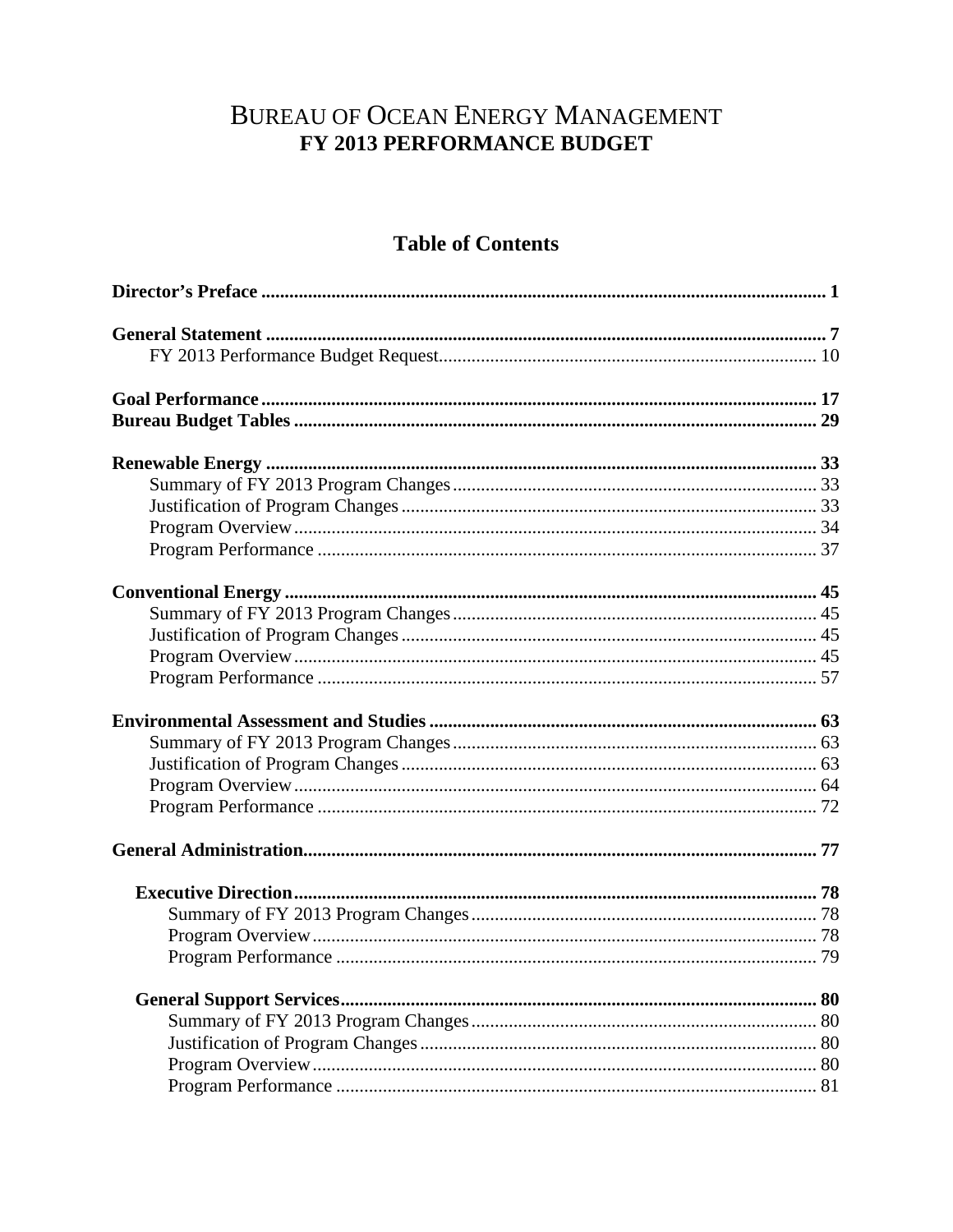# BUREAU OF OCEAN ENERGY MANAGEMENT
## FY 2013 PERFORMANCE BUDGET

## Table of Contents

**Director's Preface** ..... **1**

**General Statement** ..... **7**
- FY 2013 Performance Budget Request ..... 10

**Goal Performance** ..... **17**
**Bureau Budget Tables** ..... **29**

**Renewable Energy** ..... **33**
- Summary of FY 2013 Program Changes ..... 33
- Justification of Program Changes ..... 33
- Program Overview ..... 34
- Program Performance ..... 37

**Conventional Energy** ..... **45**
- Summary of FY 2013 Program Changes ..... 45
- Justification of Program Changes ..... 45
- Program Overview ..... 45
- Program Performance ..... 57

**Environmental Assessment and Studies** ..... **63**
- Summary of FY 2013 Program Changes ..... 63
- Justification of Program Changes ..... 63
- Program Overview ..... 64
- Program Performance ..... 72

**General Administration** ..... **77**

**Executive Direction** ..... **78**
- Summary of FY 2013 Program Changes ..... 78
- Program Overview ..... 78
- Program Performance ..... 79

**General Support Services** ..... **80**
- Summary of FY 2013 Program Changes ..... 80
- Justification of Program Changes ..... 80
- Program Overview ..... 80
- Program Performance ..... 81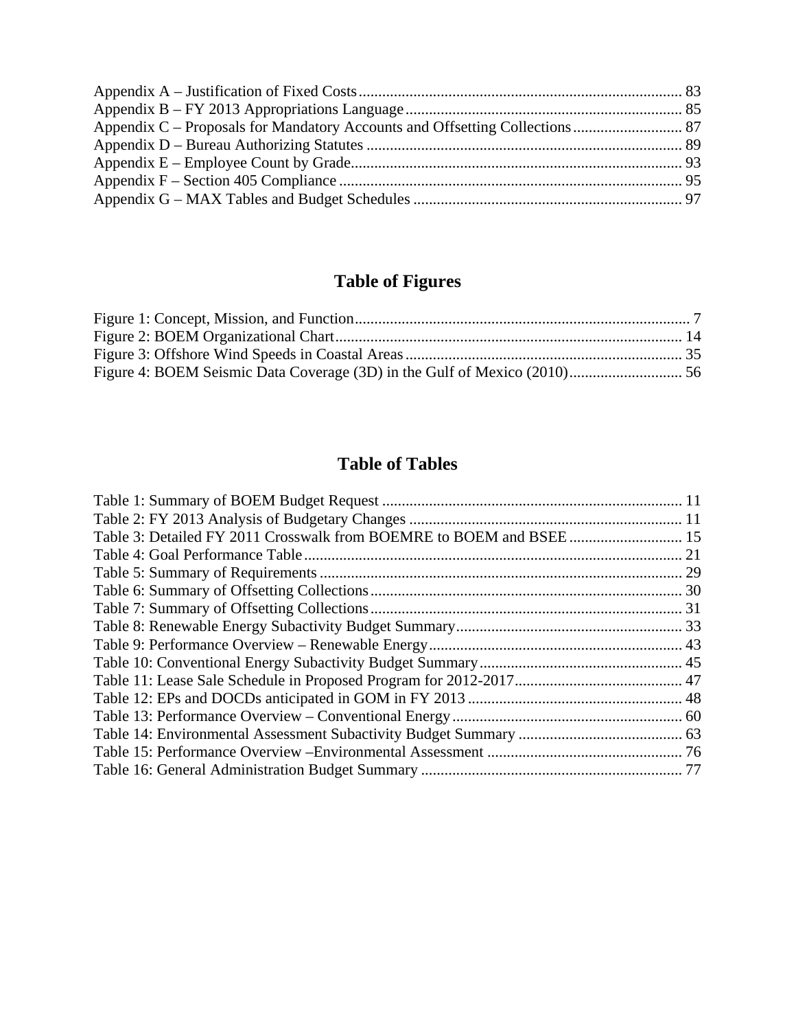Appendix A – Justification of Fixed Costs .................................................................................. 83
Appendix B – FY 2013 Appropriations Language ...................................................................... 85
Appendix C – Proposals for Mandatory Accounts and Offsetting Collections ............................ 87
Appendix D – Bureau Authorizing Statutes ................................................................................ 89
Appendix E – Employee Count by Grade .................................................................................... 93
Appendix F – Section 405 Compliance ....................................................................................... 95
Appendix G – MAX Tables and Budget Schedules .................................................................... 97

## Table of Figures

Figure 1: Concept, Mission, and Function ..................................................................................... 7
Figure 2: BOEM Organizational Chart ........................................................................................ 14
Figure 3: Offshore Wind Speeds in Coastal Areas ...................................................................... 35
Figure 4: BOEM Seismic Data Coverage (3D) in the Gulf of Mexico (2010) ............................ 56

## Table of Tables

Table 1: Summary of BOEM Budget Request ............................................................................ 11
Table 2: FY 2013 Analysis of Budgetary Changes ...................................................................... 11
Table 3: Detailed FY 2011 Crosswalk from BOEMRE to BOEM and BSEE ............................. 15
Table 4: Goal Performance Table ................................................................................................ 21
Table 5: Summary of Requirements ............................................................................................ 29
Table 6: Summary of Offsetting Collections ............................................................................... 30
Table 7: Summary of Offsetting Collections ............................................................................... 31
Table 8: Renewable Energy Subactivity Budget Summary .......................................................... 33
Table 9: Performance Overview – Renewable Energy ................................................................ 43
Table 10: Conventional Energy Subactivity Budget Summary .................................................... 45
Table 11: Lease Sale Schedule in Proposed Program for 2012-2017 ........................................... 47
Table 12: EPs and DOCDs anticipated in GOM in FY 2013 ....................................................... 48
Table 13: Performance Overview – Conventional Energy ........................................................... 60
Table 14: Environmental Assessment Subactivity Budget Summary .......................................... 63
Table 15: Performance Overview –Environmental Assessment .................................................. 76
Table 16: General Administration Budget Summary ................................................................... 77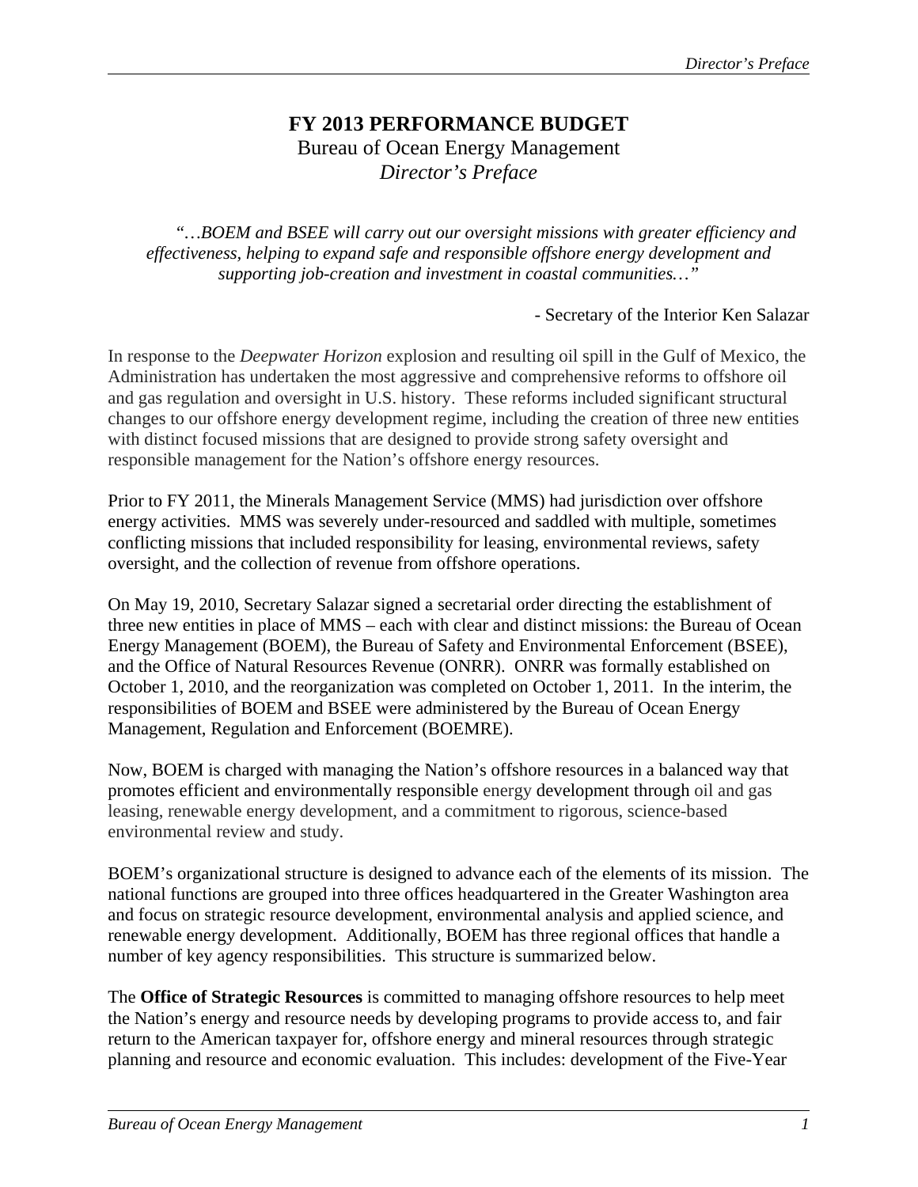# FY 2013 PERFORMANCE BUDGET

## Bureau of Ocean Energy Management

### *Director's Preface*

> *"…BOEM and BSEE will carry out our oversight missions with greater efficiency and effectiveness, helping to expand safe and responsible offshore energy development and supporting job-creation and investment in coastal communities…"*
>
> \- Secretary of the Interior Ken Salazar

In response to the *Deepwater Horizon* explosion and resulting oil spill in the Gulf of Mexico, the Administration has undertaken the most aggressive and comprehensive reforms to offshore oil and gas regulation and oversight in U.S. history. These reforms included significant structural changes to our offshore energy development regime, including the creation of three new entities with distinct focused missions that are designed to provide strong safety oversight and responsible management for the Nation's offshore energy resources.

Prior to FY 2011, the Minerals Management Service (MMS) had jurisdiction over offshore energy activities. MMS was severely under-resourced and saddled with multiple, sometimes conflicting missions that included responsibility for leasing, environmental reviews, safety oversight, and the collection of revenue from offshore operations.

On May 19, 2010, Secretary Salazar signed a secretarial order directing the establishment of three new entities in place of MMS – each with clear and distinct missions: the Bureau of Ocean Energy Management (BOEM), the Bureau of Safety and Environmental Enforcement (BSEE), and the Office of Natural Resources Revenue (ONRR). ONRR was formally established on October 1, 2010, and the reorganization was completed on October 1, 2011. In the interim, the responsibilities of BOEM and BSEE were administered by the Bureau of Ocean Energy Management, Regulation and Enforcement (BOEMRE).

Now, BOEM is charged with managing the Nation's offshore resources in a balanced way that promotes efficient and environmentally responsible energy development through oil and gas leasing, renewable energy development, and a commitment to rigorous, science-based environmental review and study.

BOEM's organizational structure is designed to advance each of the elements of its mission. The national functions are grouped into three offices headquartered in the Greater Washington area and focus on strategic resource development, environmental analysis and applied science, and renewable energy development. Additionally, BOEM has three regional offices that handle a number of key agency responsibilities. This structure is summarized below.

The **Office of Strategic Resources** is committed to managing offshore resources to help meet the Nation's energy and resource needs by developing programs to provide access to, and fair return to the American taxpayer for, offshore energy and mineral resources through strategic planning and resource and economic evaluation. This includes: development of the Five-Year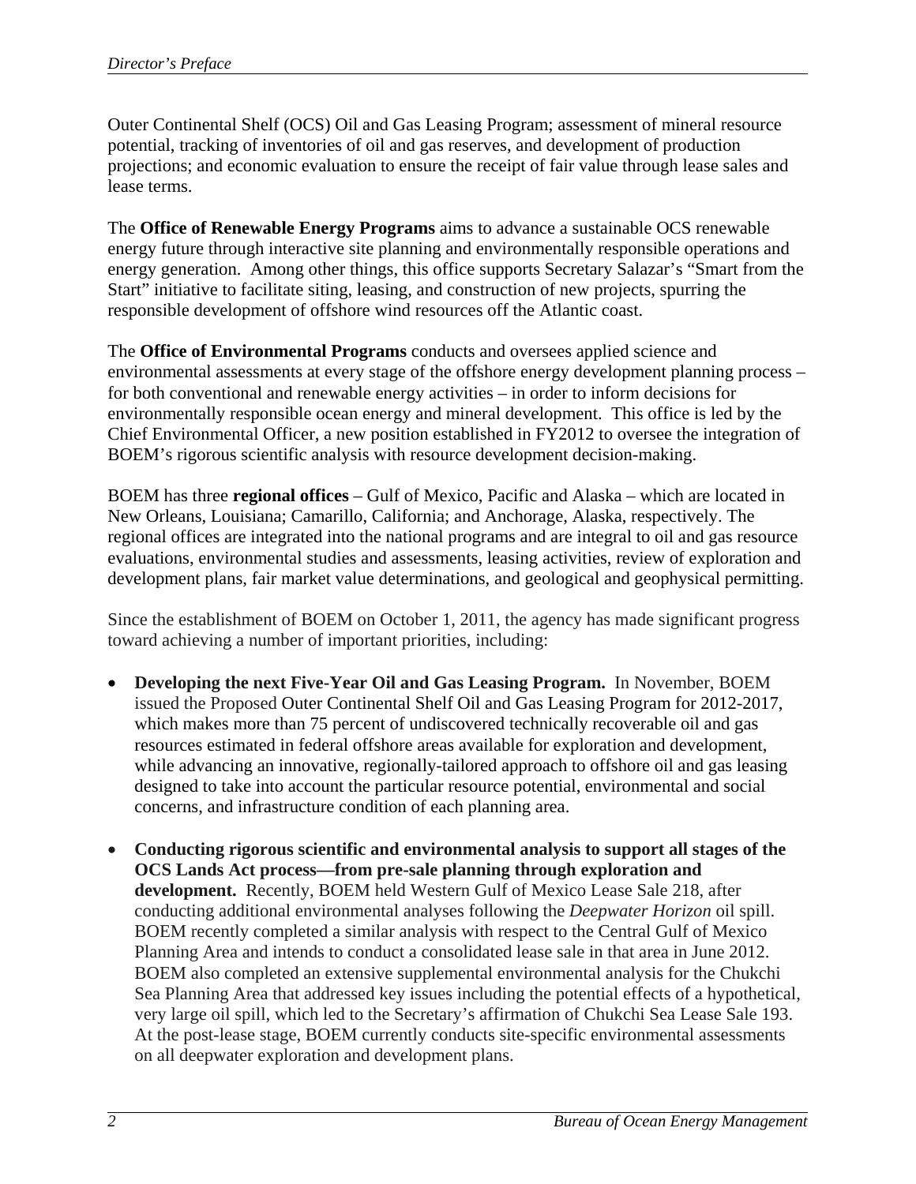Outer Continental Shelf (OCS) Oil and Gas Leasing Program; assessment of mineral resource potential, tracking of inventories of oil and gas reserves, and development of production projections; and economic evaluation to ensure the receipt of fair value through lease sales and lease terms.

The **Office of Renewable Energy Programs** aims to advance a sustainable OCS renewable energy future through interactive site planning and environmentally responsible operations and energy generation. Among other things, this office supports Secretary Salazar's "Smart from the Start" initiative to facilitate siting, leasing, and construction of new projects, spurring the responsible development of offshore wind resources off the Atlantic coast.

The **Office of Environmental Programs** conducts and oversees applied science and environmental assessments at every stage of the offshore energy development planning process – for both conventional and renewable energy activities – in order to inform decisions for environmentally responsible ocean energy and mineral development. This office is led by the Chief Environmental Officer, a new position established in FY2012 to oversee the integration of BOEM's rigorous scientific analysis with resource development decision-making.

BOEM has three **regional offices** – Gulf of Mexico, Pacific and Alaska – which are located in New Orleans, Louisiana; Camarillo, California; and Anchorage, Alaska, respectively. The regional offices are integrated into the national programs and are integral to oil and gas resource evaluations, environmental studies and assessments, leasing activities, review of exploration and development plans, fair market value determinations, and geological and geophysical permitting.

Since the establishment of BOEM on October 1, 2011, the agency has made significant progress toward achieving a number of important priorities, including:

- **Developing the next Five-Year Oil and Gas Leasing Program.** In November, BOEM issued the Proposed Outer Continental Shelf Oil and Gas Leasing Program for 2012-2017, which makes more than 75 percent of undiscovered technically recoverable oil and gas resources estimated in federal offshore areas available for exploration and development, while advancing an innovative, regionally-tailored approach to offshore oil and gas leasing designed to take into account the particular resource potential, environmental and social concerns, and infrastructure condition of each planning area.

- **Conducting rigorous scientific and environmental analysis to support all stages of the OCS Lands Act process—from pre-sale planning through exploration and development.** Recently, BOEM held Western Gulf of Mexico Lease Sale 218, after conducting additional environmental analyses following the *Deepwater Horizon* oil spill. BOEM recently completed a similar analysis with respect to the Central Gulf of Mexico Planning Area and intends to conduct a consolidated lease sale in that area in June 2012. BOEM also completed an extensive supplemental environmental analysis for the Chukchi Sea Planning Area that addressed key issues including the potential effects of a hypothetical, very large oil spill, which led to the Secretary's affirmation of Chukchi Sea Lease Sale 193. At the post-lease stage, BOEM currently conducts site-specific environmental assessments on all deepwater exploration and development plans.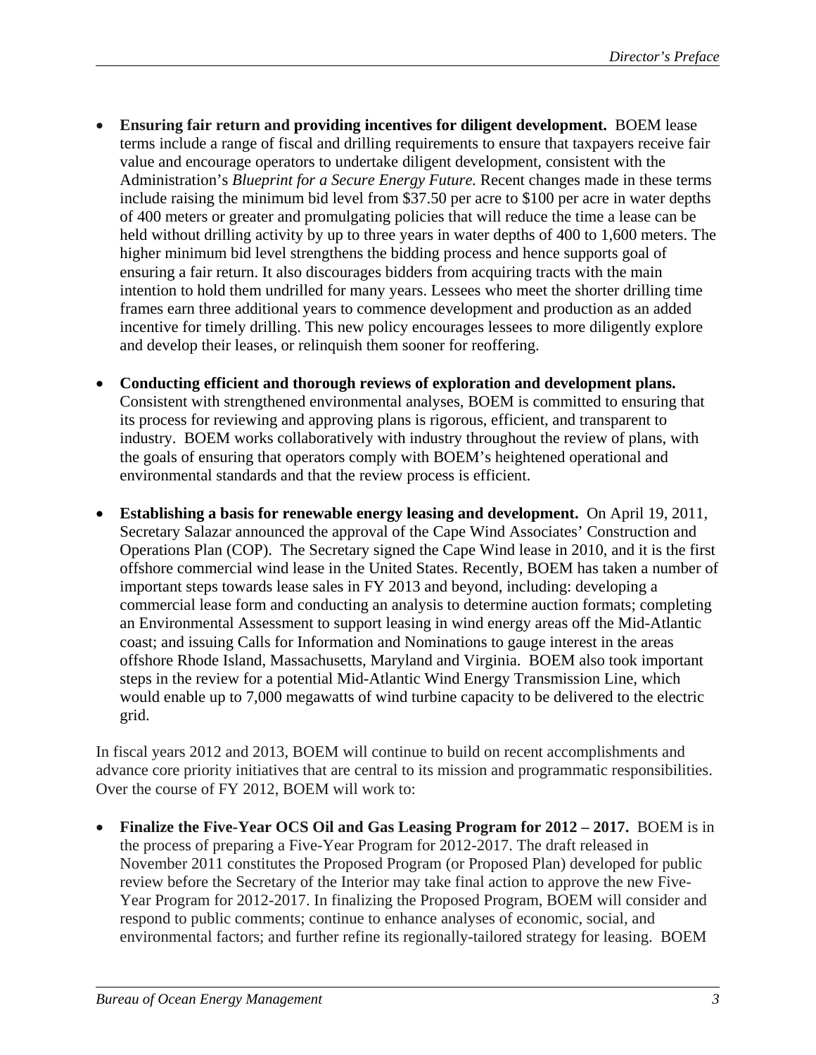- **Ensuring fair return and providing incentives for diligent development.** BOEM lease terms include a range of fiscal and drilling requirements to ensure that taxpayers receive fair value and encourage operators to undertake diligent development, consistent with the Administration's *Blueprint for a Secure Energy Future.* Recent changes made in these terms include raising the minimum bid level from $37.50 per acre to $100 per acre in water depths of 400 meters or greater and promulgating policies that will reduce the time a lease can be held without drilling activity by up to three years in water depths of 400 to 1,600 meters. The higher minimum bid level strengthens the bidding process and hence supports goal of ensuring a fair return. It also discourages bidders from acquiring tracts with the main intention to hold them undrilled for many years. Lessees who meet the shorter drilling time frames earn three additional years to commence development and production as an added incentive for timely drilling. This new policy encourages lessees to more diligently explore and develop their leases, or relinquish them sooner for reoffering.

- **Conducting efficient and thorough reviews of exploration and development plans.** Consistent with strengthened environmental analyses, BOEM is committed to ensuring that its process for reviewing and approving plans is rigorous, efficient, and transparent to industry. BOEM works collaboratively with industry throughout the review of plans, with the goals of ensuring that operators comply with BOEM's heightened operational and environmental standards and that the review process is efficient.

- **Establishing a basis for renewable energy leasing and development.** On April 19, 2011, Secretary Salazar announced the approval of the Cape Wind Associates' Construction and Operations Plan (COP). The Secretary signed the Cape Wind lease in 2010, and it is the first offshore commercial wind lease in the United States. Recently, BOEM has taken a number of important steps towards lease sales in FY 2013 and beyond, including: developing a commercial lease form and conducting an analysis to determine auction formats; completing an Environmental Assessment to support leasing in wind energy areas off the Mid-Atlantic coast; and issuing Calls for Information and Nominations to gauge interest in the areas offshore Rhode Island, Massachusetts, Maryland and Virginia. BOEM also took important steps in the review for a potential Mid-Atlantic Wind Energy Transmission Line, which would enable up to 7,000 megawatts of wind turbine capacity to be delivered to the electric grid.

In fiscal years 2012 and 2013, BOEM will continue to build on recent accomplishments and advance core priority initiatives that are central to its mission and programmatic responsibilities. Over the course of FY 2012, BOEM will work to:

- **Finalize the Five-Year OCS Oil and Gas Leasing Program for 2012 – 2017.** BOEM is in the process of preparing a Five-Year Program for 2012-2017. The draft released in November 2011 constitutes the Proposed Program (or Proposed Plan) developed for public review before the Secretary of the Interior may take final action to approve the new Five-Year Program for 2012-2017. In finalizing the Proposed Program, BOEM will consider and respond to public comments; continue to enhance analyses of economic, social, and environmental factors; and further refine its regionally-tailored strategy for leasing. BOEM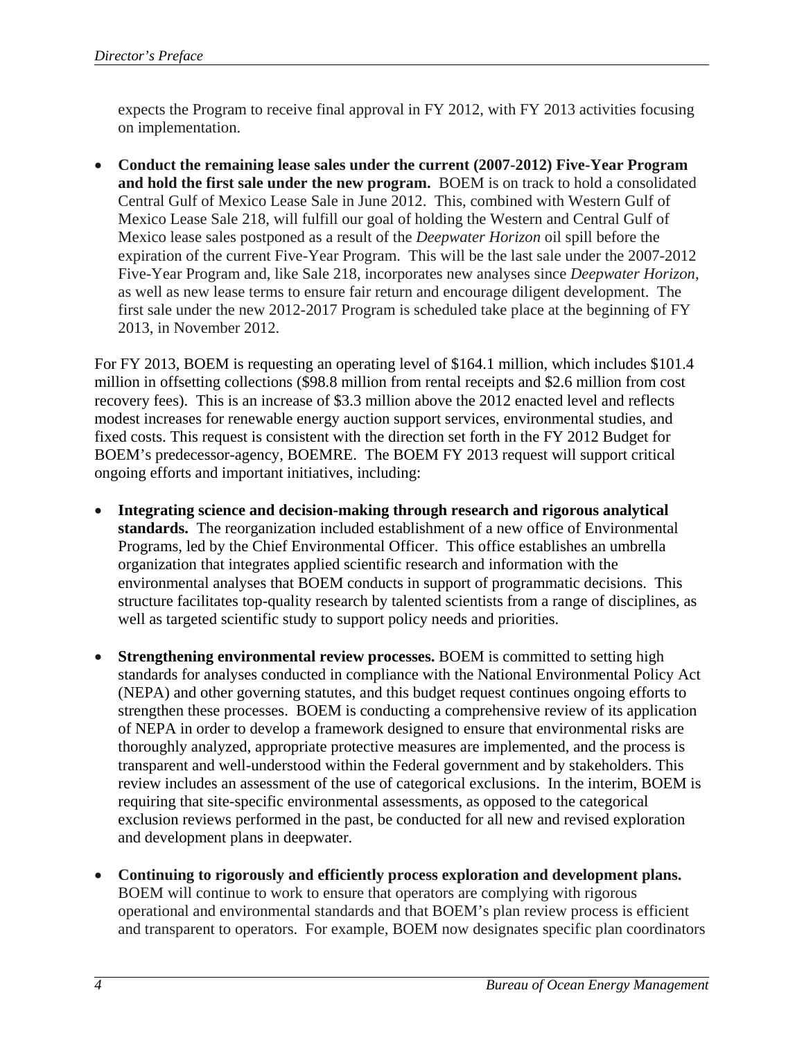expects the Program to receive final approval in FY 2012, with FY 2013 activities focusing on implementation.

- **Conduct the remaining lease sales under the current (2007-2012) Five-Year Program and hold the first sale under the new program.** BOEM is on track to hold a consolidated Central Gulf of Mexico Lease Sale in June 2012. This, combined with Western Gulf of Mexico Lease Sale 218, will fulfill our goal of holding the Western and Central Gulf of Mexico lease sales postponed as a result of the *Deepwater Horizon* oil spill before the expiration of the current Five-Year Program. This will be the last sale under the 2007-2012 Five-Year Program and, like Sale 218, incorporates new analyses since *Deepwater Horizon*, as well as new lease terms to ensure fair return and encourage diligent development. The first sale under the new 2012-2017 Program is scheduled take place at the beginning of FY 2013, in November 2012.

For FY 2013, BOEM is requesting an operating level of $164.1 million, which includes $101.4 million in offsetting collections ($98.8 million from rental receipts and $2.6 million from cost recovery fees). This is an increase of $3.3 million above the 2012 enacted level and reflects modest increases for renewable energy auction support services, environmental studies, and fixed costs. This request is consistent with the direction set forth in the FY 2012 Budget for BOEM's predecessor-agency, BOEMRE. The BOEM FY 2013 request will support critical ongoing efforts and important initiatives, including:

- **Integrating science and decision-making through research and rigorous analytical standards.** The reorganization included establishment of a new office of Environmental Programs, led by the Chief Environmental Officer. This office establishes an umbrella organization that integrates applied scientific research and information with the environmental analyses that BOEM conducts in support of programmatic decisions. This structure facilitates top-quality research by talented scientists from a range of disciplines, as well as targeted scientific study to support policy needs and priorities.

- **Strengthening environmental review processes.** BOEM is committed to setting high standards for analyses conducted in compliance with the National Environmental Policy Act (NEPA) and other governing statutes, and this budget request continues ongoing efforts to strengthen these processes. BOEM is conducting a comprehensive review of its application of NEPA in order to develop a framework designed to ensure that environmental risks are thoroughly analyzed, appropriate protective measures are implemented, and the process is transparent and well-understood within the Federal government and by stakeholders. This review includes an assessment of the use of categorical exclusions. In the interim, BOEM is requiring that site-specific environmental assessments, as opposed to the categorical exclusion reviews performed in the past, be conducted for all new and revised exploration and development plans in deepwater.

- **Continuing to rigorously and efficiently process exploration and development plans.** BOEM will continue to work to ensure that operators are complying with rigorous operational and environmental standards and that BOEM's plan review process is efficient and transparent to operators. For example, BOEM now designates specific plan coordinators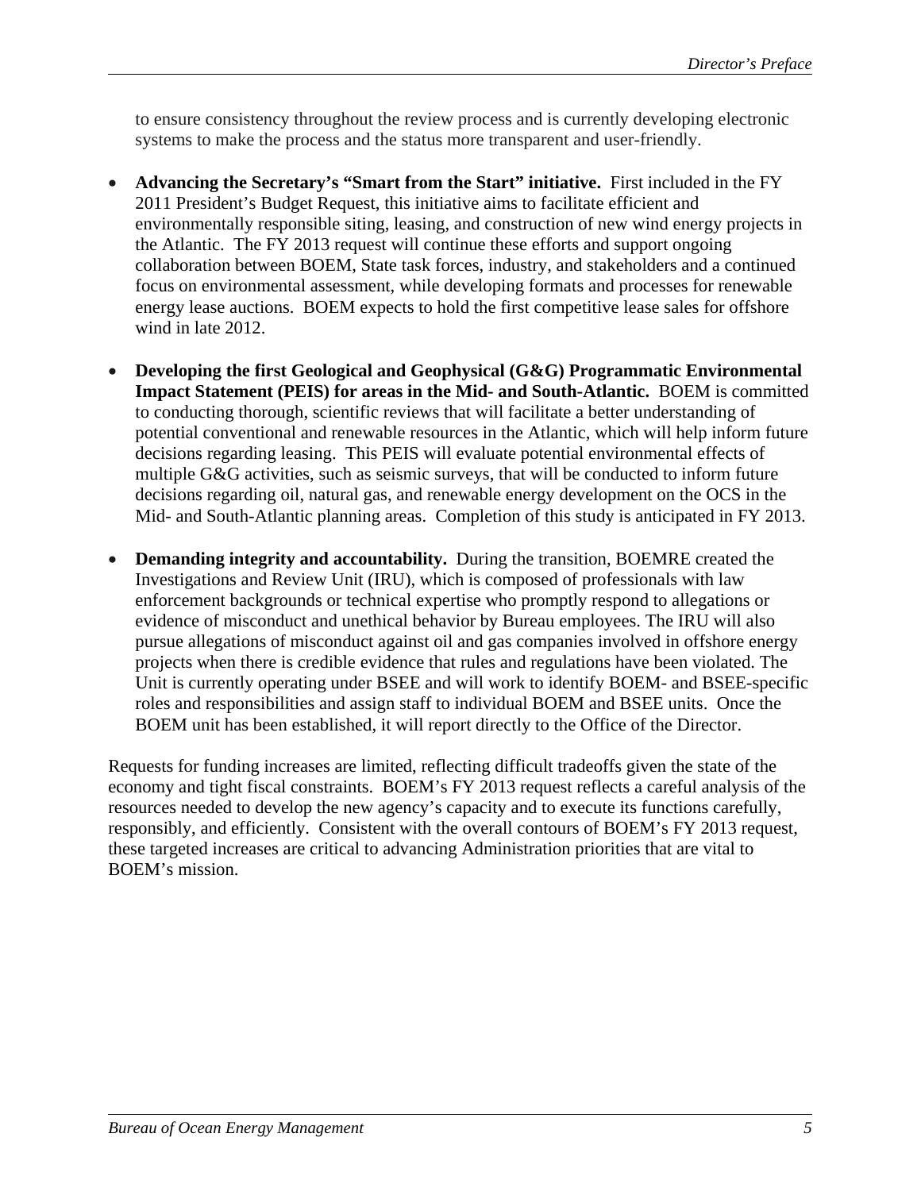to ensure consistency throughout the review process and is currently developing electronic systems to make the process and the status more transparent and user-friendly.

- **Advancing the Secretary's "Smart from the Start" initiative.** First included in the FY 2011 President's Budget Request, this initiative aims to facilitate efficient and environmentally responsible siting, leasing, and construction of new wind energy projects in the Atlantic. The FY 2013 request will continue these efforts and support ongoing collaboration between BOEM, State task forces, industry, and stakeholders and a continued focus on environmental assessment, while developing formats and processes for renewable energy lease auctions. BOEM expects to hold the first competitive lease sales for offshore wind in late 2012.

- **Developing the first Geological and Geophysical (G&G) Programmatic Environmental Impact Statement (PEIS) for areas in the Mid- and South-Atlantic.** BOEM is committed to conducting thorough, scientific reviews that will facilitate a better understanding of potential conventional and renewable resources in the Atlantic, which will help inform future decisions regarding leasing. This PEIS will evaluate potential environmental effects of multiple G&G activities, such as seismic surveys, that will be conducted to inform future decisions regarding oil, natural gas, and renewable energy development on the OCS in the Mid- and South-Atlantic planning areas. Completion of this study is anticipated in FY 2013.

- **Demanding integrity and accountability.** During the transition, BOEMRE created the Investigations and Review Unit (IRU), which is composed of professionals with law enforcement backgrounds or technical expertise who promptly respond to allegations or evidence of misconduct and unethical behavior by Bureau employees. The IRU will also pursue allegations of misconduct against oil and gas companies involved in offshore energy projects when there is credible evidence that rules and regulations have been violated. The Unit is currently operating under BSEE and will work to identify BOEM- and BSEE-specific roles and responsibilities and assign staff to individual BOEM and BSEE units. Once the BOEM unit has been established, it will report directly to the Office of the Director.

Requests for funding increases are limited, reflecting difficult tradeoffs given the state of the economy and tight fiscal constraints. BOEM's FY 2013 request reflects a careful analysis of the resources needed to develop the new agency's capacity and to execute its functions carefully, responsibly, and efficiently. Consistent with the overall contours of BOEM's FY 2013 request, these targeted increases are critical to advancing Administration priorities that are vital to BOEM's mission.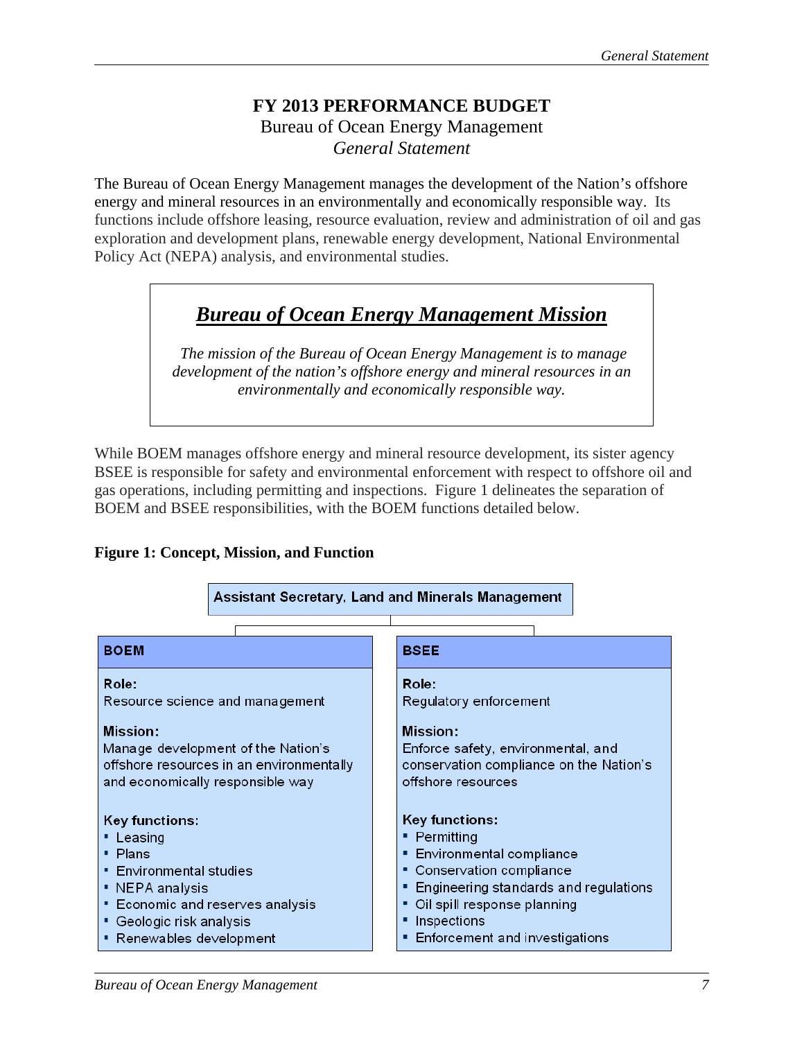# FY 2013 PERFORMANCE BUDGET

Bureau of Ocean Energy Management

*General Statement*

The Bureau of Ocean Energy Management manages the development of the Nation's offshore energy and mineral resources in an environmentally and economically responsible way. Its functions include offshore leasing, resource evaluation, review and administration of oil and gas exploration and development plans, renewable energy development, National Environmental Policy Act (NEPA) analysis, and environmental studies.

> ## ***Bureau of Ocean Energy Management Mission***
>
> *The mission of the Bureau of Ocean Energy Management is to manage development of the nation's offshore energy and mineral resources in an environmentally and economically responsible way.*

While BOEM manages offshore energy and mineral resource development, its sister agency BSEE is responsible for safety and environmental enforcement with respect to offshore oil and gas operations, including permitting and inspections. Figure 1 delineates the separation of BOEM and BSEE responsibilities, with the BOEM functions detailed below.

**Figure 1: Concept, Mission, and Function**

**Assistant Secretary, Land and Minerals Management**

| BOEM | BSEE |
|---|---|
| **Role:**<br>Resource science and management | **Role:**<br>Regulatory enforcement |
| **Mission:**<br>Manage development of the Nation's offshore resources in an environmentally and economically responsible way | **Mission:**<br>Enforce safety, environmental, and conservation compliance on the Nation's offshore resources |
| **Key functions:**<br>▪ Leasing<br>▪ Plans<br>▪ Environmental studies<br>▪ NEPA analysis<br>▪ Economic and reserves analysis<br>▪ Geologic risk analysis<br>▪ Renewables development | **Key functions:**<br>▪ Permitting<br>▪ Environmental compliance<br>▪ Conservation compliance<br>▪ Engineering standards and regulations<br>▪ Oil spill response planning<br>▪ Inspections<br>▪ Enforcement and investigations |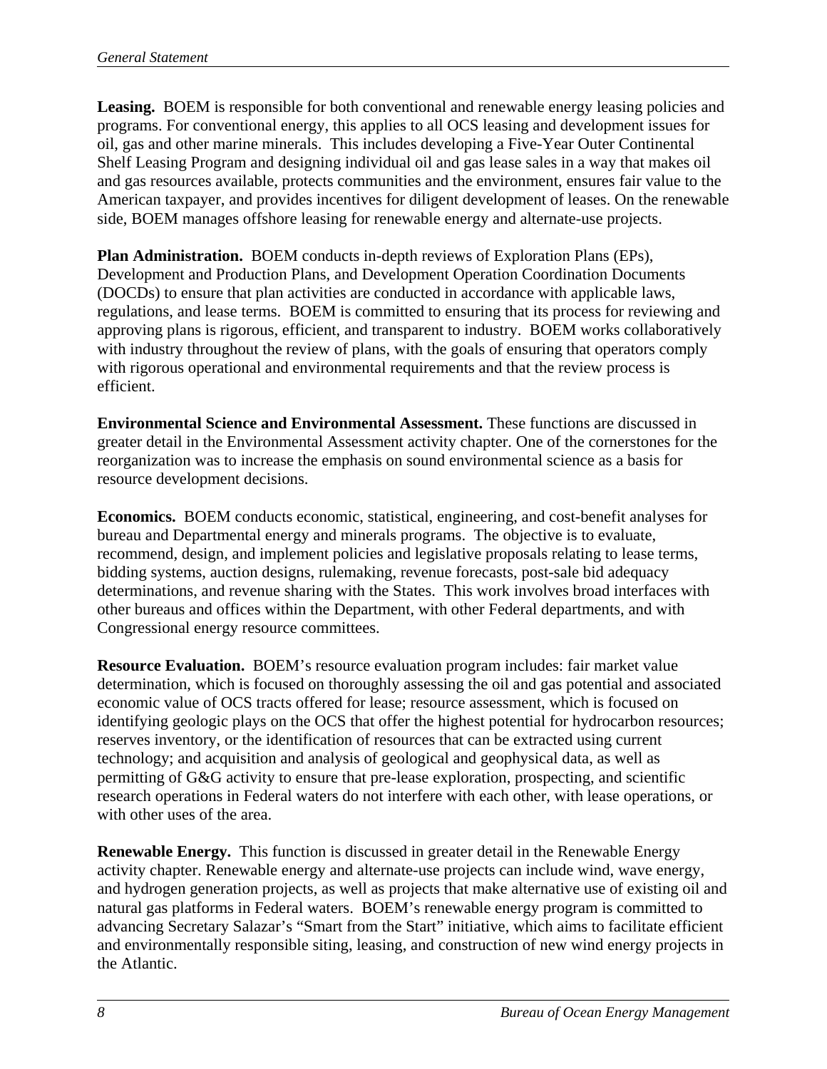**Leasing.** BOEM is responsible for both conventional and renewable energy leasing policies and programs. For conventional energy, this applies to all OCS leasing and development issues for oil, gas and other marine minerals. This includes developing a Five-Year Outer Continental Shelf Leasing Program and designing individual oil and gas lease sales in a way that makes oil and gas resources available, protects communities and the environment, ensures fair value to the American taxpayer, and provides incentives for diligent development of leases. On the renewable side, BOEM manages offshore leasing for renewable energy and alternate-use projects.

**Plan Administration.** BOEM conducts in-depth reviews of Exploration Plans (EPs), Development and Production Plans, and Development Operation Coordination Documents (DOCDs) to ensure that plan activities are conducted in accordance with applicable laws, regulations, and lease terms. BOEM is committed to ensuring that its process for reviewing and approving plans is rigorous, efficient, and transparent to industry. BOEM works collaboratively with industry throughout the review of plans, with the goals of ensuring that operators comply with rigorous operational and environmental requirements and that the review process is efficient.

**Environmental Science and Environmental Assessment.** These functions are discussed in greater detail in the Environmental Assessment activity chapter. One of the cornerstones for the reorganization was to increase the emphasis on sound environmental science as a basis for resource development decisions.

**Economics.** BOEM conducts economic, statistical, engineering, and cost-benefit analyses for bureau and Departmental energy and minerals programs. The objective is to evaluate, recommend, design, and implement policies and legislative proposals relating to lease terms, bidding systems, auction designs, rulemaking, revenue forecasts, post-sale bid adequacy determinations, and revenue sharing with the States. This work involves broad interfaces with other bureaus and offices within the Department, with other Federal departments, and with Congressional energy resource committees.

**Resource Evaluation.** BOEM's resource evaluation program includes: fair market value determination, which is focused on thoroughly assessing the oil and gas potential and associated economic value of OCS tracts offered for lease; resource assessment, which is focused on identifying geologic plays on the OCS that offer the highest potential for hydrocarbon resources; reserves inventory, or the identification of resources that can be extracted using current technology; and acquisition and analysis of geological and geophysical data, as well as permitting of G&G activity to ensure that pre-lease exploration, prospecting, and scientific research operations in Federal waters do not interfere with each other, with lease operations, or with other uses of the area.

**Renewable Energy.** This function is discussed in greater detail in the Renewable Energy activity chapter. Renewable energy and alternate-use projects can include wind, wave energy, and hydrogen generation projects, as well as projects that make alternative use of existing oil and natural gas platforms in Federal waters. BOEM's renewable energy program is committed to advancing Secretary Salazar's "Smart from the Start" initiative, which aims to facilitate efficient and environmentally responsible siting, leasing, and construction of new wind energy projects in the Atlantic.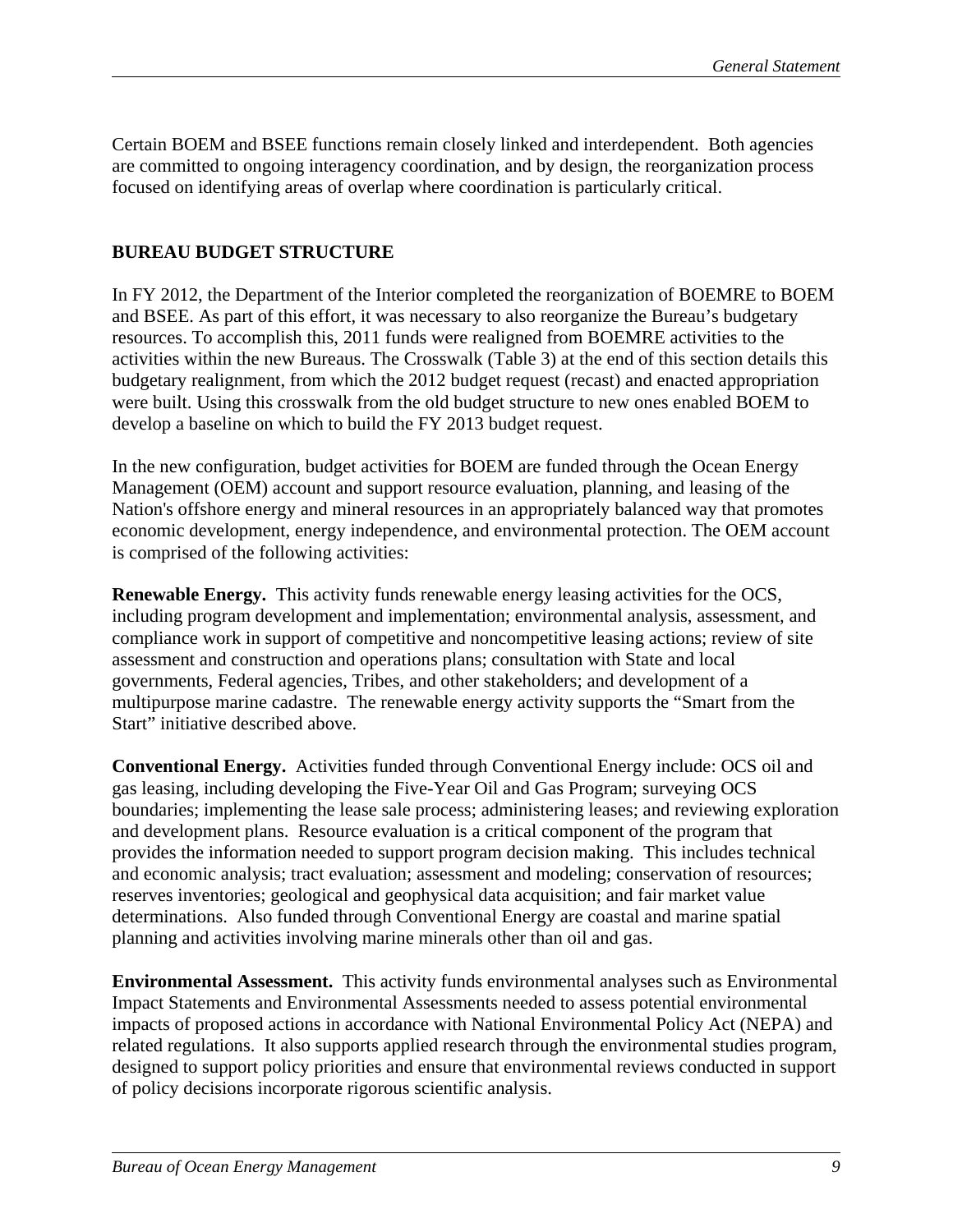Certain BOEM and BSEE functions remain closely linked and interdependent. Both agencies are committed to ongoing interagency coordination, and by design, the reorganization process focused on identifying areas of overlap where coordination is particularly critical.

## BUREAU BUDGET STRUCTURE

In FY 2012, the Department of the Interior completed the reorganization of BOEMRE to BOEM and BSEE. As part of this effort, it was necessary to also reorganize the Bureau's budgetary resources. To accomplish this, 2011 funds were realigned from BOEMRE activities to the activities within the new Bureaus. The Crosswalk (Table 3) at the end of this section details this budgetary realignment, from which the 2012 budget request (recast) and enacted appropriation were built. Using this crosswalk from the old budget structure to new ones enabled BOEM to develop a baseline on which to build the FY 2013 budget request.

In the new configuration, budget activities for BOEM are funded through the Ocean Energy Management (OEM) account and support resource evaluation, planning, and leasing of the Nation's offshore energy and mineral resources in an appropriately balanced way that promotes economic development, energy independence, and environmental protection. The OEM account is comprised of the following activities:

**Renewable Energy.** This activity funds renewable energy leasing activities for the OCS, including program development and implementation; environmental analysis, assessment, and compliance work in support of competitive and noncompetitive leasing actions; review of site assessment and construction and operations plans; consultation with State and local governments, Federal agencies, Tribes, and other stakeholders; and development of a multipurpose marine cadastre. The renewable energy activity supports the "Smart from the Start" initiative described above.

**Conventional Energy.** Activities funded through Conventional Energy include: OCS oil and gas leasing, including developing the Five-Year Oil and Gas Program; surveying OCS boundaries; implementing the lease sale process; administering leases; and reviewing exploration and development plans. Resource evaluation is a critical component of the program that provides the information needed to support program decision making. This includes technical and economic analysis; tract evaluation; assessment and modeling; conservation of resources; reserves inventories; geological and geophysical data acquisition; and fair market value determinations. Also funded through Conventional Energy are coastal and marine spatial planning and activities involving marine minerals other than oil and gas.

**Environmental Assessment.** This activity funds environmental analyses such as Environmental Impact Statements and Environmental Assessments needed to assess potential environmental impacts of proposed actions in accordance with National Environmental Policy Act (NEPA) and related regulations. It also supports applied research through the environmental studies program, designed to support policy priorities and ensure that environmental reviews conducted in support of policy decisions incorporate rigorous scientific analysis.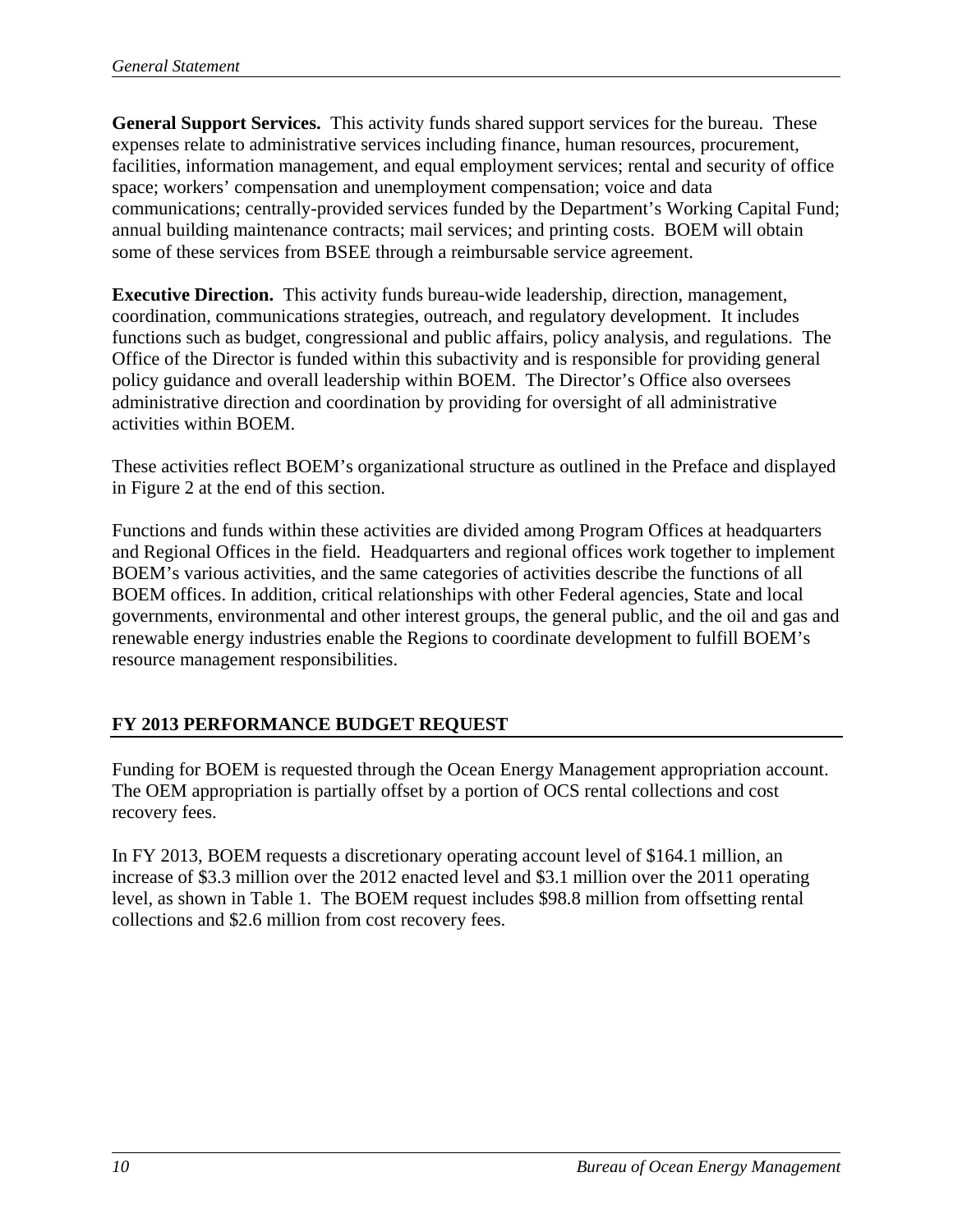**General Support Services.** This activity funds shared support services for the bureau. These expenses relate to administrative services including finance, human resources, procurement, facilities, information management, and equal employment services; rental and security of office space; workers' compensation and unemployment compensation; voice and data communications; centrally-provided services funded by the Department's Working Capital Fund; annual building maintenance contracts; mail services; and printing costs. BOEM will obtain some of these services from BSEE through a reimbursable service agreement.

**Executive Direction.** This activity funds bureau-wide leadership, direction, management, coordination, communications strategies, outreach, and regulatory development. It includes functions such as budget, congressional and public affairs, policy analysis, and regulations. The Office of the Director is funded within this subactivity and is responsible for providing general policy guidance and overall leadership within BOEM. The Director's Office also oversees administrative direction and coordination by providing for oversight of all administrative activities within BOEM.

These activities reflect BOEM's organizational structure as outlined in the Preface and displayed in Figure 2 at the end of this section.

Functions and funds within these activities are divided among Program Offices at headquarters and Regional Offices in the field. Headquarters and regional offices work together to implement BOEM's various activities, and the same categories of activities describe the functions of all BOEM offices. In addition, critical relationships with other Federal agencies, State and local governments, environmental and other interest groups, the general public, and the oil and gas and renewable energy industries enable the Regions to coordinate development to fulfill BOEM's resource management responsibilities.

## FY 2013 PERFORMANCE BUDGET REQUEST

Funding for BOEM is requested through the Ocean Energy Management appropriation account. The OEM appropriation is partially offset by a portion of OCS rental collections and cost recovery fees.

In FY 2013, BOEM requests a discretionary operating account level of $164.1 million, an increase of $3.3 million over the 2012 enacted level and $3.1 million over the 2011 operating level, as shown in Table 1. The BOEM request includes $98.8 million from offsetting rental collections and $2.6 million from cost recovery fees.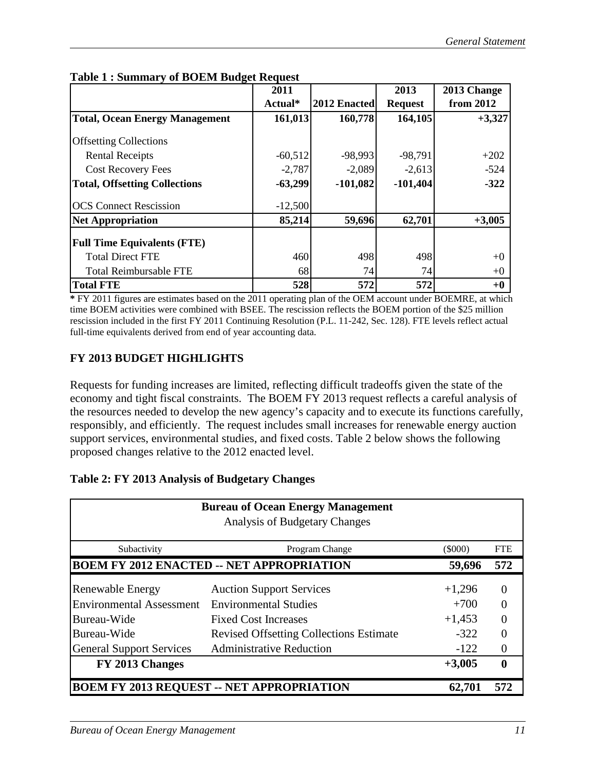**Table 1 : Summary of BOEM Budget Request**

| | 2011 Actual* | 2012 Enacted | 2013 Request | 2013 Change from 2012 |
|---|---|---|---|---|
| **Total, Ocean Energy Management** | **161,013** | **160,778** | **164,105** | **+3,327** |
| Offsetting Collections | | | | |
| Rental Receipts | -60,512 | -98,993 | -98,791 | +202 |
| Cost Recovery Fees | -2,787 | -2,089 | -2,613 | -524 |
| **Total, Offsetting Collections** | **-63,299** | **-101,082** | **-101,404** | **-322** |
| OCS Connect Rescission | -12,500 | | | |
| **Net Appropriation** | **85,214** | **59,696** | **62,701** | **+3,005** |
| **Full Time Equivalents (FTE)** | | | | |
| Total Direct FTE | 460 | 498 | 498 | +0 |
| Total Reimbursable FTE | 68 | 74 | 74 | +0 |
| **Total FTE** | **528** | **572** | **572** | **+0** |

**\*** FY 2011 figures are estimates based on the 2011 operating plan of the OEM account under BOEMRE, at which time BOEM activities were combined with BSEE. The rescission reflects the BOEM portion of the $25 million rescission included in the first FY 2011 Continuing Resolution (P.L. 11-242, Sec. 128). FTE levels reflect actual full-time equivalents derived from end of year accounting data.

## FY 2013 BUDGET HIGHLIGHTS

Requests for funding increases are limited, reflecting difficult tradeoffs given the state of the economy and tight fiscal constraints. The BOEM FY 2013 request reflects a careful analysis of the resources needed to develop the new agency's capacity and to execute its functions carefully, responsibly, and efficiently. The request includes small increases for renewable energy auction support services, environmental studies, and fixed costs. Table 2 below shows the following proposed changes relative to the 2012 enacted level.

**Table 2: FY 2013 Analysis of Budgetary Changes**

| **Bureau of Ocean Energy Management**<br>Analysis of Budgetary Changes | | | |
|---|---|---|---|
| Subactivity | Program Change | ($000) | FTE |
| **BOEM FY 2012 ENACTED -- NET APPROPRIATION** | | **59,696** | **572** |
| Renewable Energy | Auction Support Services | +1,296 | 0 |
| Environmental Assessment | Environmental Studies | +700 | 0 |
| Bureau-Wide | Fixed Cost Increases | +1,453 | 0 |
| Bureau-Wide | Revised Offsetting Collections Estimate | -322 | 0 |
| General Support Services | Administrative Reduction | -122 | 0 |
| **FY 2013 Changes** | | **+3,005** | **0** |
| **BOEM FY 2013 REQUEST -- NET APPROPRIATION** | | **62,701** | **572** |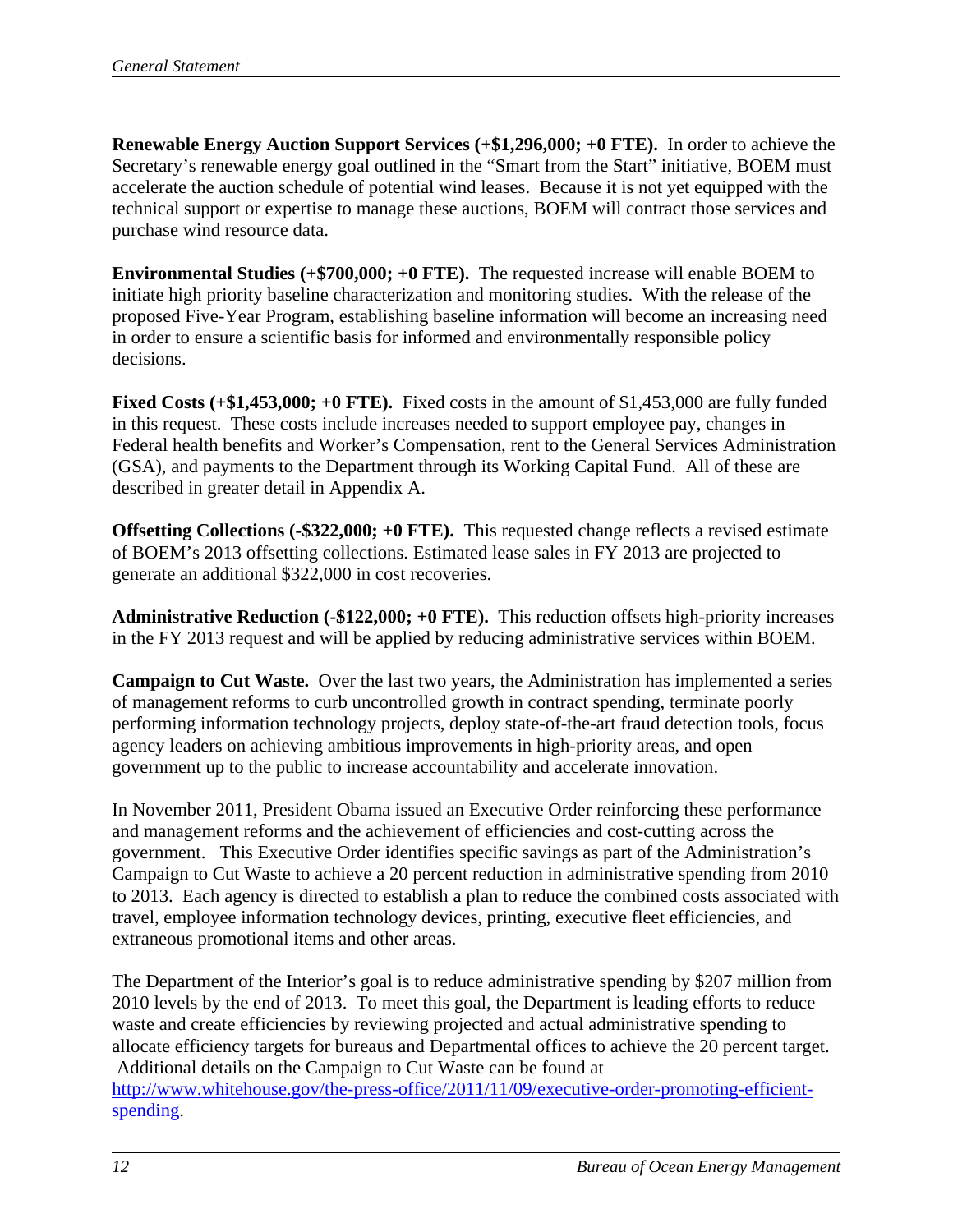**Renewable Energy Auction Support Services (+$1,296,000; +0 FTE).** In order to achieve the Secretary's renewable energy goal outlined in the "Smart from the Start" initiative, BOEM must accelerate the auction schedule of potential wind leases. Because it is not yet equipped with the technical support or expertise to manage these auctions, BOEM will contract those services and purchase wind resource data.

**Environmental Studies (+$700,000; +0 FTE).** The requested increase will enable BOEM to initiate high priority baseline characterization and monitoring studies. With the release of the proposed Five-Year Program, establishing baseline information will become an increasing need in order to ensure a scientific basis for informed and environmentally responsible policy decisions.

**Fixed Costs (+$1,453,000; +0 FTE).** Fixed costs in the amount of $1,453,000 are fully funded in this request. These costs include increases needed to support employee pay, changes in Federal health benefits and Worker's Compensation, rent to the General Services Administration (GSA), and payments to the Department through its Working Capital Fund. All of these are described in greater detail in Appendix A.

**Offsetting Collections (-$322,000; +0 FTE).** This requested change reflects a revised estimate of BOEM's 2013 offsetting collections. Estimated lease sales in FY 2013 are projected to generate an additional $322,000 in cost recoveries.

**Administrative Reduction (-$122,000; +0 FTE).** This reduction offsets high-priority increases in the FY 2013 request and will be applied by reducing administrative services within BOEM.

**Campaign to Cut Waste.** Over the last two years, the Administration has implemented a series of management reforms to curb uncontrolled growth in contract spending, terminate poorly performing information technology projects, deploy state-of-the-art fraud detection tools, focus agency leaders on achieving ambitious improvements in high-priority areas, and open government up to the public to increase accountability and accelerate innovation.

In November 2011, President Obama issued an Executive Order reinforcing these performance and management reforms and the achievement of efficiencies and cost-cutting across the government. This Executive Order identifies specific savings as part of the Administration's Campaign to Cut Waste to achieve a 20 percent reduction in administrative spending from 2010 to 2013. Each agency is directed to establish a plan to reduce the combined costs associated with travel, employee information technology devices, printing, executive fleet efficiencies, and extraneous promotional items and other areas.

The Department of the Interior's goal is to reduce administrative spending by $207 million from 2010 levels by the end of 2013. To meet this goal, the Department is leading efforts to reduce waste and create efficiencies by reviewing projected and actual administrative spending to allocate efficiency targets for bureaus and Departmental offices to achieve the 20 percent target. Additional details on the Campaign to Cut Waste can be found at http://www.whitehouse.gov/the-press-office/2011/11/09/executive-order-promoting-efficient-spending.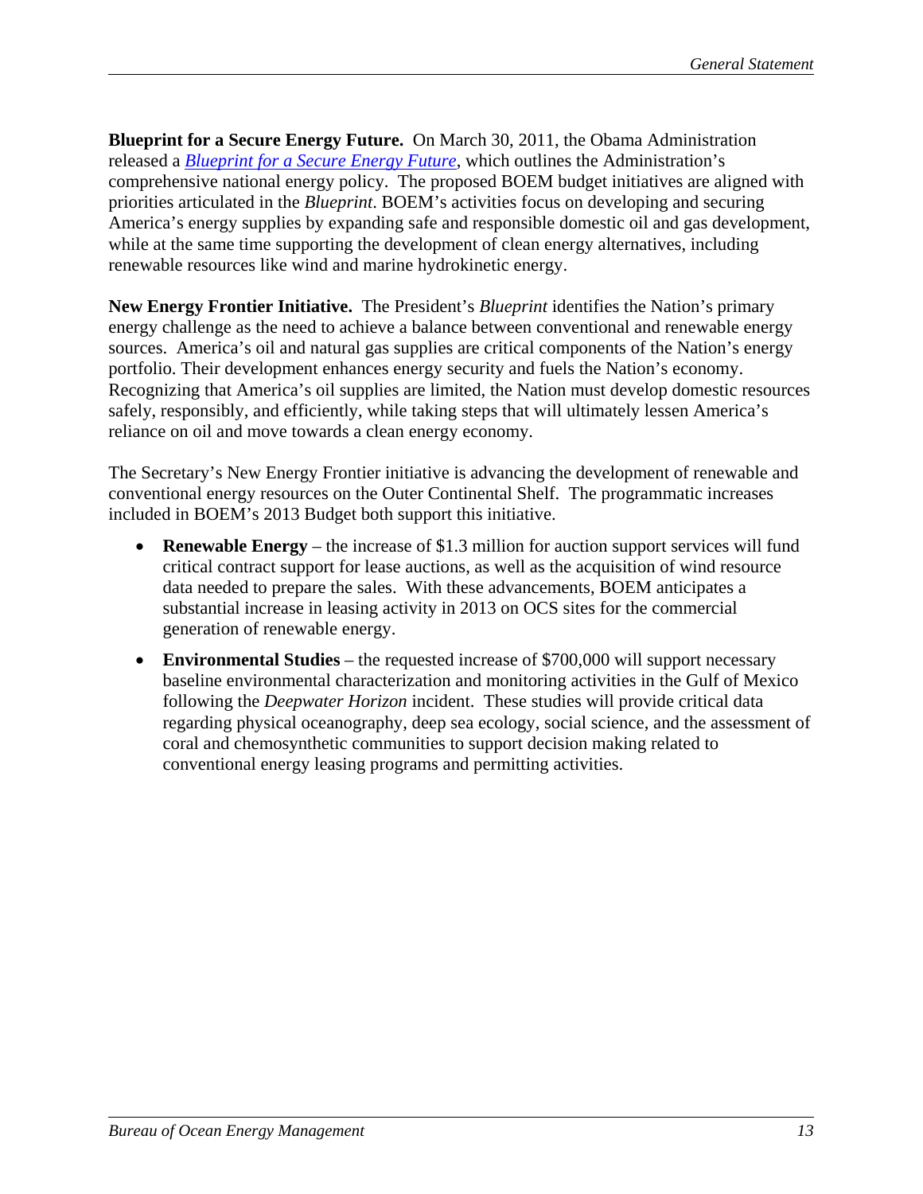**Blueprint for a Secure Energy Future.** On March 30, 2011, the Obama Administration released a *Blueprint for a Secure Energy Future*, which outlines the Administration's comprehensive national energy policy. The proposed BOEM budget initiatives are aligned with priorities articulated in the *Blueprint*. BOEM's activities focus on developing and securing America's energy supplies by expanding safe and responsible domestic oil and gas development, while at the same time supporting the development of clean energy alternatives, including renewable resources like wind and marine hydrokinetic energy.

**New Energy Frontier Initiative.** The President's *Blueprint* identifies the Nation's primary energy challenge as the need to achieve a balance between conventional and renewable energy sources. America's oil and natural gas supplies are critical components of the Nation's energy portfolio. Their development enhances energy security and fuels the Nation's economy. Recognizing that America's oil supplies are limited, the Nation must develop domestic resources safely, responsibly, and efficiently, while taking steps that will ultimately lessen America's reliance on oil and move towards a clean energy economy.

The Secretary's New Energy Frontier initiative is advancing the development of renewable and conventional energy resources on the Outer Continental Shelf. The programmatic increases included in BOEM's 2013 Budget both support this initiative.

- **Renewable Energy** – the increase of $1.3 million for auction support services will fund critical contract support for lease auctions, as well as the acquisition of wind resource data needed to prepare the sales. With these advancements, BOEM anticipates a substantial increase in leasing activity in 2013 on OCS sites for the commercial generation of renewable energy.
- **Environmental Studies** – the requested increase of $700,000 will support necessary baseline environmental characterization and monitoring activities in the Gulf of Mexico following the *Deepwater Horizon* incident. These studies will provide critical data regarding physical oceanography, deep sea ecology, social science, and the assessment of coral and chemosynthetic communities to support decision making related to conventional energy leasing programs and permitting activities.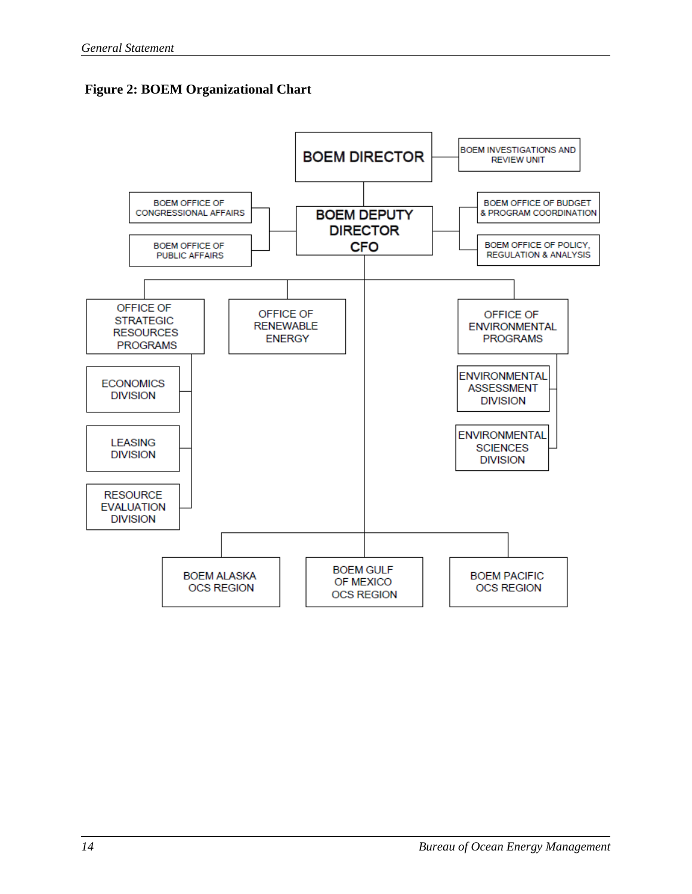**Figure 2: BOEM Organizational Chart**

- BOEM DIRECTOR
  - BOEM INVESTIGATIONS AND REVIEW UNIT
  - BOEM DEPUTY DIRECTOR CFO
    - BOEM OFFICE OF CONGRESSIONAL AFFAIRS
    - BOEM OFFICE OF PUBLIC AFFAIRS
    - BOEM OFFICE OF BUDGET & PROGRAM COORDINATION
    - BOEM OFFICE OF POLICY, REGULATION & ANALYSIS
    - OFFICE OF STRATEGIC RESOURCES PROGRAMS
      - ECONOMICS DIVISION
      - LEASING DIVISION
      - RESOURCE EVALUATION DIVISION
    - OFFICE OF RENEWABLE ENERGY
    - OFFICE OF ENVIRONMENTAL PROGRAMS
      - ENVIRONMENTAL ASSESSMENT DIVISION
      - ENVIRONMENTAL SCIENCES DIVISION
    - BOEM ALASKA OCS REGION
    - BOEM GULF OF MEXICO OCS REGION
    - BOEM PACIFIC OCS REGION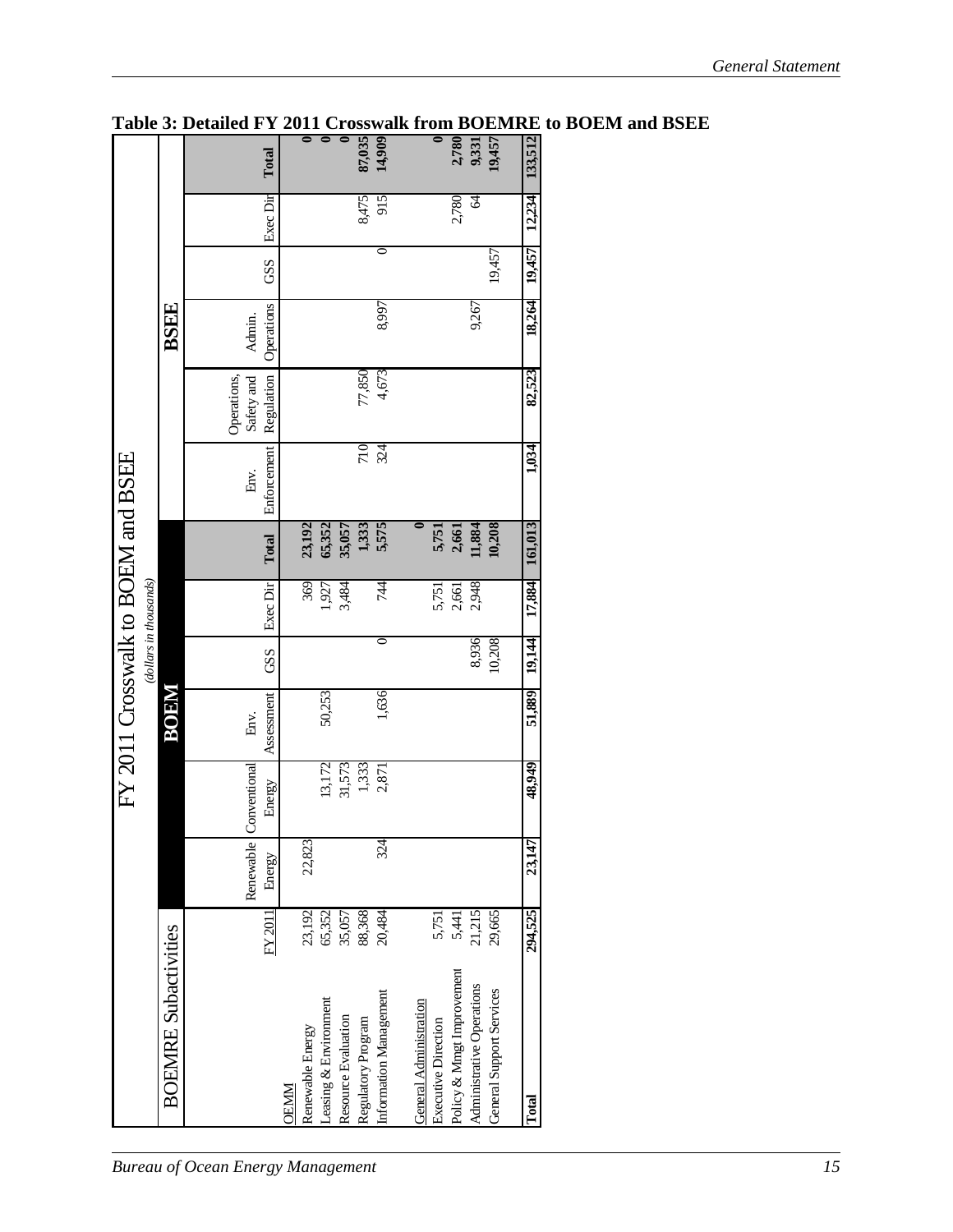## Table 3: Detailed FY 2011 Crosswalk from BOEMRE to BOEM and BSEE

**FY 2011 Crosswalk to BOEM and BSEE**
*(dollars in thousands)*

| BOEMRE Subactivities | | BOEM | | | | | | BSEE | | | | | |
|---|---|---|---|---|---|---|---|---|---|---|---|---|---|
| | FY 2011 | Renewable Energy | Conventional Energy | Env. Assessment | GSS | Exec Dir | **Total** | Env. Enforcement | Operations, Safety and Regulation | Admin. Operations | GSS | Exec Dir | **Total** |
| OEMM | | | | | | | | | | | | | |
| Renewable Energy | 23,192 | 22,823 | | | | 369 | **23,192** | | | | | | **0** |
| Leasing & Environment | 65,352 | | 13,172 | 50,253 | | 1,927 | **65,352** | | | | | | **0** |
| Resource Evaluation | 35,057 | | 31,573 | | | 3,484 | **35,057** | | | | | | **0** |
| Regulatory Program | 88,368 | | 1,333 | | | | **1,333** | 710 | 77,850 | | | 8,475 | **87,035** |
| Information Management | 20,484 | 324 | 2,871 | 1,636 | 0 | 744 | **5,575** | 324 | 4,673 | 8,997 | 0 | 915 | **14,909** |
| General Administration | | | | | | | **0** | | | | | | |
| Executive Direction | 5,751 | | | | | 5,751 | **5,751** | | | | | | **0** |
| Policy & Mmgt Improvement | 5,441 | | | | | 2,661 | **2,661** | | | | | 2,780 | **2,780** |
| Administrative Operations | 21,215 | | | | 8,936 | 2,948 | **11,884** | | | 9,267 | | 64 | **9,331** |
| General Support Services | 29,665 | | | | 10,208 | | **10,208** | | | | 19,457 | | **19,457** |
| **Total** | **294,525** | **23,147** | **48,949** | **51,889** | **19,144** | **17,884** | **161,013** | **1,034** | **82,523** | **18,264** | **19,457** | **12,234** | **133,512** |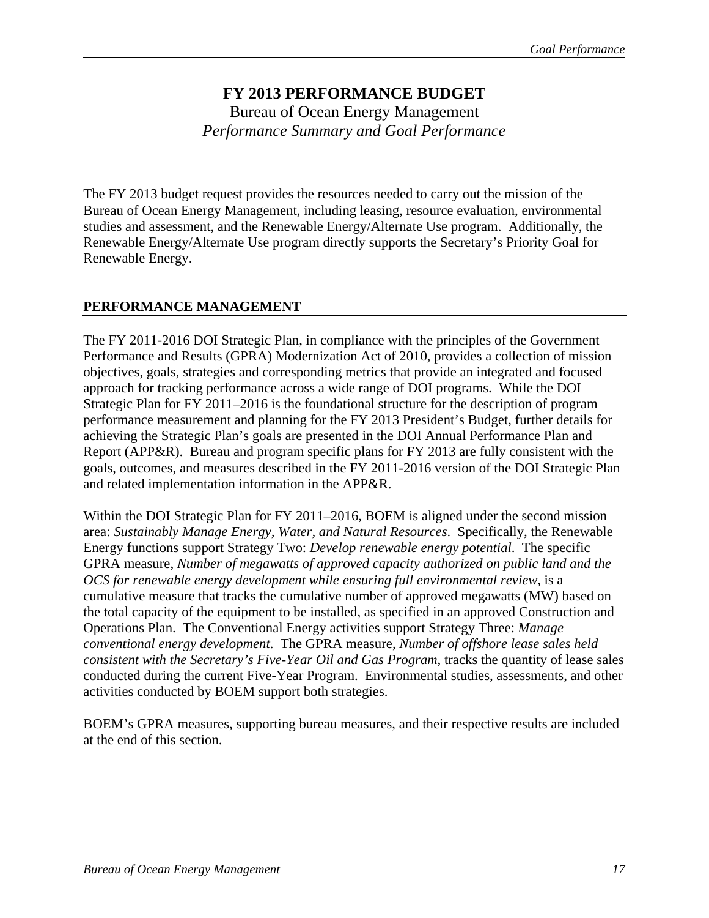# FY 2013 PERFORMANCE BUDGET

Bureau of Ocean Energy Management

*Performance Summary and Goal Performance*

The FY 2013 budget request provides the resources needed to carry out the mission of the Bureau of Ocean Energy Management, including leasing, resource evaluation, environmental studies and assessment, and the Renewable Energy/Alternate Use program. Additionally, the Renewable Energy/Alternate Use program directly supports the Secretary's Priority Goal for Renewable Energy.

## PERFORMANCE MANAGEMENT

The FY 2011-2016 DOI Strategic Plan, in compliance with the principles of the Government Performance and Results (GPRA) Modernization Act of 2010, provides a collection of mission objectives, goals, strategies and corresponding metrics that provide an integrated and focused approach for tracking performance across a wide range of DOI programs. While the DOI Strategic Plan for FY 2011–2016 is the foundational structure for the description of program performance measurement and planning for the FY 2013 President's Budget, further details for achieving the Strategic Plan's goals are presented in the DOI Annual Performance Plan and Report (APP&R). Bureau and program specific plans for FY 2013 are fully consistent with the goals, outcomes, and measures described in the FY 2011-2016 version of the DOI Strategic Plan and related implementation information in the APP&R.

Within the DOI Strategic Plan for FY 2011–2016, BOEM is aligned under the second mission area: *Sustainably Manage Energy, Water, and Natural Resources*. Specifically, the Renewable Energy functions support Strategy Two: *Develop renewable energy potential*. The specific GPRA measure, *Number of megawatts of approved capacity authorized on public land and the OCS for renewable energy development while ensuring full environmental review*, is a cumulative measure that tracks the cumulative number of approved megawatts (MW) based on the total capacity of the equipment to be installed, as specified in an approved Construction and Operations Plan. The Conventional Energy activities support Strategy Three: *Manage conventional energy development*. The GPRA measure, *Number of offshore lease sales held consistent with the Secretary's Five-Year Oil and Gas Program*, tracks the quantity of lease sales conducted during the current Five-Year Program. Environmental studies, assessments, and other activities conducted by BOEM support both strategies.

BOEM's GPRA measures, supporting bureau measures, and their respective results are included at the end of this section.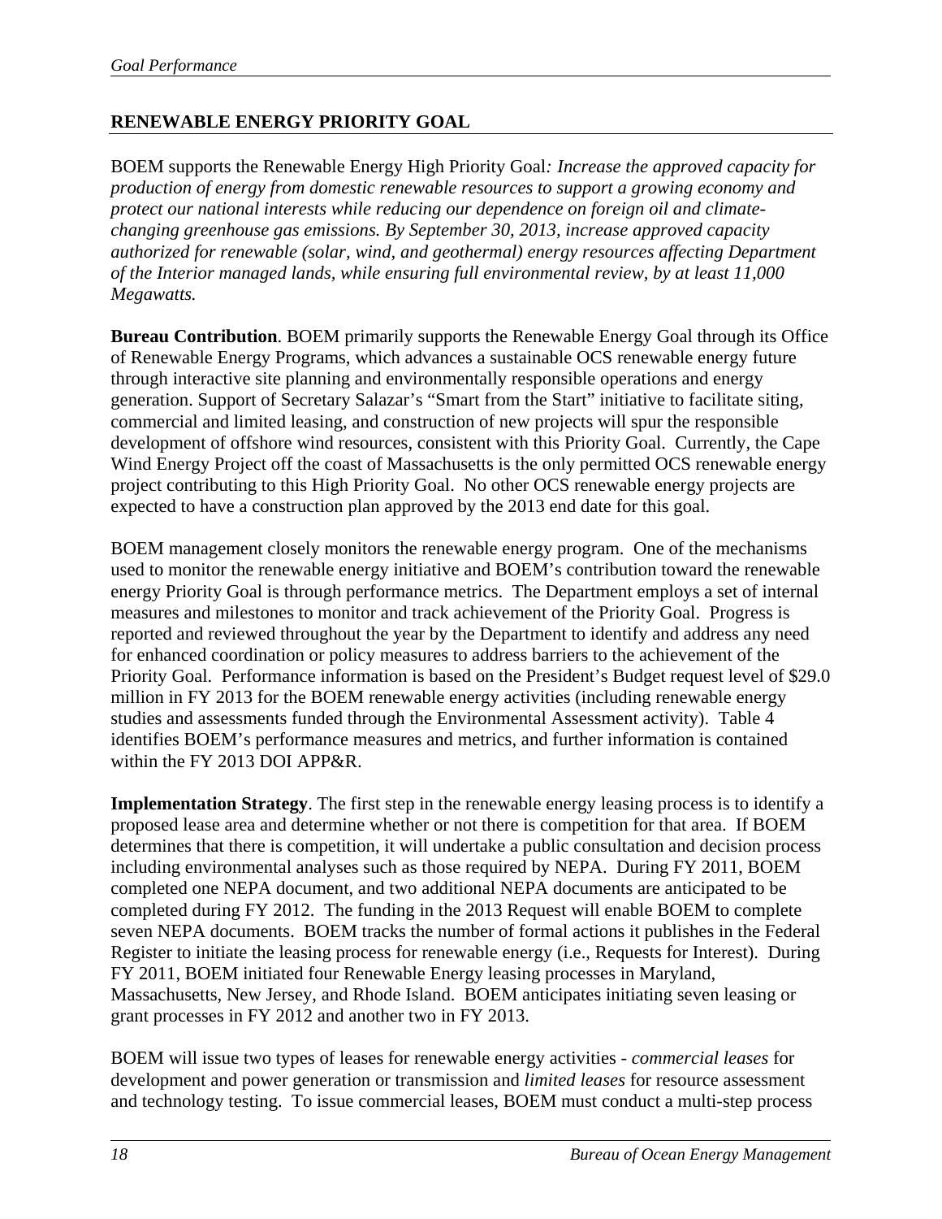## RENEWABLE ENERGY PRIORITY GOAL

BOEM supports the Renewable Energy High Priority Goal*: Increase the approved capacity for production of energy from domestic renewable resources to support a growing economy and protect our national interests while reducing our dependence on foreign oil and climate-changing greenhouse gas emissions. By September 30, 2013, increase approved capacity authorized for renewable (solar, wind, and geothermal) energy resources affecting Department of the Interior managed lands, while ensuring full environmental review, by at least 11,000 Megawatts.*

**Bureau Contribution**. BOEM primarily supports the Renewable Energy Goal through its Office of Renewable Energy Programs, which advances a sustainable OCS renewable energy future through interactive site planning and environmentally responsible operations and energy generation. Support of Secretary Salazar's "Smart from the Start" initiative to facilitate siting, commercial and limited leasing, and construction of new projects will spur the responsible development of offshore wind resources, consistent with this Priority Goal. Currently, the Cape Wind Energy Project off the coast of Massachusetts is the only permitted OCS renewable energy project contributing to this High Priority Goal. No other OCS renewable energy projects are expected to have a construction plan approved by the 2013 end date for this goal.

BOEM management closely monitors the renewable energy program. One of the mechanisms used to monitor the renewable energy initiative and BOEM's contribution toward the renewable energy Priority Goal is through performance metrics. The Department employs a set of internal measures and milestones to monitor and track achievement of the Priority Goal. Progress is reported and reviewed throughout the year by the Department to identify and address any need for enhanced coordination or policy measures to address barriers to the achievement of the Priority Goal. Performance information is based on the President's Budget request level of $29.0 million in FY 2013 for the BOEM renewable energy activities (including renewable energy studies and assessments funded through the Environmental Assessment activity). Table 4 identifies BOEM's performance measures and metrics, and further information is contained within the FY 2013 DOI APP&R.

**Implementation Strategy**. The first step in the renewable energy leasing process is to identify a proposed lease area and determine whether or not there is competition for that area. If BOEM determines that there is competition, it will undertake a public consultation and decision process including environmental analyses such as those required by NEPA. During FY 2011, BOEM completed one NEPA document, and two additional NEPA documents are anticipated to be completed during FY 2012. The funding in the 2013 Request will enable BOEM to complete seven NEPA documents. BOEM tracks the number of formal actions it publishes in the Federal Register to initiate the leasing process for renewable energy (i.e., Requests for Interest). During FY 2011, BOEM initiated four Renewable Energy leasing processes in Maryland, Massachusetts, New Jersey, and Rhode Island. BOEM anticipates initiating seven leasing or grant processes in FY 2012 and another two in FY 2013.

BOEM will issue two types of leases for renewable energy activities - *commercial leases* for development and power generation or transmission and *limited leases* for resource assessment and technology testing. To issue commercial leases, BOEM must conduct a multi-step process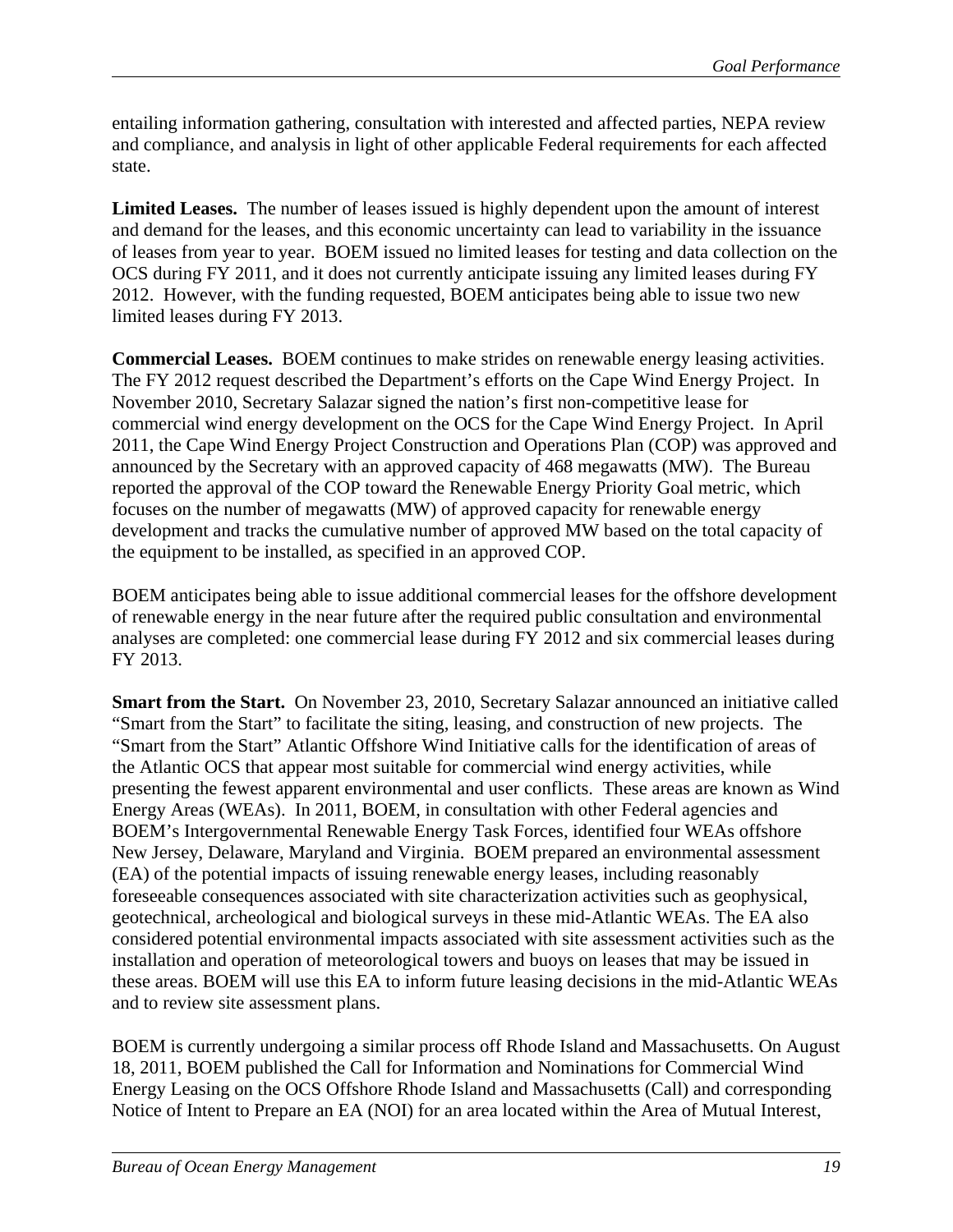entailing information gathering, consultation with interested and affected parties, NEPA review and compliance, and analysis in light of other applicable Federal requirements for each affected state.

**Limited Leases.** The number of leases issued is highly dependent upon the amount of interest and demand for the leases, and this economic uncertainty can lead to variability in the issuance of leases from year to year. BOEM issued no limited leases for testing and data collection on the OCS during FY 2011, and it does not currently anticipate issuing any limited leases during FY 2012. However, with the funding requested, BOEM anticipates being able to issue two new limited leases during FY 2013.

**Commercial Leases.** BOEM continues to make strides on renewable energy leasing activities. The FY 2012 request described the Department's efforts on the Cape Wind Energy Project. In November 2010, Secretary Salazar signed the nation's first non-competitive lease for commercial wind energy development on the OCS for the Cape Wind Energy Project. In April 2011, the Cape Wind Energy Project Construction and Operations Plan (COP) was approved and announced by the Secretary with an approved capacity of 468 megawatts (MW). The Bureau reported the approval of the COP toward the Renewable Energy Priority Goal metric, which focuses on the number of megawatts (MW) of approved capacity for renewable energy development and tracks the cumulative number of approved MW based on the total capacity of the equipment to be installed, as specified in an approved COP.

BOEM anticipates being able to issue additional commercial leases for the offshore development of renewable energy in the near future after the required public consultation and environmental analyses are completed: one commercial lease during FY 2012 and six commercial leases during FY 2013.

**Smart from the Start.** On November 23, 2010, Secretary Salazar announced an initiative called "Smart from the Start" to facilitate the siting, leasing, and construction of new projects. The "Smart from the Start" Atlantic Offshore Wind Initiative calls for the identification of areas of the Atlantic OCS that appear most suitable for commercial wind energy activities, while presenting the fewest apparent environmental and user conflicts. These areas are known as Wind Energy Areas (WEAs). In 2011, BOEM, in consultation with other Federal agencies and BOEM's Intergovernmental Renewable Energy Task Forces, identified four WEAs offshore New Jersey, Delaware, Maryland and Virginia. BOEM prepared an environmental assessment (EA) of the potential impacts of issuing renewable energy leases, including reasonably foreseeable consequences associated with site characterization activities such as geophysical, geotechnical, archeological and biological surveys in these mid-Atlantic WEAs. The EA also considered potential environmental impacts associated with site assessment activities such as the installation and operation of meteorological towers and buoys on leases that may be issued in these areas. BOEM will use this EA to inform future leasing decisions in the mid-Atlantic WEAs and to review site assessment plans.

BOEM is currently undergoing a similar process off Rhode Island and Massachusetts. On August 18, 2011, BOEM published the Call for Information and Nominations for Commercial Wind Energy Leasing on the OCS Offshore Rhode Island and Massachusetts (Call) and corresponding Notice of Intent to Prepare an EA (NOI) for an area located within the Area of Mutual Interest,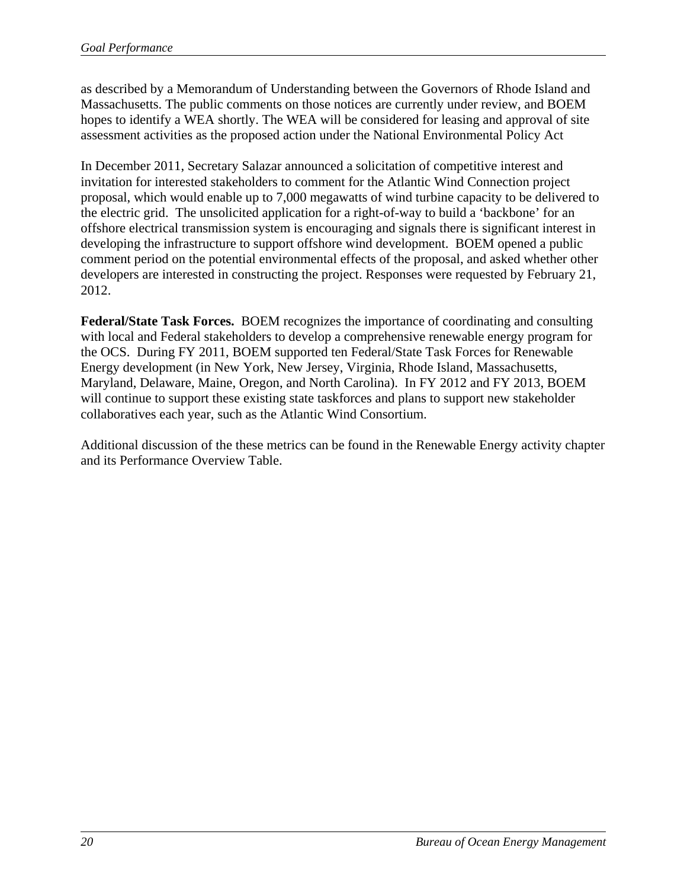as described by a Memorandum of Understanding between the Governors of Rhode Island and Massachusetts. The public comments on those notices are currently under review, and BOEM hopes to identify a WEA shortly. The WEA will be considered for leasing and approval of site assessment activities as the proposed action under the National Environmental Policy Act

In December 2011, Secretary Salazar announced a solicitation of competitive interest and invitation for interested stakeholders to comment for the Atlantic Wind Connection project proposal, which would enable up to 7,000 megawatts of wind turbine capacity to be delivered to the electric grid. The unsolicited application for a right-of-way to build a 'backbone' for an offshore electrical transmission system is encouraging and signals there is significant interest in developing the infrastructure to support offshore wind development. BOEM opened a public comment period on the potential environmental effects of the proposal, and asked whether other developers are interested in constructing the project. Responses were requested by February 21, 2012.

**Federal/State Task Forces.** BOEM recognizes the importance of coordinating and consulting with local and Federal stakeholders to develop a comprehensive renewable energy program for the OCS. During FY 2011, BOEM supported ten Federal/State Task Forces for Renewable Energy development (in New York, New Jersey, Virginia, Rhode Island, Massachusetts, Maryland, Delaware, Maine, Oregon, and North Carolina). In FY 2012 and FY 2013, BOEM will continue to support these existing state taskforces and plans to support new stakeholder collaboratives each year, such as the Atlantic Wind Consortium.

Additional discussion of the these metrics can be found in the Renewable Energy activity chapter and its Performance Overview Table.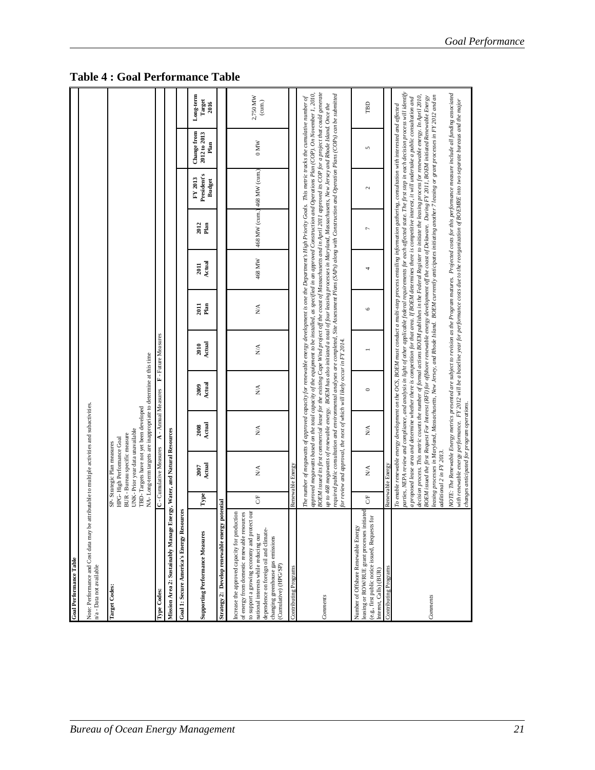# Table 4 : Goal Performance Table

**Goal Performance Table**

Note: Performance and Cost data may be attributable to multiple activities and subactivities.
n/a - Data not available

**Target Codes:**
SP- Strategic Plan measures
HPG- High Performance Goal
BUR - Bureau specific measure
UNK- Prior year data unavailable
TBD- Targets have not yet been developed
NA- Long-term targets are inappropriate to determine at this time

**Type Codes:** C - Cumulative Measures A - Annual Measures F - Future Measures

**Mission Area 2: Sustainably Manage Energy, Water, and Natural Resources**

**Goal 1: Secure America's Energy Resources**

| Supporting Performance Measures | Type | 2007 Actual | 2008 Actual | 2009 Actual | 2010 Actual | 2011 Plan | 2011 Actual | 2012 Plan | FY 2013 President's Budget | Change from 2012 to 2013 Plan | Long-term Target 2016 |
|---|---|---|---|---|---|---|---|---|---|---|---|
| **Strategy 2: Develop renewable energy potential** | | | | | | | | | | | |
| Increase the approved capacity for production of energy from domestic renewable resources to support a growing economy and protect our national interests while reducing our dependence on foreign oil and climate-changing greenhouse gas emissions (Cumulative) (HPG/SP) | C/F | N/A | N/A | N/A | N/A | N/A | 468 MW | 468 MW (cum.) | 468 MW (cum.) | 0 MW | 2,750 MW (cum.) |
| Contributing Programs | Renewable Energy | | | | | | | | | | |
| *Comments* | *The number of megawatts of approved capacity for renewable energy development is one the Department's High Priority Goals. This metric tracks the cumulative number of approved megawatts based on the total capacity of the equipment to be installed, as specified in an approved Construction and Operations Plan (COP). On November 1, 2010, BOEM issued its first commercial lease for the existing Cape Wind project off the coast of Massachusetts and in April 2011 approved its COP for a project that could generate up to 468 megawatts of renewable energy. BOEM has also initiated a total of four leasing processes in Maryland, Massachusetts, New Jersey and Rhode Island. Once the required public consultation and environmental analyses are completed, Site Assessment Plans (SAPs) along with Construction and Operation Plans (COPs) can be submitted for review and approval, the next of which will likely occur in FY 2014.* | | | | | | | | | | |
| Number of Offshore Renewable Energy leasing or ROW/RUE grant processes initiated (e.g., first public notice issued, Requests for Interest, Calls) (BUR) | C/F | N/A | N/A | 0 | 1 | 6 | 4 | 7 | 2 | 5 | TBD |
| Contributing Programs | Renewable Energy | | | | | | | | | | |
| *Comments* | *To enable renewable energy development on the OCS, BOEM must conduct a multi-step process entailing information gathering, consultation with interested and affected parties, NEPA review and compliance, and analysis in light of other applicable federal requirements for each affected state. The first step in each decision process will identify a proposed lease area and determine whether there is competition for that area. If BOEM determines there is competitive interest, it will undertake a public consultation and decision process. This metric counts the number of formal actions BOEM publishes in the Federal Register to initiate the leasing process for renewable energy. In April 2010, BOEM issued the first Request For Interest (RFI) for offshore renewable energy development off the coast of Delaware. During FY 2011, BOEM initiated Renewable Energy leasing processes in Maryland, Massachusetts, New Jersey, and Rhode Island. BOEM currently anticipates initiating another 7 leasing or grant processes in FY 2012 and an additional 2 in FY 2013.*<br><br>*NOTE: The Renewable Energy metrics presented are subject to revision as the Program matures. Projected costs for this performance measure include all funding associated with renewable energy performance. FY 2012 will be a baseline year for performance costs due to the reorganization of BOEMRE into two separate bureaus and the major changes anticipated for program operations.* | | | | | | | | | | |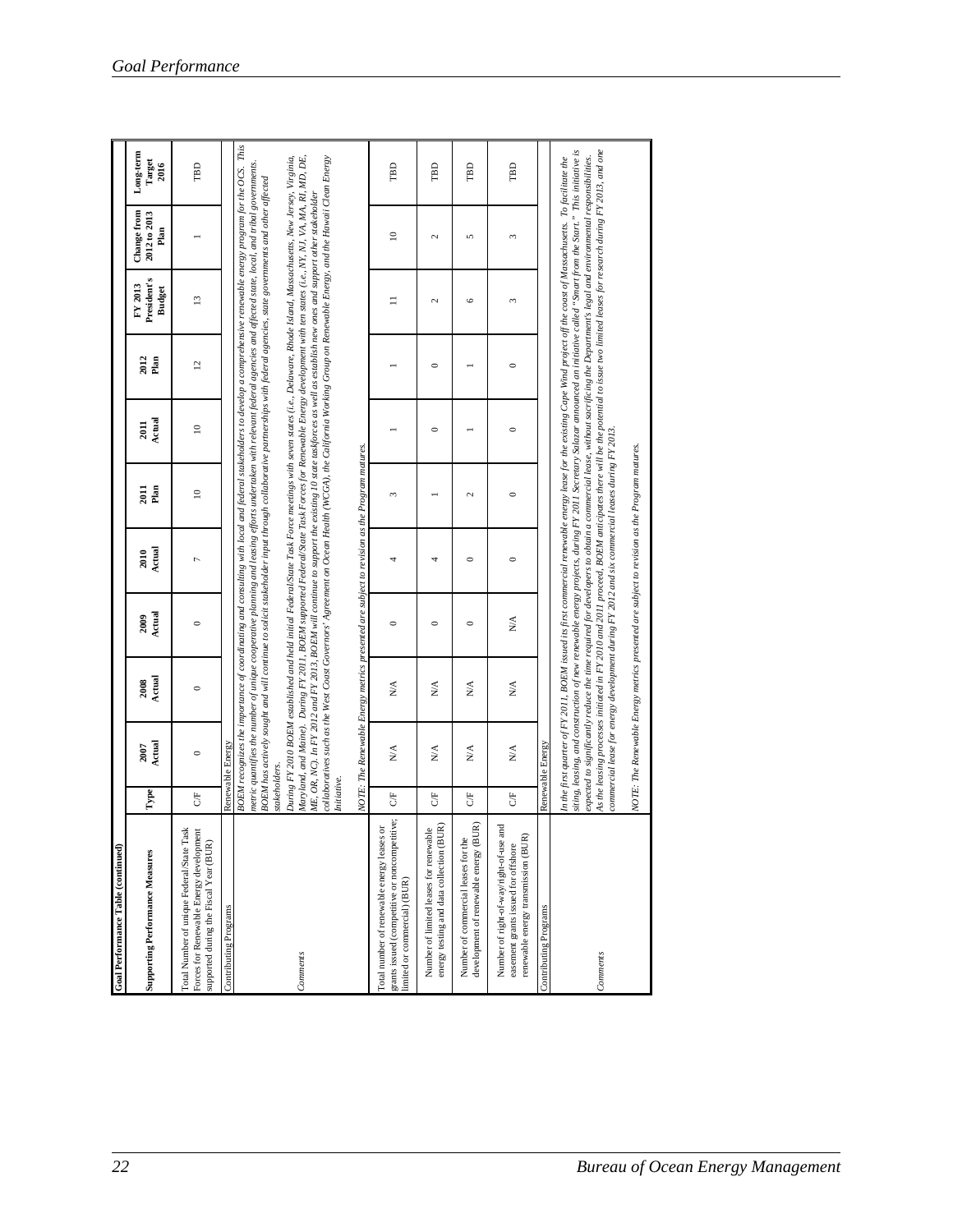**Goal Performance Table (continued)**

| Supporting Performance Measures | Type | 2007 Actual | 2008 Actual | 2009 Actual | 2010 Actual | 2011 Plan | 2011 Actual | 2012 Plan | FY 2013 President's Budget | Change from 2012 to 2013 Plan | Long-term Target 2016 |
|---|---|---|---|---|---|---|---|---|---|---|---|
| Total Number of unique Federal/State Task Forces for Renewable Energy development supported during the Fiscal Year (BUR) | C/F | 0 | 0 | 0 | 7 | 10 | 10 | 12 | 13 | 1 | TBD |
| Contributing Programs | Renewable Energy | | | | | | | | | | |
| Comments | *BOEM recognizes the importance of coordinating and consulting with local and federal stakeholders to develop a comprehensive renewable energy program for the OCS. This metric quantifies the number of unique cooperative planning and leasing efforts undertaken with relevant federal agencies and affected state, local, and tribal governments. BOEM has actively sought and will continue to solicit stakeholder input through collaborative partnerships with federal agencies, state governments and other affected stakeholders.* *During FY 2010 BOEM established and held initial Federal/State Task Force meetings with seven states (i.e., Delaware, Rhode Island, Massachusetts, New Jersey, Virginia, Maryland, and Maine). During FY 2011, BOEM supported Federal/State Task Forces for Renewable Energy development with ten states (i.e., NY, NJ, VA, MA, RI, MD, DE, ME, OR, NC). In FY 2012 and FY 2013, BOEM will continue to support the existing 10 state taskforces as well as establish new ones and support other stakeholder collaboratives such as the West Coast Governors' Agreement on Ocean Health (WCGA), the California Working Group on Renewable Energy, and the Hawaii Clean Energy Initiative.* *NOTE: The Renewable Energy metrics presented are subject to revision as the Program matures.* | | | | | | | | | | |
| Total number of renewable energy leases or grants issued (competitive or noncompetitive; limited or commercial) (BUR) | C/F | N/A | N/A | 0 | 4 | 3 | 1 | 1 | 11 | 10 | TBD |
| Number of limited leases for renewable energy testing and data collection (BUR) | C/F | N/A | N/A | 0 | 4 | 1 | 0 | 0 | 2 | 2 | TBD |
| Number of commercial leases for the development of renewable energy (BUR) | C/F | N/A | N/A | 0 | 0 | 2 | 1 | 1 | 6 | 5 | TBD |
| Number of right-of-way/right-of-use and easement grants issued for offshore renewable energy transmission (BUR) | C/F | N/A | N/A | N/A | 0 | 0 | 0 | 0 | 3 | 3 | TBD |
| Contributing Programs | Renewable Energy | | | | | | | | | | |
| Comments | *In the first quarter of FY 2011, BOEM issued its first commercial renewable energy lease for the existing Cape Wind project off the coast of Massachusetts. To facilitate the siting, leasing, and construction of new renewable energy projects, during FY 2011 Secretary Salazar announced an initiative called "Smart from the Start." This initiative is expected to significantly reduce the time required for developers to obtain a commercial lease, without sacrificing the Department's legal and environmental responsibilities. As the leasing processes initiated in FY 2010 and 2011 proceed, BOEM anticipates there will be the potential to issue two limited leases for research during FY 2013, and one commercial lease for energy development during FY 2012 and six commercial leases during FY 2013.* *NOTE: The Renewable Energy metrics presented are subject to revision as the Program matures.* | | | | | | | | | | |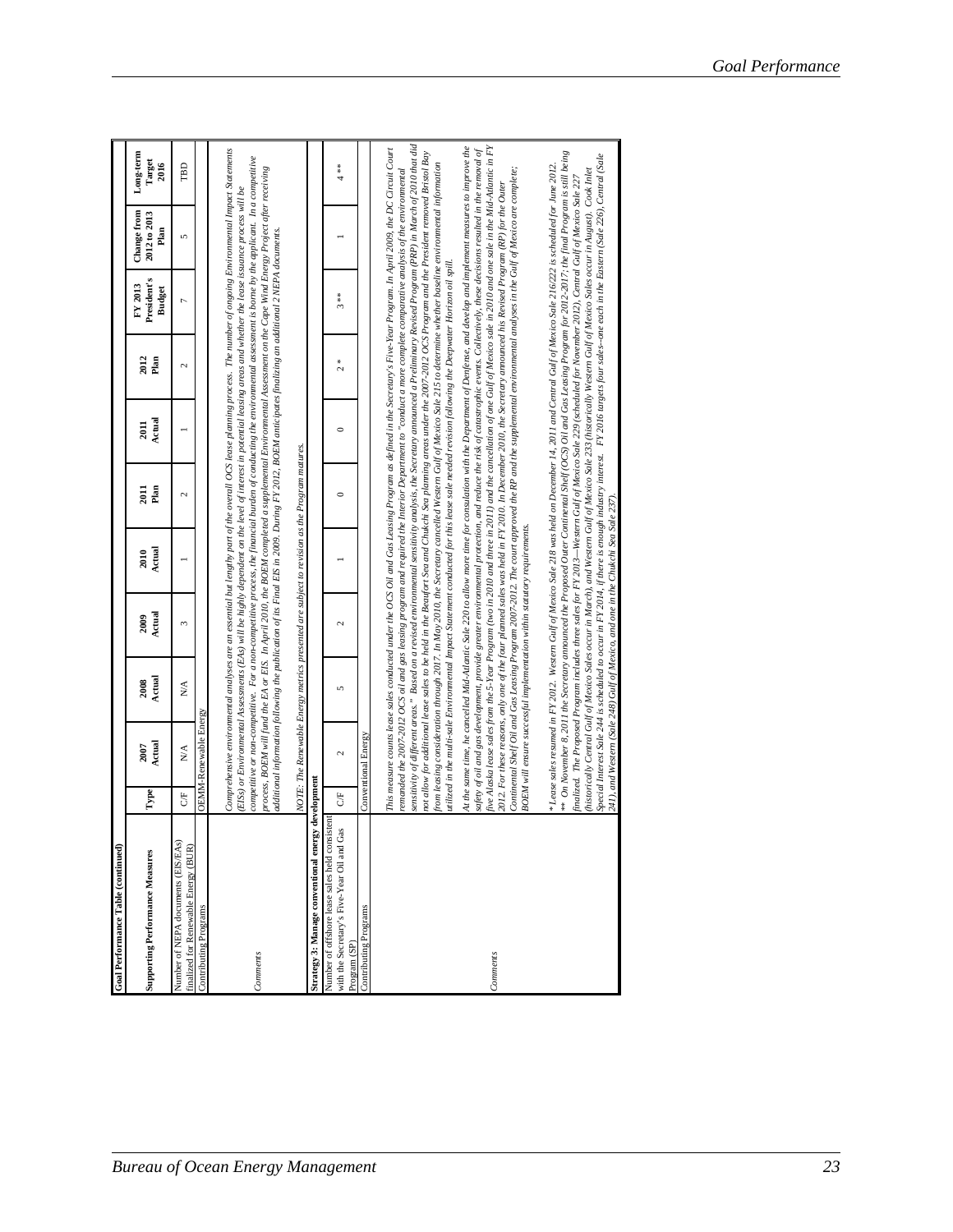**Goal Performance Table (continued)**

| Supporting Performance Measures | Type | 2007 Actual | 2008 Actual | 2009 Actual | 2010 Actual | 2011 Plan | 2011 Actual | 2012 Plan | FY 2013 President's Budget | Change from 2012 to 2013 Plan | Long-term Target 2016 |
|---|---|---|---|---|---|---|---|---|---|---|---|
| Number of NEPA documents (EIS/EAs) finalized for Renewable Energy (BUR) | C/F | N/A | N/A | 3 | 1 | 2 | 1 | 2 | 7 | 5 | TBD |
| Contributing Programs | OEMM-Renewable Energy | | | | | | | | | | |
| Comments | *Comprehensive environmental analyses are an essential but lengthy part of the overall OCS lease planning process. The number of ongoing Environmental Impact Statements (EISs) or Environmental Assessments (EAs) will be highly dependent on the level of interest in potential leasing areas and whether the lease issuance process will be competitive or non-competitive. For a non-competitive process, the financial burden of conducting the environmental assessment is borne by the applicant. In a competitive process, BOEM will fund the EA or EIS. In April 2010, the BOEM completed a supplemental Environmental Assessment on the Cape Wind Energy Project after receiving additional information following the publication of its Final EIS in 2009. During FY 2012, BOEM anticipates finalizing an additional 2 NEPA documents.*<br><br>*NOTE: The Renewable Energy metrics presented are subject to revision as the Program matures.* | | | | | | | | | | |
| **Strategy 3: Manage conventional energy development** | | | | | | | | | | | |
| Number of offshore lease sales held consistent with the Secretary's Five-Year Oil and Gas Program (SP) | C/F | 2 | 5 | 2 | 1 | 0 | 0 | 2 * | 3 ** | 1 | 4 ** |
| Contributing Programs | Conventional Energy | | | | | | | | | | |
| Comments | *This measure counts lease sales conducted under the OCS Oil and Gas Leasing Program as defined in the Secretary's Five-Year Program. In April 2009, the DC Circuit Court remanded the 2007-2012 OCS oil and gas leasing program and required the Interior Department to "conduct a more complete comparative analysis of the environmental sensitivity of different areas." Based on a revised environmental sensitivity analysis, the Secretary announced a Preliminary Revised Program (PRP) in March of 2010 that did not allow for additional lease sales to be held in the Beaufort Sea and Chukchi Sea planning areas under the 2007-2012 OCS Program and the President removed Bristol Bay from leasing consideration through 2017. In May 2010, the Secretary cancelled Western Gulf of Mexico Sale 215 to determine whether baseline environmental information utilized in the multi-sale Environmental Impact Statement conducted for this lease sale needed revision following the Deepwater Horizon oil spill.*<br><br>*At the same time, he cancelled Mid-Atlantic Sale 220 to allow more time for consultation with the Department of Denfense, and develop and implement measures to improve the safety of oil and gas development, provide greater environmental protection, and reduce the risk of catastrophic events. Collectively, these decisions resulted in the removal of five Alaska lease sales from the 5-Year Program (two in 2010 and three in 2011) and the cancellation of one Gulf of Mexico sale in 2010 and one sale in the Mid-Atlantic in FY 2012. For these reasons, only one of the four planned sales was held in FY 2010. In December 2010, the Secretary announced his Revised Program (RP) for the Outer Continental Shelf Oil and Gas Leasing Program 2007-2012. The court approved the RP and the supplemental environmental analyses in the Gulf of Mexico are complete; BOEM will ensure successful implementation within statutory requirements.*<br><br>*\* Lease sales resumed in FY 2012. Western Gulf of Mexico Sale 218 was held on December 14, 2011 and Central Gulf of Mexico Sale 216/222 is scheduled for June 2012.*<br>*\*\* On November 8, 2011 the Secretary announced the Proposed Outer Continental Shelf (OCS) Oil and Gas Leasing Program for 2012-2017; the final Program is still being finalized. The Proposed Program includes three sales for FY 2013—Western Gulf of Mexico Sale 229 (scheduled for November 2012), Central Gulf of Mexico Sale 227 (historically Central Gulf of Mexico Sales occur in March), and Western Gulf of Mexico Sale 233 (historically Western Gulf of Mexico Sales occur in August). Cook Inlet Special Interest Sale 244 is scheduled to occur in FY 2014, if there is enough industry interest. FY 2016 targets four sales--one each in the Eastern (Sale 226), Central (Sale 241), and Western (Sale 248) Gulf of Mexico, and one in the Chukchi Sea Sale 237).* | | | | | | | | | | |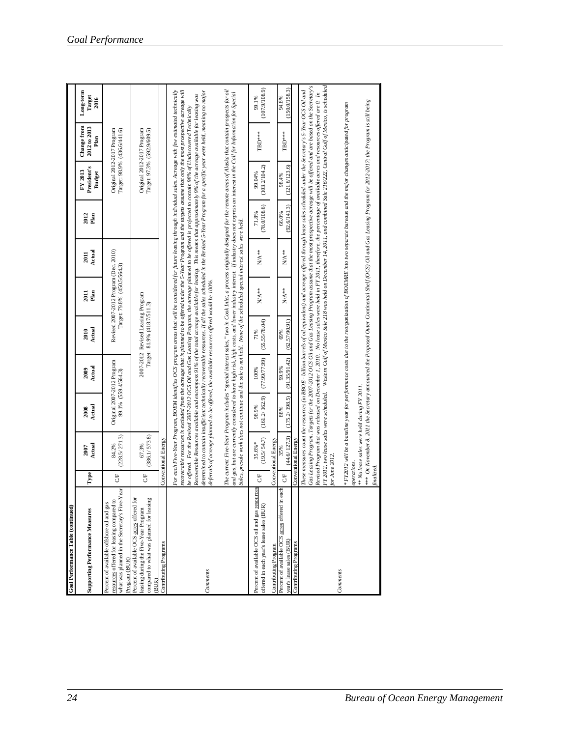**Goal Performance Table (continued)**

| Supporting Performance Measures | Type | 2007 Actual | 2008 Actual | 2009 Actual | 2010 Actual | 2011 Plan | 2011 Actual | 2012 Plan | FY 2013 President's Budget | Change from 2012 to 2013 Plan | Long-term Target 2016 |
|---|---|---|---|---|---|---|---|---|---|---|---|
| Percent of available offshore oil and gas resources offered for leasing compared to what was planned in the Secretary's Five-Year Program (BUR) | C/F | 84.2% (228.5/271.3) | Original 2007-2012 Program 99.1% (559.4/564.3) | | Revised 2007-2012 Program (Dec. 2010) Target: 79.8% (450.5/564.3) | | | | Original 2012-2017 Program Target: 98.9% (436.6/441.6) | | |
| Percent of available OCS acres offered for leasing during the Five-Year Program compared to what was planned for leasing (BUR) | C/F | 67.3% (386.1/573.8) | | 2007-2012 Revised Leasing Program Target: 81.9% (418.7/511.3) | | | | | Original 2012-2017 Program Target: 97.3% (592.9/609.5) | | |
| Contributing Programs | | Conventional Energy | | | | | | | | | |
| Comments | | For each Five-Year Program, BOEM identifies OCS program areas that will be considered for future leasing through individual sales. Acreage with few estimated technically recoverable resources is excluded from the acreage that is planned to be offered under the 5-Year Program and the targets assume that only the most prospective acreage will be offered. For the Revised 2007-2012 OCS Oil and Gas Leasing Program, the acreage planned to be offered is projected to contain 98% of Undiscovered Technically Recoverable Resources available and encompass 91% of the total acreage available for leasing. This means that approximately 9% of the acreage available for leasing was determined to contain insufficient technically recoverable resources. If all the sales scheduled in the Revised 5-Year Program for a specific year were held, meaning no major deferrals of acreage planned to be offered, the available resources offered would be 100%.<br><br>The current Five-Year Program includes "special interest sales," two in Cook Inlet, a process originally designed for the remote areas of Alaska that contain prospects for oil and gas, but are currently considered to have high risk, high costs, and lower industry interest. If industry does not express an interest in the Call for Information for Special Sales, presale work does not continue and the sale is not held. None of the scheduled special interest sales were held. | | | | | | | | | |
| Percent of available OCS oil and gas resources offered in each year's lease sales (BUR) | C/F | 35.6%* (19.5/54.7) | 98.9% (161.2/162.9) | 100% (77.99/77.99) | 71% (55.55/78.04) | N/A** | N/A** | 71.8% (78.0/108.6) | 99.04% (103.2/104.2) | TBD*** | 99.1% (107.9/108.9) |
| Contributing Program | | Conventional Energy | | | | | | | | | |
| Percent of available OCS acres offered in each year's lease sales (BUR) | C/F | 35% (44.6/127.3) | 88% (175.2/198.5) | 99.9% (91.35/91.42) | 69% (62.57/90.91) | N/A** | N/A** | 66.0% (92.6/141.3) | 98.4% (121.6/123.6) | TBD*** | 94.8% (150.0/158.3) |
| Contributing Programs | | Conventional Energy | | | | | | | | | |
| Comments | | These measures count the resources (in BBOE - billion barrels of oil equivalent) and acreage offered through lease sales scheduled under the Secretary's 5-Year OCS Oil and Gas Leasing Program. Targets for the 2007-2012 OCS Oil and Gas Leasing Program assume that the most prospective acreage will be offered and are based on the Secretary's Revised Program that was released on December 1, 2010. No lease sales were held in FY 2011, therefore, the percentage of available acres and resources offered are 0. In FY 2012, two lease sales were scheduled. Western Gulf of Mexico Sale 218 was held on December 14, 2011, and combined Sale 216/222, Central Gulf of Mexico, is scheduled for June 2012.<br><br>* FY2012 will be a baseline year for performance costs due to the reorganization of BOEMRE into two separate bureaus and the major changes anticipated for program operations.<br>** No lease sales were held during FY 2011.<br>*** On November 8, 2011 the Secretary announced the Proposed Outer Continental Shelf (OCS) Oil and Gas Leasing Program for 2012-2017; the Program is still being finalized. | | | | | | | | | |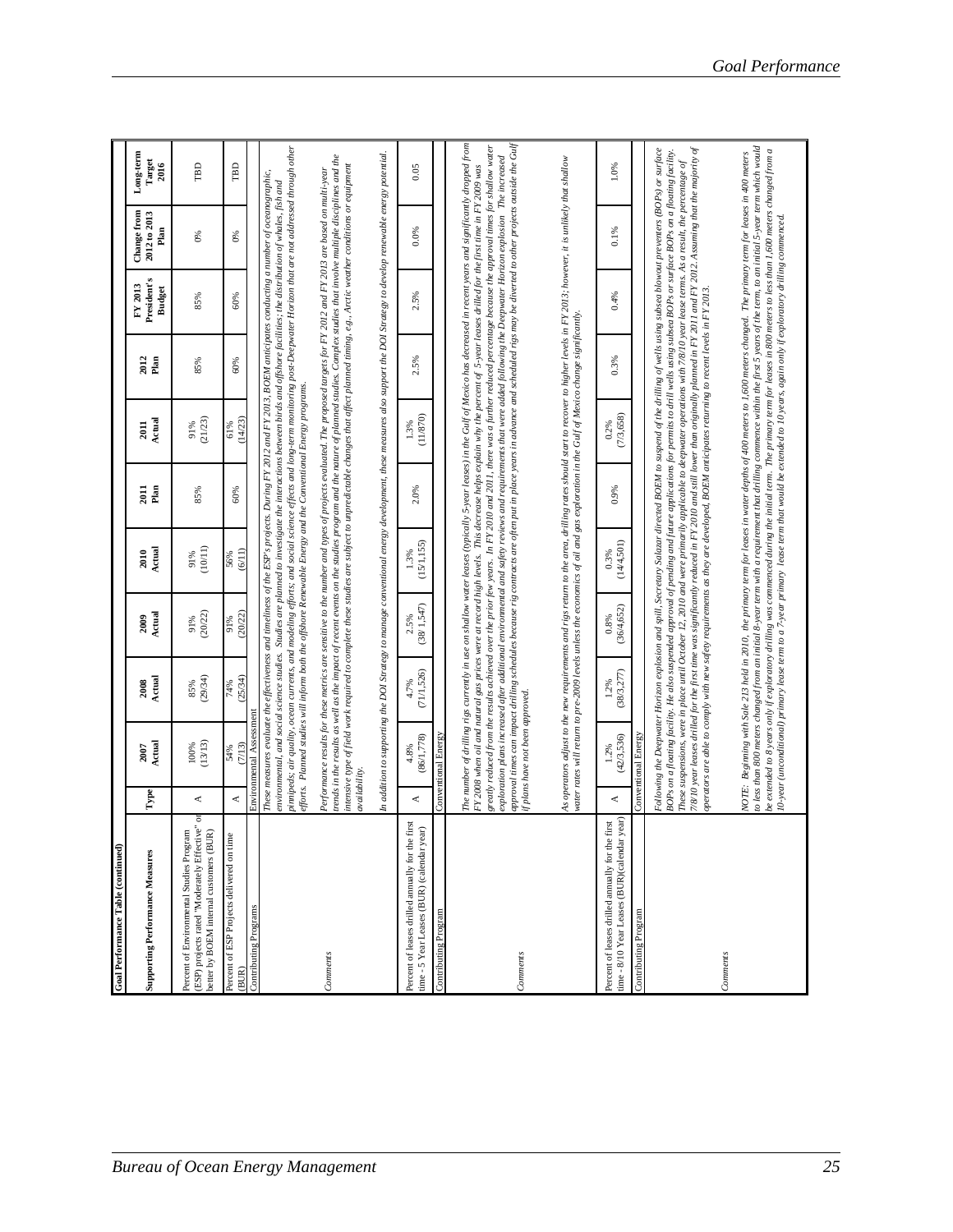**Goal Performance Table (continued)**

| Supporting Performance Measures | Type | 2007 Actual | 2008 Actual | 2009 Actual | 2010 Actual | 2011 Plan | 2011 Actual | 2012 Plan | FY 2013 President's Budget | Change from 2012 to 2013 Plan | Long-term Target 2016 |
|---|---|---|---|---|---|---|---|---|---|---|---|
| Percent of Environmental Studies Program (ESP) projects rated "Moderately Effective" or better by BOEM internal customers (BUR) | A | 100% (13/13) | 85% (29/34) | 91% (20/22) | 91% (10/11) | 85% | 91% (21/23) | 85% | 85% | 0% | TBD |
| Percent of ESP Projects delivered on time (BUR) | A | 54% (7/13) | 74% (25/34) | 91% (20/22) | 56% (6/11) | 60% | 61% (14/23) | 60% | 60% | 0% | TBD |
| Contributing Programs | Environmental Assessment | | | | | | | | | | |
| Comments | These measures evaluate the effectiveness and timeliness of the ESP's projects. During FY 2012 and FY 2013, BOEM anticipates conducting a number of oceanographic, environmental, and social science studies. Studies are planned to investigate the interactions between birds and offshore facilities; the distribution of whales, fish and pinnipeds; air quality, ocean currents, and modeling efforts; and social science effects and long-term monitoring post-Deepwater Horizon that are not addressed through other efforts. Planned studies will inform both the offshore Renewable Energy and the Conventional Energy programs. Performance results for these metrics are sensitive to the number and types of projects evaluated. The proposed targets for FY 2012 and FY 2013 are based on multi-year trends in the results as well as the impact of recent events on the studies program and the nature of planned studies. Complex studies that involve multiple disciplines and the intensive type of field work required to complete these studies are subject to unpredictable changes that affect planned timing, e.g., Arctic weather conditions or equipment availability. In addition to supporting the DOI Strategy to manage conventional energy development, these measures also support the DOI Strategy to develop renewable energy potential. | | | | | | | | | | |
| Percent of leases drilled annually for the first time - 5 Year Leases (BUR) (calendar year) | A | 4.8% (86/1,778) | 4.7% (71/1,526) | 2.5% (38/1,547) | 1.3% (15/1,155) | 2.0% | 1.3% (11/870) | 2.5% | 2.5% | 0.0% | 0.05 |
| Contributing Program | Conventional Energy | | | | | | | | | | |
| Comments | The number of drilling rigs currently in use on shallow water leases (typically 5-year leases) in the Gulf of Mexico has decreased in recent years and significantly dropped from FY 2008 when oil and natural gas prices were at record high levels. This decrease helps explain why the percent of 5-year leases drilled for the first time in FY 2009 was greatly reduced from the results achieved over the prior few years. In FY 2010 and 2011, there was a further reduced percentage because the approval times for shallow water exploration plans increased after additional environmental and safety reviews and requirements that were added following the Deepwater Horizon explosion. The increased approval times can impact drilling schedules because rig contracts are often put in place years in advance and scheduled rigs may be diverted to other projects outside the Gulf if plans have not been approved. As operators adjust to the new requirements and rigs return to the area, drilling rates should start to recover to higher levels in FY 2013; however, it is unlikely that shallow water rates will return to pre-2009 levels unless the economics of oil and gas exploration in the Gulf of Mexico change significantly. | | | | | | | | | | |
| Percent of leases drilled annually for the first time - 8/10 Year Leases (BUR)(calendar year) | A | 1.2% (42/3,536) | 1.2% (38/3,277) | 0.8% (36/4,652) | 0.3% (14/4,501) | 0.9% | 0.2% (7/3,658) | 0.3% | 0.4% | 0.1% | 1.0% |
| Contributing Program | Conventional Energy | | | | | | | | | | |
| Comments | Following the Deepwater Horizon explosion and spill, Secretary Salazar directed BOEM to suspend of the drilling of wells using subsea blowout preventers (BOPs) or surface BOPs on a floating facility. He also suspended approval of pending and future applications for permits to drill wells using subsea BOPs or surface BOPs on a floating facility. These suspensions, were in place until October 12, 2010 and were primarily applicable to deepwater operations with 7/8/10 year lease terms. As a result, the percentage of 7/8/10 year leases drilled for the first time was significantly reduced in FY 2010 and still lower than originally planned in FY 2011 and FY 2012. Assuming that the majority of operators are able to comply with new safety requirements as they are developed, BOEM anticipates returning to recent levels in FY 2013. NOTE: Beginning with Sale 213 held in 2010, the primary term for leases in water depths of 400 meters to 1,600 meters changed. The primary term for leases in 400 meters to less than 800 meters changed from an initial 8-year term with a requirement that drilling commence within the first 5 years of the term, to an initial 5-year term which would be extended to 8 years only if exploratory drilling was commenced during the initial term. The primary term for leases in 800 meters to less than 1,600 meters changed from a 10-year (unconditional) primary lease term to a 7-year primary lease term that would be extended to 10 years, again only if exploratory drilling commenced. | | | | | | | | | | |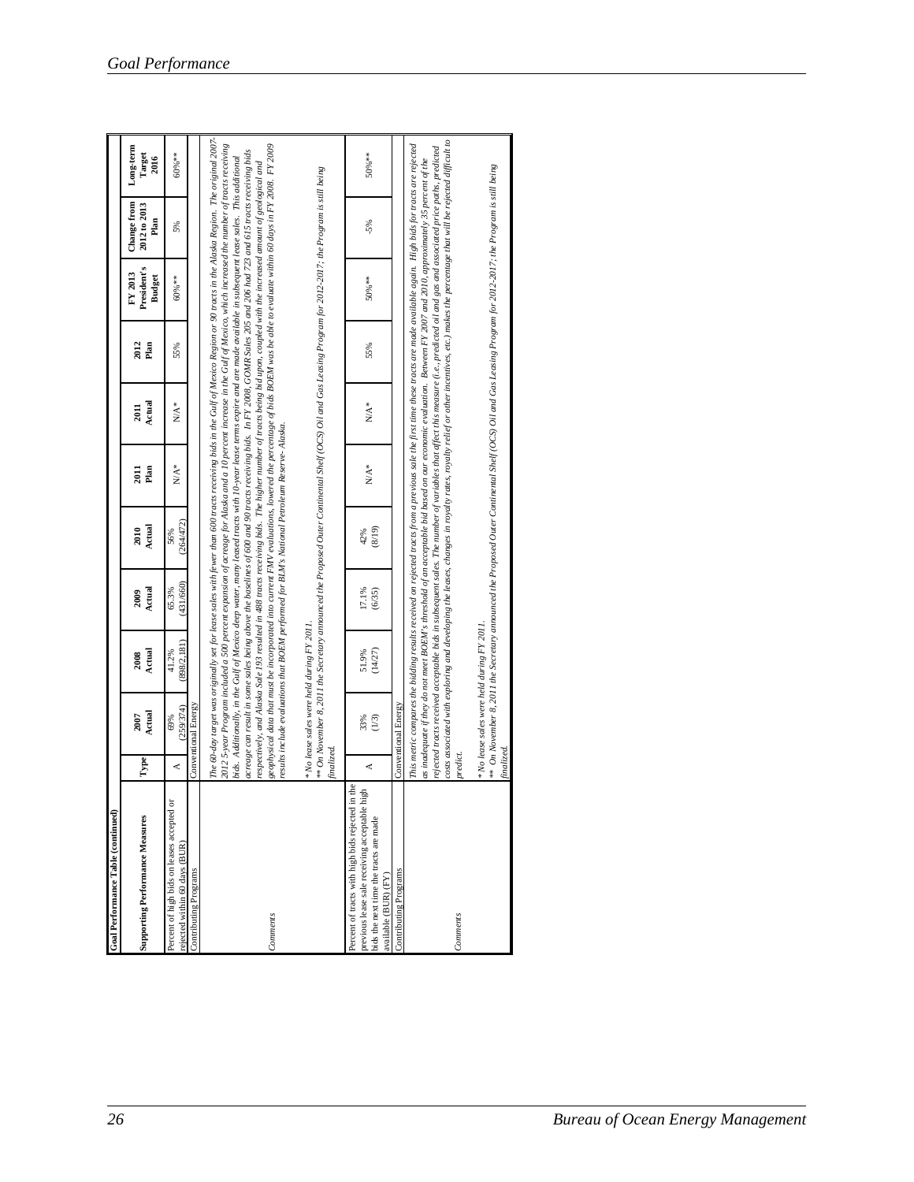**Goal Performance Table (continued)**

| Supporting Performance Measures | Type | 2007 Actual | 2008 Actual | 2009 Actual | 2010 Actual | 2011 Plan | 2011 Actual | 2012 Plan | FY 2013 President's Budget | Change from 2012 to 2013 Plan | Long-term Target 2016 |
|---|---|---|---|---|---|---|---|---|---|---|---|
| Percent of high bids on leases accepted or rejected within 60 days (BUR) | A | 69% (259/374) | 41.2% (898/2,181) | 65.3% (431/660) | 56% (264/472) | N/A* | N/A* | 55% | 60%** | 5% | 60%** |
| Contributing Programs | Conventional Energy | | | | | | | | | | |
| Comments | *The 60-day target was originally set for lease sales with fewer than 600 tracts receiving bids in the Gulf of Mexico Region or 90 tracts in the Alaska Region. The original 2007-2012 5-year Program included a 500 percent expansion of acreage for Alaska and a 10 percent increase in the Gulf of Mexico, which increased the number of tracts receiving bids. Additionally, in the Gulf of Mexico deep water, many leased tracts with 10-year lease terms expire and are made available in subsequent lease sales. This additional acreage can result in some sales being above the baselines of 600 and 90 tracts receiving bids. In FY 2008, GOMR Sales 205 and 206 had 723 and 615 tracts receiving bids respectively, and Alaska Sale 193 resulted in 488 tracts receiving bids. The higher number of tracts being bid upon, coupled with the increased amount of geological and geophysical data that must be incorporated into current FMV evaluations, lowered the percentage of bids BOEM was be able to evaluate within 60 days in FY 2008. FY 2009 results include evaluations that BOEM performed for BLM's National Petroleum Reserve- Alaska.*<br><br>*\* No lease sales were held during FY 2011.*<br>*\*\* On November 8, 2011 the Secretary announced the Proposed Outer Continental Shelf (OCS) Oil and Gas Leasing Program for 2012-2017; the Program is still being finalized.* | | | | | | | | | | |
| Percent of tracts with high bids rejected in the previous lease sale receiving acceptable high bids the next time the tracts are made available (BUR) (FY) | A | 33% (1/3) | 51.9% (14/27) | 17.1% (6/35) | 42% (8/19) | N/A* | N/A* | 55% | 50%** | -5% | 50%** |
| Contributing Programs | Conventional Energy | | | | | | | | | | |
| Comments | *This metric compares the bidding results received on rejected tracts from a previous sale the first time these tracts are made available again. High bids for tracts are rejected as inadequate if they do not meet BOEM's threshold of an acceptable bid based on our economic evaluation. Between FY 2007 and 2010, approximately 35 percent of the rejected tracts received acceptable bids in subsequent sales. The number of variables that affect this measure (i.e., predicted oil and gas and associated price paths, predicted costs associated with exploring and developing the leases, changes in royalty rates, royalty relief or other incentives, etc.) makes the percentage that will be rejected difficult to predict.*<br><br>*\* No lease sales were held during FY 2011.*<br>*\*\* On November 8, 2011 the Secretary announced the Proposed Outer Continental Shelf (OCS) Oil and Gas Leasing Program for 2012-2017; the Program is still being finalized.* | | | | | | | | | | |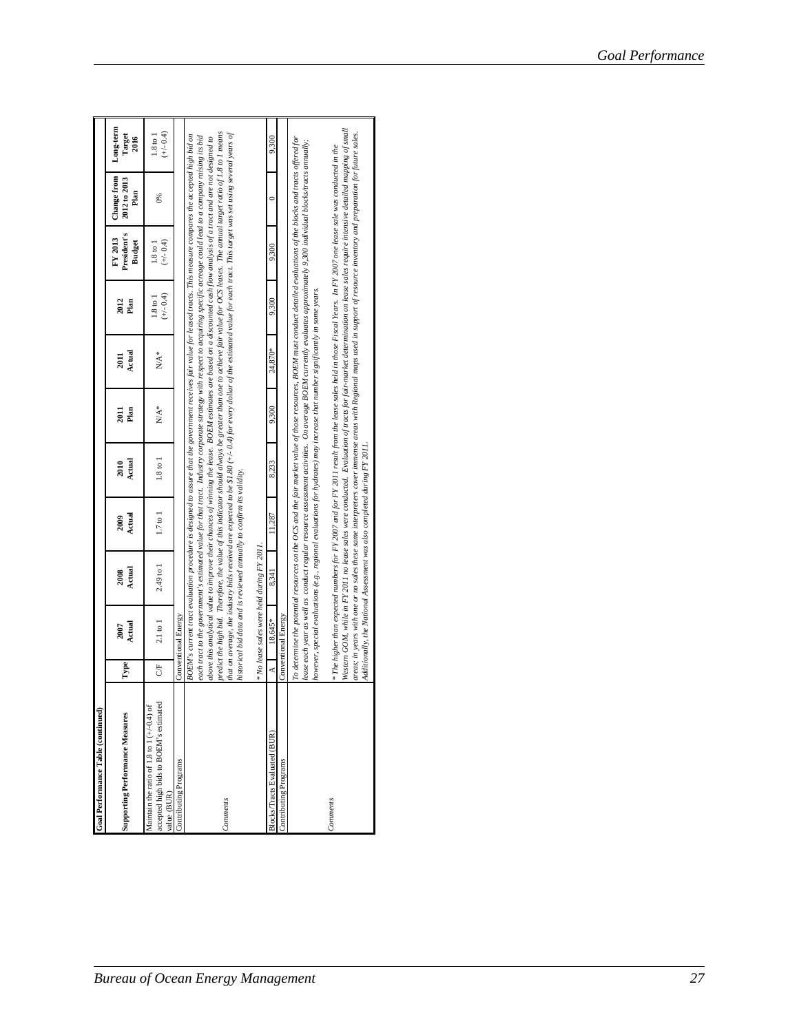**Goal Performance Table (continued)**

| Supporting Performance Measures | Type | 2007 Actual | 2008 Actual | 2009 Actual | 2010 Actual | 2011 Plan | 2011 Actual | 2012 Plan | FY 2013 President's Budget | Change from 2012 to 2013 Plan | Long-term Target 2016 |
|---|---|---|---|---|---|---|---|---|---|---|---|
| Maintain the ratio of 1.8 to 1 (+/-0.4) of accepted high bids to BOEM's estimated value (BUR) | C/F | 2.1 to 1 | 2.49 to 1 | 1.7 to 1 | 1.8 to 1 | N/A* | N/A* | 1.8 to 1 (+/- 0.4) | 1.8 to 1 (+/- 0.4) | 0% | 1.8 to 1 (+/- 0.4) |
| Contributing Programs | Conventional Energy | | | | | | | | | | |
| *Comments* | *BOEM's current tract evaluation procedure is designed to assure that the government receives fair value for leased tracts. This measure compares the accepted high bid on each tract to the government's estimated value for that tract. Industry corporate strategy with respect to acquiring specific acreage could lead to a company raising its bid above this analytical value to improve their chances of winning the lease. BOEM estimates are based on a discounted cash flow analysis of a tract and are not designed to predict the high bid. Therefore, the value of this indicator should always be greater than one to achieve fair value for OCS leases. The annual target ratio of 1.8 to 1 means that on average, the industry bids received are expected to be $1.80 (+/- 0.4) for every dollar of the estimated value for each tract. This target was set using several years of historical bid data and is reviewed annually to confirm its validity.* <br><br> *\* No lease sales were held during FY 2011.* | | | | | | | | | | |
| Blocks/Tracts Evaluated (BUR) | A | 18,645* | 8,341 | 11,287 | 8,233 | 9,300 | 24,870* | 9,300 | 9,300 | 0 | 9,300 |
| Contributing Programs | Conventional Energy | | | | | | | | | | |
| *Comments* | *To determine the potential resources on the OCS and the fair market value of those resources, BOEM must conduct detailed evaluations of the blocks and tracts offered for lease each year as well as conduct regular resource assessment activities. On average BOEM currently evaluates approximately 9,300 individual blocks/tracts annually; however, special regional evaluations (e.g., regional evaluations for hydrates) may increase that number significantly in some years.* <br><br> *\* The higher than expected numbers for FY 2007 and for FY 2011 result from the lease sales held in those Fiscal Years. In FY 2007 one lease sale was conducted in the Western GOM, while in FY 2011 no lease sales were conducted. Evaluation of tracts for fair-market determination on lease sales require intensive detailed mapping of small areas; in years with one or no sales these same interpreters cover immense areas with Regional maps used in support of resource inventory and preparation for future sales. Additionally, the National Assessment was also completed during FY 2011.* | | | | | | | | | | |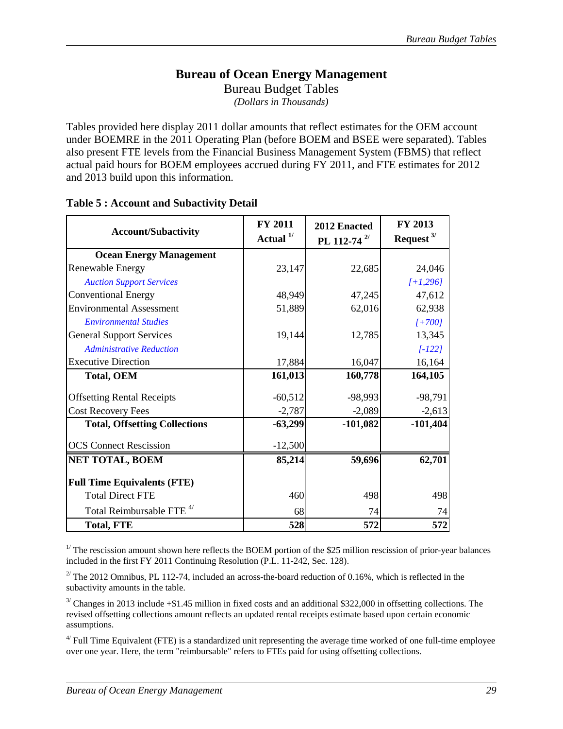# Bureau of Ocean Energy Management

## Bureau Budget Tables

*(Dollars in Thousands)*

Tables provided here display 2011 dollar amounts that reflect estimates for the OEM account under BOEMRE in the 2011 Operating Plan (before BOEM and BSEE were separated). Tables also present FTE levels from the Financial Business Management System (FBMS) that reflect actual paid hours for BOEM employees accrued during FY 2011, and FTE estimates for 2012 and 2013 build upon this information.

**Table 5 : Account and Subactivity Detail**

| Account/Subactivity | FY 2011 Actual [1/] | 2012 Enacted PL 112-74 [2/] | FY 2013 Request [3/] |
|---|---|---|---|
| **Ocean Energy Management** | | | |
| Renewable Energy | 23,147 | 22,685 | 24,046 |
| *Auction Support Services* | | | *[+1,296]* |
| Conventional Energy | 48,949 | 47,245 | 47,612 |
| Environmental Assessment | 51,889 | 62,016 | 62,938 |
| *Environmental Studies* | | | *[+700]* |
| General Support Services | 19,144 | 12,785 | 13,345 |
| *Administrative Reduction* | | | *[-122]* |
| Executive Direction | 17,884 | 16,047 | 16,164 |
| **Total, OEM** | **161,013** | **160,778** | **164,105** |
| Offsetting Rental Receipts | -60,512 | -98,993 | -98,791 |
| Cost Recovery Fees | -2,787 | -2,089 | -2,613 |
| **Total, Offsetting Collections** | **-63,299** | **-101,082** | **-101,404** |
| OCS Connect Rescission | -12,500 | | |
| **NET TOTAL, BOEM** | **85,214** | **59,696** | **62,701** |
| **Full Time Equivalents (FTE)** | | | |
| Total Direct FTE | 460 | 498 | 498 |
| Total Reimbursable FTE [4/] | 68 | 74 | 74 |
| **Total, FTE** | **528** | **572** | **572** |

[1/] The rescission amount shown here reflects the BOEM portion of the $25 million rescission of prior-year balances included in the first FY 2011 Continuing Resolution (P.L. 11-242, Sec. 128).

[2/] The 2012 Omnibus, PL 112-74, included an across-the-board reduction of 0.16%, which is reflected in the subactivity amounts in the table.

[3/] Changes in 2013 include +$1.45 million in fixed costs and an additional $322,000 in offsetting collections. The revised offsetting collections amount reflects an updated rental receipts estimate based upon certain economic assumptions.

[4/] Full Time Equivalent (FTE) is a standardized unit representing the average time worked of one full-time employee over one year. Here, the term "reimbursable" refers to FTEs paid for using offsetting collections.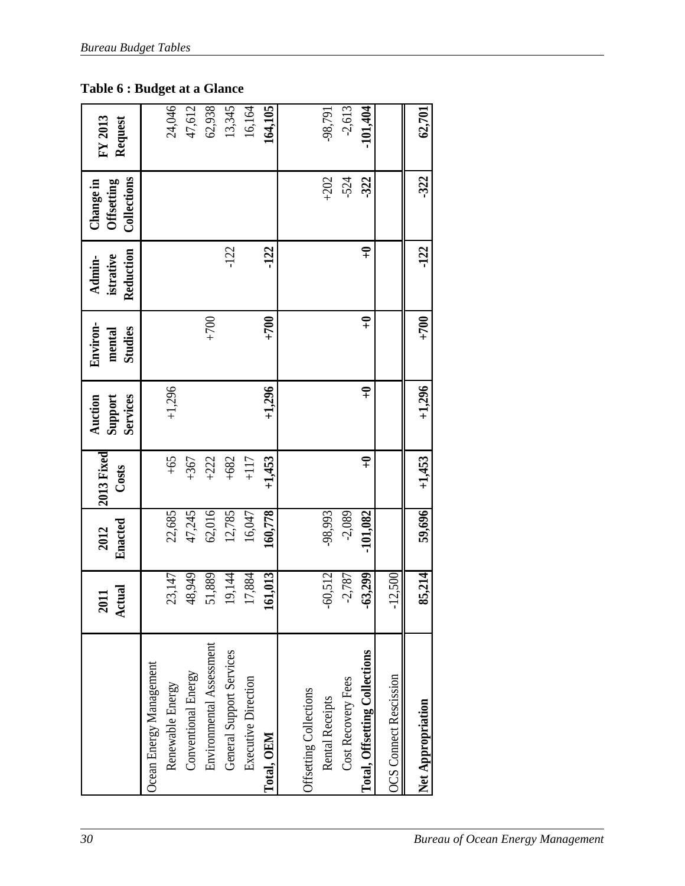**Table 6 : Budget at a Glance**

| | 2011 Actual | 2012 Enacted | 2013 Fixed Costs | Auction Support Services | Environ-mental Studies | Admin-istrative Reduction | Change in Offsetting Collections | FY 2013 Request |
|---|---|---|---|---|---|---|---|---|
| Ocean Energy Management | | | | | | | | |
| Renewable Energy | 23,147 | 22,685 | +65 | +1,296 | | | | 24,046 |
| Conventional Energy | 48,949 | 47,245 | +367 | | | | | 47,612 |
| Environmental Assessment | 51,889 | 62,016 | +222 | | +700 | | | 62,938 |
| General Support Services | 19,144 | 12,785 | +682 | | | -122 | | 13,345 |
| Executive Direction | 17,884 | 16,047 | +117 | | | | | 16,164 |
| **Total, OEM** | **161,013** | **160,778** | **+1,453** | **+1,296** | **+700** | **-122** | | **164,105** |
| | | | | | | | | |
| Offsetting Collections | | | | | | | | |
| Rental Receipts | -60,512 | -98,993 | | | | | +202 | -98,791 |
| Cost Recovery Fees | -2,787 | -2,089 | | | | | -524 | -2,613 |
| **Total, Offsetting Collections** | **-63,299** | **-101,082** | **+0** | **+0** | **+0** | **+0** | **-322** | **-101,404** |
| OCS Connect Rescission | -12,500 | | | | | | | |
| **Net Appropriation** | **85,214** | **59,696** | **+1,453** | **+1,296** | **+700** | **-122** | **-322** | **62,701** |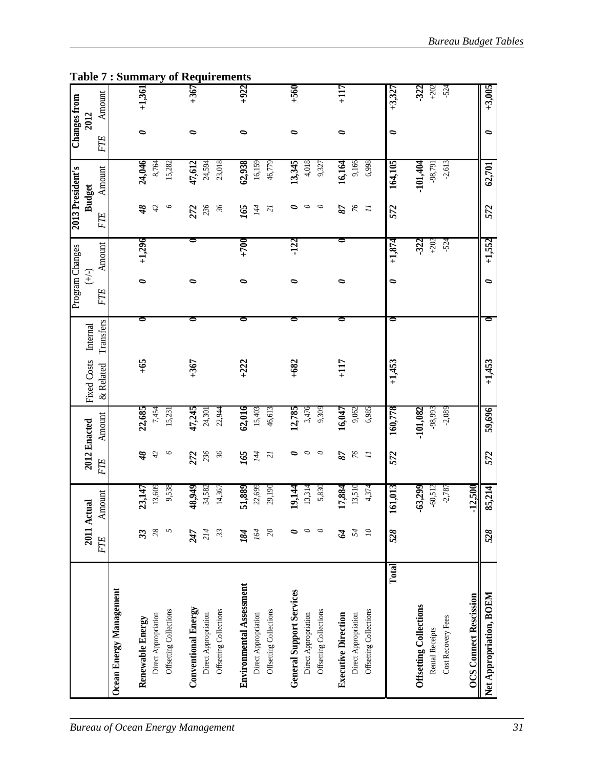**Table 7 : Summary of Requirements**

| | 2011 Actual | | 2012 Enacted | | Fixed Costs & Related | Internal Transfers | Program Changes (+/-) | | 2013 President's Budget | | Changes from 2012 | |
|---|---|---|---|---|---|---|---|---|---|---|---|---|
| | FTE | Amount | FTE | Amount | | | FTE | Amount | FTE | Amount | FTE | Amount |
| **Ocean Energy Management** | | | | | | | | | | | | |
| **Renewable Energy** | **33** | **23,147** | **48** | **22,685** | **+65** | **0** | **0** | **+1,296** | **48** | **24,046** | **0** | **+1,361** |
| Direct Appropriation | 28 | 13,609 | 42 | 7,454 | | | | | 42 | 8,764 | | |
| Offsetting Collections | 5 | 9,538 | 6 | 15,231 | | | | | 6 | 15,282 | | |
| **Conventional Energy** | **247** | **48,949** | **272** | **47,245** | **+367** | **0** | **0** | **0** | **272** | **47,612** | **0** | **+367** |
| Direct Appropriation | 214 | 34,582 | 236 | 24,301 | | | | | 236 | 24,594 | | |
| Offsetting Collections | 33 | 14,367 | 36 | 22,944 | | | | | 36 | 23,018 | | |
| **Environmental Assessment** | **184** | **51,889** | **165** | **62,016** | **+222** | **0** | **0** | **+700** | **165** | **62,938** | **0** | **+922** |
| Direct Appropriation | 164 | 22,699 | 144 | 15,403 | | | | | 144 | 16,159 | | |
| Offsetting Collections | 20 | 29,190 | 21 | 46,613 | | | | | 21 | 46,779 | | |
| **General Support Services** | **0** | **19,144** | **0** | **12,785** | **+682** | **0** | **0** | **-122** | **0** | **13,345** | **0** | **+560** |
| Direct Appropriation | 0 | 13,314 | 0 | 3,476 | | | | | 0 | 4,018 | | |
| Offsetting Collections | 0 | 5,830 | 0 | 9,309 | | | | | 0 | 9,327 | | |
| **Executive Direction** | **64** | **17,884** | **87** | **16,047** | **+117** | **0** | **0** | **0** | **87** | **16,164** | **0** | **+117** |
| Direct Appropriation | 54 | 13,510 | 76 | 9,062 | | | | | 76 | 9,166 | | |
| Offsetting Collections | 10 | 4,374 | 11 | 6,985 | | | | | 11 | 6,998 | | |
| **Total** | **528** | **161,013** | **572** | **160,778** | **+1,453** | **0** | **0** | **+1,874** | **572** | **164,105** | **0** | **+3,327** |
| **Offsetting Collections** | | **-63,299** | | **-101,082** | | | | **-322** | | **-101,404** | | **-322** |
| Rental Receipts | | -60,512 | | -98,993 | | | | +202 | | -98,791 | | +202 |
| Cost Recovery Fees | | -2,787 | | -2,089 | | | | -524 | | -2,613 | | -524 |
| **OCS Connect Rescission** | | **-12,500** | | | | | | | | | | |
| **Net Appropriation, BOEM** | **528** | **85,214** | **572** | **59,696** | **+1,453** | **0** | **0** | **+1,552** | **572** | **62,701** | **0** | **+3,005** |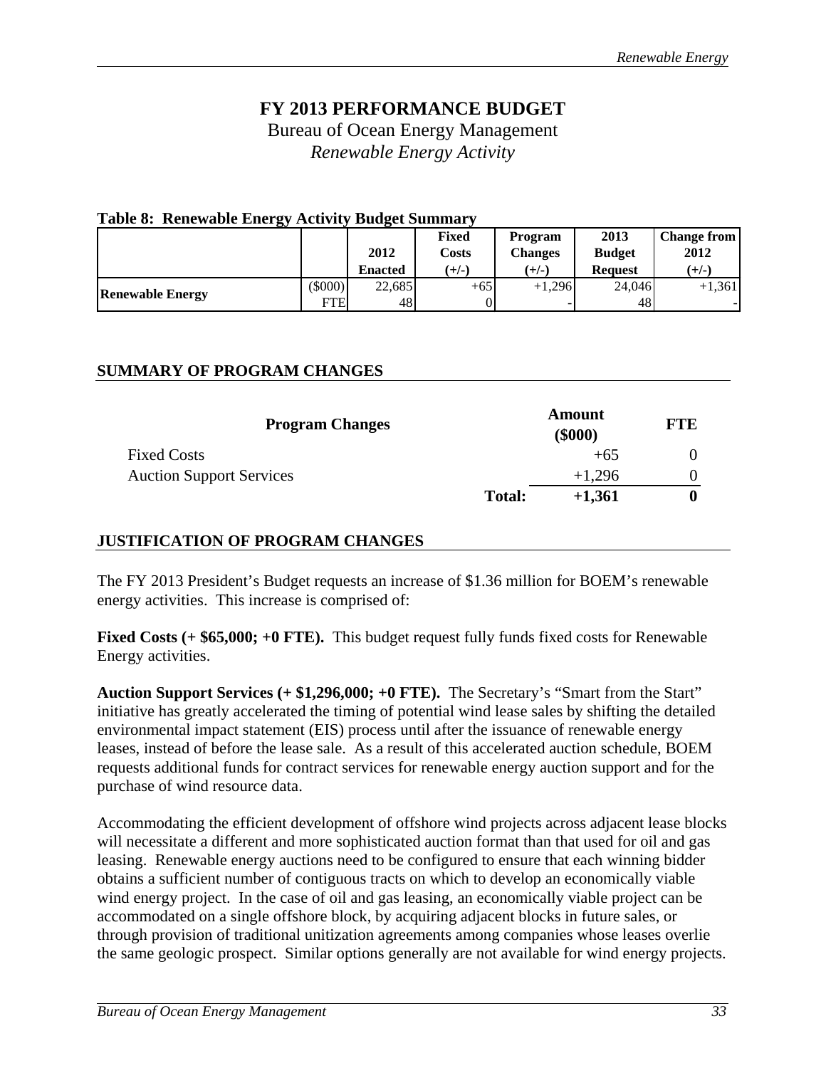# FY 2013 PERFORMANCE BUDGET

Bureau of Ocean Energy Management

*Renewable Energy Activity*

**Table 8: Renewable Energy Activity Budget Summary**

| | | 2012 Enacted | Fixed Costs (+/-) | Program Changes (+/-) | 2013 Budget Request | Change from 2012 (+/-) |
|---|---|---|---|---|---|---|
| **Renewable Energy** | ($000) | 22,685 | +65 | +1,296 | 24,046 | +1,361 |
| | FTE | 48 | 0 | - | 48 | - |

## SUMMARY OF PROGRAM CHANGES

| Program Changes | | Amount ($000) | FTE |
|---|---|---|---|
| Fixed Costs | | +65 | 0 |
| Auction Support Services | | +1,296 | 0 |
| | **Total:** | **+1,361** | **0** |

## JUSTIFICATION OF PROGRAM CHANGES

The FY 2013 President's Budget requests an increase of $1.36 million for BOEM's renewable energy activities. This increase is comprised of:

**Fixed Costs (+ $65,000; +0 FTE).** This budget request fully funds fixed costs for Renewable Energy activities.

**Auction Support Services (+ $1,296,000; +0 FTE).** The Secretary's "Smart from the Start" initiative has greatly accelerated the timing of potential wind lease sales by shifting the detailed environmental impact statement (EIS) process until after the issuance of renewable energy leases, instead of before the lease sale. As a result of this accelerated auction schedule, BOEM requests additional funds for contract services for renewable energy auction support and for the purchase of wind resource data.

Accommodating the efficient development of offshore wind projects across adjacent lease blocks will necessitate a different and more sophisticated auction format than that used for oil and gas leasing. Renewable energy auctions need to be configured to ensure that each winning bidder obtains a sufficient number of contiguous tracts on which to develop an economically viable wind energy project. In the case of oil and gas leasing, an economically viable project can be accommodated on a single offshore block, by acquiring adjacent blocks in future sales, or through provision of traditional unitization agreements among companies whose leases overlie the same geologic prospect. Similar options generally are not available for wind energy projects.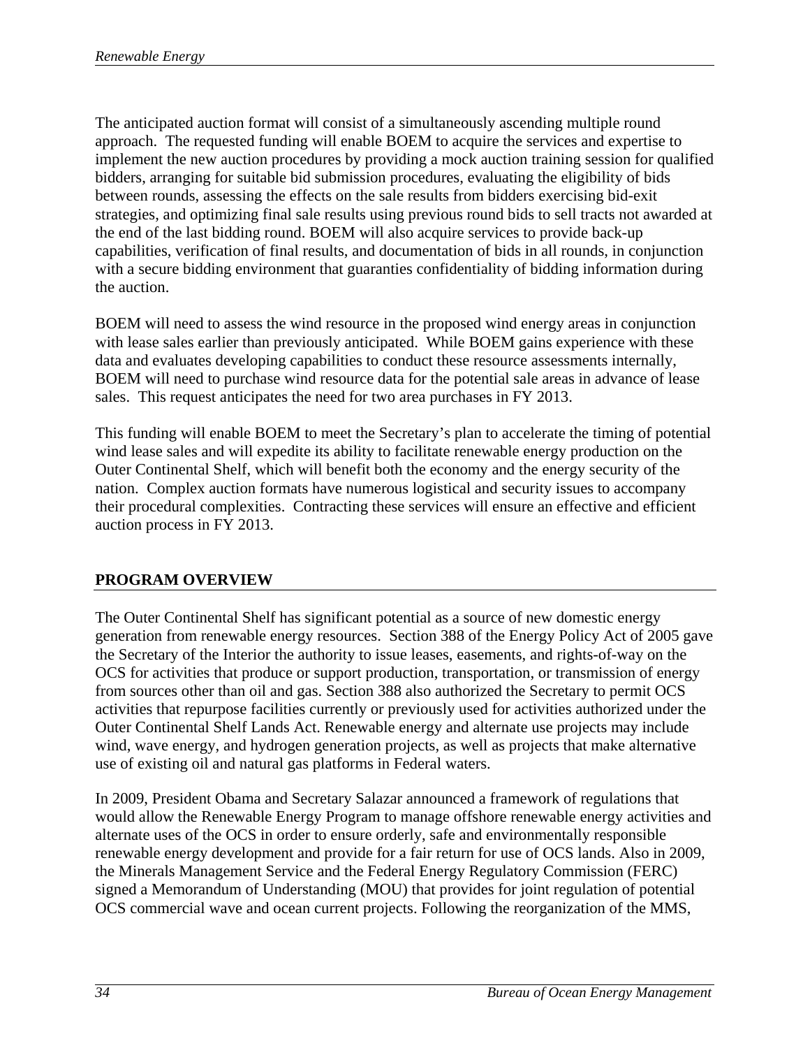The anticipated auction format will consist of a simultaneously ascending multiple round approach. The requested funding will enable BOEM to acquire the services and expertise to implement the new auction procedures by providing a mock auction training session for qualified bidders, arranging for suitable bid submission procedures, evaluating the eligibility of bids between rounds, assessing the effects on the sale results from bidders exercising bid-exit strategies, and optimizing final sale results using previous round bids to sell tracts not awarded at the end of the last bidding round. BOEM will also acquire services to provide back-up capabilities, verification of final results, and documentation of bids in all rounds, in conjunction with a secure bidding environment that guaranties confidentiality of bidding information during the auction.

BOEM will need to assess the wind resource in the proposed wind energy areas in conjunction with lease sales earlier than previously anticipated. While BOEM gains experience with these data and evaluates developing capabilities to conduct these resource assessments internally, BOEM will need to purchase wind resource data for the potential sale areas in advance of lease sales. This request anticipates the need for two area purchases in FY 2013.

This funding will enable BOEM to meet the Secretary's plan to accelerate the timing of potential wind lease sales and will expedite its ability to facilitate renewable energy production on the Outer Continental Shelf, which will benefit both the economy and the energy security of the nation. Complex auction formats have numerous logistical and security issues to accompany their procedural complexities. Contracting these services will ensure an effective and efficient auction process in FY 2013.

## PROGRAM OVERVIEW

The Outer Continental Shelf has significant potential as a source of new domestic energy generation from renewable energy resources. Section 388 of the Energy Policy Act of 2005 gave the Secretary of the Interior the authority to issue leases, easements, and rights-of-way on the OCS for activities that produce or support production, transportation, or transmission of energy from sources other than oil and gas. Section 388 also authorized the Secretary to permit OCS activities that repurpose facilities currently or previously used for activities authorized under the Outer Continental Shelf Lands Act. Renewable energy and alternate use projects may include wind, wave energy, and hydrogen generation projects, as well as projects that make alternative use of existing oil and natural gas platforms in Federal waters.

In 2009, President Obama and Secretary Salazar announced a framework of regulations that would allow the Renewable Energy Program to manage offshore renewable energy activities and alternate uses of the OCS in order to ensure orderly, safe and environmentally responsible renewable energy development and provide for a fair return for use of OCS lands. Also in 2009, the Minerals Management Service and the Federal Energy Regulatory Commission (FERC) signed a Memorandum of Understanding (MOU) that provides for joint regulation of potential OCS commercial wave and ocean current projects. Following the reorganization of the MMS,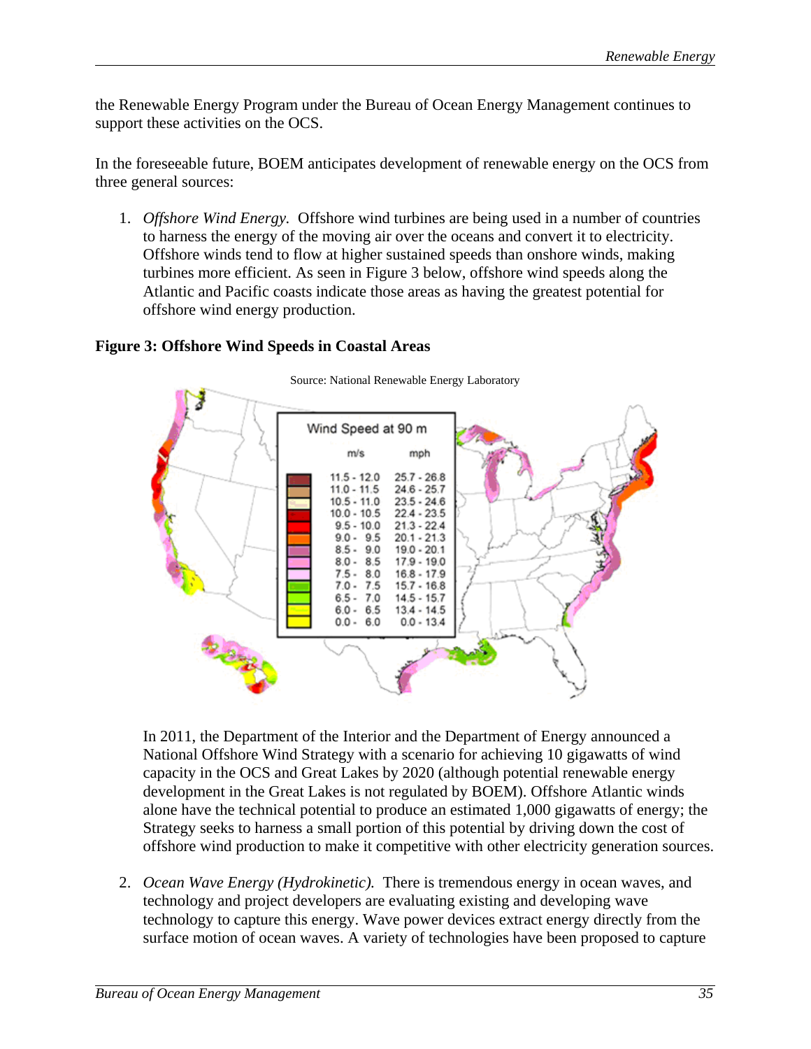the Renewable Energy Program under the Bureau of Ocean Energy Management continues to support these activities on the OCS.

In the foreseeable future, BOEM anticipates development of renewable energy on the OCS from three general sources:

1. *Offshore Wind Energy.* Offshore wind turbines are being used in a number of countries to harness the energy of the moving air over the oceans and convert it to electricity. Offshore winds tend to flow at higher sustained speeds than onshore winds, making turbines more efficient. As seen in Figure 3 below, offshore wind speeds along the Atlantic and Pacific coasts indicate those areas as having the greatest potential for offshore wind energy production.

**Figure 3: Offshore Wind Speeds in Coastal Areas**

Source: National Renewable Energy Laboratory

In 2011, the Department of the Interior and the Department of Energy announced a National Offshore Wind Strategy with a scenario for achieving 10 gigawatts of wind capacity in the OCS and Great Lakes by 2020 (although potential renewable energy development in the Great Lakes is not regulated by BOEM). Offshore Atlantic winds alone have the technical potential to produce an estimated 1,000 gigawatts of energy; the Strategy seeks to harness a small portion of this potential by driving down the cost of offshore wind production to make it competitive with other electricity generation sources.

2. *Ocean Wave Energy (Hydrokinetic).* There is tremendous energy in ocean waves, and technology and project developers are evaluating existing and developing wave technology to capture this energy. Wave power devices extract energy directly from the surface motion of ocean waves. A variety of technologies have been proposed to capture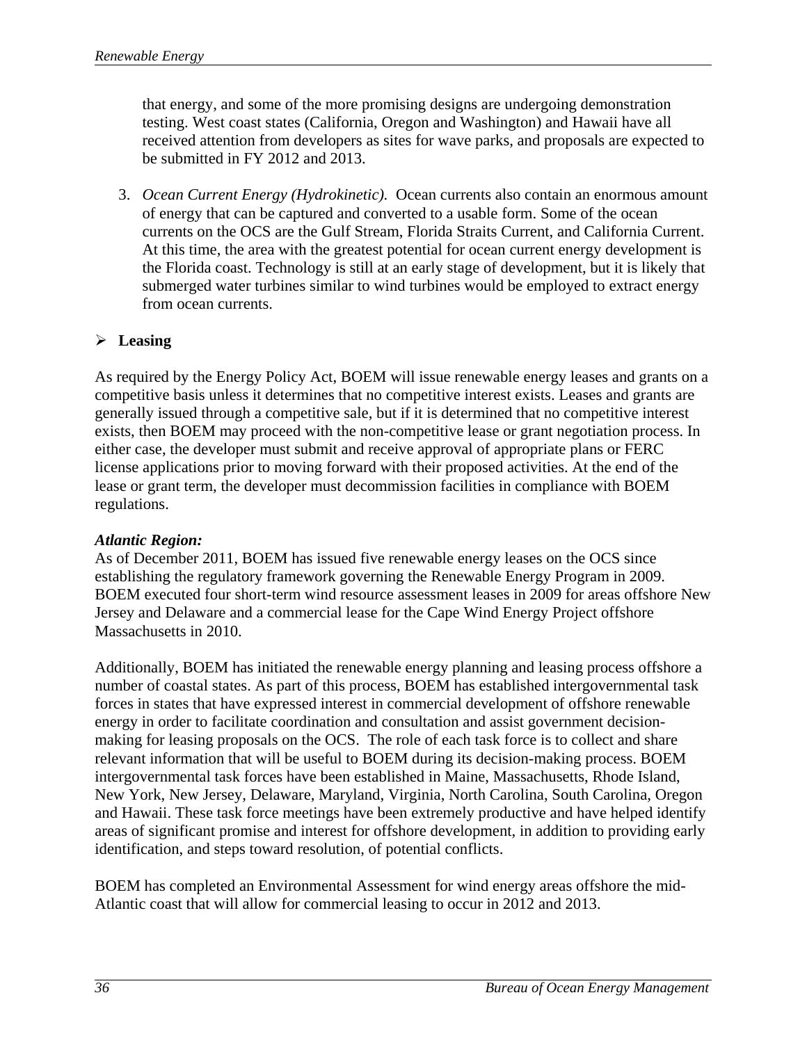that energy, and some of the more promising designs are undergoing demonstration testing. West coast states (California, Oregon and Washington) and Hawaii have all received attention from developers as sites for wave parks, and proposals are expected to be submitted in FY 2012 and 2013.

3. *Ocean Current Energy (Hydrokinetic).* Ocean currents also contain an enormous amount of energy that can be captured and converted to a usable form. Some of the ocean currents on the OCS are the Gulf Stream, Florida Straits Current, and California Current. At this time, the area with the greatest potential for ocean current energy development is the Florida coast. Technology is still at an early stage of development, but it is likely that submerged water turbines similar to wind turbines would be employed to extract energy from ocean currents.

- **Leasing**

As required by the Energy Policy Act, BOEM will issue renewable energy leases and grants on a competitive basis unless it determines that no competitive interest exists. Leases and grants are generally issued through a competitive sale, but if it is determined that no competitive interest exists, then BOEM may proceed with the non-competitive lease or grant negotiation process. In either case, the developer must submit and receive approval of appropriate plans or FERC license applications prior to moving forward with their proposed activities. At the end of the lease or grant term, the developer must decommission facilities in compliance with BOEM regulations.

***Atlantic Region:***
As of December 2011, BOEM has issued five renewable energy leases on the OCS since establishing the regulatory framework governing the Renewable Energy Program in 2009. BOEM executed four short-term wind resource assessment leases in 2009 for areas offshore New Jersey and Delaware and a commercial lease for the Cape Wind Energy Project offshore Massachusetts in 2010.

Additionally, BOEM has initiated the renewable energy planning and leasing process offshore a number of coastal states. As part of this process, BOEM has established intergovernmental task forces in states that have expressed interest in commercial development of offshore renewable energy in order to facilitate coordination and consultation and assist government decision-making for leasing proposals on the OCS. The role of each task force is to collect and share relevant information that will be useful to BOEM during its decision-making process. BOEM intergovernmental task forces have been established in Maine, Massachusetts, Rhode Island, New York, New Jersey, Delaware, Maryland, Virginia, North Carolina, South Carolina, Oregon and Hawaii. These task force meetings have been extremely productive and have helped identify areas of significant promise and interest for offshore development, in addition to providing early identification, and steps toward resolution, of potential conflicts.

BOEM has completed an Environmental Assessment for wind energy areas offshore the mid-Atlantic coast that will allow for commercial leasing to occur in 2012 and 2013.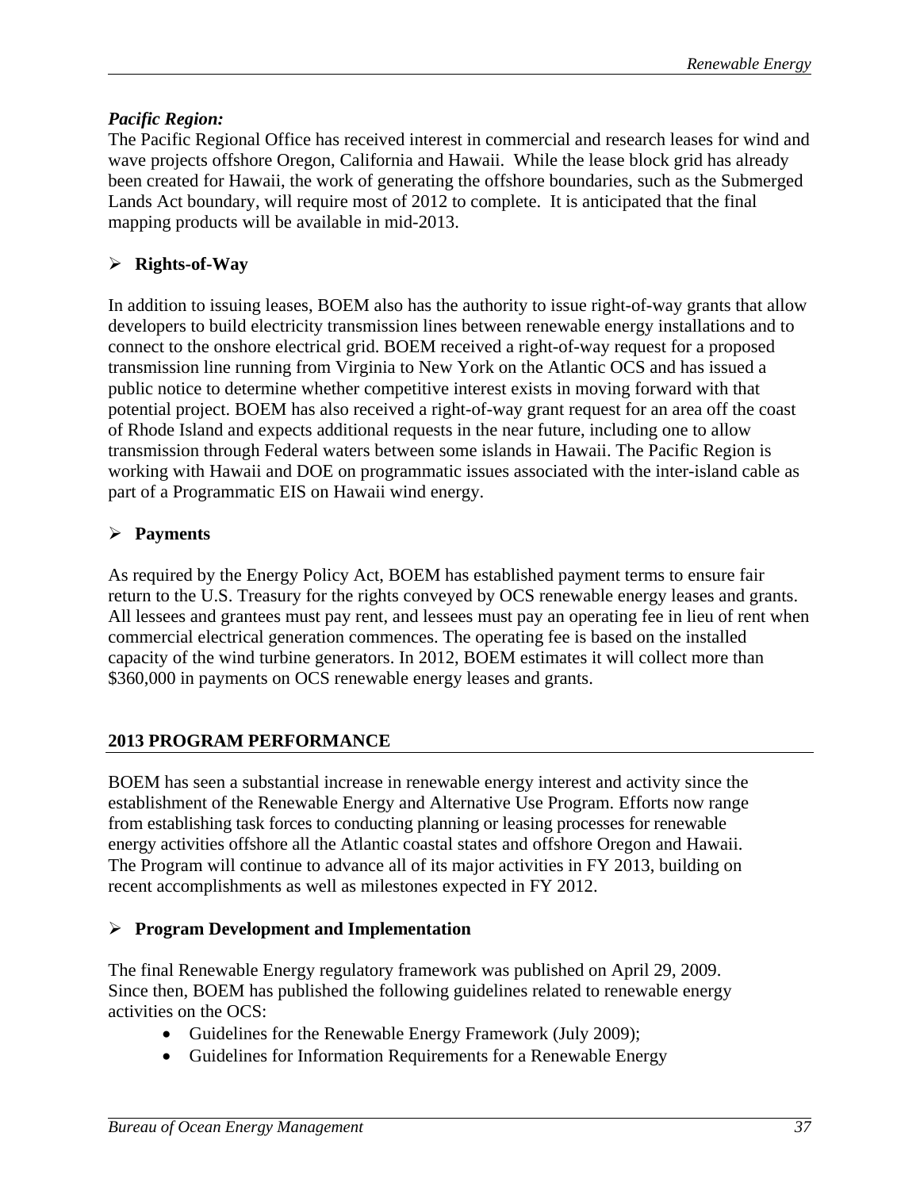***Pacific Region:***

The Pacific Regional Office has received interest in commercial and research leases for wind and wave projects offshore Oregon, California and Hawaii. While the lease block grid has already been created for Hawaii, the work of generating the offshore boundaries, such as the Submerged Lands Act boundary, will require most of 2012 to complete. It is anticipated that the final mapping products will be available in mid-2013.

- **Rights-of-Way**

In addition to issuing leases, BOEM also has the authority to issue right-of-way grants that allow developers to build electricity transmission lines between renewable energy installations and to connect to the onshore electrical grid. BOEM received a right-of-way request for a proposed transmission line running from Virginia to New York on the Atlantic OCS and has issued a public notice to determine whether competitive interest exists in moving forward with that potential project. BOEM has also received a right-of-way grant request for an area off the coast of Rhode Island and expects additional requests in the near future, including one to allow transmission through Federal waters between some islands in Hawaii. The Pacific Region is working with Hawaii and DOE on programmatic issues associated with the inter-island cable as part of a Programmatic EIS on Hawaii wind energy.

- **Payments**

As required by the Energy Policy Act, BOEM has established payment terms to ensure fair return to the U.S. Treasury for the rights conveyed by OCS renewable energy leases and grants. All lessees and grantees must pay rent, and lessees must pay an operating fee in lieu of rent when commercial electrical generation commences. The operating fee is based on the installed capacity of the wind turbine generators. In 2012, BOEM estimates it will collect more than $360,000 in payments on OCS renewable energy leases and grants.

## 2013 PROGRAM PERFORMANCE

BOEM has seen a substantial increase in renewable energy interest and activity since the establishment of the Renewable Energy and Alternative Use Program. Efforts now range from establishing task forces to conducting planning or leasing processes for renewable energy activities offshore all the Atlantic coastal states and offshore Oregon and Hawaii. The Program will continue to advance all of its major activities in FY 2013, building on recent accomplishments as well as milestones expected in FY 2012.

- **Program Development and Implementation**

The final Renewable Energy regulatory framework was published on April 29, 2009. Since then, BOEM has published the following guidelines related to renewable energy activities on the OCS:

- Guidelines for the Renewable Energy Framework (July 2009);
- Guidelines for Information Requirements for a Renewable Energy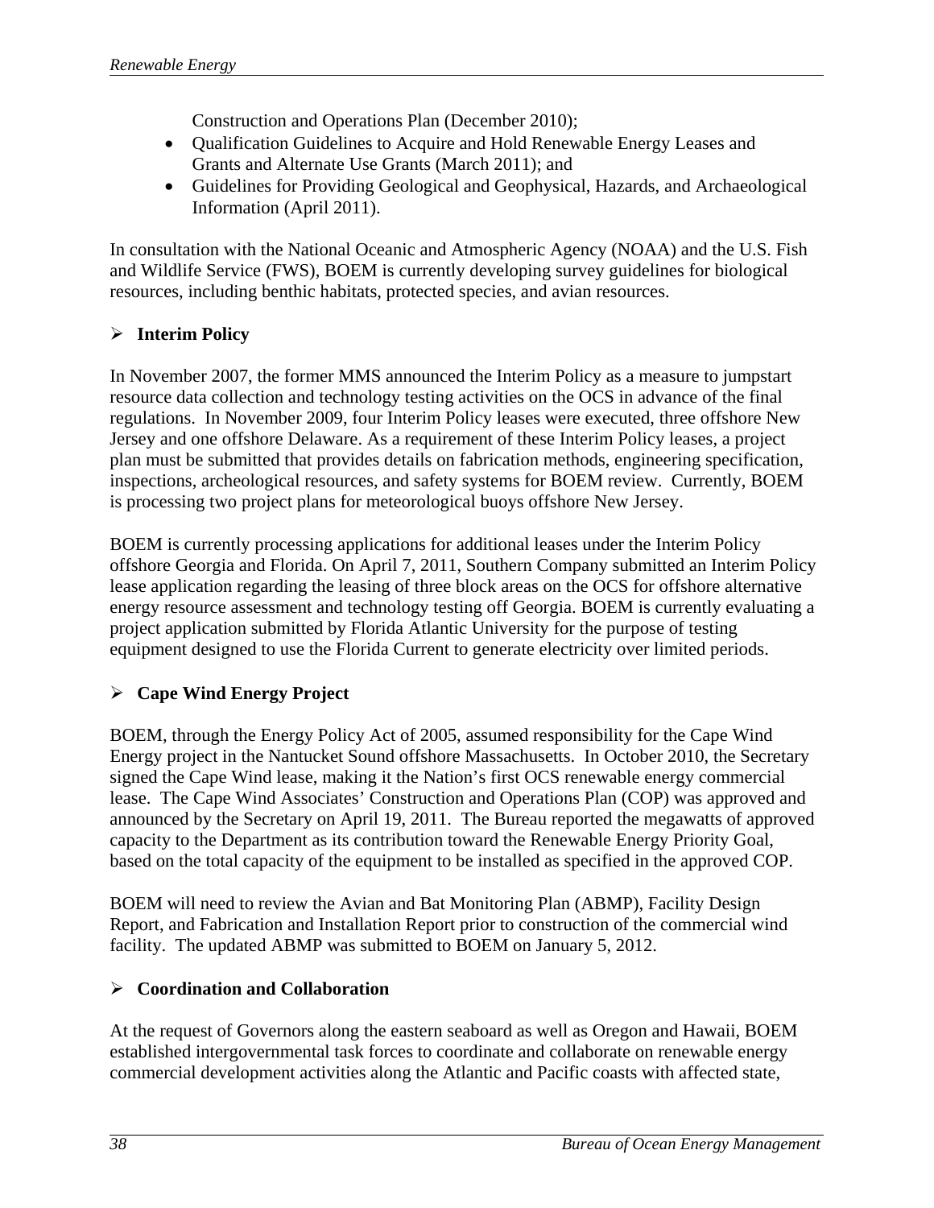Construction and Operations Plan (December 2010);

- Qualification Guidelines to Acquire and Hold Renewable Energy Leases and Grants and Alternate Use Grants (March 2011); and
- Guidelines for Providing Geological and Geophysical, Hazards, and Archaeological Information (April 2011).

In consultation with the National Oceanic and Atmospheric Agency (NOAA) and the U.S. Fish and Wildlife Service (FWS), BOEM is currently developing survey guidelines for biological resources, including benthic habitats, protected species, and avian resources.

➢ **Interim Policy**

In November 2007, the former MMS announced the Interim Policy as a measure to jumpstart resource data collection and technology testing activities on the OCS in advance of the final regulations. In November 2009, four Interim Policy leases were executed, three offshore New Jersey and one offshore Delaware. As a requirement of these Interim Policy leases, a project plan must be submitted that provides details on fabrication methods, engineering specification, inspections, archeological resources, and safety systems for BOEM review. Currently, BOEM is processing two project plans for meteorological buoys offshore New Jersey.

BOEM is currently processing applications for additional leases under the Interim Policy offshore Georgia and Florida. On April 7, 2011, Southern Company submitted an Interim Policy lease application regarding the leasing of three block areas on the OCS for offshore alternative energy resource assessment and technology testing off Georgia. BOEM is currently evaluating a project application submitted by Florida Atlantic University for the purpose of testing equipment designed to use the Florida Current to generate electricity over limited periods.

➢ **Cape Wind Energy Project**

BOEM, through the Energy Policy Act of 2005, assumed responsibility for the Cape Wind Energy project in the Nantucket Sound offshore Massachusetts. In October 2010, the Secretary signed the Cape Wind lease, making it the Nation's first OCS renewable energy commercial lease. The Cape Wind Associates' Construction and Operations Plan (COP) was approved and announced by the Secretary on April 19, 2011. The Bureau reported the megawatts of approved capacity to the Department as its contribution toward the Renewable Energy Priority Goal, based on the total capacity of the equipment to be installed as specified in the approved COP.

BOEM will need to review the Avian and Bat Monitoring Plan (ABMP), Facility Design Report, and Fabrication and Installation Report prior to construction of the commercial wind facility. The updated ABMP was submitted to BOEM on January 5, 2012.

➢ **Coordination and Collaboration**

At the request of Governors along the eastern seaboard as well as Oregon and Hawaii, BOEM established intergovernmental task forces to coordinate and collaborate on renewable energy commercial development activities along the Atlantic and Pacific coasts with affected state,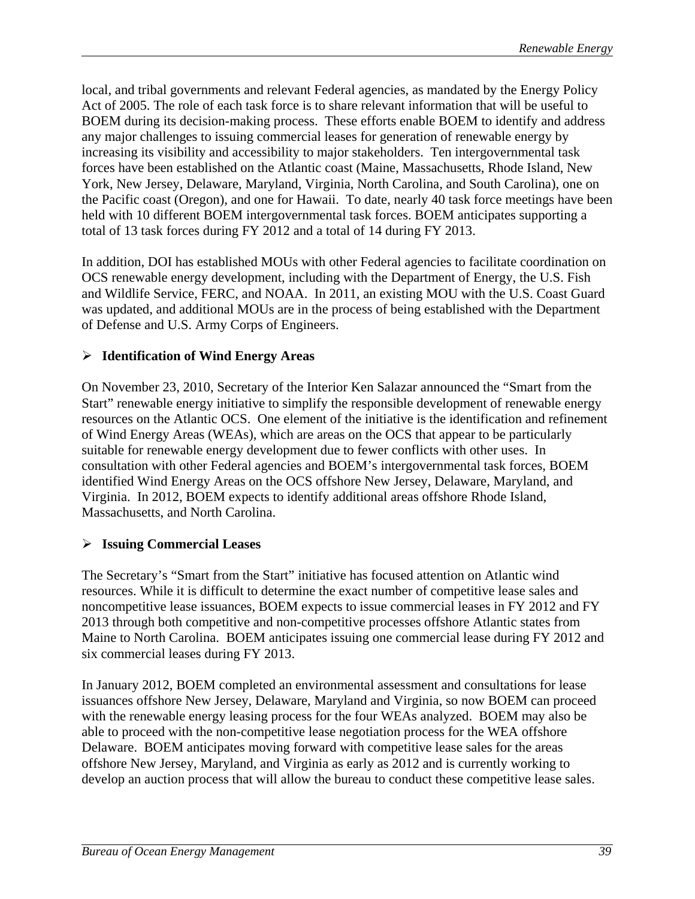local, and tribal governments and relevant Federal agencies, as mandated by the Energy Policy Act of 2005. The role of each task force is to share relevant information that will be useful to BOEM during its decision-making process. These efforts enable BOEM to identify and address any major challenges to issuing commercial leases for generation of renewable energy by increasing its visibility and accessibility to major stakeholders. Ten intergovernmental task forces have been established on the Atlantic coast (Maine, Massachusetts, Rhode Island, New York, New Jersey, Delaware, Maryland, Virginia, North Carolina, and South Carolina), one on the Pacific coast (Oregon), and one for Hawaii. To date, nearly 40 task force meetings have been held with 10 different BOEM intergovernmental task forces. BOEM anticipates supporting a total of 13 task forces during FY 2012 and a total of 14 during FY 2013.

In addition, DOI has established MOUs with other Federal agencies to facilitate coordination on OCS renewable energy development, including with the Department of Energy, the U.S. Fish and Wildlife Service, FERC, and NOAA. In 2011, an existing MOU with the U.S. Coast Guard was updated, and additional MOUs are in the process of being established with the Department of Defense and U.S. Army Corps of Engineers.

- **Identification of Wind Energy Areas**

On November 23, 2010, Secretary of the Interior Ken Salazar announced the "Smart from the Start" renewable energy initiative to simplify the responsible development of renewable energy resources on the Atlantic OCS. One element of the initiative is the identification and refinement of Wind Energy Areas (WEAs), which are areas on the OCS that appear to be particularly suitable for renewable energy development due to fewer conflicts with other uses. In consultation with other Federal agencies and BOEM's intergovernmental task forces, BOEM identified Wind Energy Areas on the OCS offshore New Jersey, Delaware, Maryland, and Virginia. In 2012, BOEM expects to identify additional areas offshore Rhode Island, Massachusetts, and North Carolina.

- **Issuing Commercial Leases**

The Secretary's "Smart from the Start" initiative has focused attention on Atlantic wind resources. While it is difficult to determine the exact number of competitive lease sales and noncompetitive lease issuances, BOEM expects to issue commercial leases in FY 2012 and FY 2013 through both competitive and non-competitive processes offshore Atlantic states from Maine to North Carolina. BOEM anticipates issuing one commercial lease during FY 2012 and six commercial leases during FY 2013.

In January 2012, BOEM completed an environmental assessment and consultations for lease issuances offshore New Jersey, Delaware, Maryland and Virginia, so now BOEM can proceed with the renewable energy leasing process for the four WEAs analyzed. BOEM may also be able to proceed with the non-competitive lease negotiation process for the WEA offshore Delaware. BOEM anticipates moving forward with competitive lease sales for the areas offshore New Jersey, Maryland, and Virginia as early as 2012 and is currently working to develop an auction process that will allow the bureau to conduct these competitive lease sales.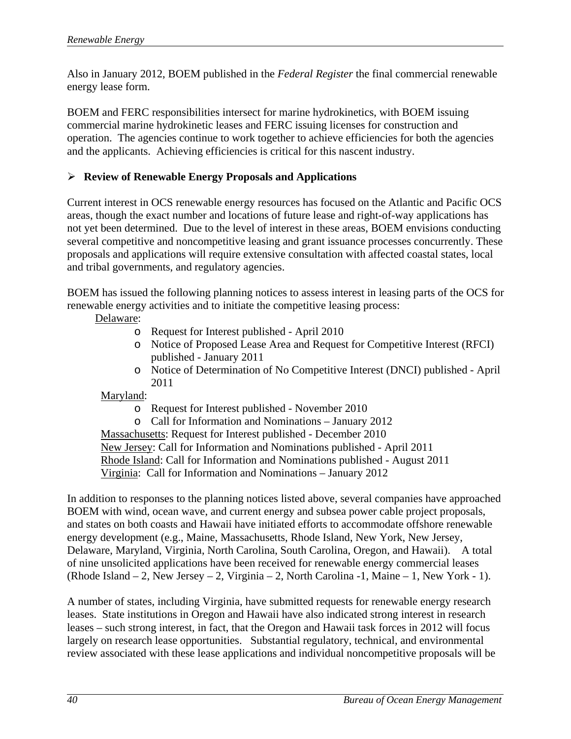Also in January 2012, BOEM published in the *Federal Register* the final commercial renewable energy lease form.

BOEM and FERC responsibilities intersect for marine hydrokinetics, with BOEM issuing commercial marine hydrokinetic leases and FERC issuing licenses for construction and operation. The agencies continue to work together to achieve efficiencies for both the agencies and the applicants. Achieving efficiencies is critical for this nascent industry.

- **Review of Renewable Energy Proposals and Applications**

Current interest in OCS renewable energy resources has focused on the Atlantic and Pacific OCS areas, though the exact number and locations of future lease and right-of-way applications has not yet been determined. Due to the level of interest in these areas, BOEM envisions conducting several competitive and noncompetitive leasing and grant issuance processes concurrently. These proposals and applications will require extensive consultation with affected coastal states, local and tribal governments, and regulatory agencies.

BOEM has issued the following planning notices to assess interest in leasing parts of the OCS for renewable energy activities and to initiate the competitive leasing process:

Delaware:
- Request for Interest published - April 2010
- Notice of Proposed Lease Area and Request for Competitive Interest (RFCI) published - January 2011
- Notice of Determination of No Competitive Interest (DNCI) published - April 2011

Maryland:
- Request for Interest published - November 2010
- Call for Information and Nominations – January 2012

Massachusetts: Request for Interest published - December 2010
New Jersey: Call for Information and Nominations published - April 2011
Rhode Island: Call for Information and Nominations published - August 2011
Virginia: Call for Information and Nominations – January 2012

In addition to responses to the planning notices listed above, several companies have approached BOEM with wind, ocean wave, and current energy and subsea power cable project proposals, and states on both coasts and Hawaii have initiated efforts to accommodate offshore renewable energy development (e.g., Maine, Massachusetts, Rhode Island, New York, New Jersey, Delaware, Maryland, Virginia, North Carolina, South Carolina, Oregon, and Hawaii). A total of nine unsolicited applications have been received for renewable energy commercial leases (Rhode Island – 2, New Jersey – 2, Virginia – 2, North Carolina -1, Maine – 1, New York - 1).

A number of states, including Virginia, have submitted requests for renewable energy research leases. State institutions in Oregon and Hawaii have also indicated strong interest in research leases – such strong interest, in fact, that the Oregon and Hawaii task forces in 2012 will focus largely on research lease opportunities. Substantial regulatory, technical, and environmental review associated with these lease applications and individual noncompetitive proposals will be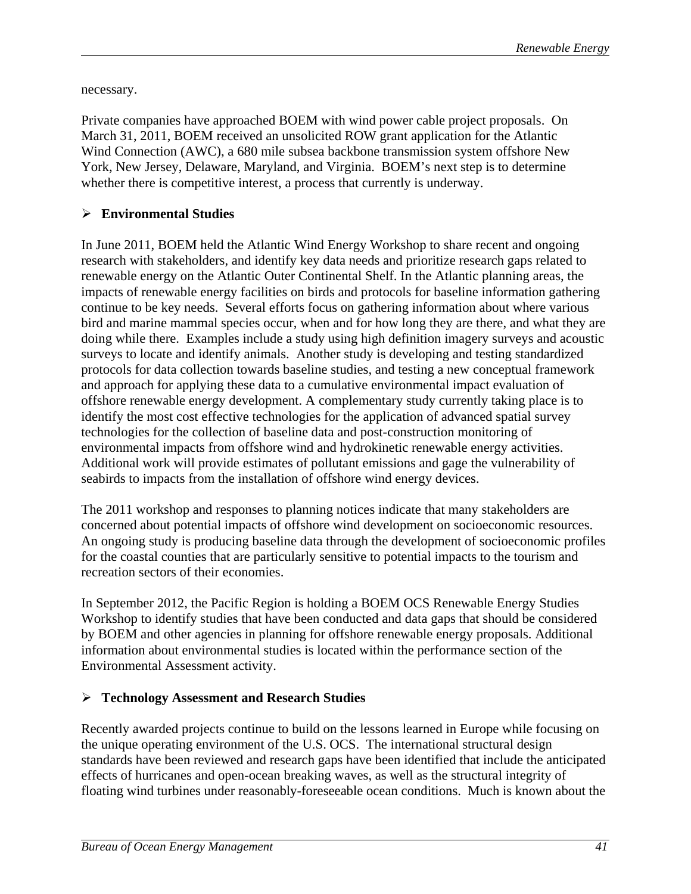necessary.

Private companies have approached BOEM with wind power cable project proposals. On March 31, 2011, BOEM received an unsolicited ROW grant application for the Atlantic Wind Connection (AWC), a 680 mile subsea backbone transmission system offshore New York, New Jersey, Delaware, Maryland, and Virginia. BOEM's next step is to determine whether there is competitive interest, a process that currently is underway.

- **Environmental Studies**

In June 2011, BOEM held the Atlantic Wind Energy Workshop to share recent and ongoing research with stakeholders, and identify key data needs and prioritize research gaps related to renewable energy on the Atlantic Outer Continental Shelf. In the Atlantic planning areas, the impacts of renewable energy facilities on birds and protocols for baseline information gathering continue to be key needs. Several efforts focus on gathering information about where various bird and marine mammal species occur, when and for how long they are there, and what they are doing while there. Examples include a study using high definition imagery surveys and acoustic surveys to locate and identify animals. Another study is developing and testing standardized protocols for data collection towards baseline studies, and testing a new conceptual framework and approach for applying these data to a cumulative environmental impact evaluation of offshore renewable energy development. A complementary study currently taking place is to identify the most cost effective technologies for the application of advanced spatial survey technologies for the collection of baseline data and post-construction monitoring of environmental impacts from offshore wind and hydrokinetic renewable energy activities. Additional work will provide estimates of pollutant emissions and gage the vulnerability of seabirds to impacts from the installation of offshore wind energy devices.

The 2011 workshop and responses to planning notices indicate that many stakeholders are concerned about potential impacts of offshore wind development on socioeconomic resources. An ongoing study is producing baseline data through the development of socioeconomic profiles for the coastal counties that are particularly sensitive to potential impacts to the tourism and recreation sectors of their economies.

In September 2012, the Pacific Region is holding a BOEM OCS Renewable Energy Studies Workshop to identify studies that have been conducted and data gaps that should be considered by BOEM and other agencies in planning for offshore renewable energy proposals. Additional information about environmental studies is located within the performance section of the Environmental Assessment activity.

- **Technology Assessment and Research Studies**

Recently awarded projects continue to build on the lessons learned in Europe while focusing on the unique operating environment of the U.S. OCS. The international structural design standards have been reviewed and research gaps have been identified that include the anticipated effects of hurricanes and open-ocean breaking waves, as well as the structural integrity of floating wind turbines under reasonably-foreseeable ocean conditions. Much is known about the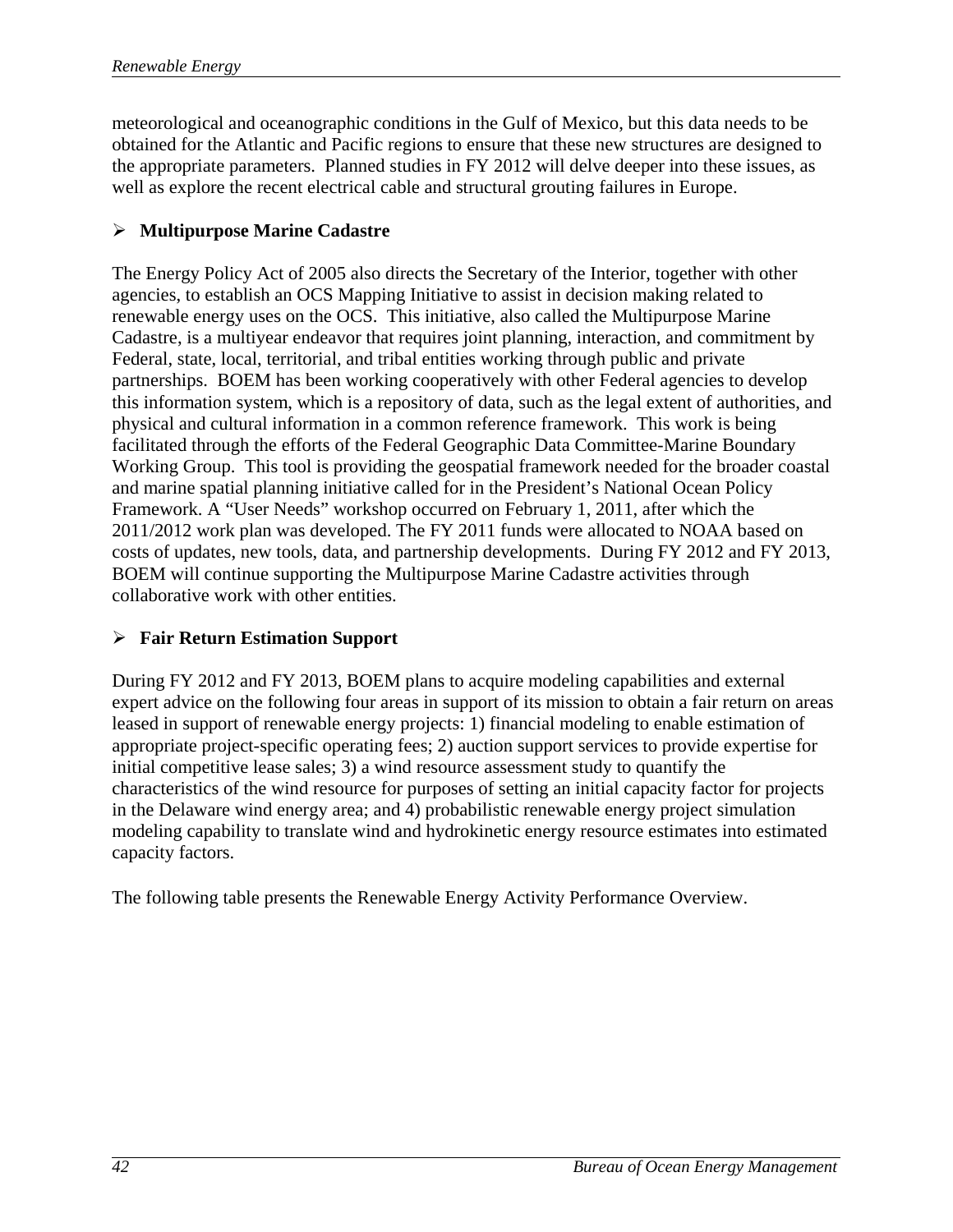meteorological and oceanographic conditions in the Gulf of Mexico, but this data needs to be obtained for the Atlantic and Pacific regions to ensure that these new structures are designed to the appropriate parameters. Planned studies in FY 2012 will delve deeper into these issues, as well as explore the recent electrical cable and structural grouting failures in Europe.

- **Multipurpose Marine Cadastre**

The Energy Policy Act of 2005 also directs the Secretary of the Interior, together with other agencies, to establish an OCS Mapping Initiative to assist in decision making related to renewable energy uses on the OCS. This initiative, also called the Multipurpose Marine Cadastre, is a multiyear endeavor that requires joint planning, interaction, and commitment by Federal, state, local, territorial, and tribal entities working through public and private partnerships. BOEM has been working cooperatively with other Federal agencies to develop this information system, which is a repository of data, such as the legal extent of authorities, and physical and cultural information in a common reference framework. This work is being facilitated through the efforts of the Federal Geographic Data Committee-Marine Boundary Working Group. This tool is providing the geospatial framework needed for the broader coastal and marine spatial planning initiative called for in the President's National Ocean Policy Framework. A "User Needs" workshop occurred on February 1, 2011, after which the 2011/2012 work plan was developed. The FY 2011 funds were allocated to NOAA based on costs of updates, new tools, data, and partnership developments. During FY 2012 and FY 2013, BOEM will continue supporting the Multipurpose Marine Cadastre activities through collaborative work with other entities.

- **Fair Return Estimation Support**

During FY 2012 and FY 2013, BOEM plans to acquire modeling capabilities and external expert advice on the following four areas in support of its mission to obtain a fair return on areas leased in support of renewable energy projects: 1) financial modeling to enable estimation of appropriate project-specific operating fees; 2) auction support services to provide expertise for initial competitive lease sales; 3) a wind resource assessment study to quantify the characteristics of the wind resource for purposes of setting an initial capacity factor for projects in the Delaware wind energy area; and 4) probabilistic renewable energy project simulation modeling capability to translate wind and hydrokinetic energy resource estimates into estimated capacity factors.

The following table presents the Renewable Energy Activity Performance Overview.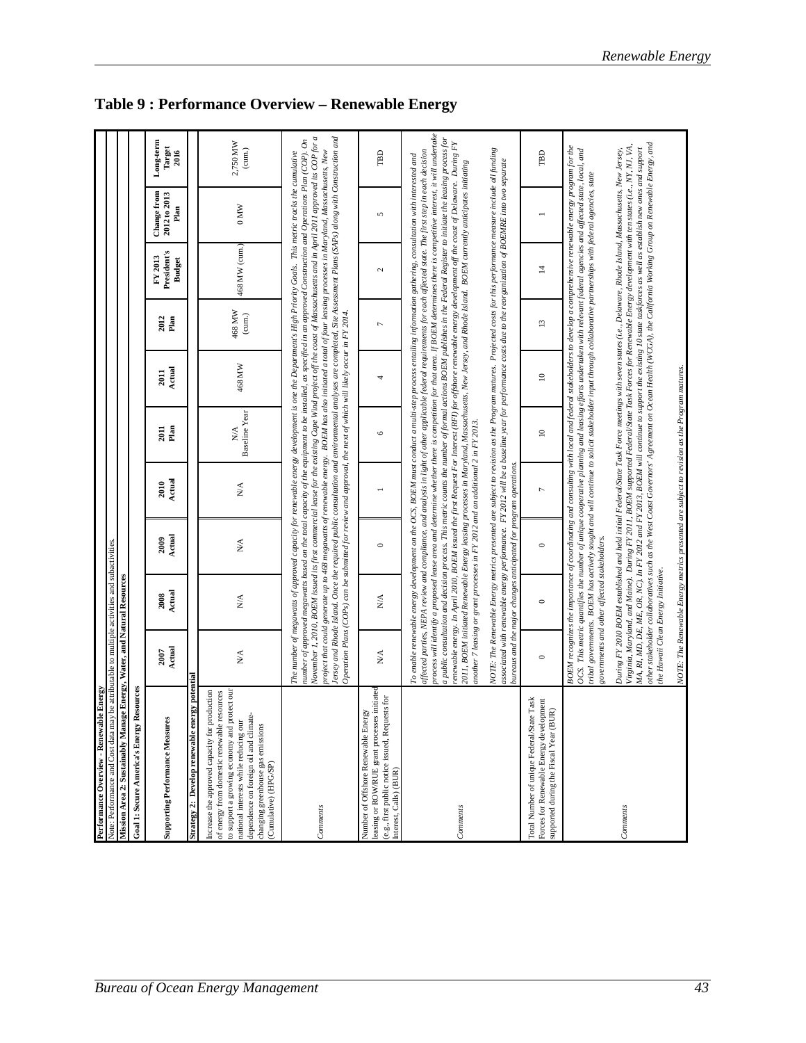# Table 9 : Performance Overview – Renewable Energy

| Supporting Performance Measures | 2007 Actual | 2008 Actual | 2009 Actual | 2010 Actual | 2011 Plan | 2011 Actual | 2012 Plan | FY 2013 President's Budget | Change from 2012 to 2013 Plan | Long-term Target 2016 |
|---|---|---|---|---|---|---|---|---|---|---|
| **Performance Overview - Renewable Energy** | | | | | | | | | | |
| Note: Performance and Cost data may be attributable to multiple activities and subactivities. | | | | | | | | | | |
| **Mission Area 2: Sustainably Manage Energy, Water, and Natural Resources** | | | | | | | | | | |
| **Goal 1: Secure America's Energy Resources** | | | | | | | | | | |
| **Strategy 2: Develop renewable energy potential** | | | | | | | | | | |
| Increase the approved capacity for production of energy from domestic renewable resources to support a growing economy and protect our national interests while reducing our dependence on foreign oil and climate-changing greenhouse gas emissions (Cumulative) (HPG/SP) | N/A | N/A | N/A | N/A | N/A Baseline Year | 468 MW | 468 MW (cum.) | 468 MW (cum.) | 0 MW | 2,750 MW (cum.) |
| Comments | *The number of megawatts of approved capacity for renewable energy development is one the Department's High Priority Goals. This metric tracks the cumulative number of approved megawatts based on the total capacity of the equipment to be installed, as specified in an approved Construction and Operations Plan (COP). On November 1, 2010, BOEM issued its first commercial lease for the existing Cape Wind project off the coast of Massachusetts and in April 2011 approved its COP for a project that could generate up to 468 megawatts of renewable energy. BOEM has also initiated a total of four leasing processes in Maryland, Massachusetts, New Jersey and Rhode Island. Once the required public consultation and environmental analyses are completed, Site Assessment Plans (SAPs) along with Construction and Operation Plans (COPs) can be submitted for review and approval, the next of which will likely occur in FY 2014.* | | | | | | | | | |
| Number of Offshore Renewable Energy leasing or ROW/RUE grant processes initiated (e.g., first public notice issued, Requests for Interest, Calls) (BUR) | N/A | N/A | 0 | 1 | 6 | 4 | 7 | 2 | 5 | TBD |
| Comments | *To enable renewable energy development on the OCS, BOEM must conduct a multi-step process entailing information gathering, consultation with interested and affected parties, NEPA review and compliance, and analysis in light of other applicable federal requirements for each affected state. The first step in each decision process will identify a proposed lease area and determine whether there is competition for that area. If BOEM determines there is competitive interest, it will undertake a public consultation and decision process. This metric counts the number of formal actions BOEM publishes in the Federal Register to initiate the leasing process for renewable energy. In April 2010, BOEM issued the first Request For Interest (RFI) for offshore renewable energy development off the coast of Delaware. During FY 2011, BOEM initiated Renewable Energy leasing processes in Maryland, Massachusetts, New Jersey, and Rhode Island. BOEM currently anticipates initiating another 7 leasing or grant processes in FY 2012 and an additional 2 in FY 2013.* <br><br> *NOTE: The Renewable Energy metrics presented are subject to revision as the Program matures. Projected costs for this performance measure include al funding associated with renewable energy performance. FY 2012 will be a baseline year for performance costs due to the reorganization of BOEMRE into two separate bureaus and the major changes anticipated for program operations.* | | | | | | | | | |
| Total Number of unique Federal/State Task Forces for Renewable Energy development supported during the Fiscal Year (BUR) | 0 | 0 | 0 | 7 | 10 | 10 | 13 | 14 | 1 | TBD |
| Comments | *BOEM recognizes the importance of coordinating and consulting with local and federal stakeholders to develop a comprehensive renewable energy program for the OCS. This metric quantifies the number of unique cooperative planning and leasing efforts undertaken with relevant federal agencies and affected state, local, and tribal governments. BOEM has actively sought and will continue to solicit stakeholder input through collaborative partnerships with federal agencies, state governments and other affected stakeholders.* <br><br> *During FY 2010 BOEM established and held initial Federal/State Task Force meetings with seven states (i.e., Delaware, Rhode Island, Massachusetts, New Jersey, Virginia, Maryland, and Maine). During FY 2011, BOEM supported Federal/State Task Forces for Renewable Energy development with ten states (i.e., NY, NJ, VA, MA, RI, MD, DE, ME, OR, NC). In FY 2012 and FY 2013, BOEM will continue to support the existing 10 state taskforces as well as establish new ones and support other stakeholder collaboratives such as the West Coast Governors' Agreement on Ocean Health (WCGA), the California Working Group on Renewable Energy, and the Hawaii Clean Energy Initiative.* <br><br> *NOTE: The Renewable Energy metrics presented are subject to revision as the Program matures.* | | | | | | | | | |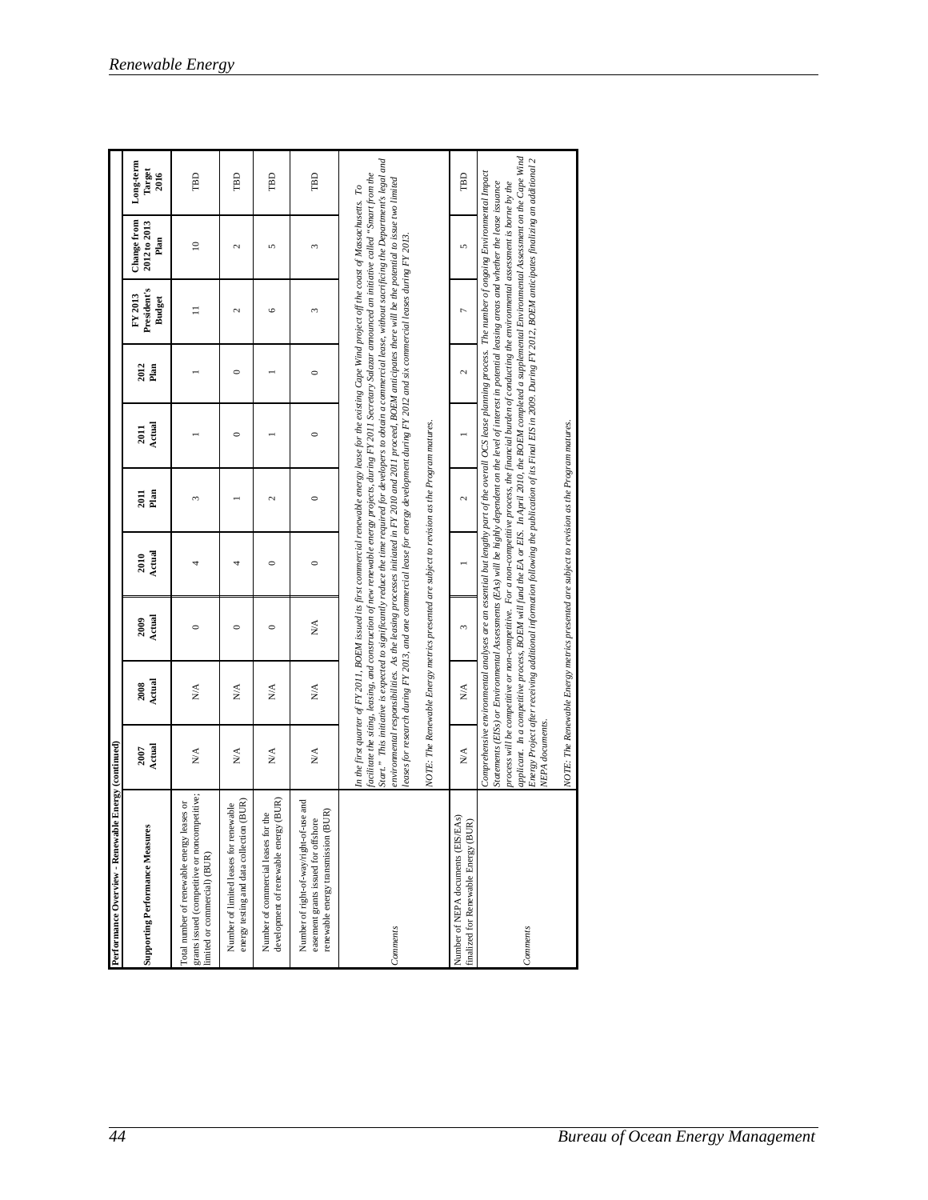**Performance Overview - Renewable Energy (continued)**

| Supporting Performance Measures | 2007 Actual | 2008 Actual | 2009 Actual | 2010 Actual | 2011 Plan | 2011 Actual | 2012 Plan | FY 2013 President's Budget | Change from 2012 to 2013 Plan | Long-term Target 2016 |
|---|---|---|---|---|---|---|---|---|---|---|
| Total number of renewable energy leases or grants issued (competitive or noncompetitive; limited or commercial) (BUR) | N/A | N/A | 0 | 4 | 3 | 1 | 1 | 11 | 10 | TBD |
| Number of limited leases for renewable energy testing and data collection (BUR) | N/A | N/A | 0 | 4 | 1 | 0 | 0 | 2 | 2 | TBD |
| Number of commercial leases for the development of renewable energy (BUR) | N/A | N/A | 0 | 0 | 2 | 1 | 1 | 6 | 5 | TBD |
| Number of right-of-way/right-of-use and easement grants issued for offshore renewable energy transmission (BUR) | N/A | N/A | N/A | 0 | 0 | 0 | 0 | 3 | 3 | TBD |
| *Comments* | *In the first quarter of FY 2011, BOEM issued its first commercial renewable energy lease for the existing Cape Wind project off the coast of Massachusetts. To facilitate the siting, leasing, and construction of new renewable energy projects, during FY 2011 Secretary Salazar announced an initiative called "Smart from the Start." This initiative is expected to significantly reduce the time required for developers to obtain a commercial lease, without sacrificing the Department's legal and environmental responsibilities. As the leasing processes initiated in FY 2010 and 2011 proceed, BOEM anticipates there will be the potential to issue two limited leases for research during FY 2013, and one commercial lease for energy development during FY 2012 and six commercial leases during FY 2013. NOTE: The Renewable Energy metrics presented are subject to revision as the Program matures.* | | | | | | | | | |
| Number of NEPA documents (EIS/EAs) finalized for Renewable Energy (BUR) | N/A | N/A | 3 | 1 | 2 | 1 | 2 | 7 | 5 | TBD |
| *Comments* | *Comprehensive environmental analyses are an essential but lengthy part of the overall OCS lease planning process. The number of ongoing Environmental Impact Statements (EISs) or Environmental Assessments (EAs) will be highly dependent on the level of interest in potential leasing areas and whether the lease issuance process will be competitive or non-competitive. For a non-competitive process, the financial burden of conducting the environmental assessment is borne by the applicant. In a competitive process, BOEM will fund the EA or EIS. In April 2010, the BOEM completed a supplemental Environmental Assessment on the Cape Wind Energy Project after receiving additional information following the publication of its Final EIS in 2009. During FY 2012, BOEM anticipates finalizing an additional 2 NEPA documents. NOTE: The Renewable Energy metrics presented are subject to revision as the Program matures.* | | | | | | | | | |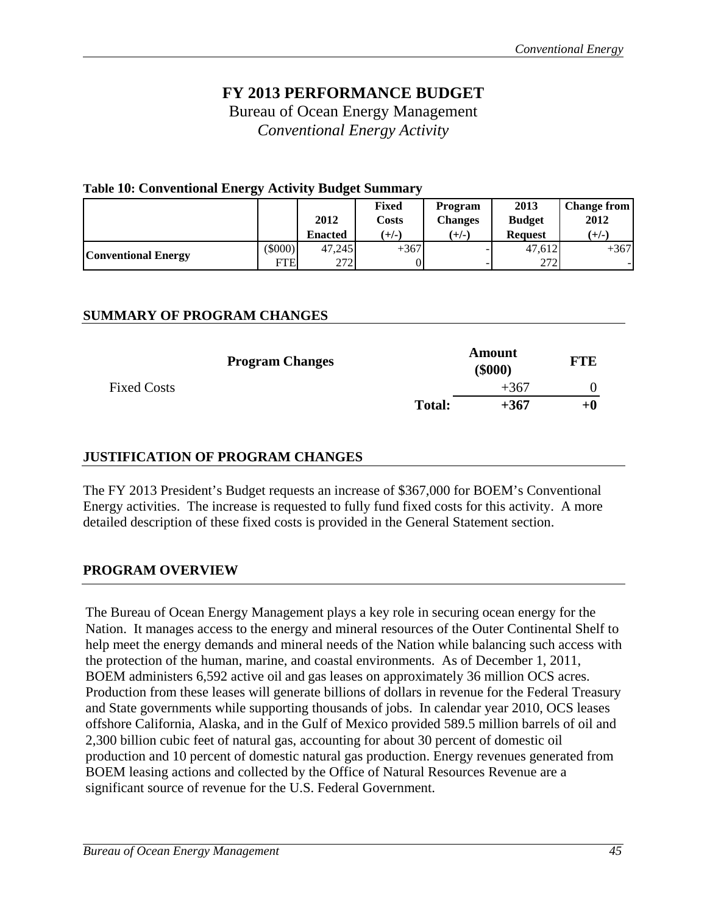# FY 2013 PERFORMANCE BUDGET

Bureau of Ocean Energy Management

*Conventional Energy Activity*

**Table 10: Conventional Energy Activity Budget Summary**

| | | 2012 Enacted | Fixed Costs (+/-) | Program Changes (+/-) | 2013 Budget Request | Change from 2012 (+/-) |
|---|---|---|---|---|---|---|
| **Conventional Energy** | ($000) | 47,245 | +367 | - | 47,612 | +367 |
| | FTE | 272 | 0 | - | 272 | - |

## SUMMARY OF PROGRAM CHANGES

| Program Changes | | Amount ($000) | FTE |
|---|---|---|---|
| Fixed Costs | | +367 | 0 |
| | **Total:** | **+367** | **+0** |

## JUSTIFICATION OF PROGRAM CHANGES

The FY 2013 President's Budget requests an increase of $367,000 for BOEM's Conventional Energy activities. The increase is requested to fully fund fixed costs for this activity. A more detailed description of these fixed costs is provided in the General Statement section.

## PROGRAM OVERVIEW

The Bureau of Ocean Energy Management plays a key role in securing ocean energy for the Nation. It manages access to the energy and mineral resources of the Outer Continental Shelf to help meet the energy demands and mineral needs of the Nation while balancing such access with the protection of the human, marine, and coastal environments. As of December 1, 2011, BOEM administers 6,592 active oil and gas leases on approximately 36 million OCS acres. Production from these leases will generate billions of dollars in revenue for the Federal Treasury and State governments while supporting thousands of jobs. In calendar year 2010, OCS leases offshore California, Alaska, and in the Gulf of Mexico provided 589.5 million barrels of oil and 2,300 billion cubic feet of natural gas, accounting for about 30 percent of domestic oil production and 10 percent of domestic natural gas production. Energy revenues generated from BOEM leasing actions and collected by the Office of Natural Resources Revenue are a significant source of revenue for the U.S. Federal Government.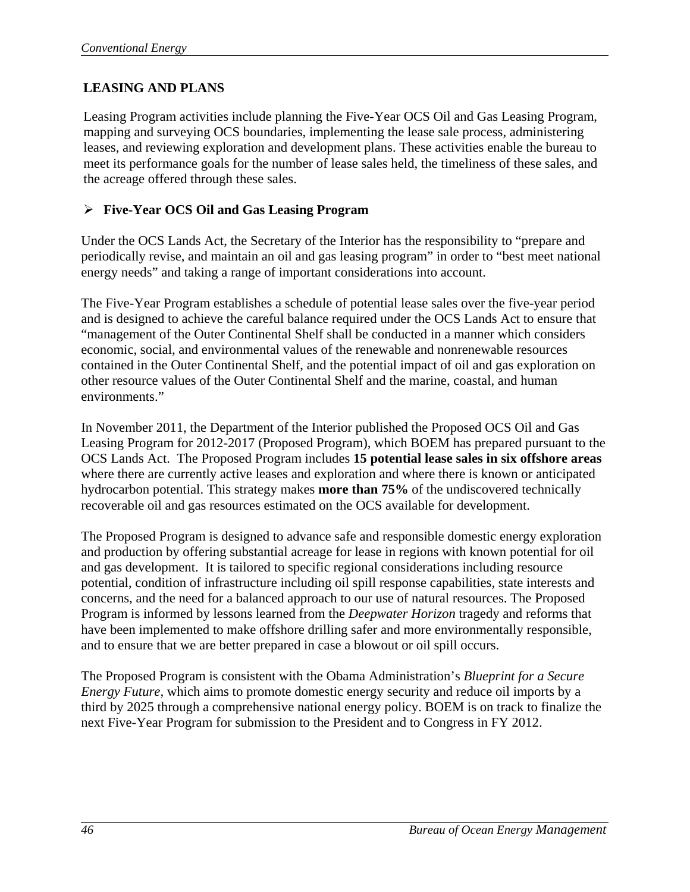## LEASING AND PLANS

Leasing Program activities include planning the Five-Year OCS Oil and Gas Leasing Program, mapping and surveying OCS boundaries, implementing the lease sale process, administering leases, and reviewing exploration and development plans. These activities enable the bureau to meet its performance goals for the number of lease sales held, the timeliness of these sales, and the acreage offered through these sales.

### ➢ Five-Year OCS Oil and Gas Leasing Program

Under the OCS Lands Act, the Secretary of the Interior has the responsibility to "prepare and periodically revise, and maintain an oil and gas leasing program" in order to "best meet national energy needs" and taking a range of important considerations into account.

The Five-Year Program establishes a schedule of potential lease sales over the five-year period and is designed to achieve the careful balance required under the OCS Lands Act to ensure that "management of the Outer Continental Shelf shall be conducted in a manner which considers economic, social, and environmental values of the renewable and nonrenewable resources contained in the Outer Continental Shelf, and the potential impact of oil and gas exploration on other resource values of the Outer Continental Shelf and the marine, coastal, and human environments."

In November 2011, the Department of the Interior published the Proposed OCS Oil and Gas Leasing Program for 2012-2017 (Proposed Program), which BOEM has prepared pursuant to the OCS Lands Act. The Proposed Program includes **15 potential lease sales in six offshore areas** where there are currently active leases and exploration and where there is known or anticipated hydrocarbon potential. This strategy makes **more than 75%** of the undiscovered technically recoverable oil and gas resources estimated on the OCS available for development.

The Proposed Program is designed to advance safe and responsible domestic energy exploration and production by offering substantial acreage for lease in regions with known potential for oil and gas development. It is tailored to specific regional considerations including resource potential, condition of infrastructure including oil spill response capabilities, state interests and concerns, and the need for a balanced approach to our use of natural resources. The Proposed Program is informed by lessons learned from the *Deepwater Horizon* tragedy and reforms that have been implemented to make offshore drilling safer and more environmentally responsible, and to ensure that we are better prepared in case a blowout or oil spill occurs.

The Proposed Program is consistent with the Obama Administration's *Blueprint for a Secure Energy Future*, which aims to promote domestic energy security and reduce oil imports by a third by 2025 through a comprehensive national energy policy. BOEM is on track to finalize the next Five-Year Program for submission to the President and to Congress in FY 2012.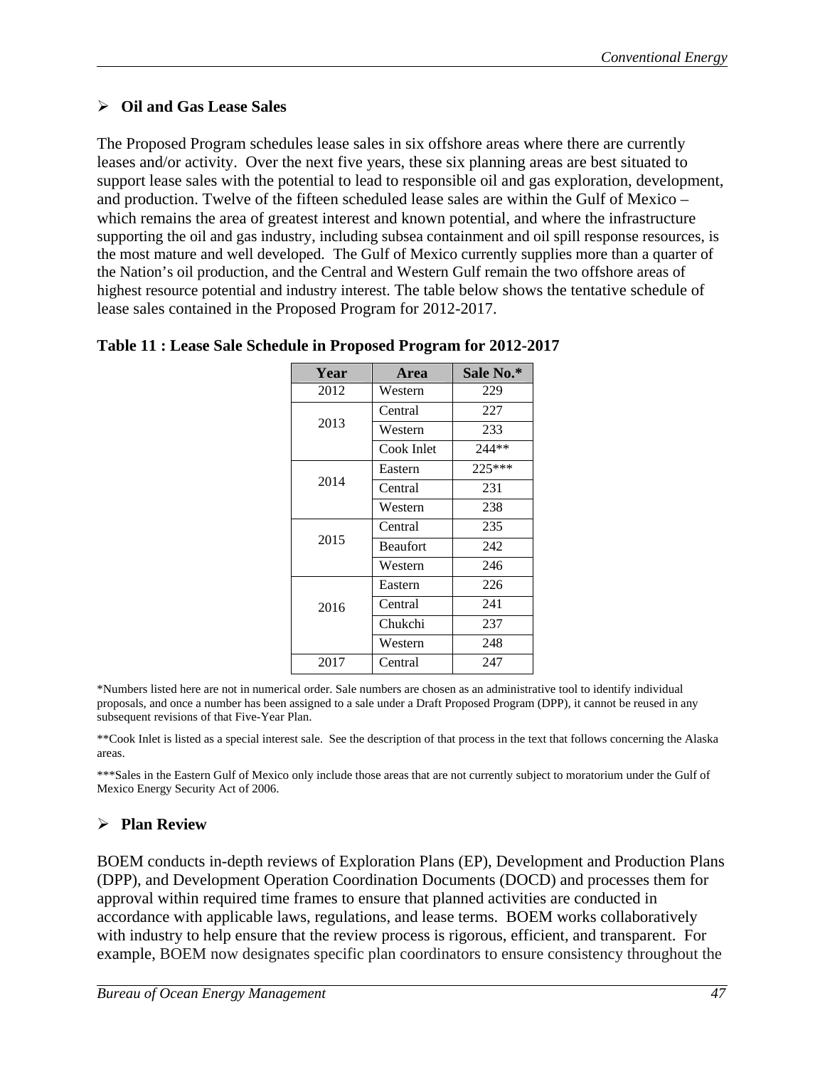## ➢ Oil and Gas Lease Sales

The Proposed Program schedules lease sales in six offshore areas where there are currently leases and/or activity. Over the next five years, these six planning areas are best situated to support lease sales with the potential to lead to responsible oil and gas exploration, development, and production. Twelve of the fifteen scheduled lease sales are within the Gulf of Mexico – which remains the area of greatest interest and known potential, and where the infrastructure supporting the oil and gas industry, including subsea containment and oil spill response resources, is the most mature and well developed. The Gulf of Mexico currently supplies more than a quarter of the Nation's oil production, and the Central and Western Gulf remain the two offshore areas of highest resource potential and industry interest. The table below shows the tentative schedule of lease sales contained in the Proposed Program for 2012-2017.

**Table 11 : Lease Sale Schedule in Proposed Program for 2012-2017**

| Year | Area | Sale No.* |
|---|---|---|
| 2012 | Western | 229 |
| 2013 | Central | 227 |
| | Western | 233 |
| | Cook Inlet | 244** |
| 2014 | Eastern | 225*** |
| | Central | 231 |
| | Western | 238 |
| 2015 | Central | 235 |
| | Beaufort | 242 |
| | Western | 246 |
| 2016 | Eastern | 226 |
| | Central | 241 |
| | Chukchi | 237 |
| | Western | 248 |
| 2017 | Central | 247 |

*Numbers listed here are not in numerical order. Sale numbers are chosen as an administrative tool to identify individual proposals, and once a number has been assigned to a sale under a Draft Proposed Program (DPP), it cannot be reused in any subsequent revisions of that Five-Year Plan.

**Cook Inlet is listed as a special interest sale. See the description of that process in the text that follows concerning the Alaska areas.

***Sales in the Eastern Gulf of Mexico only include those areas that are not currently subject to moratorium under the Gulf of Mexico Energy Security Act of 2006.

## ➢ Plan Review

BOEM conducts in-depth reviews of Exploration Plans (EP), Development and Production Plans (DPP), and Development Operation Coordination Documents (DOCD) and processes them for approval within required time frames to ensure that planned activities are conducted in accordance with applicable laws, regulations, and lease terms. BOEM works collaboratively with industry to help ensure that the review process is rigorous, efficient, and transparent. For example, BOEM now designates specific plan coordinators to ensure consistency throughout the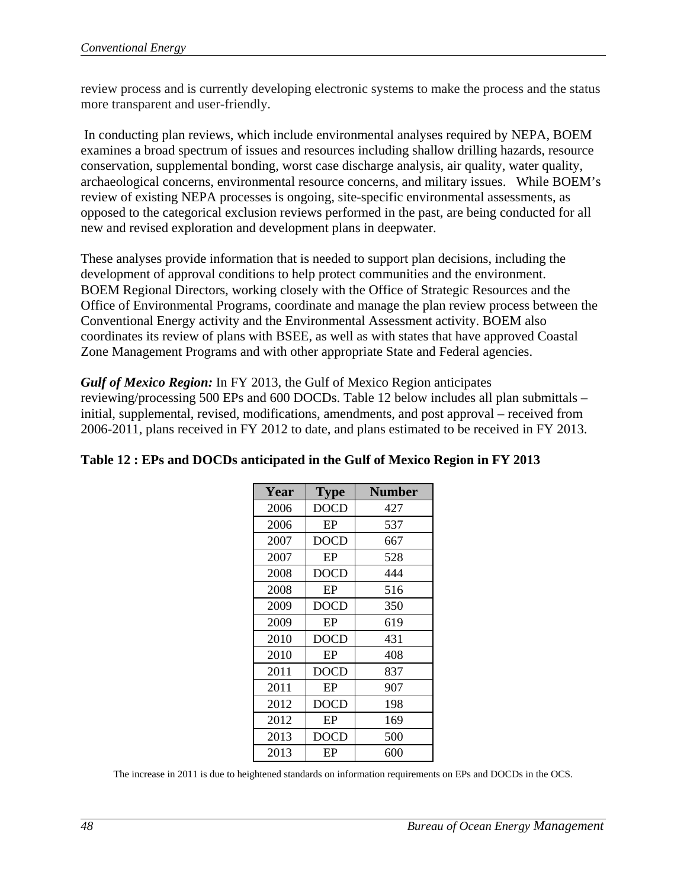review process and is currently developing electronic systems to make the process and the status more transparent and user-friendly.

In conducting plan reviews, which include environmental analyses required by NEPA, BOEM examines a broad spectrum of issues and resources including shallow drilling hazards, resource conservation, supplemental bonding, worst case discharge analysis, air quality, water quality, archaeological concerns, environmental resource concerns, and military issues. While BOEM's review of existing NEPA processes is ongoing, site-specific environmental assessments, as opposed to the categorical exclusion reviews performed in the past, are being conducted for all new and revised exploration and development plans in deepwater.

These analyses provide information that is needed to support plan decisions, including the development of approval conditions to help protect communities and the environment. BOEM Regional Directors, working closely with the Office of Strategic Resources and the Office of Environmental Programs, coordinate and manage the plan review process between the Conventional Energy activity and the Environmental Assessment activity. BOEM also coordinates its review of plans with BSEE, as well as with states that have approved Coastal Zone Management Programs and with other appropriate State and Federal agencies.

***Gulf of Mexico Region:*** In FY 2013, the Gulf of Mexico Region anticipates reviewing/processing 500 EPs and 600 DOCDs. Table 12 below includes all plan submittals – initial, supplemental, revised, modifications, amendments, and post approval – received from 2006-2011, plans received in FY 2012 to date, and plans estimated to be received in FY 2013.

**Table 12 : EPs and DOCDs anticipated in the Gulf of Mexico Region in FY 2013**

| Year | Type | Number |
|---|---|---|
| 2006 | DOCD | 427 |
| 2006 | EP | 537 |
| 2007 | DOCD | 667 |
| 2007 | EP | 528 |
| 2008 | DOCD | 444 |
| 2008 | EP | 516 |
| 2009 | DOCD | 350 |
| 2009 | EP | 619 |
| 2010 | DOCD | 431 |
| 2010 | EP | 408 |
| 2011 | DOCD | 837 |
| 2011 | EP | 907 |
| 2012 | DOCD | 198 |
| 2012 | EP | 169 |
| 2013 | DOCD | 500 |
| 2013 | EP | 600 |

The increase in 2011 is due to heightened standards on information requirements on EPs and DOCDs in the OCS.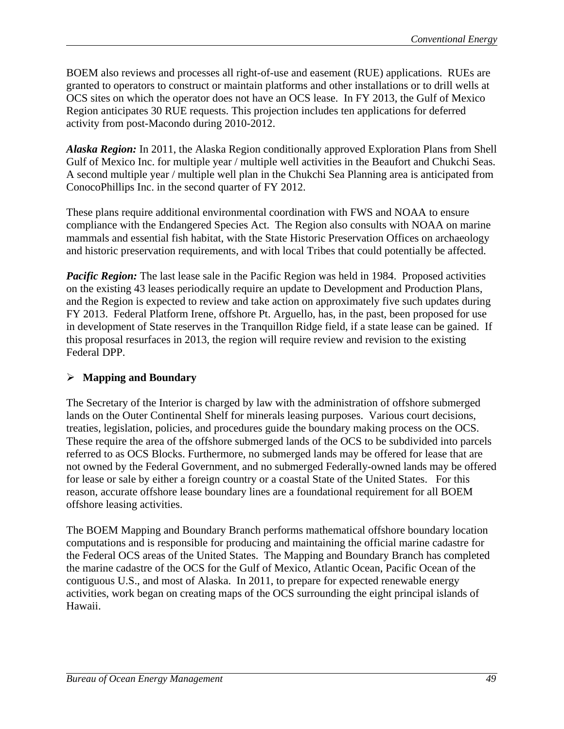BOEM also reviews and processes all right-of-use and easement (RUE) applications. RUEs are granted to operators to construct or maintain platforms and other installations or to drill wells at OCS sites on which the operator does not have an OCS lease. In FY 2013, the Gulf of Mexico Region anticipates 30 RUE requests. This projection includes ten applications for deferred activity from post-Macondo during 2010-2012.

***Alaska Region:*** In 2011, the Alaska Region conditionally approved Exploration Plans from Shell Gulf of Mexico Inc. for multiple year / multiple well activities in the Beaufort and Chukchi Seas. A second multiple year / multiple well plan in the Chukchi Sea Planning area is anticipated from ConocoPhillips Inc. in the second quarter of FY 2012.

These plans require additional environmental coordination with FWS and NOAA to ensure compliance with the Endangered Species Act. The Region also consults with NOAA on marine mammals and essential fish habitat, with the State Historic Preservation Offices on archaeology and historic preservation requirements, and with local Tribes that could potentially be affected.

***Pacific Region:*** The last lease sale in the Pacific Region was held in 1984. Proposed activities on the existing 43 leases periodically require an update to Development and Production Plans, and the Region is expected to review and take action on approximately five such updates during FY 2013. Federal Platform Irene, offshore Pt. Arguello, has, in the past, been proposed for use in development of State reserves in the Tranquillon Ridge field, if a state lease can be gained. If this proposal resurfaces in 2013, the region will require review and revision to the existing Federal DPP.

- **Mapping and Boundary**

The Secretary of the Interior is charged by law with the administration of offshore submerged lands on the Outer Continental Shelf for minerals leasing purposes. Various court decisions, treaties, legislation, policies, and procedures guide the boundary making process on the OCS. These require the area of the offshore submerged lands of the OCS to be subdivided into parcels referred to as OCS Blocks. Furthermore, no submerged lands may be offered for lease that are not owned by the Federal Government, and no submerged Federally-owned lands may be offered for lease or sale by either a foreign country or a coastal State of the United States. For this reason, accurate offshore lease boundary lines are a foundational requirement for all BOEM offshore leasing activities.

The BOEM Mapping and Boundary Branch performs mathematical offshore boundary location computations and is responsible for producing and maintaining the official marine cadastre for the Federal OCS areas of the United States. The Mapping and Boundary Branch has completed the marine cadastre of the OCS for the Gulf of Mexico, Atlantic Ocean, Pacific Ocean of the contiguous U.S., and most of Alaska. In 2011, to prepare for expected renewable energy activities, work began on creating maps of the OCS surrounding the eight principal islands of Hawaii.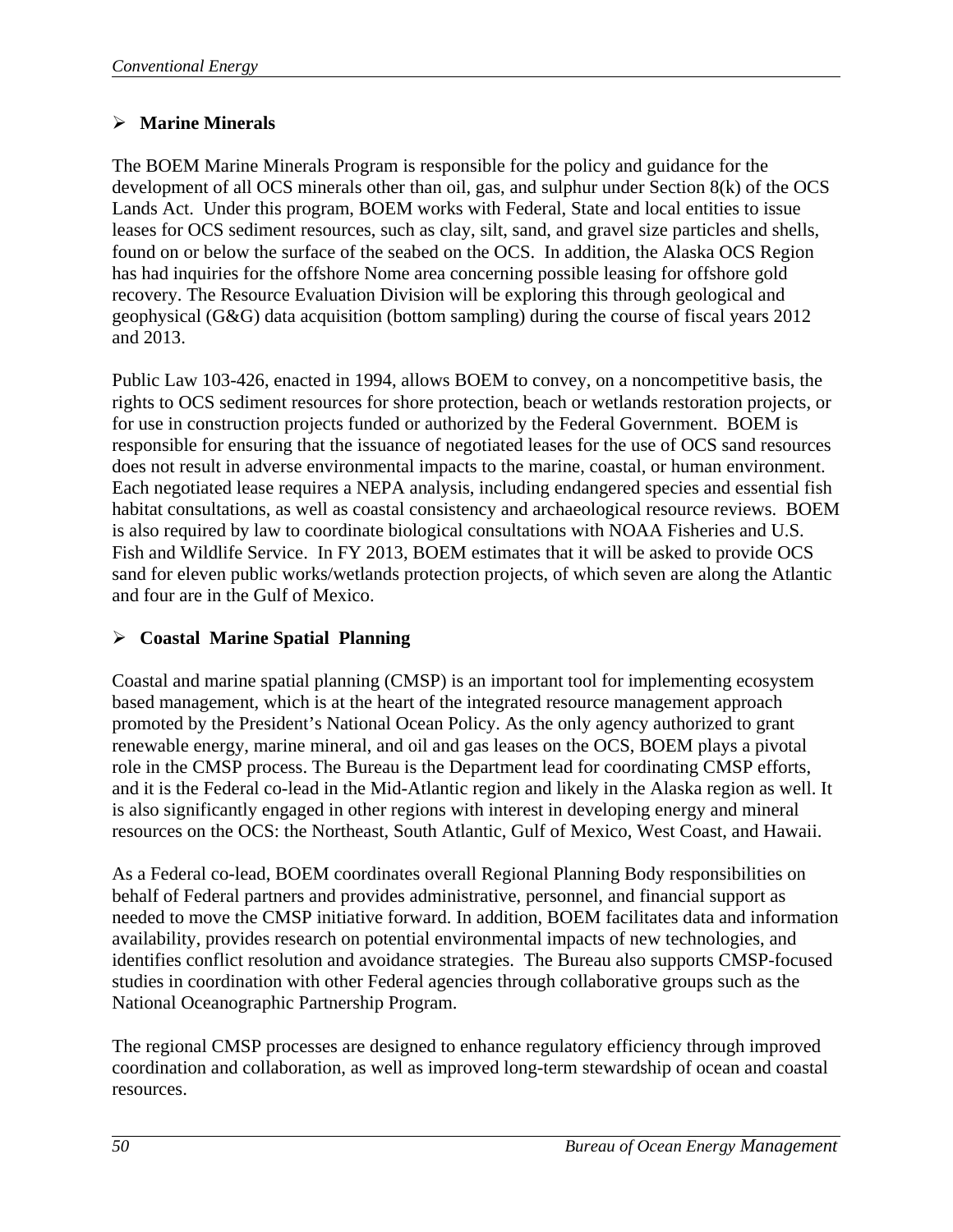## Marine Minerals

The BOEM Marine Minerals Program is responsible for the policy and guidance for the development of all OCS minerals other than oil, gas, and sulphur under Section 8(k) of the OCS Lands Act. Under this program, BOEM works with Federal, State and local entities to issue leases for OCS sediment resources, such as clay, silt, sand, and gravel size particles and shells, found on or below the surface of the seabed on the OCS. In addition, the Alaska OCS Region has had inquiries for the offshore Nome area concerning possible leasing for offshore gold recovery. The Resource Evaluation Division will be exploring this through geological and geophysical (G&G) data acquisition (bottom sampling) during the course of fiscal years 2012 and 2013.

Public Law 103-426, enacted in 1994, allows BOEM to convey, on a noncompetitive basis, the rights to OCS sediment resources for shore protection, beach or wetlands restoration projects, or for use in construction projects funded or authorized by the Federal Government. BOEM is responsible for ensuring that the issuance of negotiated leases for the use of OCS sand resources does not result in adverse environmental impacts to the marine, coastal, or human environment. Each negotiated lease requires a NEPA analysis, including endangered species and essential fish habitat consultations, as well as coastal consistency and archaeological resource reviews. BOEM is also required by law to coordinate biological consultations with NOAA Fisheries and U.S. Fish and Wildlife Service. In FY 2013, BOEM estimates that it will be asked to provide OCS sand for eleven public works/wetlands protection projects, of which seven are along the Atlantic and four are in the Gulf of Mexico.

## Coastal Marine Spatial Planning

Coastal and marine spatial planning (CMSP) is an important tool for implementing ecosystem based management, which is at the heart of the integrated resource management approach promoted by the President's National Ocean Policy. As the only agency authorized to grant renewable energy, marine mineral, and oil and gas leases on the OCS, BOEM plays a pivotal role in the CMSP process. The Bureau is the Department lead for coordinating CMSP efforts, and it is the Federal co-lead in the Mid-Atlantic region and likely in the Alaska region as well. It is also significantly engaged in other regions with interest in developing energy and mineral resources on the OCS: the Northeast, South Atlantic, Gulf of Mexico, West Coast, and Hawaii.

As a Federal co-lead, BOEM coordinates overall Regional Planning Body responsibilities on behalf of Federal partners and provides administrative, personnel, and financial support as needed to move the CMSP initiative forward. In addition, BOEM facilitates data and information availability, provides research on potential environmental impacts of new technologies, and identifies conflict resolution and avoidance strategies. The Bureau also supports CMSP-focused studies in coordination with other Federal agencies through collaborative groups such as the National Oceanographic Partnership Program.

The regional CMSP processes are designed to enhance regulatory efficiency through improved coordination and collaboration, as well as improved long-term stewardship of ocean and coastal resources.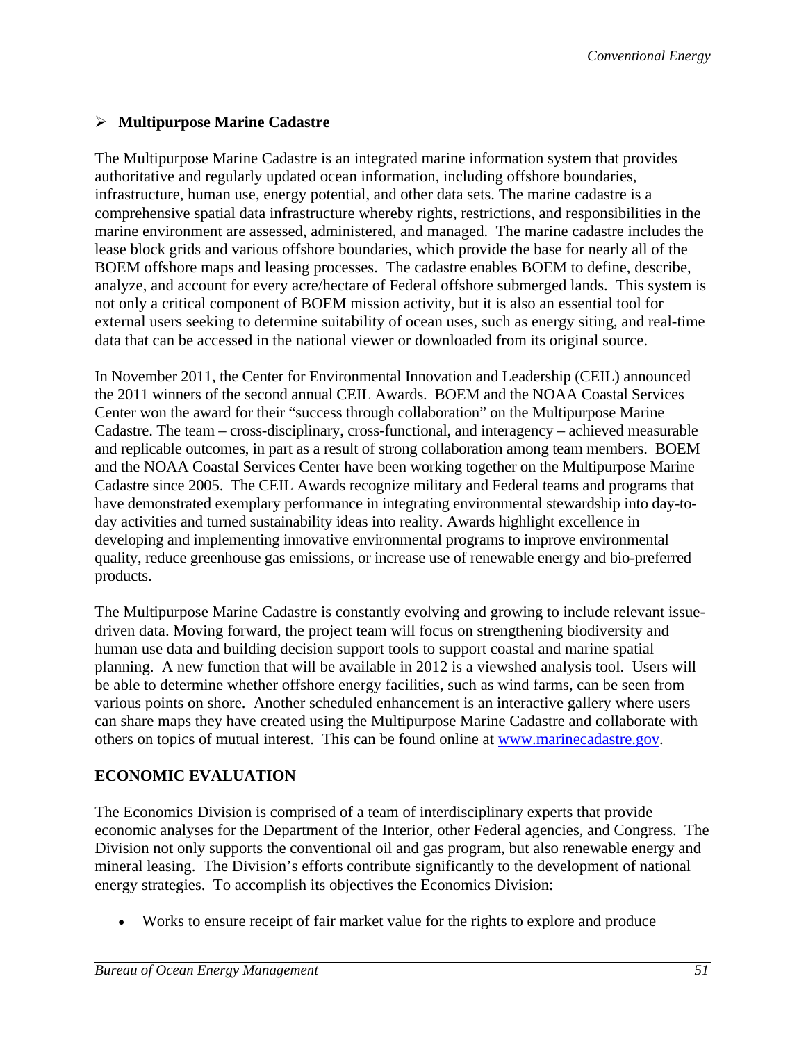### ➢ **Multipurpose Marine Cadastre**

The Multipurpose Marine Cadastre is an integrated marine information system that provides authoritative and regularly updated ocean information, including offshore boundaries, infrastructure, human use, energy potential, and other data sets. The marine cadastre is a comprehensive spatial data infrastructure whereby rights, restrictions, and responsibilities in the marine environment are assessed, administered, and managed. The marine cadastre includes the lease block grids and various offshore boundaries, which provide the base for nearly all of the BOEM offshore maps and leasing processes. The cadastre enables BOEM to define, describe, analyze, and account for every acre/hectare of Federal offshore submerged lands. This system is not only a critical component of BOEM mission activity, but it is also an essential tool for external users seeking to determine suitability of ocean uses, such as energy siting, and real-time data that can be accessed in the national viewer or downloaded from its original source.

In November 2011, the Center for Environmental Innovation and Leadership (CEIL) announced the 2011 winners of the second annual CEIL Awards. BOEM and the NOAA Coastal Services Center won the award for their "success through collaboration" on the Multipurpose Marine Cadastre. The team – cross-disciplinary, cross-functional, and interagency – achieved measurable and replicable outcomes, in part as a result of strong collaboration among team members. BOEM and the NOAA Coastal Services Center have been working together on the Multipurpose Marine Cadastre since 2005. The CEIL Awards recognize military and Federal teams and programs that have demonstrated exemplary performance in integrating environmental stewardship into day-to-day activities and turned sustainability ideas into reality. Awards highlight excellence in developing and implementing innovative environmental programs to improve environmental quality, reduce greenhouse gas emissions, or increase use of renewable energy and bio-preferred products.

The Multipurpose Marine Cadastre is constantly evolving and growing to include relevant issue-driven data. Moving forward, the project team will focus on strengthening biodiversity and human use data and building decision support tools to support coastal and marine spatial planning. A new function that will be available in 2012 is a viewshed analysis tool. Users will be able to determine whether offshore energy facilities, such as wind farms, can be seen from various points on shore. Another scheduled enhancement is an interactive gallery where users can share maps they have created using the Multipurpose Marine Cadastre and collaborate with others on topics of mutual interest. This can be found online at [www.marinecadastre.gov](http://www.marinecadastre.gov).

## ECONOMIC EVALUATION

The Economics Division is comprised of a team of interdisciplinary experts that provide economic analyses for the Department of the Interior, other Federal agencies, and Congress. The Division not only supports the conventional oil and gas program, but also renewable energy and mineral leasing. The Division's efforts contribute significantly to the development of national energy strategies. To accomplish its objectives the Economics Division:

- Works to ensure receipt of fair market value for the rights to explore and produce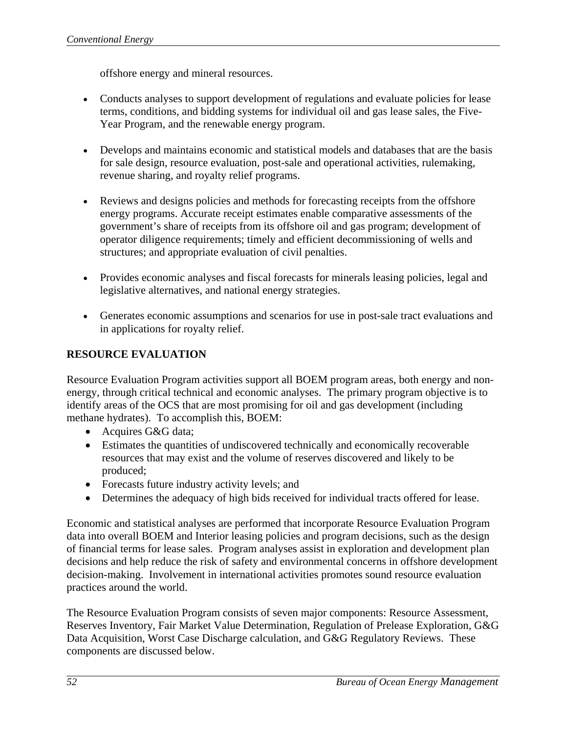offshore energy and mineral resources.

- Conducts analyses to support development of regulations and evaluate policies for lease terms, conditions, and bidding systems for individual oil and gas lease sales, the Five-Year Program, and the renewable energy program.

- Develops and maintains economic and statistical models and databases that are the basis for sale design, resource evaluation, post-sale and operational activities, rulemaking, revenue sharing, and royalty relief programs.

- Reviews and designs policies and methods for forecasting receipts from the offshore energy programs. Accurate receipt estimates enable comparative assessments of the government's share of receipts from its offshore oil and gas program; development of operator diligence requirements; timely and efficient decommissioning of wells and structures; and appropriate evaluation of civil penalties.

- Provides economic analyses and fiscal forecasts for minerals leasing policies, legal and legislative alternatives, and national energy strategies.

- Generates economic assumptions and scenarios for use in post-sale tract evaluations and in applications for royalty relief.

## RESOURCE EVALUATION

Resource Evaluation Program activities support all BOEM program areas, both energy and non-energy, through critical technical and economic analyses. The primary program objective is to identify areas of the OCS that are most promising for oil and gas development (including methane hydrates). To accomplish this, BOEM:

- Acquires G&G data;
- Estimates the quantities of undiscovered technically and economically recoverable resources that may exist and the volume of reserves discovered and likely to be produced;
- Forecasts future industry activity levels; and
- Determines the adequacy of high bids received for individual tracts offered for lease.

Economic and statistical analyses are performed that incorporate Resource Evaluation Program data into overall BOEM and Interior leasing policies and program decisions, such as the design of financial terms for lease sales. Program analyses assist in exploration and development plan decisions and help reduce the risk of safety and environmental concerns in offshore development decision-making. Involvement in international activities promotes sound resource evaluation practices around the world.

The Resource Evaluation Program consists of seven major components: Resource Assessment, Reserves Inventory, Fair Market Value Determination, Regulation of Prelease Exploration, G&G Data Acquisition, Worst Case Discharge calculation, and G&G Regulatory Reviews. These components are discussed below.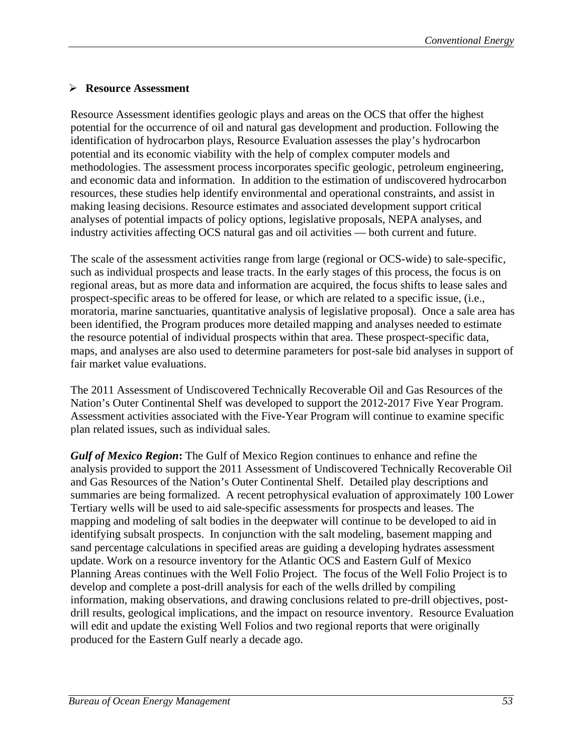## ➢ Resource Assessment

Resource Assessment identifies geologic plays and areas on the OCS that offer the highest potential for the occurrence of oil and natural gas development and production. Following the identification of hydrocarbon plays, Resource Evaluation assesses the play's hydrocarbon potential and its economic viability with the help of complex computer models and methodologies. The assessment process incorporates specific geologic, petroleum engineering, and economic data and information. In addition to the estimation of undiscovered hydrocarbon resources, these studies help identify environmental and operational constraints, and assist in making leasing decisions. Resource estimates and associated development support critical analyses of potential impacts of policy options, legislative proposals, NEPA analyses, and industry activities affecting OCS natural gas and oil activities — both current and future.

The scale of the assessment activities range from large (regional or OCS-wide) to sale-specific, such as individual prospects and lease tracts. In the early stages of this process, the focus is on regional areas, but as more data and information are acquired, the focus shifts to lease sales and prospect-specific areas to be offered for lease, or which are related to a specific issue, (i.e., moratoria, marine sanctuaries, quantitative analysis of legislative proposal). Once a sale area has been identified, the Program produces more detailed mapping and analyses needed to estimate the resource potential of individual prospects within that area. These prospect-specific data, maps, and analyses are also used to determine parameters for post-sale bid analyses in support of fair market value evaluations.

The 2011 Assessment of Undiscovered Technically Recoverable Oil and Gas Resources of the Nation's Outer Continental Shelf was developed to support the 2012-2017 Five Year Program. Assessment activities associated with the Five-Year Program will continue to examine specific plan related issues, such as individual sales.

***Gulf of Mexico Region*:** The Gulf of Mexico Region continues to enhance and refine the analysis provided to support the 2011 Assessment of Undiscovered Technically Recoverable Oil and Gas Resources of the Nation's Outer Continental Shelf. Detailed play descriptions and summaries are being formalized. A recent petrophysical evaluation of approximately 100 Lower Tertiary wells will be used to aid sale-specific assessments for prospects and leases. The mapping and modeling of salt bodies in the deepwater will continue to be developed to aid in identifying subsalt prospects. In conjunction with the salt modeling, basement mapping and sand percentage calculations in specified areas are guiding a developing hydrates assessment update. Work on a resource inventory for the Atlantic OCS and Eastern Gulf of Mexico Planning Areas continues with the Well Folio Project. The focus of the Well Folio Project is to develop and complete a post-drill analysis for each of the wells drilled by compiling information, making observations, and drawing conclusions related to pre-drill objectives, post-drill results, geological implications, and the impact on resource inventory. Resource Evaluation will edit and update the existing Well Folios and two regional reports that were originally produced for the Eastern Gulf nearly a decade ago.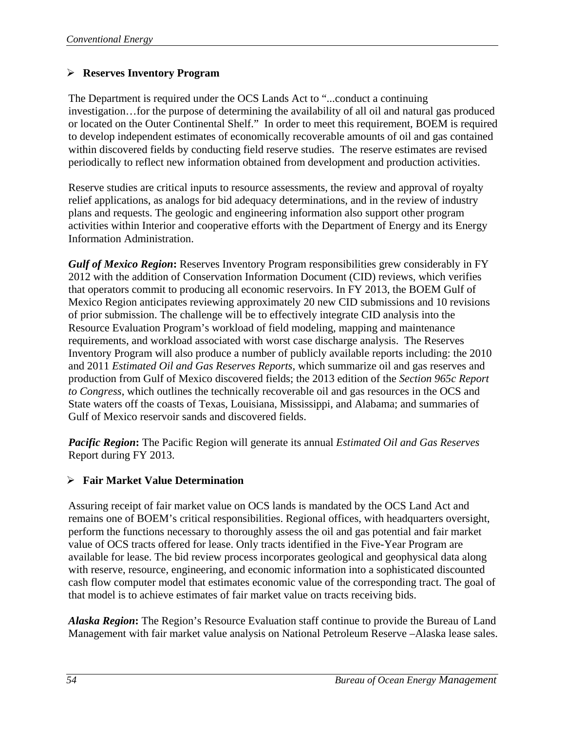## ➢ Reserves Inventory Program

The Department is required under the OCS Lands Act to "...conduct a continuing investigation…for the purpose of determining the availability of all oil and natural gas produced or located on the Outer Continental Shelf." In order to meet this requirement, BOEM is required to develop independent estimates of economically recoverable amounts of oil and gas contained within discovered fields by conducting field reserve studies. The reserve estimates are revised periodically to reflect new information obtained from development and production activities.

Reserve studies are critical inputs to resource assessments, the review and approval of royalty relief applications, as analogs for bid adequacy determinations, and in the review of industry plans and requests. The geologic and engineering information also support other program activities within Interior and cooperative efforts with the Department of Energy and its Energy Information Administration.

***Gulf of Mexico Region*:** Reserves Inventory Program responsibilities grew considerably in FY 2012 with the addition of Conservation Information Document (CID) reviews, which verifies that operators commit to producing all economic reservoirs. In FY 2013, the BOEM Gulf of Mexico Region anticipates reviewing approximately 20 new CID submissions and 10 revisions of prior submission. The challenge will be to effectively integrate CID analysis into the Resource Evaluation Program's workload of field modeling, mapping and maintenance requirements, and workload associated with worst case discharge analysis. The Reserves Inventory Program will also produce a number of publicly available reports including: the 2010 and 2011 *Estimated Oil and Gas Reserves Reports*, which summarize oil and gas reserves and production from Gulf of Mexico discovered fields; the 2013 edition of the *Section 965c Report to Congress*, which outlines the technically recoverable oil and gas resources in the OCS and State waters off the coasts of Texas, Louisiana, Mississippi, and Alabama; and summaries of Gulf of Mexico reservoir sands and discovered fields.

***Pacific Region*:** The Pacific Region will generate its annual *Estimated Oil and Gas Reserves* Report during FY 2013.

## ➢ Fair Market Value Determination

Assuring receipt of fair market value on OCS lands is mandated by the OCS Land Act and remains one of BOEM's critical responsibilities. Regional offices, with headquarters oversight, perform the functions necessary to thoroughly assess the oil and gas potential and fair market value of OCS tracts offered for lease. Only tracts identified in the Five-Year Program are available for lease. The bid review process incorporates geological and geophysical data along with reserve, resource, engineering, and economic information into a sophisticated discounted cash flow computer model that estimates economic value of the corresponding tract. The goal of that model is to achieve estimates of fair market value on tracts receiving bids.

***Alaska Region*:** The Region's Resource Evaluation staff continue to provide the Bureau of Land Management with fair market value analysis on National Petroleum Reserve –Alaska lease sales.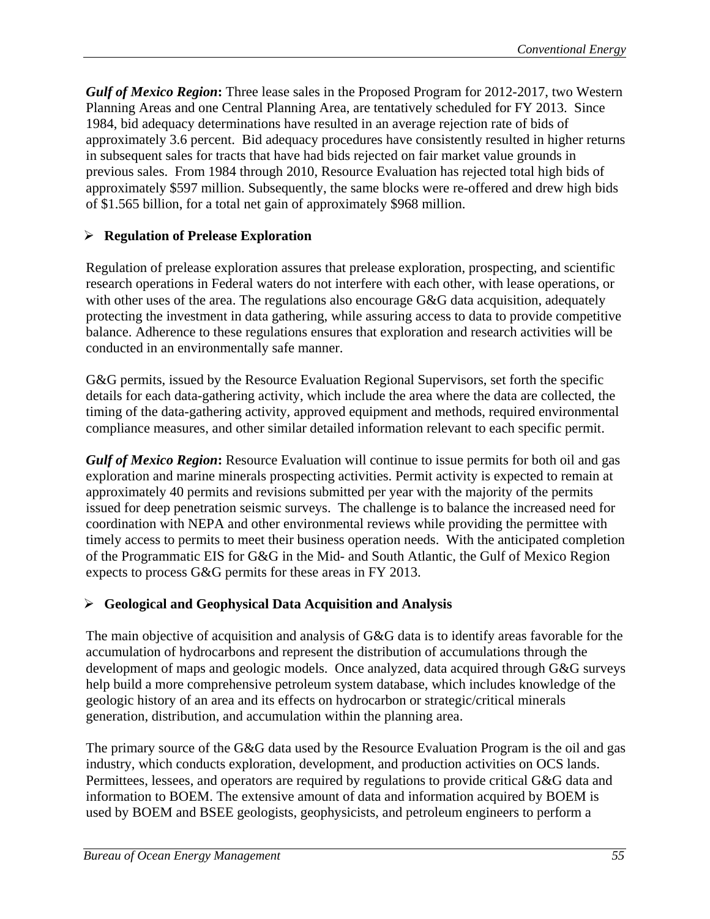***Gulf of Mexico Region*:** Three lease sales in the Proposed Program for 2012-2017, two Western Planning Areas and one Central Planning Area, are tentatively scheduled for FY 2013. Since 1984, bid adequacy determinations have resulted in an average rejection rate of bids of approximately 3.6 percent. Bid adequacy procedures have consistently resulted in higher returns in subsequent sales for tracts that have had bids rejected on fair market value grounds in previous sales. From 1984 through 2010, Resource Evaluation has rejected total high bids of approximately $597 million. Subsequently, the same blocks were re-offered and drew high bids of $1.565 billion, for a total net gain of approximately $968 million.

- **Regulation of Prelease Exploration**

Regulation of prelease exploration assures that prelease exploration, prospecting, and scientific research operations in Federal waters do not interfere with each other, with lease operations, or with other uses of the area. The regulations also encourage G&G data acquisition, adequately protecting the investment in data gathering, while assuring access to data to provide competitive balance. Adherence to these regulations ensures that exploration and research activities will be conducted in an environmentally safe manner.

G&G permits, issued by the Resource Evaluation Regional Supervisors, set forth the specific details for each data-gathering activity, which include the area where the data are collected, the timing of the data-gathering activity, approved equipment and methods, required environmental compliance measures, and other similar detailed information relevant to each specific permit.

***Gulf of Mexico Region*:** Resource Evaluation will continue to issue permits for both oil and gas exploration and marine minerals prospecting activities. Permit activity is expected to remain at approximately 40 permits and revisions submitted per year with the majority of the permits issued for deep penetration seismic surveys. The challenge is to balance the increased need for coordination with NEPA and other environmental reviews while providing the permittee with timely access to permits to meet their business operation needs. With the anticipated completion of the Programmatic EIS for G&G in the Mid- and South Atlantic, the Gulf of Mexico Region expects to process G&G permits for these areas in FY 2013.

- **Geological and Geophysical Data Acquisition and Analysis**

The main objective of acquisition and analysis of G&G data is to identify areas favorable for the accumulation of hydrocarbons and represent the distribution of accumulations through the development of maps and geologic models. Once analyzed, data acquired through G&G surveys help build a more comprehensive petroleum system database, which includes knowledge of the geologic history of an area and its effects on hydrocarbon or strategic/critical minerals generation, distribution, and accumulation within the planning area.

The primary source of the G&G data used by the Resource Evaluation Program is the oil and gas industry, which conducts exploration, development, and production activities on OCS lands. Permittees, lessees, and operators are required by regulations to provide critical G&G data and information to BOEM. The extensive amount of data and information acquired by BOEM is used by BOEM and BSEE geologists, geophysicists, and petroleum engineers to perform a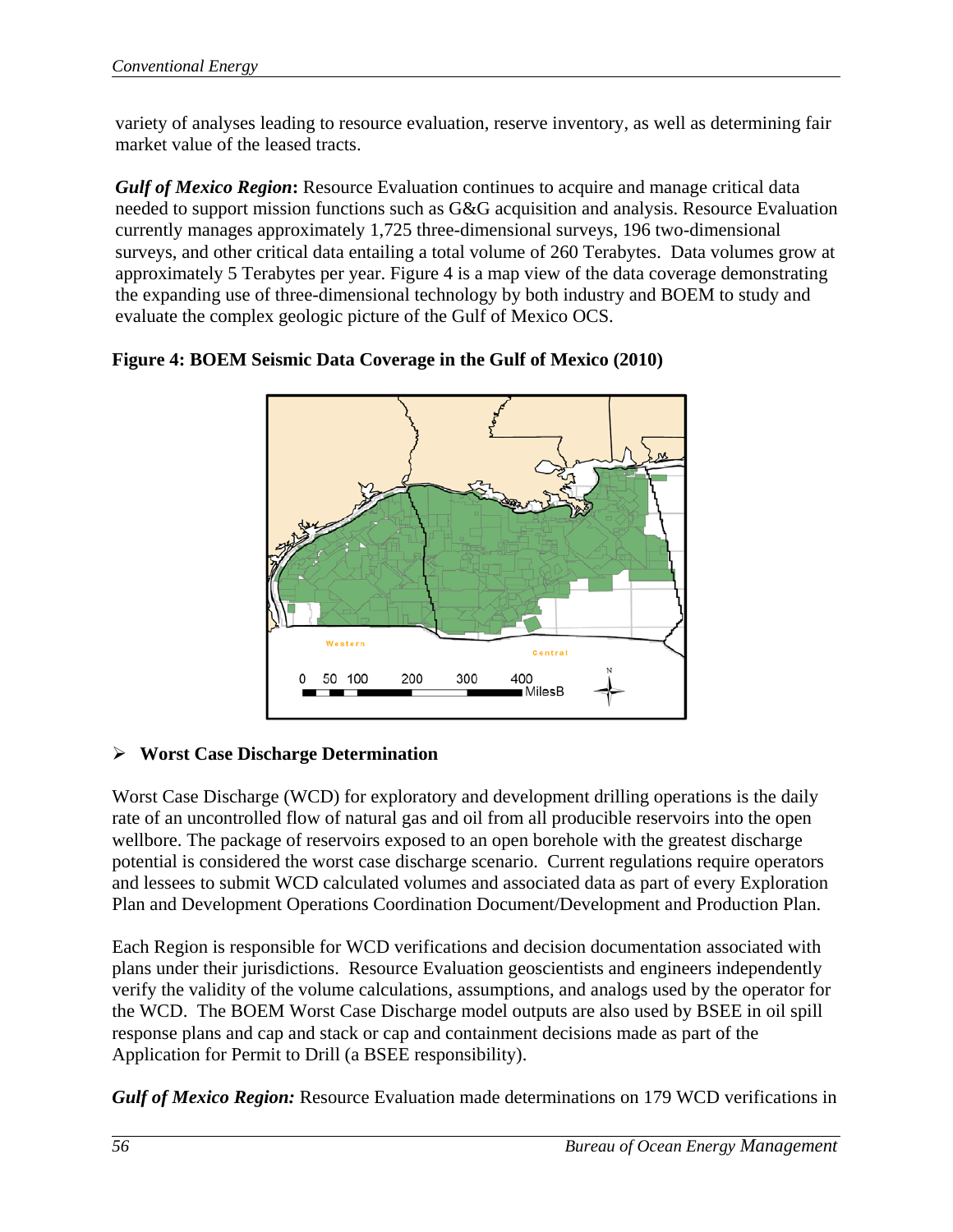variety of analyses leading to resource evaluation, reserve inventory, as well as determining fair market value of the leased tracts.

***Gulf of Mexico Region*:** Resource Evaluation continues to acquire and manage critical data needed to support mission functions such as G&G acquisition and analysis. Resource Evaluation currently manages approximately 1,725 three-dimensional surveys, 196 two-dimensional surveys, and other critical data entailing a total volume of 260 Terabytes. Data volumes grow at approximately 5 Terabytes per year. Figure 4 is a map view of the data coverage demonstrating the expanding use of three-dimensional technology by both industry and BOEM to study and evaluate the complex geologic picture of the Gulf of Mexico OCS.

**Figure 4: BOEM Seismic Data Coverage in the Gulf of Mexico (2010)**

- **Worst Case Discharge Determination**

Worst Case Discharge (WCD) for exploratory and development drilling operations is the daily rate of an uncontrolled flow of natural gas and oil from all producible reservoirs into the open wellbore. The package of reservoirs exposed to an open borehole with the greatest discharge potential is considered the worst case discharge scenario. Current regulations require operators and lessees to submit WCD calculated volumes and associated data as part of every Exploration Plan and Development Operations Coordination Document/Development and Production Plan.

Each Region is responsible for WCD verifications and decision documentation associated with plans under their jurisdictions. Resource Evaluation geoscientists and engineers independently verify the validity of the volume calculations, assumptions, and analogs used by the operator for the WCD. The BOEM Worst Case Discharge model outputs are also used by BSEE in oil spill response plans and cap and stack or cap and containment decisions made as part of the Application for Permit to Drill (a BSEE responsibility).

***Gulf of Mexico Region:*** Resource Evaluation made determinations on 179 WCD verifications in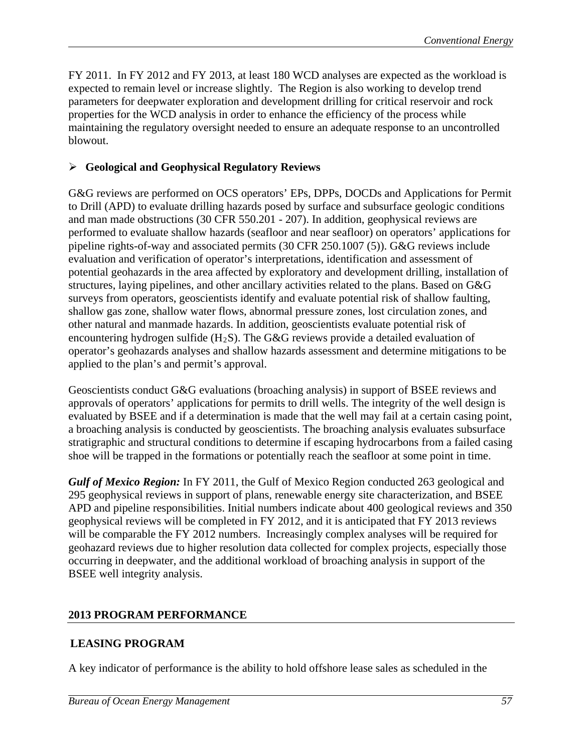FY 2011. In FY 2012 and FY 2013, at least 180 WCD analyses are expected as the workload is expected to remain level or increase slightly. The Region is also working to develop trend parameters for deepwater exploration and development drilling for critical reservoir and rock properties for the WCD analysis in order to enhance the efficiency of the process while maintaining the regulatory oversight needed to ensure an adequate response to an uncontrolled blowout.

- **Geological and Geophysical Regulatory Reviews**

G&G reviews are performed on OCS operators' EPs, DPPs, DOCDs and Applications for Permit to Drill (APD) to evaluate drilling hazards posed by surface and subsurface geologic conditions and man made obstructions (30 CFR 550.201 - 207). In addition, geophysical reviews are performed to evaluate shallow hazards (seafloor and near seafloor) on operators' applications for pipeline rights-of-way and associated permits (30 CFR 250.1007 (5)). G&G reviews include evaluation and verification of operator's interpretations, identification and assessment of potential geohazards in the area affected by exploratory and development drilling, installation of structures, laying pipelines, and other ancillary activities related to the plans. Based on G&G surveys from operators, geoscientists identify and evaluate potential risk of shallow faulting, shallow gas zone, shallow water flows, abnormal pressure zones, lost circulation zones, and other natural and manmade hazards. In addition, geoscientists evaluate potential risk of encountering hydrogen sulfide ($H_2S$). The G&G reviews provide a detailed evaluation of operator's geohazards analyses and shallow hazards assessment and determine mitigations to be applied to the plan's and permit's approval.

Geoscientists conduct G&G evaluations (broaching analysis) in support of BSEE reviews and approvals of operators' applications for permits to drill wells. The integrity of the well design is evaluated by BSEE and if a determination is made that the well may fail at a certain casing point, a broaching analysis is conducted by geoscientists. The broaching analysis evaluates subsurface stratigraphic and structural conditions to determine if escaping hydrocarbons from a failed casing shoe will be trapped in the formations or potentially reach the seafloor at some point in time.

***Gulf of Mexico Region:*** In FY 2011, the Gulf of Mexico Region conducted 263 geological and 295 geophysical reviews in support of plans, renewable energy site characterization, and BSEE APD and pipeline responsibilities. Initial numbers indicate about 400 geological reviews and 350 geophysical reviews will be completed in FY 2012, and it is anticipated that FY 2013 reviews will be comparable the FY 2012 numbers. Increasingly complex analyses will be required for geohazard reviews due to higher resolution data collected for complex projects, especially those occurring in deepwater, and the additional workload of broaching analysis in support of the BSEE well integrity analysis.

## 2013 PROGRAM PERFORMANCE

## LEASING PROGRAM

A key indicator of performance is the ability to hold offshore lease sales as scheduled in the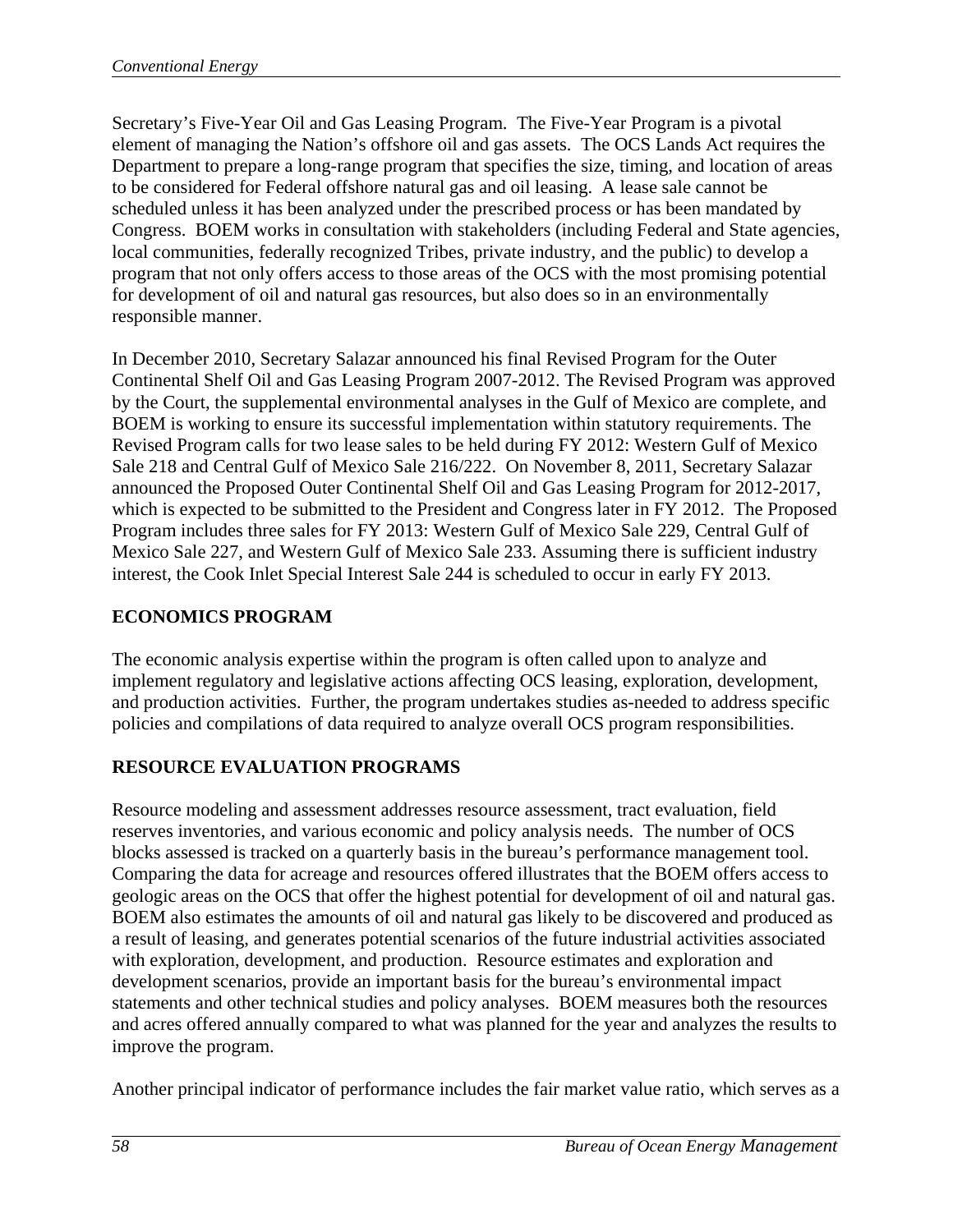Secretary's Five-Year Oil and Gas Leasing Program. The Five-Year Program is a pivotal element of managing the Nation's offshore oil and gas assets. The OCS Lands Act requires the Department to prepare a long-range program that specifies the size, timing, and location of areas to be considered for Federal offshore natural gas and oil leasing. A lease sale cannot be scheduled unless it has been analyzed under the prescribed process or has been mandated by Congress. BOEM works in consultation with stakeholders (including Federal and State agencies, local communities, federally recognized Tribes, private industry, and the public) to develop a program that not only offers access to those areas of the OCS with the most promising potential for development of oil and natural gas resources, but also does so in an environmentally responsible manner.

In December 2010, Secretary Salazar announced his final Revised Program for the Outer Continental Shelf Oil and Gas Leasing Program 2007-2012. The Revised Program was approved by the Court, the supplemental environmental analyses in the Gulf of Mexico are complete, and BOEM is working to ensure its successful implementation within statutory requirements. The Revised Program calls for two lease sales to be held during FY 2012: Western Gulf of Mexico Sale 218 and Central Gulf of Mexico Sale 216/222. On November 8, 2011, Secretary Salazar announced the Proposed Outer Continental Shelf Oil and Gas Leasing Program for 2012-2017, which is expected to be submitted to the President and Congress later in FY 2012. The Proposed Program includes three sales for FY 2013: Western Gulf of Mexico Sale 229, Central Gulf of Mexico Sale 227, and Western Gulf of Mexico Sale 233. Assuming there is sufficient industry interest, the Cook Inlet Special Interest Sale 244 is scheduled to occur in early FY 2013.

## ECONOMICS PROGRAM

The economic analysis expertise within the program is often called upon to analyze and implement regulatory and legislative actions affecting OCS leasing, exploration, development, and production activities. Further, the program undertakes studies as-needed to address specific policies and compilations of data required to analyze overall OCS program responsibilities.

## RESOURCE EVALUATION PROGRAMS

Resource modeling and assessment addresses resource assessment, tract evaluation, field reserves inventories, and various economic and policy analysis needs. The number of OCS blocks assessed is tracked on a quarterly basis in the bureau's performance management tool. Comparing the data for acreage and resources offered illustrates that the BOEM offers access to geologic areas on the OCS that offer the highest potential for development of oil and natural gas. BOEM also estimates the amounts of oil and natural gas likely to be discovered and produced as a result of leasing, and generates potential scenarios of the future industrial activities associated with exploration, development, and production. Resource estimates and exploration and development scenarios, provide an important basis for the bureau's environmental impact statements and other technical studies and policy analyses. BOEM measures both the resources and acres offered annually compared to what was planned for the year and analyzes the results to improve the program.

Another principal indicator of performance includes the fair market value ratio, which serves as a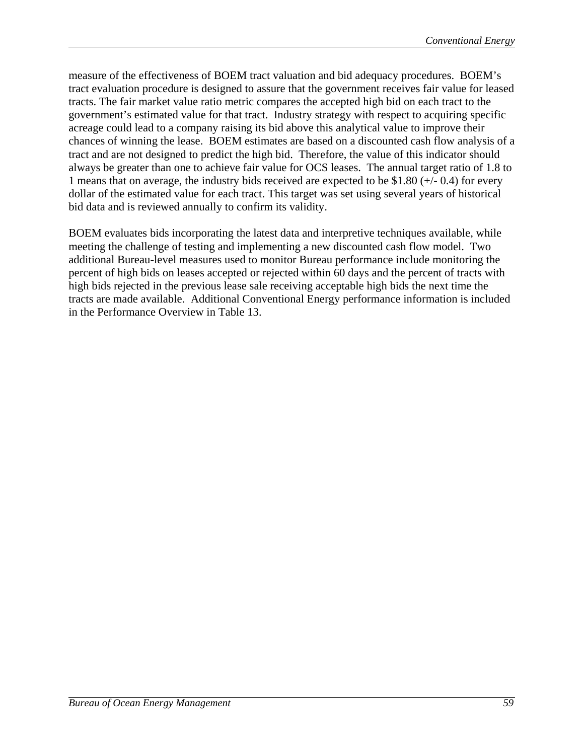measure of the effectiveness of BOEM tract valuation and bid adequacy procedures. BOEM's tract evaluation procedure is designed to assure that the government receives fair value for leased tracts. The fair market value ratio metric compares the accepted high bid on each tract to the government's estimated value for that tract. Industry strategy with respect to acquiring specific acreage could lead to a company raising its bid above this analytical value to improve their chances of winning the lease. BOEM estimates are based on a discounted cash flow analysis of a tract and are not designed to predict the high bid. Therefore, the value of this indicator should always be greater than one to achieve fair value for OCS leases. The annual target ratio of 1.8 to 1 means that on average, the industry bids received are expected to be $1.80 (+/- 0.4) for every dollar of the estimated value for each tract. This target was set using several years of historical bid data and is reviewed annually to confirm its validity.

BOEM evaluates bids incorporating the latest data and interpretive techniques available, while meeting the challenge of testing and implementing a new discounted cash flow model. Two additional Bureau-level measures used to monitor Bureau performance include monitoring the percent of high bids on leases accepted or rejected within 60 days and the percent of tracts with high bids rejected in the previous lease sale receiving acceptable high bids the next time the tracts are made available. Additional Conventional Energy performance information is included in the Performance Overview in Table 13.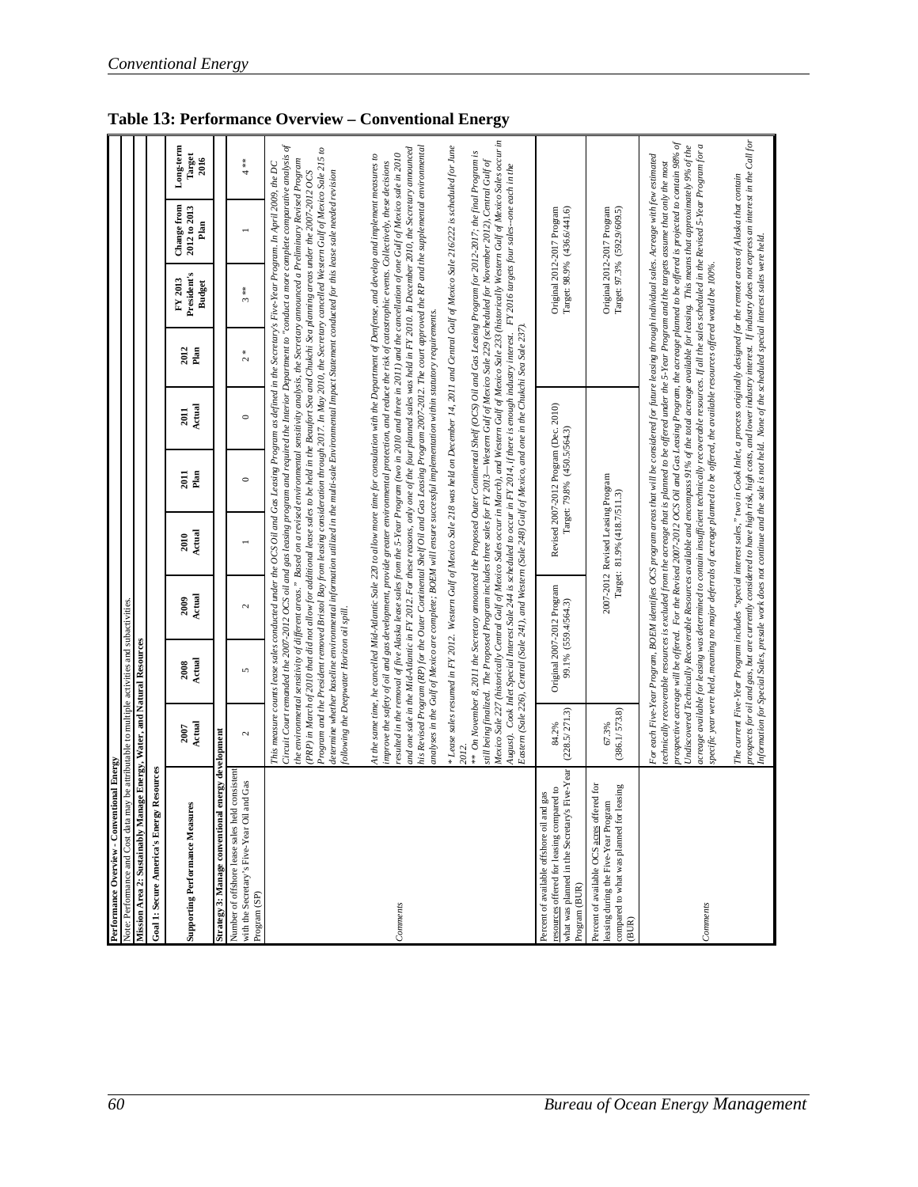# Table 13: Performance Overview – Conventional Energy

| Performance Overview - Conventional Energy | | | | | | | | | | |
|---|---|---|---|---|---|---|---|---|---|---|
| Note: Performance and Cost data may be attributable to multiple activities and subactivities. | | | | | | | | | | |
| **Mission Area 2: Sustainably Manage Energy, Water, and Natural Resources** | | | | | | | | | | |
| **Goal 1: Secure America's Energy Resources** | | | | | | | | | | |
| **Supporting Performance Measures** | **2007 Actual** | **2008 Actual** | **2009 Actual** | **2010 Actual** | **2011 Plan** | **2011 Actual** | **2012 Plan** | **FY 2013 President's Budget** | **Change from 2012 to 2013 Plan** | **Long-term Target 2016** |
| **Strategy 3: Manage conventional energy development** | | | | | | | | | | |
| Number of offshore lease sales held consistent with the Secretary's Five-Year Oil and Gas Program (SP) | 2 | 5 | 2 | 1 | 0 | 0 | 2 * | 3 ** | 1 | 4 ** |
| *Comments* | *This measure counts lease sales conducted under the OCS Oil and Gas Leasing Program as defined in the Secretary's Five-Year Program. In April 2009, the DC Circuit Court remanded the 2007-2012 OCS oil and gas leasing program and required the Interior Department to "conduct a more complete comparative analysis of the environmental sensitivity of different areas." Based on a revised environmental sensitivity analysis, the Secretary announced a Preliminary Revised Program (PRP) in March of 2010 that did not allow for additional lease sales to be held in the Beaufort Sea and Chukchi Sea planning areas under the 2007-2012 OCS Program and the President removed Bristol Bay from leasing consideration through 2017. In May 2010, the Secretary cancelled Western Gulf of Mexico Sale 215 to determine whether baseline environmental information utilized in the multi-sale Environmental Impact Statement conducted for this lease sale needed revision following the Deepwater Horizon oil spill.* <br><br> *At the same time, he cancelled Mid-Atlantic Sale 220 to allow more time for consultation with the Department of Defense, and develop and implement measures to improve the safety of oil and gas development, provide greater environmental protection, and reduce the risk of catastrophic events. Collectively, these decisions resulted in the removal of five Alaska lease sales from the 5-Year Program (two in 2010 and three in 2011) and the cancellation of one Gulf of Mexico sale in 2010 and one sale in the Mid-Atlantic in FY 2012. For these reasons, only one of the four planned sales was held in FY 2010. In December 2010, the Secretary announced his Revised Program (RP) for the Outer Continental Shelf Oil and Gas Leasing Program 2007-2012. The court approved the RP and the supplemental environmental analyses in the Gulf of Mexico are complete; BOEM will ensure successful implementation within statutory requirements.* <br><br> *\* Lease sales resumed in FY 2012. Western Gulf of Mexico Sale 218 was held on December 14, 2011 and Central Gulf of Mexico Sale 216/222 is scheduled for June 2012.* <br><br> *\*\* On November 8, 2011 the Secretary announced the Proposed Outer Continental Shelf (OCS) Oil and Gas Leasing Program for 2012-2017; the final Program is still being finalized. The Proposed Program includes three sales for FY 2013—Western Gulf of Mexico Sale 229 (scheduled for November 2012), Central Gulf of Mexico Sale 227 (historically Central Gulf of Mexico Sales occur in March), and Western Gulf of Mexico Sale 233 (historically Western Gulf of Mexico Sales occur in August). Cook Inlet Special Interest Sale 244 is scheduled to occur in FY 2014, if there is enough industry interest. FY 2016 targets four sales--one each in the Eastern (Sale 226), Central (Sale 241), and Western (Sale 248) Gulf of Mexico, and one in the Chukchi Sea Sale 237).* | | | | | | | | | |
| Percent of available offshore oil and gas resources offered for leasing compared to what was planned in the Secretary's Five-Year Program (BUR) | 84.2% (228.5/271.3) | Original 2007-2012 Program 99.1% (559.4/564.3) | | Revised 2007-2012 Program (Dec. 2010) Target: 79.8% (450.5/564.3) | | | Original 2012-2017 Program Target: 98.9% (436.6/441.6) | | | |
| Percent of available OCS acres offered for leasing during the Five-Year Program compared to what was planned for leasing (BUR) | 67.3% (386.1/573.8) | 2007-2012 Revised Leasing Program Target: 81.9% (418.7/511.3) | | | | | Original 2012-2017 Program Target: 97.3% (592.9/609.5) | | | |
| *Comments* | *For each Five-Year Program, BOEM identifies OCS program areas that will be considered for future leasing through individual sales. Acreage with few estimated technically recoverable resources is excluded from the acreage that is planned to be offered under the 5-Year Program and the targets assume that only the most prospective acreage will be offered. For the Revised 2007-2012 OCS Oil and Gas Leasing Program, the acreage planned to be offered is projected to contain 98% of Undiscovered Technically Recoverable Resources available and encompass 91% of the total acreage available for leasing. This means that approximately 9% of the acreage available for leasing was determined to contain insufficient technically recoverable resources. If all the sales scheduled in the Revised 5-Year Program for a specific year were held, meaning no major deferrals of acreage planned to be offered, the available resources offered would be 100%.* <br><br> *The current Five-Year Program includes "special interest sales," two in Cook Inlet, a process originally designed for the remote areas of Alaska that contain prospects for oil and gas, but are currently considered to have high risk, high costs, and lower industry interest. If industry does not express an interest in the Call for Information for Special Sales, presale work does not continue and the sale is not held. None of the scheduled special interest sales were held.* | | | | | | | | | |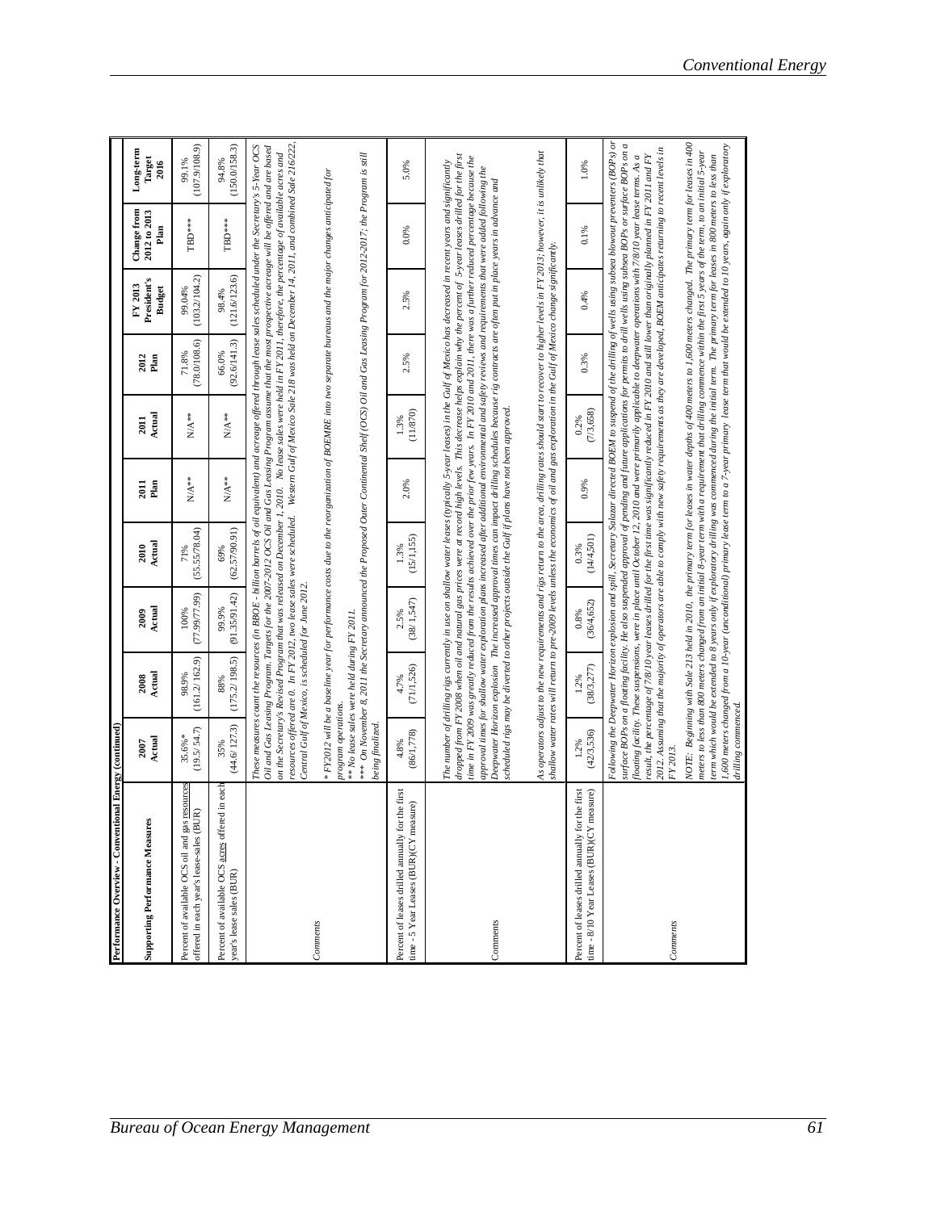| **Performance Overview - Conventional Energy (continued)** | | | | | | | | | | |
|---|---|---|---|---|---|---|---|---|---|---|
| **Supporting Performance Measures** | **2007 Actual** | **2008 Actual** | **2009 Actual** | **2010 Actual** | **2011 Plan** | **2011 Actual** | **2012 Plan** | **FY 2013 President's Budget** | **Change from 2012 to 2013 Plan** | **Long-term Target 2016** |
| Percent of available OCS oil and gas resources offered in each year's lease-sales (BUR) | 35.6%* (19.5/ 54.7) | 98.9% (161.2/ 162.9) | 100% (77.99/77.99) | 71% (55.55/78.04) | N/A** | N/A** | 71.8% (78.0/108.6) | 99.04% (103.2/104.2) | TBD*** | 99.1% (107.9/108.9) |
| Percent of available OCS acres offered in each year's lease sales (BUR) | 35% (44.6/ 127.3) | 88% (175.2/ 198.5) | 99.9% (91.35/91.42) | 69% (62.57/90.91) | N/A** | N/A** | 66.0% (92.6/141.3) | 98.4% (121.6/123.6) | TBD*** | 94.8% (150.0/158.3) |
| Comments | *These measures count the resources (in BBOE - billion barrels of oil equivalent) and acreage offered through lease sales scheduled under the Secretary's 5-Year OCS Oil and Gas Leasing Program. Targets for the 2007-2012 OCS Oil and Gas Leasing Program assume that the most prospective acreage will be offered and are based on the Secretary's Revised Program that was released on December 1, 2010. No lease sales were held in FY 2011, therefore, the percentage of available acres and resources offered are 0. In FY 2012, two lease sales were scheduled. Western Gulf of Mexico Sale 218 was held on December 14, 2011, and combined Sale 216/222, Central Gulf of Mexico, is scheduled for June 2012.*<br><br>*\* FY2012 will be a baseline year for performance costs due to the reorganization of BOEMRE into two separate bureaus and the major changes anticipated for program operations.*<br>*\*\* No lease sales were held during FY 2011.*<br>*\*\*\* On November 8, 2011 the Secretary announced the Proposed Outer Continental Shelf (OCS) Oil and Gas Leasing Program for 2012-2017; the Program is still being finalized.* | | | | | | | | | |
| Percent of leases drilled annually for the first time - 5 Year Leases (BUR)(CY measure) | 4.8% (86/1,778) | 4.7% (71/1,526) | 2.5% (38/ 1,547) | 1.3% (15/1,155) | 2.0% | 1.3% (11/870) | 2.5% | 2.5% | 0.0% | 5.0% |
| Comments | *The number of drilling rigs currently in use on shallow water leases (typically 5-year leases) in the Gulf of Mexico has decreased in recent years and significantly dropped from FY 2008 when oil and natural gas prices were at record high levels. This decrease helps explain why the percent of 5-year leases drilled for the first time in FY 2009 was greatly reduced from the results achieved over the prior few years. In FY 2010 and 2011, there was a further reduced percentage because the approval times for shallow water exploration plans increased after additional environmental and safety reviews and requirements that were added following the Deepwater Horizon explosion. The increased approval times can impact drilling schedules because rig contracts are often put in place years in advance and scheduled rigs may be diverted to other projects outside the Gulf if plans have not been approved.*<br><br>*As operators adjust to the new requirements and rigs return to the area, drilling rates should start to recover to higher levels in FY 2013; however, it is unlikely that shallow water rates will return to pre-2009 levels unless the economics of oil and gas exploration in the Gulf of Mexico change significantly.* | | | | | | | | | |
| Percent of leases drilled annually for the first time - 8/10 Year Leases (BUR)(CY measure) | 1.2% (42/3,536) | 1.2% (38/3,277) | 0.8% (36/4,652) | 0.3% (14/4,501) | 0.9% | 0.2% (7/3,658) | 0.3% | 0.4% | 0.1% | 1.0% |
| Comments | *Following the Deepwater Horizon explosion and spill, Secretary Salazar directed BOEM to suspend of the drilling of wells using subsea blowout preventers (BOPs) or surface BOPs on a floating facility. He also suspended approval of pending and future applications for permits to drill wells using subsea BOPs or surface BOPs on a floating facility. These suspensions, were in place until October 12, 2010 and were primarily applicable to deepwater operations with 7/8/10 year lease terms. As a result, the percentage of 7/8/10 year leases drilled for the first time was significantly reduced in FY 2010 and still lower than originally planned in FY 2011 and FY 2012. Assuming that the majority of operators are able to comply with new safety requirements as they are developed, BOEM anticipates returning to recent levels in FY 2013.*<br><br>*NOTE: Beginning with Sale 213 held in 2010, the primary term for leases in water depths of 400 meters to 1,600 meters changed. The primary term for leases in 400 meters to less than 800 meters changed from an initial 8-year term with a requirement that drilling commence within the first 5 years of the term, to an initial 5-year term which would be extended to 8 years only if exploratory drilling was commenced during the initial term. The primary term for leases in 800 meters to less than 1,600 meters changed from a 10-year (unconditional) primary lease term to a 7-year primary lease term that would be extended to 10 years, again only if exploratory drilling commenced.* | | | | | | | | | |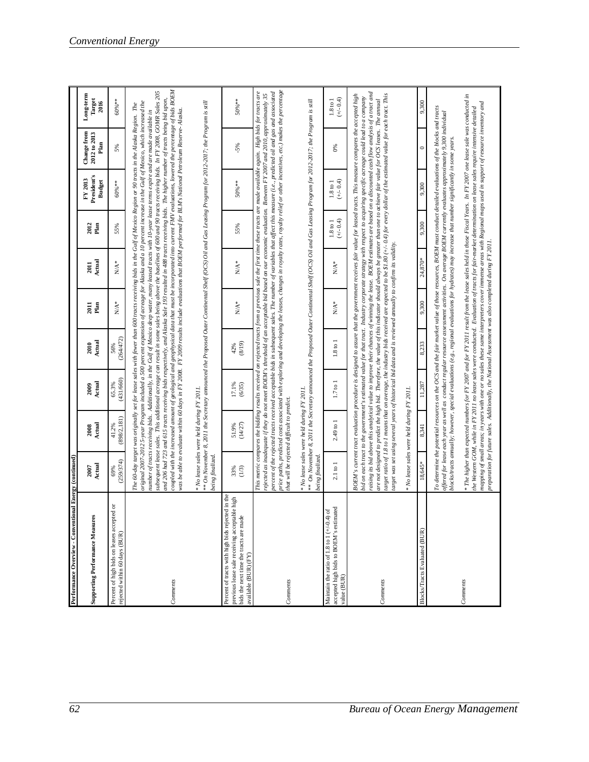**Performance Overview - Conventional Energy (continued)**

| Supporting Performance Measures | 2007 Actual | 2008 Actual | 2009 Actual | 2010 Actual | 2011 Plan | 2011 Actual | 2012 Plan | FY 2013 President's Budget | Change from 2012 to 2013 Plan | Long-term Target 2016 |
|---|---|---|---|---|---|---|---|---|---|---|
| Percent of high bids on leases accepted or rejected within 60 days (BUR) | 69% (259/374) | 41.2% (898/2,181) | 65.3% (431/660) | 56% (264/472) | N/A* | N/A* | 55% | 60%** | 5% | 60%** |
| Comments | The 60-day target was originally set for lease sales with fewer than 600 tracts receiving bids in the Gulf of Mexico Region or 90 tracts in the Alaska Region. The original 2007-2012 5-year Program included a 500 percent expansion of acreage for Alaska and a 10 percent increase in the Gulf of Mexico, which increased the number of tracts receiving bids. Additionally, in the Gulf of Mexico deep water, many leased tracts with 10-year lease terms expire and are made available in subsequent lease sales. This additional acreage can result in some sales being above the baselines of 600 and 90 tracts receiving bids. In FY 2008, GOMR Sales 205 and 206 had 723 and 615 tracts receiving bids respectively, and Alaska Sale 193 resulted in 488 tracts receiving bids. The higher number of tracts being bid upon, coupled with the increased amount of geological and geophysical data that must be incorporated into current FMV evaluations, lowered the percentage of bids BOEM was able to evaluate within 60 days in FY 2008. FY 2009 results include evaluations that BOEM performed for BLM's National Petroleum Reserve- Alaska.<br><br>* No lease sales were held during FY 2011.<br>** On November 8, 2011 the Secretary announced the Proposed Outer Continental Shelf (OCS) Oil and Gas Leasing Program for 2012-2017; the Program is still being finalized. | | | | | | | | | |
| Percent of tracts with high bids rejected in the previous lease sale receiving acceptable high bids the next time the tracts are made available (BUR) (FY) | 33% (1/3) | 51.9% (14/27) | 17.1% (6/35) | 42% (8/19) | N/A* | N/A* | 55% | 50%** | -5% | 50%** |
| Comments | This metric compares the bidding results received on rejected tracts from a previous sale the first time these tracts are made available again. High bids for tracts are rejected as inadequate if they do not meet BOEM's threshold of an acceptable bid based on our economic evaluation. Between FY 2007 and 2010, approximately 35 percent of the rejected tracts received acceptable bids in subsequent sales. The number of variables that affect this measure (i.e., predicted oil and gas and associated price paths, predicted costs associated with exploring and developing the leases, changes in royalty rates, royalty relief or other incentives, etc.) makes the percentage that will be rejected difficult to predict.<br><br>* No lease sales were held during FY 2011.<br>** On November 8, 2011 the Secretary announced the Proposed Outer Continental Shelf (OCS) Oil and Gas Leasing Program for 2012-2017; the Program is still being finalized. | | | | | | | | | |
| Maintain the ratio of 1.8 to 1 (+/-0.4) of accepted high bids to BOEM's estimated value (BUR) | 2.1 to 1 | 2.49 to 1 | 1.7 to 1 | 1.8 to 1 | N/A* | N/A* | 1.8 to 1 (+/- 0.4) | 1.8 to 1 (+/- 0.4) | 0% | 1.8 to 1 (+/- 0.4) |
| Comments | BOEM's current tract evaluation procedure is designed to assure that the government receives fair value for leased tracts. This measure compares the accepted high bid on each tract to the government's estimated value for that tract. Industry corporate strategy with respect to acquiring specific acreage could lead to a company raising its bid above this analytical value to improve their chances of winning the lease. BOEM estimates are based on a discounted cash flow analysis of a tract and are not designed to predict the high bid. Therefore, the value of this indicator should always be greater than one to achieve fair value for OCS leases. The annual target ratio of 1.8 to 1 means that on average, the industry bids received are expected to be $1.80 (+/- 0.4) for every dollar of the estimated value for each tract. This target was set using several years of historical bid data and is reviewed annually to confirm its validity.<br><br>* No lease sales were held during FY 2011. | | | | | | | | | |
| Blocks/Tracts Evaluated (BUR) | 18,645* | 8,341 | 11,287 | 8,233 | 9,300 | 24,870* | 9,300 | 9,300 | 0 | 9,300 |
| Comments | To determine the potential resources on the OCS and the fair market value of those resources, BOEM must conduct detailed evaluations of the blocks and tracts offered for lease each year as well as conduct regular resource assessment activities. On average BOEM currently evaluates approximately 9,300 individual blocks/tracts annually; however, special evaluations (e.g., regional evaluations for hydrates) may increase that number significantly in some years.<br><br>* The higher than expected numbers for FY 2007 and for FY 2011 result from the lease sales held in those Fiscal Years. In FY 2007 one lease sale was conducted in the Western GOM, while in FY 2011 no lease sales were conducted. Evaluation of tracts for fair-market determination on lease sales require intensive detailed mapping of small areas; in years with one or no sales these same interpreters cover immense areas with Regional maps used in support of resource inventory and preparation for future sales. Additionally, the National Assessment was also completed during FY 2011. | | | | | | | | | |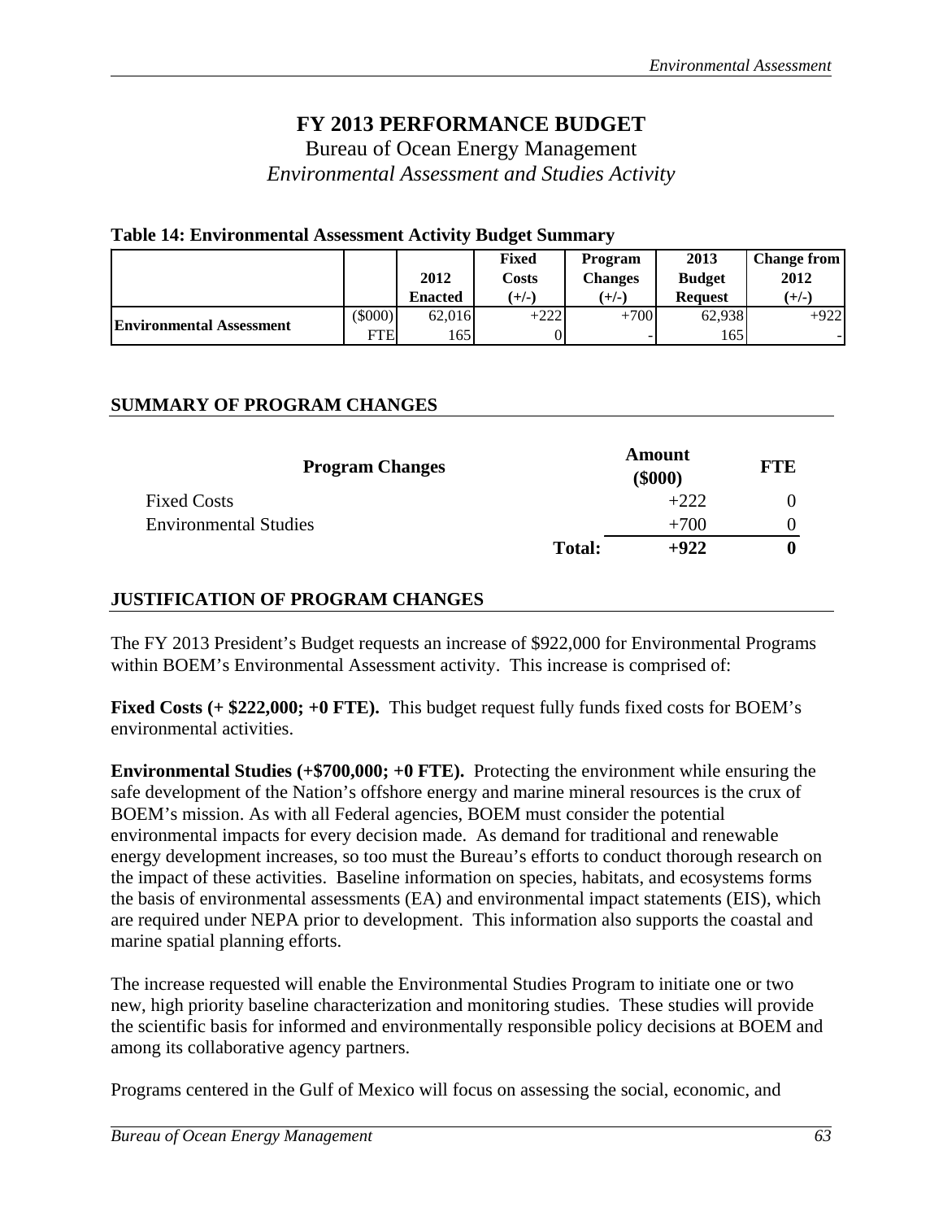# FY 2013 PERFORMANCE BUDGET

Bureau of Ocean Energy Management

*Environmental Assessment and Studies Activity*

**Table 14: Environmental Assessment Activity Budget Summary**

| | | 2012 Enacted | Fixed Costs (+/-) | Program Changes (+/-) | 2013 Budget Request | Change from 2012 (+/-) |
|---|---|---|---|---|---|---|
| **Environmental Assessment** | ($000) | 62,016 | +222 | +700 | 62,938 | +922 |
| | FTE | 165 | 0 | - | 165 | - |

## SUMMARY OF PROGRAM CHANGES

| Program Changes | | Amount ($000) | FTE |
|---|---|---|---|
| Fixed Costs | | +222 | 0 |
| Environmental Studies | | +700 | 0 |
| | **Total:** | **+922** | **0** |

## JUSTIFICATION OF PROGRAM CHANGES

The FY 2013 President's Budget requests an increase of $922,000 for Environmental Programs within BOEM's Environmental Assessment activity. This increase is comprised of:

**Fixed Costs (+ $222,000; +0 FTE).** This budget request fully funds fixed costs for BOEM's environmental activities.

**Environmental Studies (+$700,000; +0 FTE).** Protecting the environment while ensuring the safe development of the Nation's offshore energy and marine mineral resources is the crux of BOEM's mission. As with all Federal agencies, BOEM must consider the potential environmental impacts for every decision made. As demand for traditional and renewable energy development increases, so too must the Bureau's efforts to conduct thorough research on the impact of these activities. Baseline information on species, habitats, and ecosystems forms the basis of environmental assessments (EA) and environmental impact statements (EIS), which are required under NEPA prior to development. This information also supports the coastal and marine spatial planning efforts.

The increase requested will enable the Environmental Studies Program to initiate one or two new, high priority baseline characterization and monitoring studies. These studies will provide the scientific basis for informed and environmentally responsible policy decisions at BOEM and among its collaborative agency partners.

Programs centered in the Gulf of Mexico will focus on assessing the social, economic, and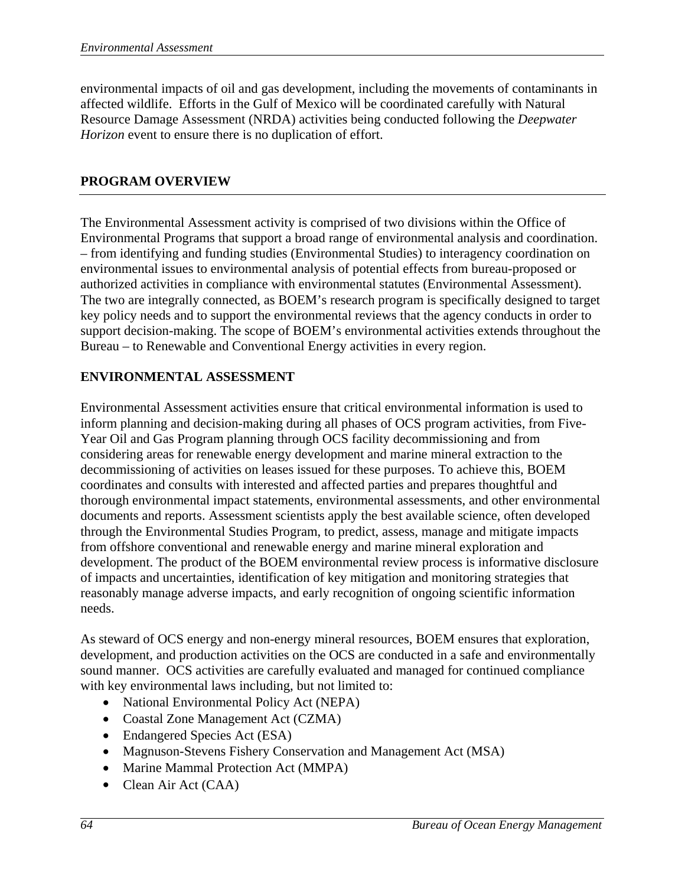environmental impacts of oil and gas development, including the movements of contaminants in affected wildlife. Efforts in the Gulf of Mexico will be coordinated carefully with Natural Resource Damage Assessment (NRDA) activities being conducted following the *Deepwater Horizon* event to ensure there is no duplication of effort.

## PROGRAM OVERVIEW

The Environmental Assessment activity is comprised of two divisions within the Office of Environmental Programs that support a broad range of environmental analysis and coordination. – from identifying and funding studies (Environmental Studies) to interagency coordination on environmental issues to environmental analysis of potential effects from bureau-proposed or authorized activities in compliance with environmental statutes (Environmental Assessment). The two are integrally connected, as BOEM's research program is specifically designed to target key policy needs and to support the environmental reviews that the agency conducts in order to support decision-making. The scope of BOEM's environmental activities extends throughout the Bureau – to Renewable and Conventional Energy activities in every region.

## ENVIRONMENTAL ASSESSMENT

Environmental Assessment activities ensure that critical environmental information is used to inform planning and decision-making during all phases of OCS program activities, from Five-Year Oil and Gas Program planning through OCS facility decommissioning and from considering areas for renewable energy development and marine mineral extraction to the decommissioning of activities on leases issued for these purposes. To achieve this, BOEM coordinates and consults with interested and affected parties and prepares thoughtful and thorough environmental impact statements, environmental assessments, and other environmental documents and reports. Assessment scientists apply the best available science, often developed through the Environmental Studies Program, to predict, assess, manage and mitigate impacts from offshore conventional and renewable energy and marine mineral exploration and development. The product of the BOEM environmental review process is informative disclosure of impacts and uncertainties, identification of key mitigation and monitoring strategies that reasonably manage adverse impacts, and early recognition of ongoing scientific information needs.

As steward of OCS energy and non-energy mineral resources, BOEM ensures that exploration, development, and production activities on the OCS are conducted in a safe and environmentally sound manner. OCS activities are carefully evaluated and managed for continued compliance with key environmental laws including, but not limited to:

- National Environmental Policy Act (NEPA)
- Coastal Zone Management Act (CZMA)
- Endangered Species Act (ESA)
- Magnuson-Stevens Fishery Conservation and Management Act (MSA)
- Marine Mammal Protection Act (MMPA)
- Clean Air Act (CAA)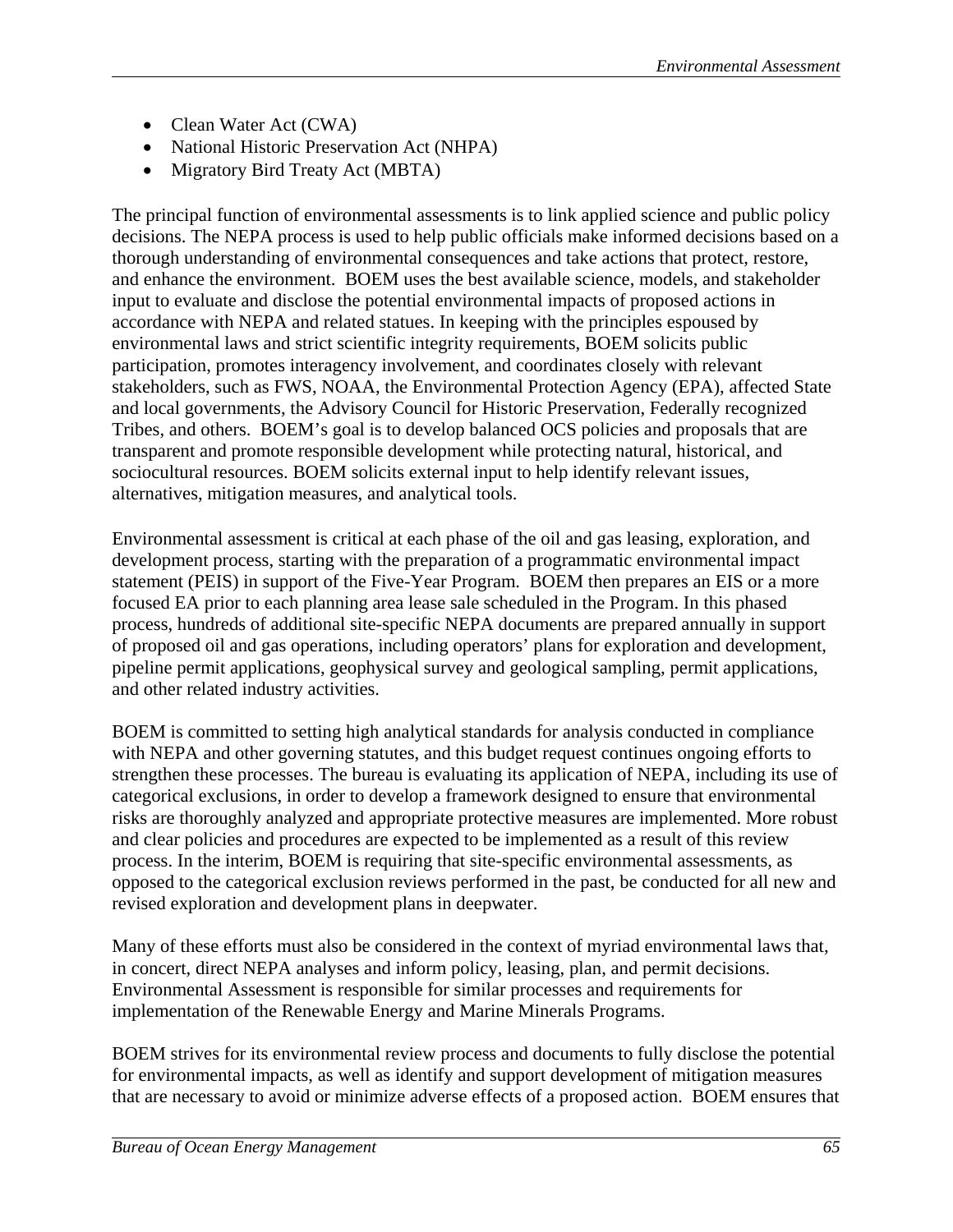- Clean Water Act (CWA)
- National Historic Preservation Act (NHPA)
- Migratory Bird Treaty Act (MBTA)

The principal function of environmental assessments is to link applied science and public policy decisions. The NEPA process is used to help public officials make informed decisions based on a thorough understanding of environmental consequences and take actions that protect, restore, and enhance the environment. BOEM uses the best available science, models, and stakeholder input to evaluate and disclose the potential environmental impacts of proposed actions in accordance with NEPA and related statues. In keeping with the principles espoused by environmental laws and strict scientific integrity requirements, BOEM solicits public participation, promotes interagency involvement, and coordinates closely with relevant stakeholders, such as FWS, NOAA, the Environmental Protection Agency (EPA), affected State and local governments, the Advisory Council for Historic Preservation, Federally recognized Tribes, and others. BOEM's goal is to develop balanced OCS policies and proposals that are transparent and promote responsible development while protecting natural, historical, and sociocultural resources. BOEM solicits external input to help identify relevant issues, alternatives, mitigation measures, and analytical tools.

Environmental assessment is critical at each phase of the oil and gas leasing, exploration, and development process, starting with the preparation of a programmatic environmental impact statement (PEIS) in support of the Five-Year Program. BOEM then prepares an EIS or a more focused EA prior to each planning area lease sale scheduled in the Program. In this phased process, hundreds of additional site-specific NEPA documents are prepared annually in support of proposed oil and gas operations, including operators' plans for exploration and development, pipeline permit applications, geophysical survey and geological sampling, permit applications, and other related industry activities.

BOEM is committed to setting high analytical standards for analysis conducted in compliance with NEPA and other governing statutes, and this budget request continues ongoing efforts to strengthen these processes. The bureau is evaluating its application of NEPA, including its use of categorical exclusions, in order to develop a framework designed to ensure that environmental risks are thoroughly analyzed and appropriate protective measures are implemented. More robust and clear policies and procedures are expected to be implemented as a result of this review process. In the interim, BOEM is requiring that site-specific environmental assessments, as opposed to the categorical exclusion reviews performed in the past, be conducted for all new and revised exploration and development plans in deepwater.

Many of these efforts must also be considered in the context of myriad environmental laws that, in concert, direct NEPA analyses and inform policy, leasing, plan, and permit decisions. Environmental Assessment is responsible for similar processes and requirements for implementation of the Renewable Energy and Marine Minerals Programs.

BOEM strives for its environmental review process and documents to fully disclose the potential for environmental impacts, as well as identify and support development of mitigation measures that are necessary to avoid or minimize adverse effects of a proposed action. BOEM ensures that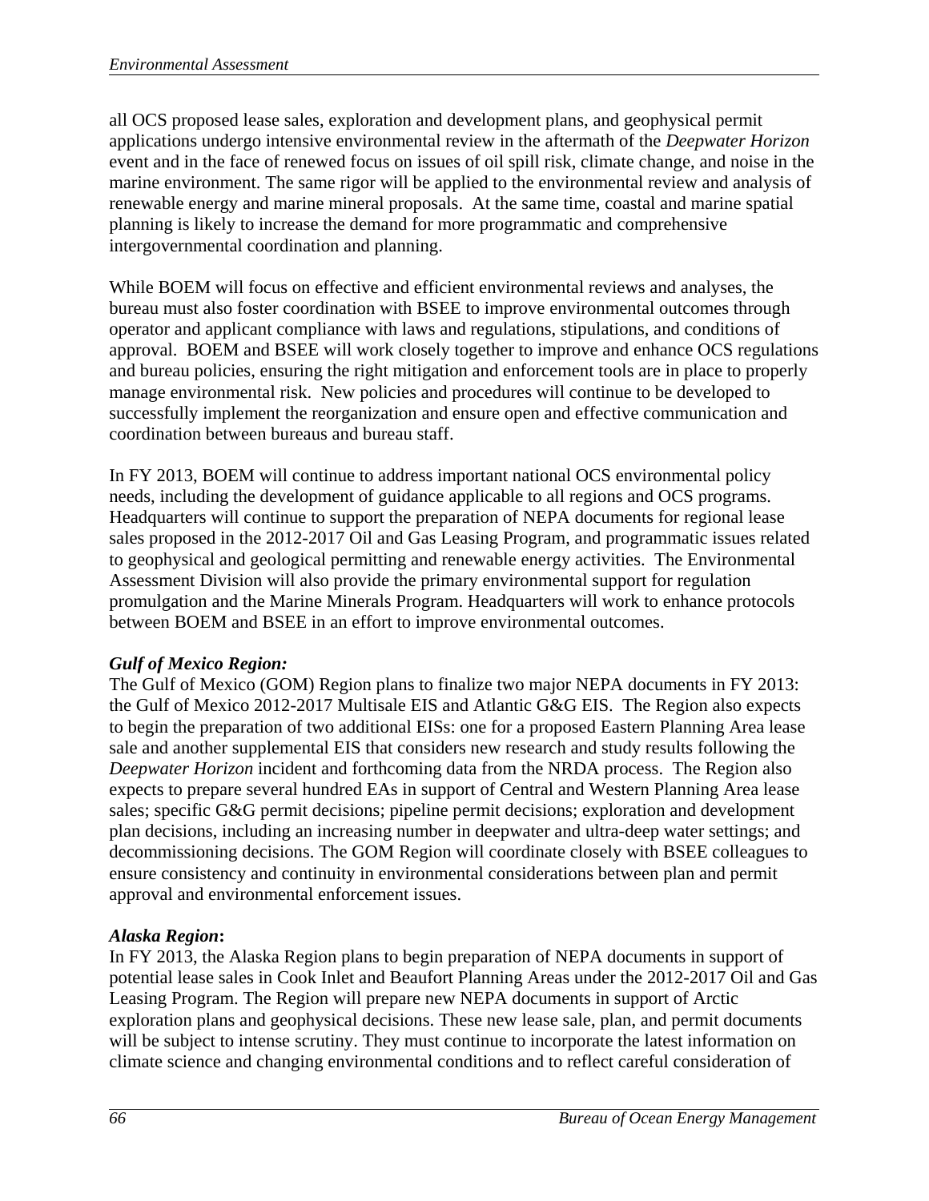all OCS proposed lease sales, exploration and development plans, and geophysical permit applications undergo intensive environmental review in the aftermath of the *Deepwater Horizon* event and in the face of renewed focus on issues of oil spill risk, climate change, and noise in the marine environment. The same rigor will be applied to the environmental review and analysis of renewable energy and marine mineral proposals. At the same time, coastal and marine spatial planning is likely to increase the demand for more programmatic and comprehensive intergovernmental coordination and planning.

While BOEM will focus on effective and efficient environmental reviews and analyses, the bureau must also foster coordination with BSEE to improve environmental outcomes through operator and applicant compliance with laws and regulations, stipulations, and conditions of approval. BOEM and BSEE will work closely together to improve and enhance OCS regulations and bureau policies, ensuring the right mitigation and enforcement tools are in place to properly manage environmental risk. New policies and procedures will continue to be developed to successfully implement the reorganization and ensure open and effective communication and coordination between bureaus and bureau staff.

In FY 2013, BOEM will continue to address important national OCS environmental policy needs, including the development of guidance applicable to all regions and OCS programs. Headquarters will continue to support the preparation of NEPA documents for regional lease sales proposed in the 2012-2017 Oil and Gas Leasing Program, and programmatic issues related to geophysical and geological permitting and renewable energy activities. The Environmental Assessment Division will also provide the primary environmental support for regulation promulgation and the Marine Minerals Program. Headquarters will work to enhance protocols between BOEM and BSEE in an effort to improve environmental outcomes.

***Gulf of Mexico Region:***

The Gulf of Mexico (GOM) Region plans to finalize two major NEPA documents in FY 2013: the Gulf of Mexico 2012-2017 Multisale EIS and Atlantic G&G EIS. The Region also expects to begin the preparation of two additional EISs: one for a proposed Eastern Planning Area lease sale and another supplemental EIS that considers new research and study results following the *Deepwater Horizon* incident and forthcoming data from the NRDA process. The Region also expects to prepare several hundred EAs in support of Central and Western Planning Area lease sales; specific G&G permit decisions; pipeline permit decisions; exploration and development plan decisions, including an increasing number in deepwater and ultra-deep water settings; and decommissioning decisions. The GOM Region will coordinate closely with BSEE colleagues to ensure consistency and continuity in environmental considerations between plan and permit approval and environmental enforcement issues.

***Alaska Region*:**

In FY 2013, the Alaska Region plans to begin preparation of NEPA documents in support of potential lease sales in Cook Inlet and Beaufort Planning Areas under the 2012-2017 Oil and Gas Leasing Program. The Region will prepare new NEPA documents in support of Arctic exploration plans and geophysical decisions. These new lease sale, plan, and permit documents will be subject to intense scrutiny. They must continue to incorporate the latest information on climate science and changing environmental conditions and to reflect careful consideration of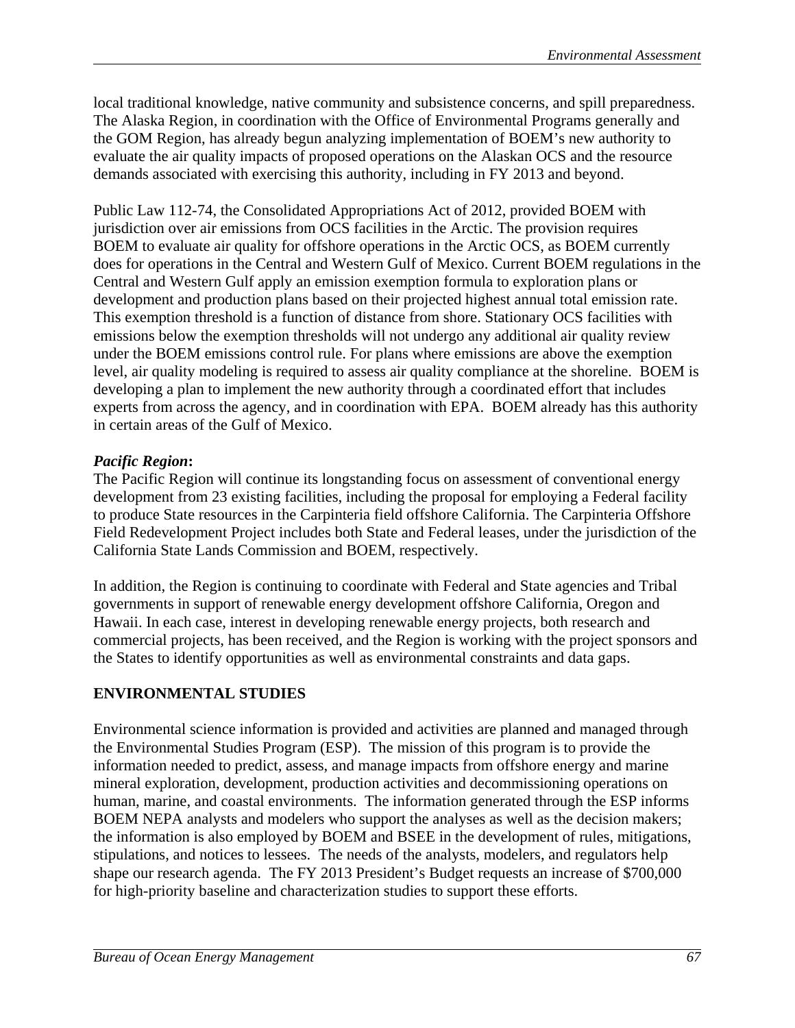local traditional knowledge, native community and subsistence concerns, and spill preparedness. The Alaska Region, in coordination with the Office of Environmental Programs generally and the GOM Region, has already begun analyzing implementation of BOEM's new authority to evaluate the air quality impacts of proposed operations on the Alaskan OCS and the resource demands associated with exercising this authority, including in FY 2013 and beyond.

Public Law 112-74, the Consolidated Appropriations Act of 2012, provided BOEM with jurisdiction over air emissions from OCS facilities in the Arctic. The provision requires BOEM to evaluate air quality for offshore operations in the Arctic OCS, as BOEM currently does for operations in the Central and Western Gulf of Mexico. Current BOEM regulations in the Central and Western Gulf apply an emission exemption formula to exploration plans or development and production plans based on their projected highest annual total emission rate. This exemption threshold is a function of distance from shore. Stationary OCS facilities with emissions below the exemption thresholds will not undergo any additional air quality review under the BOEM emissions control rule. For plans where emissions are above the exemption level, air quality modeling is required to assess air quality compliance at the shoreline. BOEM is developing a plan to implement the new authority through a coordinated effort that includes experts from across the agency, and in coordination with EPA. BOEM already has this authority in certain areas of the Gulf of Mexico.

***Pacific Region*:**

The Pacific Region will continue its longstanding focus on assessment of conventional energy development from 23 existing facilities, including the proposal for employing a Federal facility to produce State resources in the Carpinteria field offshore California. The Carpinteria Offshore Field Redevelopment Project includes both State and Federal leases, under the jurisdiction of the California State Lands Commission and BOEM, respectively.

In addition, the Region is continuing to coordinate with Federal and State agencies and Tribal governments in support of renewable energy development offshore California, Oregon and Hawaii. In each case, interest in developing renewable energy projects, both research and commercial projects, has been received, and the Region is working with the project sponsors and the States to identify opportunities as well as environmental constraints and data gaps.

## ENVIRONMENTAL STUDIES

Environmental science information is provided and activities are planned and managed through the Environmental Studies Program (ESP). The mission of this program is to provide the information needed to predict, assess, and manage impacts from offshore energy and marine mineral exploration, development, production activities and decommissioning operations on human, marine, and coastal environments. The information generated through the ESP informs BOEM NEPA analysts and modelers who support the analyses as well as the decision makers; the information is also employed by BOEM and BSEE in the development of rules, mitigations, stipulations, and notices to lessees. The needs of the analysts, modelers, and regulators help shape our research agenda. The FY 2013 President's Budget requests an increase of $700,000 for high-priority baseline and characterization studies to support these efforts.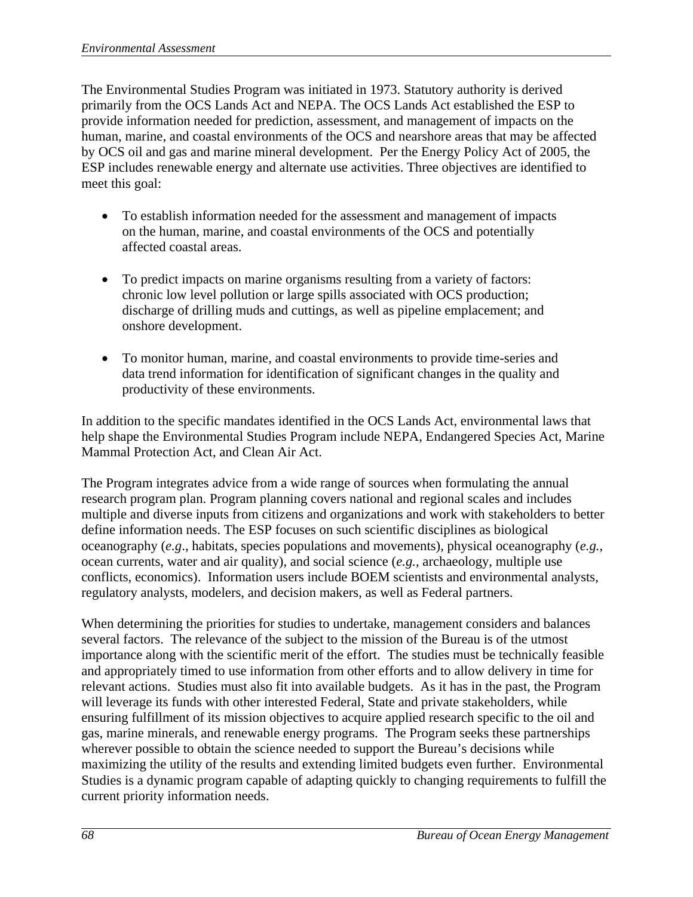The Environmental Studies Program was initiated in 1973. Statutory authority is derived primarily from the OCS Lands Act and NEPA. The OCS Lands Act established the ESP to provide information needed for prediction, assessment, and management of impacts on the human, marine, and coastal environments of the OCS and nearshore areas that may be affected by OCS oil and gas and marine mineral development. Per the Energy Policy Act of 2005, the ESP includes renewable energy and alternate use activities. Three objectives are identified to meet this goal:

- To establish information needed for the assessment and management of impacts on the human, marine, and coastal environments of the OCS and potentially affected coastal areas.
- To predict impacts on marine organisms resulting from a variety of factors: chronic low level pollution or large spills associated with OCS production; discharge of drilling muds and cuttings, as well as pipeline emplacement; and onshore development.
- To monitor human, marine, and coastal environments to provide time-series and data trend information for identification of significant changes in the quality and productivity of these environments.

In addition to the specific mandates identified in the OCS Lands Act, environmental laws that help shape the Environmental Studies Program include NEPA, Endangered Species Act, Marine Mammal Protection Act, and Clean Air Act.

The Program integrates advice from a wide range of sources when formulating the annual research program plan. Program planning covers national and regional scales and includes multiple and diverse inputs from citizens and organizations and work with stakeholders to better define information needs. The ESP focuses on such scientific disciplines as biological oceanography (*e.g*., habitats, species populations and movements), physical oceanography (*e.g.*, ocean currents, water and air quality), and social science (*e.g.*, archaeology, multiple use conflicts, economics). Information users include BOEM scientists and environmental analysts, regulatory analysts, modelers, and decision makers, as well as Federal partners.

When determining the priorities for studies to undertake, management considers and balances several factors. The relevance of the subject to the mission of the Bureau is of the utmost importance along with the scientific merit of the effort. The studies must be technically feasible and appropriately timed to use information from other efforts and to allow delivery in time for relevant actions. Studies must also fit into available budgets. As it has in the past, the Program will leverage its funds with other interested Federal, State and private stakeholders, while ensuring fulfillment of its mission objectives to acquire applied research specific to the oil and gas, marine minerals, and renewable energy programs. The Program seeks these partnerships wherever possible to obtain the science needed to support the Bureau's decisions while maximizing the utility of the results and extending limited budgets even further. Environmental Studies is a dynamic program capable of adapting quickly to changing requirements to fulfill the current priority information needs.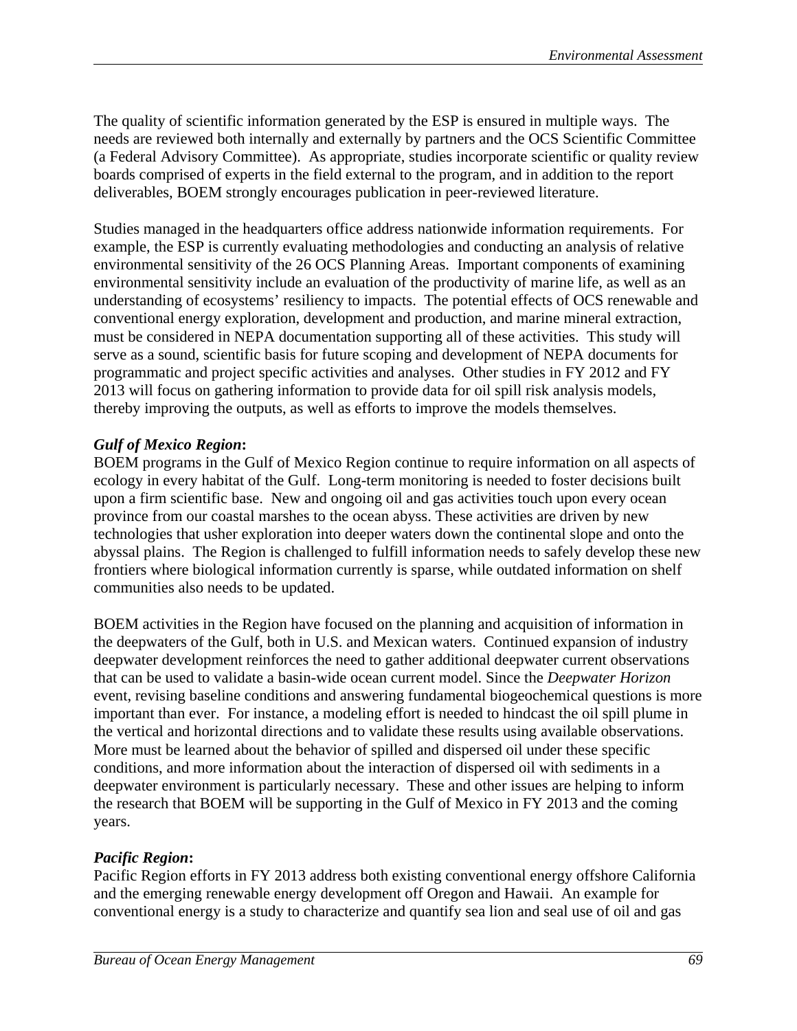The quality of scientific information generated by the ESP is ensured in multiple ways. The needs are reviewed both internally and externally by partners and the OCS Scientific Committee (a Federal Advisory Committee). As appropriate, studies incorporate scientific or quality review boards comprised of experts in the field external to the program, and in addition to the report deliverables, BOEM strongly encourages publication in peer-reviewed literature.

Studies managed in the headquarters office address nationwide information requirements. For example, the ESP is currently evaluating methodologies and conducting an analysis of relative environmental sensitivity of the 26 OCS Planning Areas. Important components of examining environmental sensitivity include an evaluation of the productivity of marine life, as well as an understanding of ecosystems' resiliency to impacts. The potential effects of OCS renewable and conventional energy exploration, development and production, and marine mineral extraction, must be considered in NEPA documentation supporting all of these activities. This study will serve as a sound, scientific basis for future scoping and development of NEPA documents for programmatic and project specific activities and analyses. Other studies in FY 2012 and FY 2013 will focus on gathering information to provide data for oil spill risk analysis models, thereby improving the outputs, as well as efforts to improve the models themselves.

***Gulf of Mexico Region*:**
BOEM programs in the Gulf of Mexico Region continue to require information on all aspects of ecology in every habitat of the Gulf. Long-term monitoring is needed to foster decisions built upon a firm scientific base. New and ongoing oil and gas activities touch upon every ocean province from our coastal marshes to the ocean abyss. These activities are driven by new technologies that usher exploration into deeper waters down the continental slope and onto the abyssal plains. The Region is challenged to fulfill information needs to safely develop these new frontiers where biological information currently is sparse, while outdated information on shelf communities also needs to be updated.

BOEM activities in the Region have focused on the planning and acquisition of information in the deepwaters of the Gulf, both in U.S. and Mexican waters. Continued expansion of industry deepwater development reinforces the need to gather additional deepwater current observations that can be used to validate a basin-wide ocean current model. Since the *Deepwater Horizon* event, revising baseline conditions and answering fundamental biogeochemical questions is more important than ever. For instance, a modeling effort is needed to hindcast the oil spill plume in the vertical and horizontal directions and to validate these results using available observations. More must be learned about the behavior of spilled and dispersed oil under these specific conditions, and more information about the interaction of dispersed oil with sediments in a deepwater environment is particularly necessary. These and other issues are helping to inform the research that BOEM will be supporting in the Gulf of Mexico in FY 2013 and the coming years.

***Pacific Region*:**
Pacific Region efforts in FY 2013 address both existing conventional energy offshore California and the emerging renewable energy development off Oregon and Hawaii. An example for conventional energy is a study to characterize and quantify sea lion and seal use of oil and gas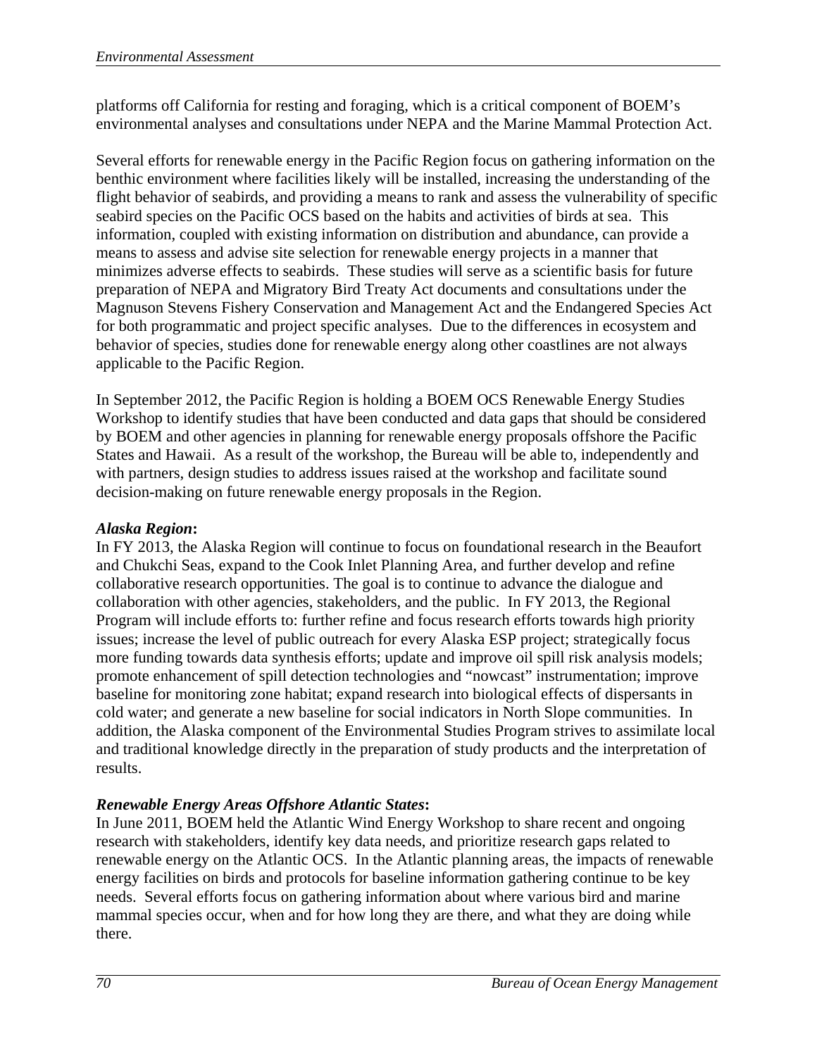platforms off California for resting and foraging, which is a critical component of BOEM's environmental analyses and consultations under NEPA and the Marine Mammal Protection Act.

Several efforts for renewable energy in the Pacific Region focus on gathering information on the benthic environment where facilities likely will be installed, increasing the understanding of the flight behavior of seabirds, and providing a means to rank and assess the vulnerability of specific seabird species on the Pacific OCS based on the habits and activities of birds at sea. This information, coupled with existing information on distribution and abundance, can provide a means to assess and advise site selection for renewable energy projects in a manner that minimizes adverse effects to seabirds. These studies will serve as a scientific basis for future preparation of NEPA and Migratory Bird Treaty Act documents and consultations under the Magnuson Stevens Fishery Conservation and Management Act and the Endangered Species Act for both programmatic and project specific analyses. Due to the differences in ecosystem and behavior of species, studies done for renewable energy along other coastlines are not always applicable to the Pacific Region.

In September 2012, the Pacific Region is holding a BOEM OCS Renewable Energy Studies Workshop to identify studies that have been conducted and data gaps that should be considered by BOEM and other agencies in planning for renewable energy proposals offshore the Pacific States and Hawaii. As a result of the workshop, the Bureau will be able to, independently and with partners, design studies to address issues raised at the workshop and facilitate sound decision-making on future renewable energy proposals in the Region.

***Alaska Region*:**

In FY 2013, the Alaska Region will continue to focus on foundational research in the Beaufort and Chukchi Seas, expand to the Cook Inlet Planning Area, and further develop and refine collaborative research opportunities. The goal is to continue to advance the dialogue and collaboration with other agencies, stakeholders, and the public. In FY 2013, the Regional Program will include efforts to: further refine and focus research efforts towards high priority issues; increase the level of public outreach for every Alaska ESP project; strategically focus more funding towards data synthesis efforts; update and improve oil spill risk analysis models; promote enhancement of spill detection technologies and "nowcast" instrumentation; improve baseline for monitoring zone habitat; expand research into biological effects of dispersants in cold water; and generate a new baseline for social indicators in North Slope communities. In addition, the Alaska component of the Environmental Studies Program strives to assimilate local and traditional knowledge directly in the preparation of study products and the interpretation of results.

***Renewable Energy Areas Offshore Atlantic States*:**

In June 2011, BOEM held the Atlantic Wind Energy Workshop to share recent and ongoing research with stakeholders, identify key data needs, and prioritize research gaps related to renewable energy on the Atlantic OCS. In the Atlantic planning areas, the impacts of renewable energy facilities on birds and protocols for baseline information gathering continue to be key needs. Several efforts focus on gathering information about where various bird and marine mammal species occur, when and for how long they are there, and what they are doing while there.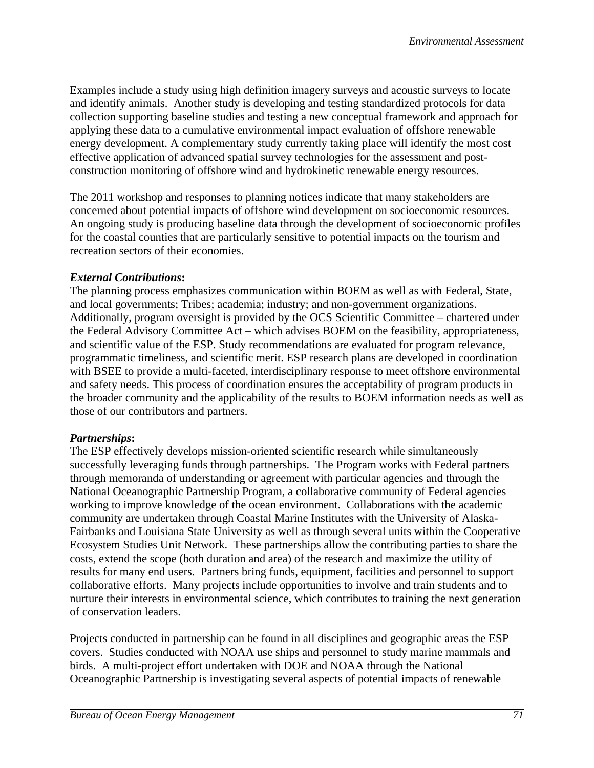Examples include a study using high definition imagery surveys and acoustic surveys to locate and identify animals. Another study is developing and testing standardized protocols for data collection supporting baseline studies and testing a new conceptual framework and approach for applying these data to a cumulative environmental impact evaluation of offshore renewable energy development. A complementary study currently taking place will identify the most cost effective application of advanced spatial survey technologies for the assessment and post-construction monitoring of offshore wind and hydrokinetic renewable energy resources.

The 2011 workshop and responses to planning notices indicate that many stakeholders are concerned about potential impacts of offshore wind development on socioeconomic resources. An ongoing study is producing baseline data through the development of socioeconomic profiles for the coastal counties that are particularly sensitive to potential impacts on the tourism and recreation sectors of their economies.

***External Contributions*:**
The planning process emphasizes communication within BOEM as well as with Federal, State, and local governments; Tribes; academia; industry; and non-government organizations. Additionally, program oversight is provided by the OCS Scientific Committee – chartered under the Federal Advisory Committee Act – which advises BOEM on the feasibility, appropriateness, and scientific value of the ESP. Study recommendations are evaluated for program relevance, programmatic timeliness, and scientific merit. ESP research plans are developed in coordination with BSEE to provide a multi-faceted, interdisciplinary response to meet offshore environmental and safety needs. This process of coordination ensures the acceptability of program products in the broader community and the applicability of the results to BOEM information needs as well as those of our contributors and partners.

***Partnerships*:**
The ESP effectively develops mission-oriented scientific research while simultaneously successfully leveraging funds through partnerships. The Program works with Federal partners through memoranda of understanding or agreement with particular agencies and through the National Oceanographic Partnership Program, a collaborative community of Federal agencies working to improve knowledge of the ocean environment. Collaborations with the academic community are undertaken through Coastal Marine Institutes with the University of Alaska-Fairbanks and Louisiana State University as well as through several units within the Cooperative Ecosystem Studies Unit Network. These partnerships allow the contributing parties to share the costs, extend the scope (both duration and area) of the research and maximize the utility of results for many end users. Partners bring funds, equipment, facilities and personnel to support collaborative efforts. Many projects include opportunities to involve and train students and to nurture their interests in environmental science, which contributes to training the next generation of conservation leaders.

Projects conducted in partnership can be found in all disciplines and geographic areas the ESP covers. Studies conducted with NOAA use ships and personnel to study marine mammals and birds. A multi-project effort undertaken with DOE and NOAA through the National Oceanographic Partnership is investigating several aspects of potential impacts of renewable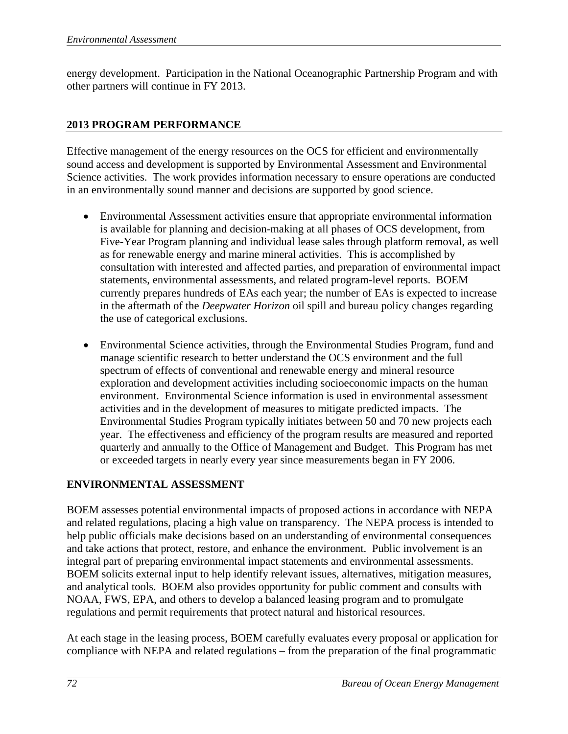energy development. Participation in the National Oceanographic Partnership Program and with other partners will continue in FY 2013.

## 2013 PROGRAM PERFORMANCE

Effective management of the energy resources on the OCS for efficient and environmentally sound access and development is supported by Environmental Assessment and Environmental Science activities. The work provides information necessary to ensure operations are conducted in an environmentally sound manner and decisions are supported by good science.

- Environmental Assessment activities ensure that appropriate environmental information is available for planning and decision-making at all phases of OCS development, from Five-Year Program planning and individual lease sales through platform removal, as well as for renewable energy and marine mineral activities. This is accomplished by consultation with interested and affected parties, and preparation of environmental impact statements, environmental assessments, and related program-level reports. BOEM currently prepares hundreds of EAs each year; the number of EAs is expected to increase in the aftermath of the *Deepwater Horizon* oil spill and bureau policy changes regarding the use of categorical exclusions.

- Environmental Science activities, through the Environmental Studies Program, fund and manage scientific research to better understand the OCS environment and the full spectrum of effects of conventional and renewable energy and mineral resource exploration and development activities including socioeconomic impacts on the human environment. Environmental Science information is used in environmental assessment activities and in the development of measures to mitigate predicted impacts. The Environmental Studies Program typically initiates between 50 and 70 new projects each year. The effectiveness and efficiency of the program results are measured and reported quarterly and annually to the Office of Management and Budget. This Program has met or exceeded targets in nearly every year since measurements began in FY 2006.

## ENVIRONMENTAL ASSESSMENT

BOEM assesses potential environmental impacts of proposed actions in accordance with NEPA and related regulations, placing a high value on transparency. The NEPA process is intended to help public officials make decisions based on an understanding of environmental consequences and take actions that protect, restore, and enhance the environment. Public involvement is an integral part of preparing environmental impact statements and environmental assessments. BOEM solicits external input to help identify relevant issues, alternatives, mitigation measures, and analytical tools. BOEM also provides opportunity for public comment and consults with NOAA, FWS, EPA, and others to develop a balanced leasing program and to promulgate regulations and permit requirements that protect natural and historical resources.

At each stage in the leasing process, BOEM carefully evaluates every proposal or application for compliance with NEPA and related regulations – from the preparation of the final programmatic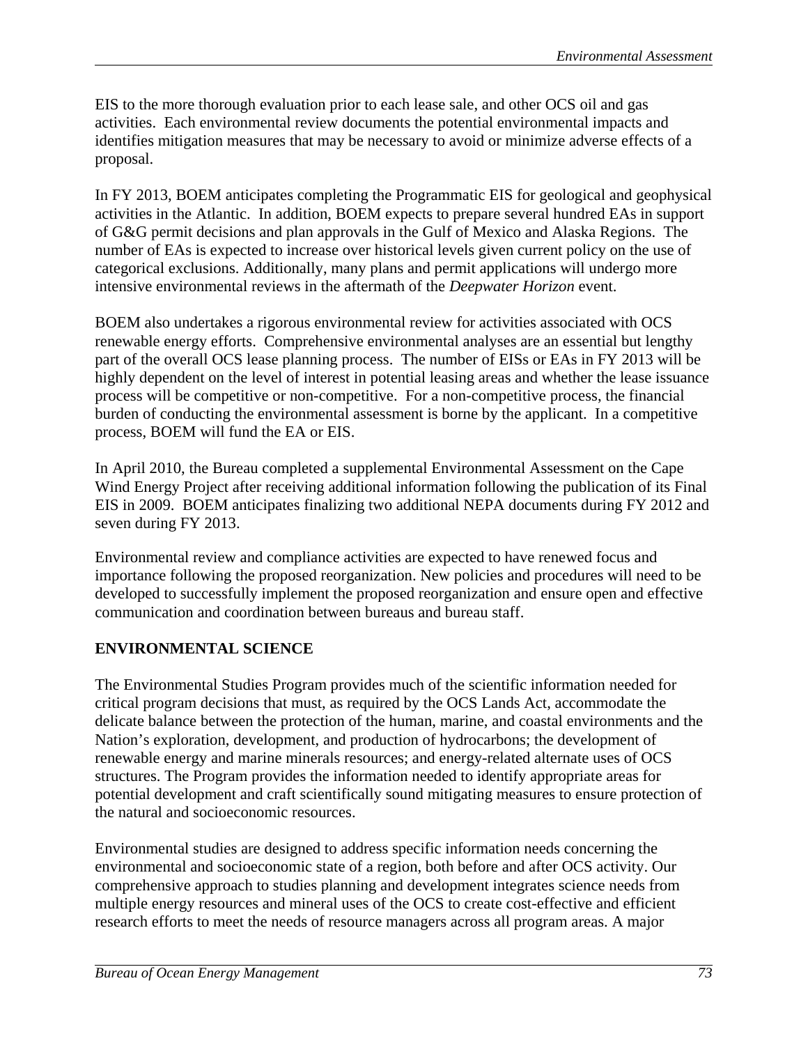EIS to the more thorough evaluation prior to each lease sale, and other OCS oil and gas activities. Each environmental review documents the potential environmental impacts and identifies mitigation measures that may be necessary to avoid or minimize adverse effects of a proposal.

In FY 2013, BOEM anticipates completing the Programmatic EIS for geological and geophysical activities in the Atlantic. In addition, BOEM expects to prepare several hundred EAs in support of G&G permit decisions and plan approvals in the Gulf of Mexico and Alaska Regions. The number of EAs is expected to increase over historical levels given current policy on the use of categorical exclusions. Additionally, many plans and permit applications will undergo more intensive environmental reviews in the aftermath of the *Deepwater Horizon* event.

BOEM also undertakes a rigorous environmental review for activities associated with OCS renewable energy efforts. Comprehensive environmental analyses are an essential but lengthy part of the overall OCS lease planning process. The number of EISs or EAs in FY 2013 will be highly dependent on the level of interest in potential leasing areas and whether the lease issuance process will be competitive or non-competitive. For a non-competitive process, the financial burden of conducting the environmental assessment is borne by the applicant. In a competitive process, BOEM will fund the EA or EIS.

In April 2010, the Bureau completed a supplemental Environmental Assessment on the Cape Wind Energy Project after receiving additional information following the publication of its Final EIS in 2009. BOEM anticipates finalizing two additional NEPA documents during FY 2012 and seven during FY 2013.

Environmental review and compliance activities are expected to have renewed focus and importance following the proposed reorganization. New policies and procedures will need to be developed to successfully implement the proposed reorganization and ensure open and effective communication and coordination between bureaus and bureau staff.

## ENVIRONMENTAL SCIENCE

The Environmental Studies Program provides much of the scientific information needed for critical program decisions that must, as required by the OCS Lands Act, accommodate the delicate balance between the protection of the human, marine, and coastal environments and the Nation's exploration, development, and production of hydrocarbons; the development of renewable energy and marine minerals resources; and energy-related alternate uses of OCS structures. The Program provides the information needed to identify appropriate areas for potential development and craft scientifically sound mitigating measures to ensure protection of the natural and socioeconomic resources.

Environmental studies are designed to address specific information needs concerning the environmental and socioeconomic state of a region, both before and after OCS activity. Our comprehensive approach to studies planning and development integrates science needs from multiple energy resources and mineral uses of the OCS to create cost-effective and efficient research efforts to meet the needs of resource managers across all program areas. A major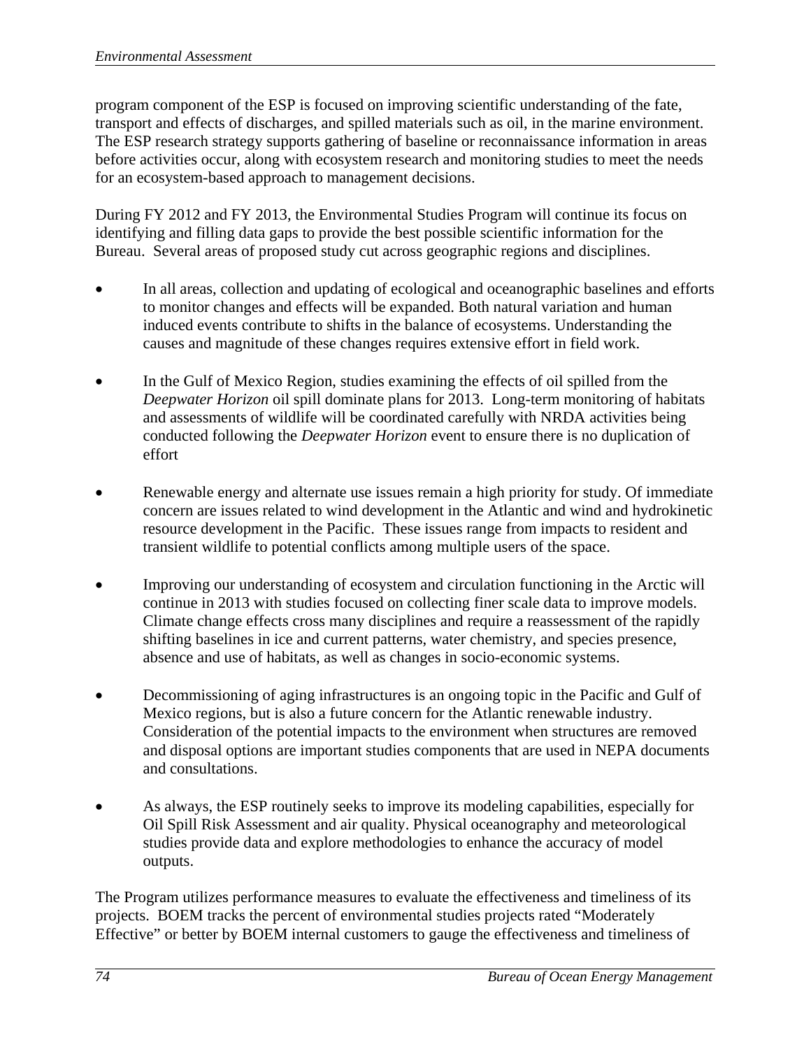program component of the ESP is focused on improving scientific understanding of the fate, transport and effects of discharges, and spilled materials such as oil, in the marine environment. The ESP research strategy supports gathering of baseline or reconnaissance information in areas before activities occur, along with ecosystem research and monitoring studies to meet the needs for an ecosystem-based approach to management decisions.

During FY 2012 and FY 2013, the Environmental Studies Program will continue its focus on identifying and filling data gaps to provide the best possible scientific information for the Bureau. Several areas of proposed study cut across geographic regions and disciplines.

- In all areas, collection and updating of ecological and oceanographic baselines and efforts to monitor changes and effects will be expanded. Both natural variation and human induced events contribute to shifts in the balance of ecosystems. Understanding the causes and magnitude of these changes requires extensive effort in field work.

- In the Gulf of Mexico Region, studies examining the effects of oil spilled from the *Deepwater Horizon* oil spill dominate plans for 2013. Long-term monitoring of habitats and assessments of wildlife will be coordinated carefully with NRDA activities being conducted following the *Deepwater Horizon* event to ensure there is no duplication of effort

- Renewable energy and alternate use issues remain a high priority for study. Of immediate concern are issues related to wind development in the Atlantic and wind and hydrokinetic resource development in the Pacific. These issues range from impacts to resident and transient wildlife to potential conflicts among multiple users of the space.

- Improving our understanding of ecosystem and circulation functioning in the Arctic will continue in 2013 with studies focused on collecting finer scale data to improve models. Climate change effects cross many disciplines and require a reassessment of the rapidly shifting baselines in ice and current patterns, water chemistry, and species presence, absence and use of habitats, as well as changes in socio-economic systems.

- Decommissioning of aging infrastructures is an ongoing topic in the Pacific and Gulf of Mexico regions, but is also a future concern for the Atlantic renewable industry. Consideration of the potential impacts to the environment when structures are removed and disposal options are important studies components that are used in NEPA documents and consultations.

- As always, the ESP routinely seeks to improve its modeling capabilities, especially for Oil Spill Risk Assessment and air quality. Physical oceanography and meteorological studies provide data and explore methodologies to enhance the accuracy of model outputs.

The Program utilizes performance measures to evaluate the effectiveness and timeliness of its projects. BOEM tracks the percent of environmental studies projects rated "Moderately Effective" or better by BOEM internal customers to gauge the effectiveness and timeliness of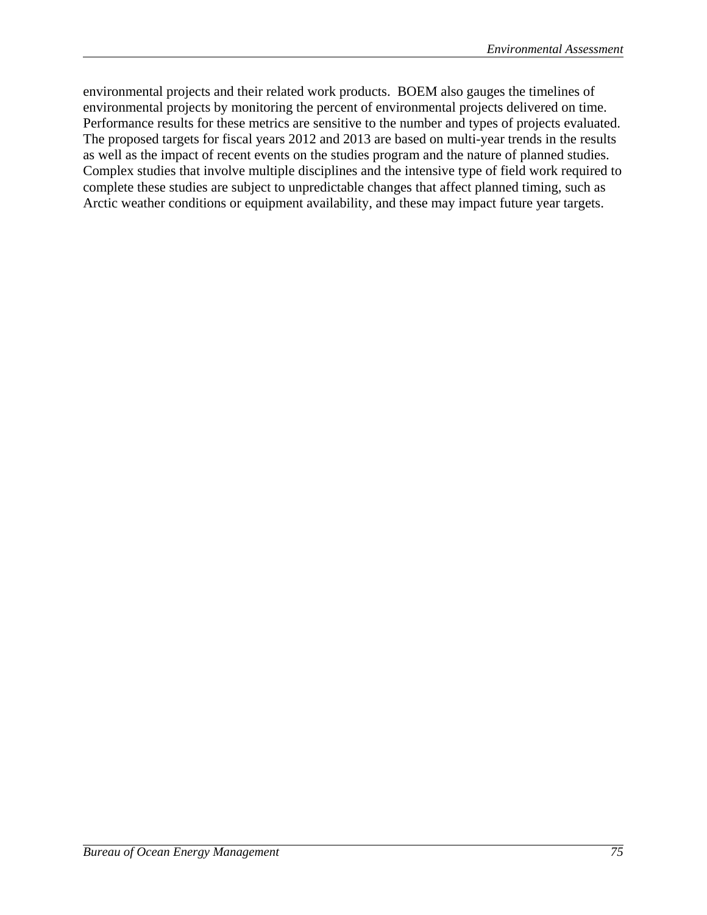environmental projects and their related work products. BOEM also gauges the timelines of environmental projects by monitoring the percent of environmental projects delivered on time. Performance results for these metrics are sensitive to the number and types of projects evaluated. The proposed targets for fiscal years 2012 and 2013 are based on multi-year trends in the results as well as the impact of recent events on the studies program and the nature of planned studies. Complex studies that involve multiple disciplines and the intensive type of field work required to complete these studies are subject to unpredictable changes that affect planned timing, such as Arctic weather conditions or equipment availability, and these may impact future year targets.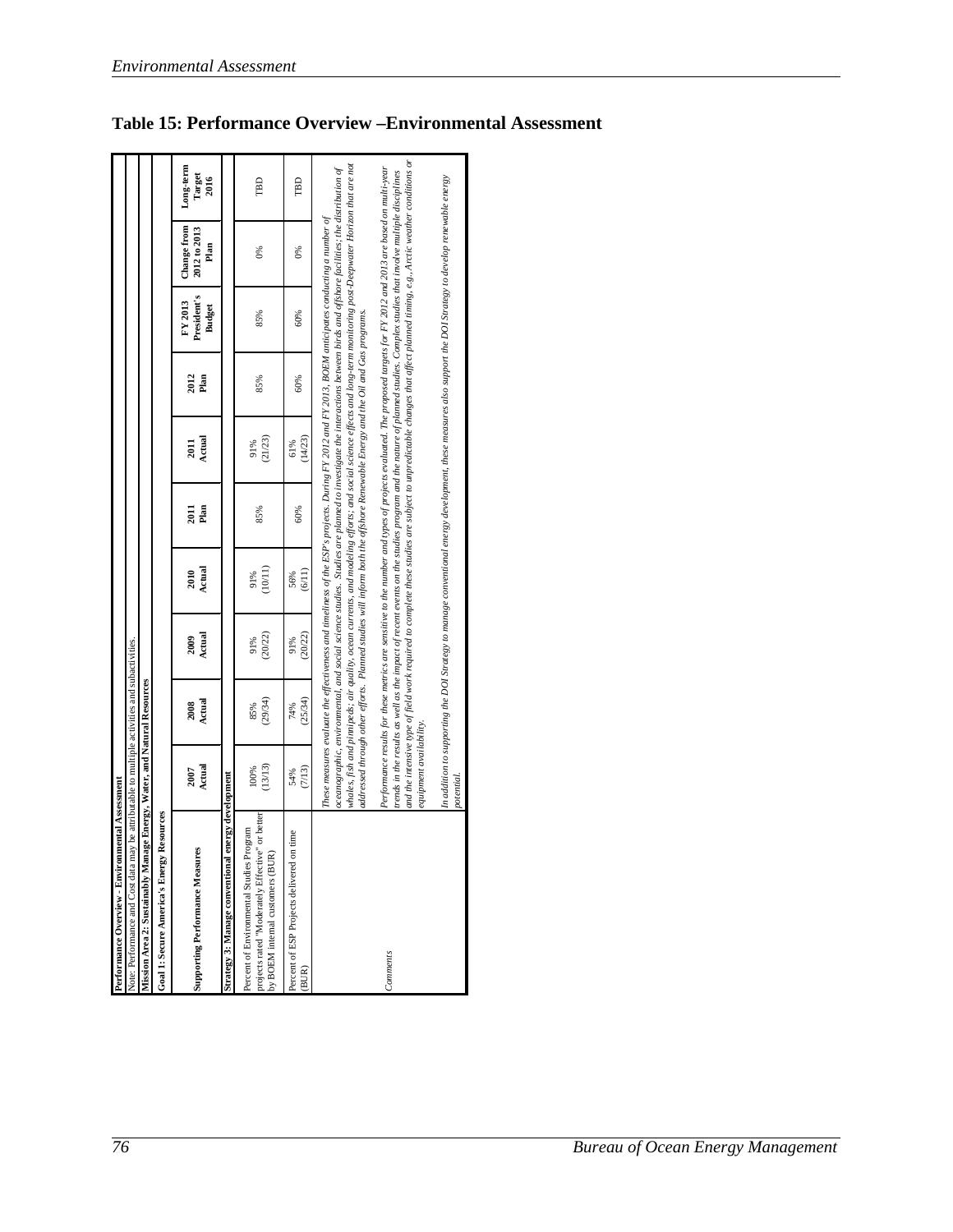## Table 15: Performance Overview –Environmental Assessment

| Performance Overview - Environmental Assessment | | | | | | | | | | |
|---|---|---|---|---|---|---|---|---|---|---|
| Note: Performance and Cost data may be attributable to multiple activities and subactivities. | | | | | | | | | | |
| **Mission Area 2: Sustainably Manage Energy, Water, and Natural Resources** | | | | | | | | | | |
| **Goal 1: Secure America's Energy Resources** | | | | | | | | | | |
| **Supporting Performance Measures** | **2007 Actual** | **2008 Actual** | **2009 Actual** | **2010 Actual** | **2011 Plan** | **2011 Actual** | **2012 Plan** | **FY 2013 President's Budget** | **Change from 2012 to 2013 Plan** | **Long-term Target 2016** |
| **Strategy 3: Manage conventional energy development** | | | | | | | | | | |
| Percent of Environmental Studies Program projects rated "Moderately Effective" or better by BOEM internal customers (BUR) | 100% (13/13) | 85% (29/34) | 91% (20/22) | 91% (10/11) | 85% | 91% (21/23) | 85% | 85% | 0% | TBD |
| Percent of ESP Projects delivered on time (BUR) | 54% (7/13) | 74% (25/34) | 91% (20/22) | 56% (6/11) | 60% | 61% (14/23) | 60% | 60% | 0% | TBD |
| *Comments* | *These measures evaluate the effectiveness and timeliness of the ESP's projects. During FY 2012 and FY 2013, BOEM anticipates conducting a number of oceanographic, environmental, and social science studies. Studies are planned to investigate the interactions between birds and offshore facilities; the distribution of whales, fish and pinnipeds; air quality, ocean currents, and modeling efforts; and social science effects and long-term monitoring post-Deepwater Horizon that are not addressed through other efforts. Planned studies will inform both the offshore Renewable Energy and the Oil and Gas programs.*<br><br>*Performance results for these metrics are sensitive to the number and types of projects evaluated. The proposed targets for FY 2012 and 2013 are based on multi-year trends in the results as well as the impact of recent events on the studies program and the nature of planned studies. Complex studies that involve multiple disciplines and the intensive type of field work required to complete these studies are subject to unpredictable changes that affect planned timing, e.g., Arctic weather conditions or equipment availability.*<br><br>*In addition to supporting the DOI Strategy to manage conventional energy development, these measures also support the DOI Strategy to develop renewable energy potential.* | | | | | | | | | |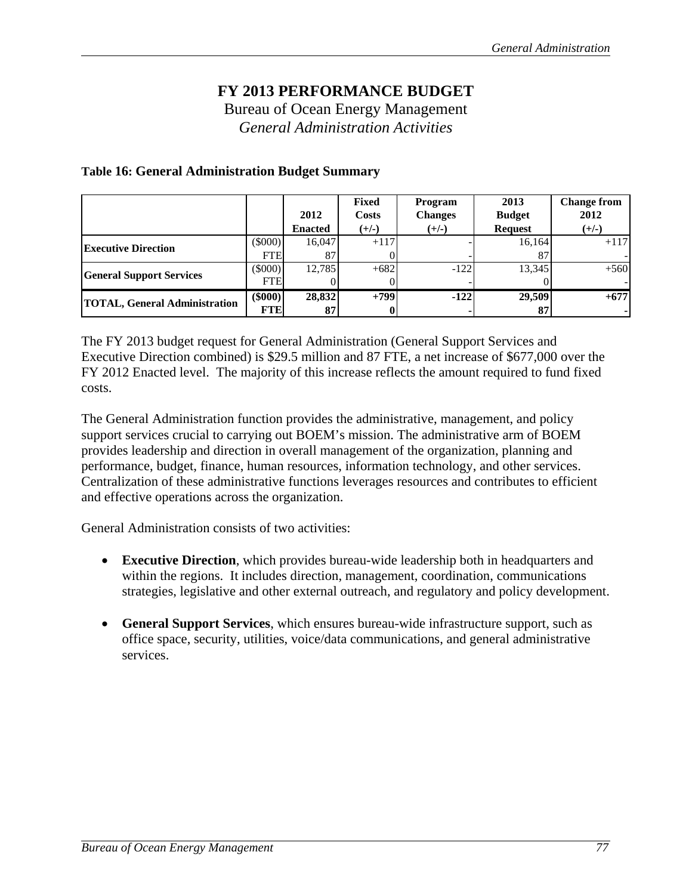# FY 2013 PERFORMANCE BUDGET

Bureau of Ocean Energy Management

*General Administration Activities*

**Table 16: General Administration Budget Summary**

| | | 2012 Enacted | Fixed Costs (+/-) | Program Changes (+/-) | 2013 Budget Request | Change from 2012 (+/-) |
|---|---|---|---|---|---|---|
| **Executive Direction** | ($000) | 16,047 | +117 | - | 16,164 | +117 |
| | FTE | 87 | 0 | - | 87 | - |
| **General Support Services** | ($000) | 12,785 | +682 | -122 | 13,345 | +560 |
| | FTE | 0 | 0 | - | 0 | - |
| **TOTAL, General Administration** | **($000)** | **28,832** | **+799** | **-122** | **29,509** | **+677** |
| | **FTE** | **87** | **0** | **-** | **87** | **-** |

The FY 2013 budget request for General Administration (General Support Services and Executive Direction combined) is $29.5 million and 87 FTE, a net increase of $677,000 over the FY 2012 Enacted level. The majority of this increase reflects the amount required to fund fixed costs.

The General Administration function provides the administrative, management, and policy support services crucial to carrying out BOEM's mission. The administrative arm of BOEM provides leadership and direction in overall management of the organization, planning and performance, budget, finance, human resources, information technology, and other services. Centralization of these administrative functions leverages resources and contributes to efficient and effective operations across the organization.

General Administration consists of two activities:

- **Executive Direction**, which provides bureau-wide leadership both in headquarters and within the regions. It includes direction, management, coordination, communications strategies, legislative and other external outreach, and regulatory and policy development.

- **General Support Services**, which ensures bureau-wide infrastructure support, such as office space, security, utilities, voice/data communications, and general administrative services.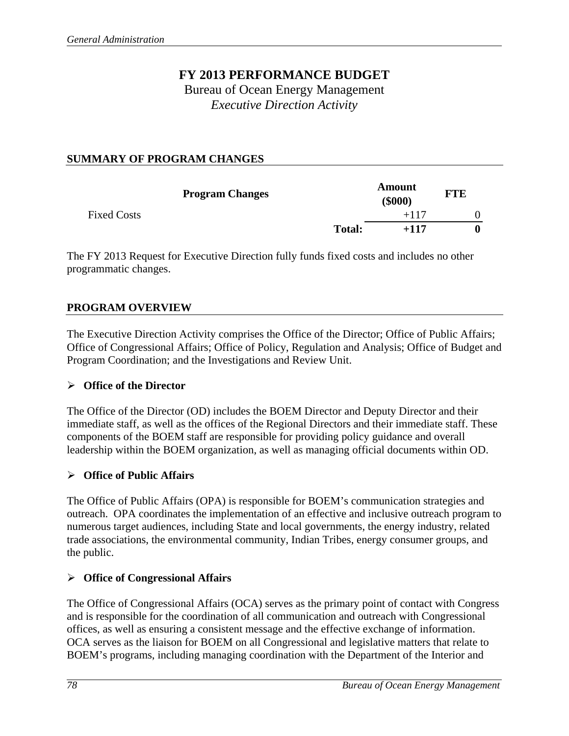# FY 2013 PERFORMANCE BUDGET

Bureau of Ocean Energy Management

*Executive Direction Activity*

## SUMMARY OF PROGRAM CHANGES

| Program Changes | | Amount ($000) | FTE |
|---|---|---|---|
| Fixed Costs | | +117 | 0 |
| | **Total:** | **+117** | **0** |

The FY 2013 Request for Executive Direction fully funds fixed costs and includes no other programmatic changes.

## PROGRAM OVERVIEW

The Executive Direction Activity comprises the Office of the Director; Office of Public Affairs; Office of Congressional Affairs; Office of Policy, Regulation and Analysis; Office of Budget and Program Coordination; and the Investigations and Review Unit.

- **Office of the Director**

The Office of the Director (OD) includes the BOEM Director and Deputy Director and their immediate staff, as well as the offices of the Regional Directors and their immediate staff. These components of the BOEM staff are responsible for providing policy guidance and overall leadership within the BOEM organization, as well as managing official documents within OD.

- **Office of Public Affairs**

The Office of Public Affairs (OPA) is responsible for BOEM's communication strategies and outreach. OPA coordinates the implementation of an effective and inclusive outreach program to numerous target audiences, including State and local governments, the energy industry, related trade associations, the environmental community, Indian Tribes, energy consumer groups, and the public.

- **Office of Congressional Affairs**

The Office of Congressional Affairs (OCA) serves as the primary point of contact with Congress and is responsible for the coordination of all communication and outreach with Congressional offices, as well as ensuring a consistent message and the effective exchange of information. OCA serves as the liaison for BOEM on all Congressional and legislative matters that relate to BOEM's programs, including managing coordination with the Department of the Interior and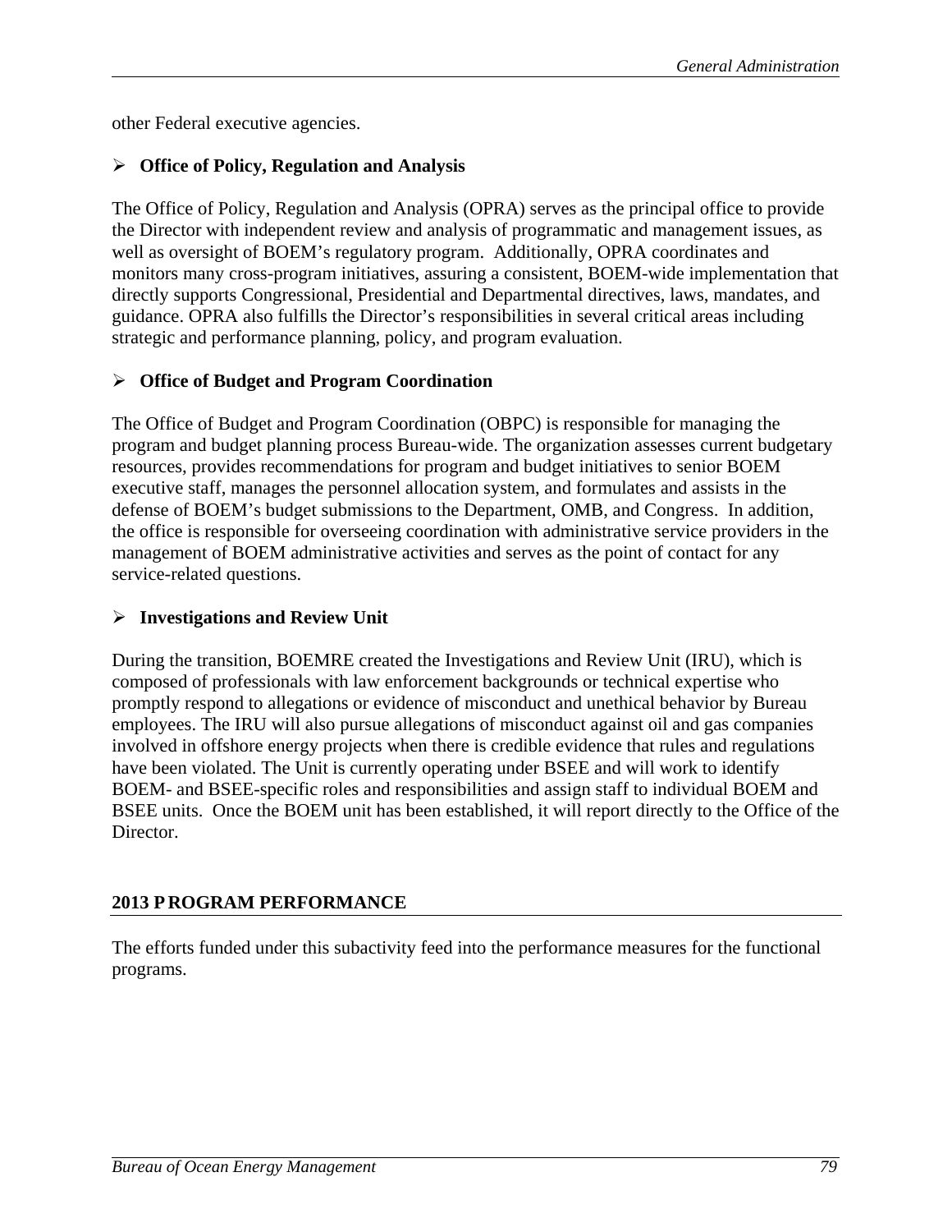other Federal executive agencies.

- **Office of Policy, Regulation and Analysis**

The Office of Policy, Regulation and Analysis (OPRA) serves as the principal office to provide the Director with independent review and analysis of programmatic and management issues, as well as oversight of BOEM's regulatory program. Additionally, OPRA coordinates and monitors many cross-program initiatives, assuring a consistent, BOEM-wide implementation that directly supports Congressional, Presidential and Departmental directives, laws, mandates, and guidance. OPRA also fulfills the Director's responsibilities in several critical areas including strategic and performance planning, policy, and program evaluation.

- **Office of Budget and Program Coordination**

The Office of Budget and Program Coordination (OBPC) is responsible for managing the program and budget planning process Bureau-wide. The organization assesses current budgetary resources, provides recommendations for program and budget initiatives to senior BOEM executive staff, manages the personnel allocation system, and formulates and assists in the defense of BOEM's budget submissions to the Department, OMB, and Congress. In addition, the office is responsible for overseeing coordination with administrative service providers in the management of BOEM administrative activities and serves as the point of contact for any service-related questions.

- **Investigations and Review Unit**

During the transition, BOEMRE created the Investigations and Review Unit (IRU), which is composed of professionals with law enforcement backgrounds or technical expertise who promptly respond to allegations or evidence of misconduct and unethical behavior by Bureau employees. The IRU will also pursue allegations of misconduct against oil and gas companies involved in offshore energy projects when there is credible evidence that rules and regulations have been violated. The Unit is currently operating under BSEE and will work to identify BOEM- and BSEE-specific roles and responsibilities and assign staff to individual BOEM and BSEE units. Once the BOEM unit has been established, it will report directly to the Office of the Director.

## 2013 PROGRAM PERFORMANCE

The efforts funded under this subactivity feed into the performance measures for the functional programs.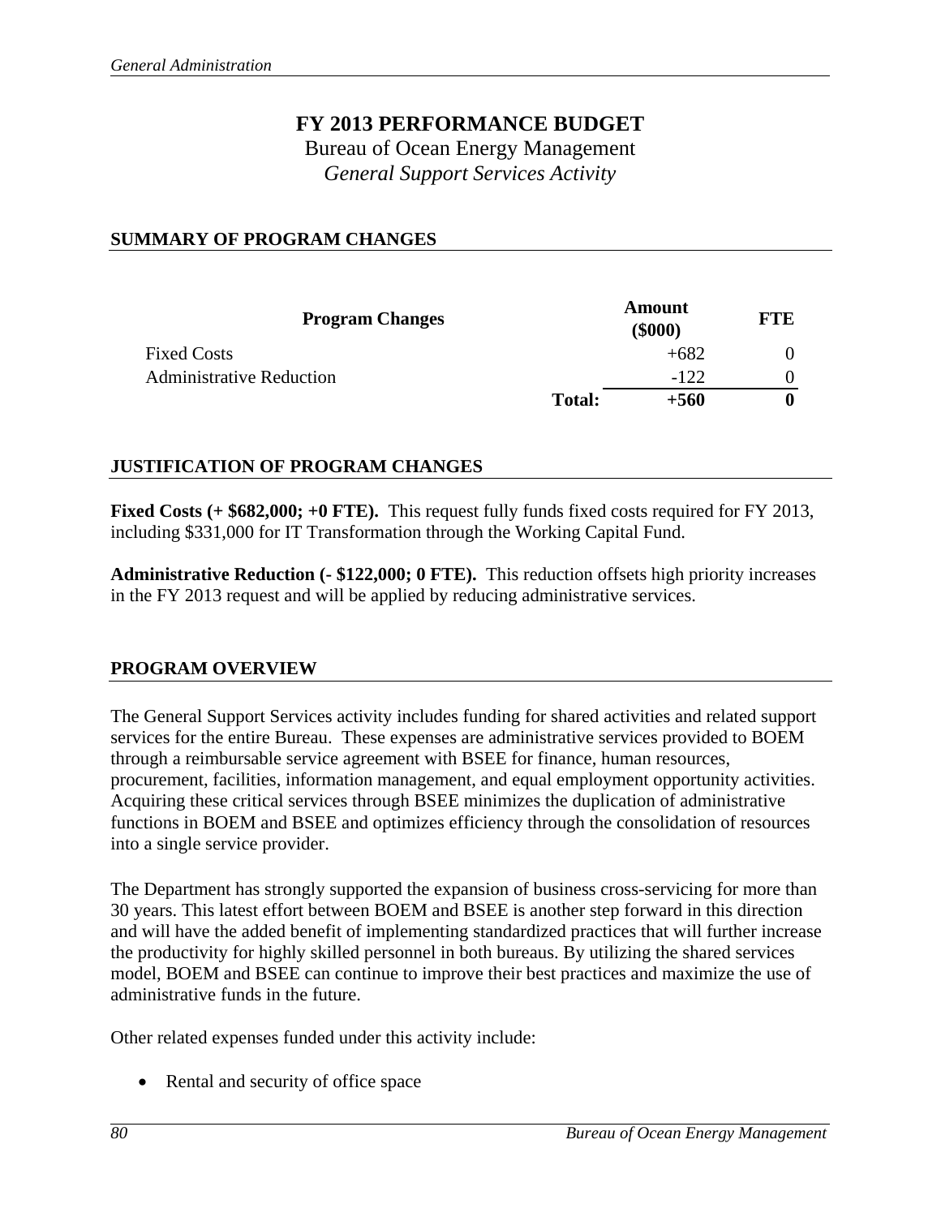# FY 2013 PERFORMANCE BUDGET

Bureau of Ocean Energy Management

*General Support Services Activity*

## SUMMARY OF PROGRAM CHANGES

| Program Changes | | Amount ($000) | FTE |
|---|---|---|---|
| Fixed Costs | | +682 | 0 |
| Administrative Reduction | | -122 | 0 |
| | **Total:** | **+560** | **0** |

## JUSTIFICATION OF PROGRAM CHANGES

**Fixed Costs (+ $682,000; +0 FTE).** This request fully funds fixed costs required for FY 2013, including $331,000 for IT Transformation through the Working Capital Fund.

**Administrative Reduction (- $122,000; 0 FTE).** This reduction offsets high priority increases in the FY 2013 request and will be applied by reducing administrative services.

## PROGRAM OVERVIEW

The General Support Services activity includes funding for shared activities and related support services for the entire Bureau. These expenses are administrative services provided to BOEM through a reimbursable service agreement with BSEE for finance, human resources, procurement, facilities, information management, and equal employment opportunity activities. Acquiring these critical services through BSEE minimizes the duplication of administrative functions in BOEM and BSEE and optimizes efficiency through the consolidation of resources into a single service provider.

The Department has strongly supported the expansion of business cross-servicing for more than 30 years. This latest effort between BOEM and BSEE is another step forward in this direction and will have the added benefit of implementing standardized practices that will further increase the productivity for highly skilled personnel in both bureaus. By utilizing the shared services model, BOEM and BSEE can continue to improve their best practices and maximize the use of administrative funds in the future.

Other related expenses funded under this activity include:

- Rental and security of office space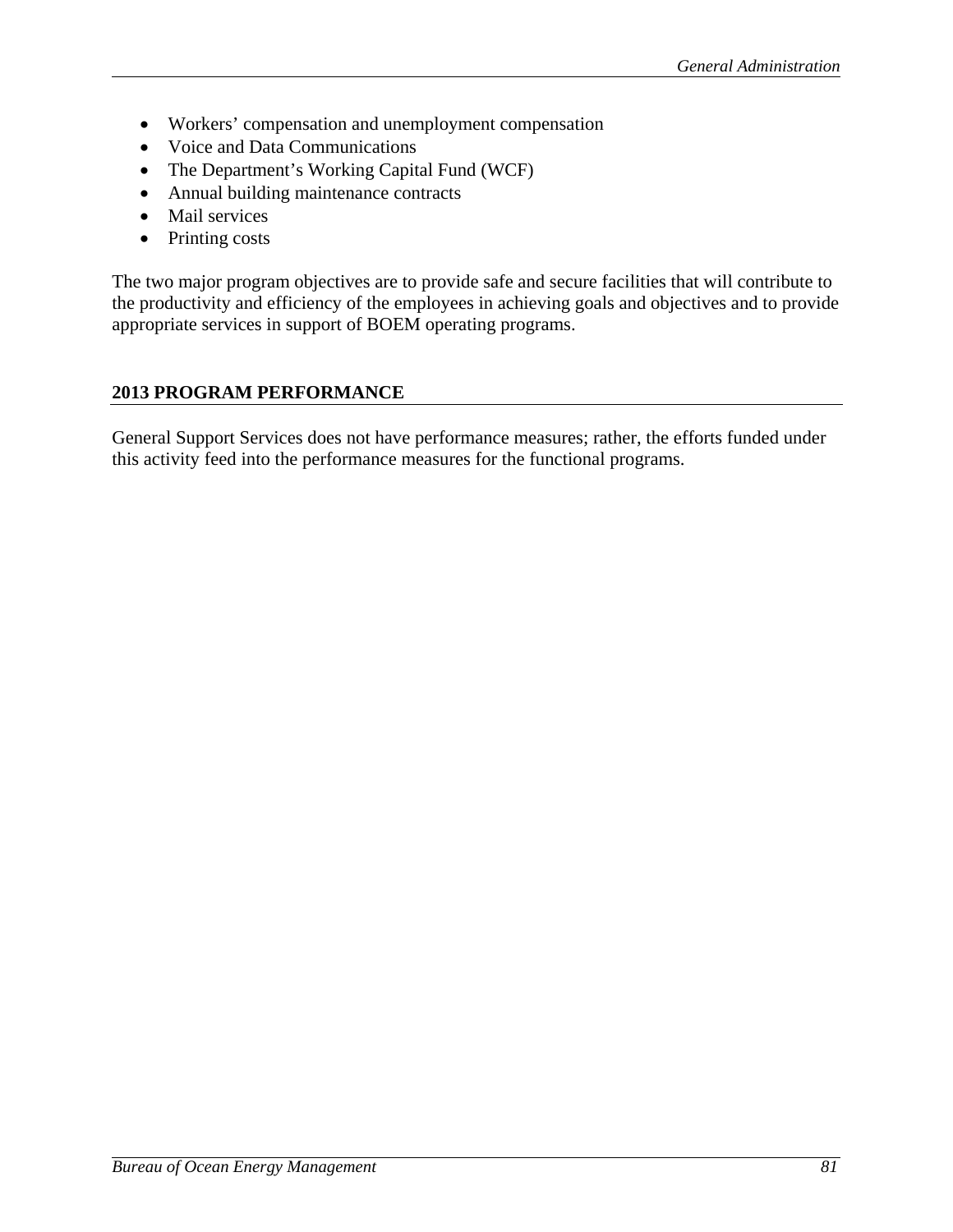- Workers' compensation and unemployment compensation
- Voice and Data Communications
- The Department's Working Capital Fund (WCF)
- Annual building maintenance contracts
- Mail services
- Printing costs

The two major program objectives are to provide safe and secure facilities that will contribute to the productivity and efficiency of the employees in achieving goals and objectives and to provide appropriate services in support of BOEM operating programs.

## 2013 PROGRAM PERFORMANCE

General Support Services does not have performance measures; rather, the efforts funded under this activity feed into the performance measures for the functional programs.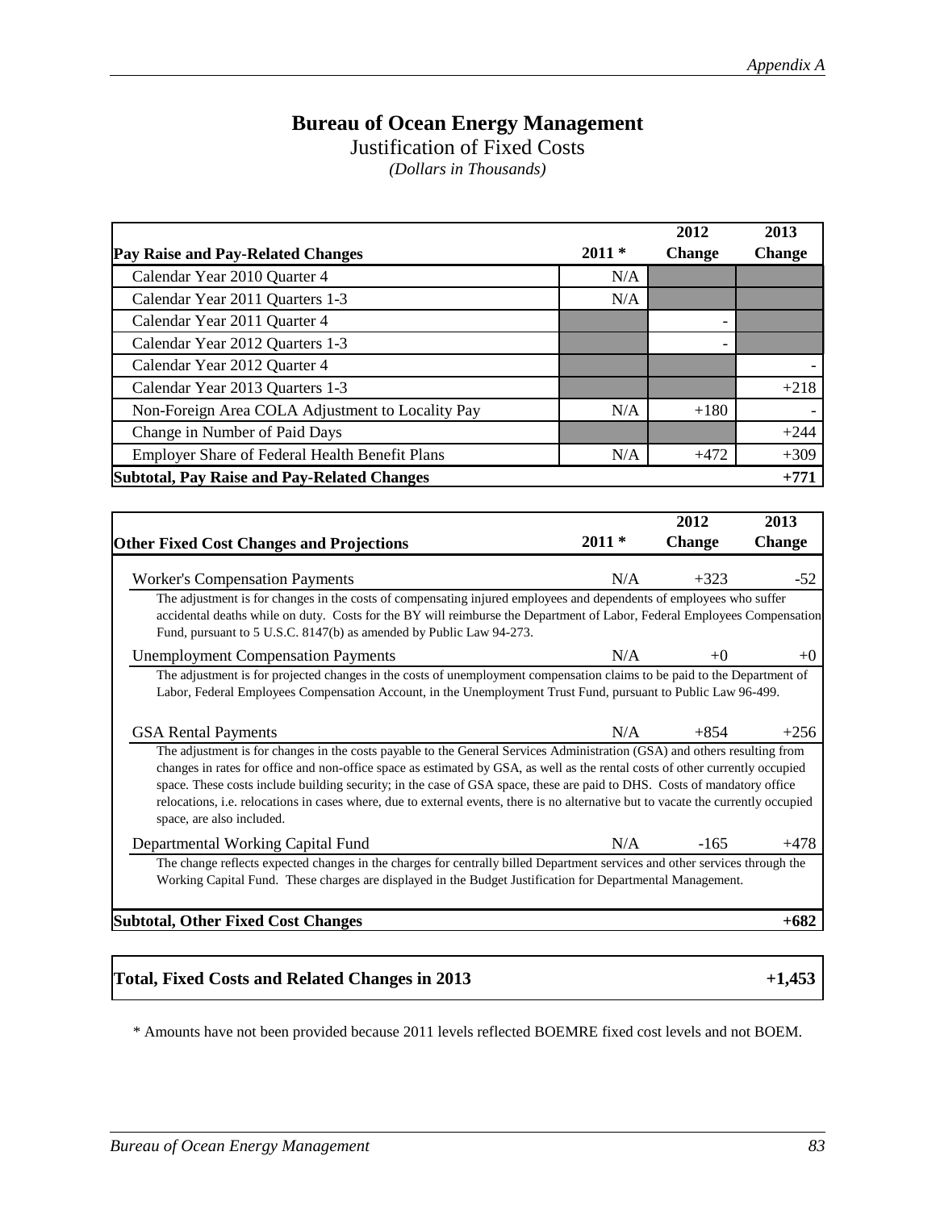# Bureau of Ocean Energy Management

## Justification of Fixed Costs

*(Dollars in Thousands)*

| Pay Raise and Pay-Related Changes | 2011 * | 2012 Change | 2013 Change |
|---|---|---|---|
| Calendar Year 2010 Quarter 4 | N/A | | |
| Calendar Year 2011 Quarters 1-3 | N/A | | |
| Calendar Year 2011 Quarter 4 | | - | |
| Calendar Year 2012 Quarters 1-3 | | - | |
| Calendar Year 2012 Quarter 4 | | | - |
| Calendar Year 2013 Quarters 1-3 | | | +218 |
| Non-Foreign Area COLA Adjustment to Locality Pay | N/A | +180 | - |
| Change in Number of Paid Days | | | +244 |
| Employer Share of Federal Health Benefit Plans | N/A | +472 | +309 |
| **Subtotal, Pay Raise and Pay-Related Changes** | | | **+771** |

| Other Fixed Cost Changes and Projections | 2011 * | 2012 Change | 2013 Change |
|---|---|---|---|
| Worker's Compensation Payments | N/A | +323 | -52 |
| The adjustment is for changes in the costs of compensating injured employees and dependents of employees who suffer accidental deaths while on duty. Costs for the BY will reimburse the Department of Labor, Federal Employees Compensation Fund, pursuant to 5 U.S.C. 8147(b) as amended by Public Law 94-273. | | | |
| Unemployment Compensation Payments | N/A | +0 | +0 |
| The adjustment is for projected changes in the costs of unemployment compensation claims to be paid to the Department of Labor, Federal Employees Compensation Account, in the Unemployment Trust Fund, pursuant to Public Law 96-499. | | | |
| GSA Rental Payments | N/A | +854 | +256 |
| The adjustment is for changes in the costs payable to the General Services Administration (GSA) and others resulting from changes in rates for office and non-office space as estimated by GSA, as well as the rental costs of other currently occupied space. These costs include building security; in the case of GSA space, these are paid to DHS. Costs of mandatory office relocations, i.e. relocations in cases where, due to external events, there is no alternative but to vacate the currently occupied space, are also included. | | | |
| Departmental Working Capital Fund | N/A | -165 | +478 |
| The change reflects expected changes in the charges for centrally billed Department services and other services through the Working Capital Fund. These charges are displayed in the Budget Justification for Departmental Management. | | | |
| **Subtotal, Other Fixed Cost Changes** | | | **+682** |

| **Total, Fixed Costs and Related Changes in 2013** | **+1,453** |
|---|---|

\* Amounts have not been provided because 2011 levels reflected BOEMRE fixed cost levels and not BOEM.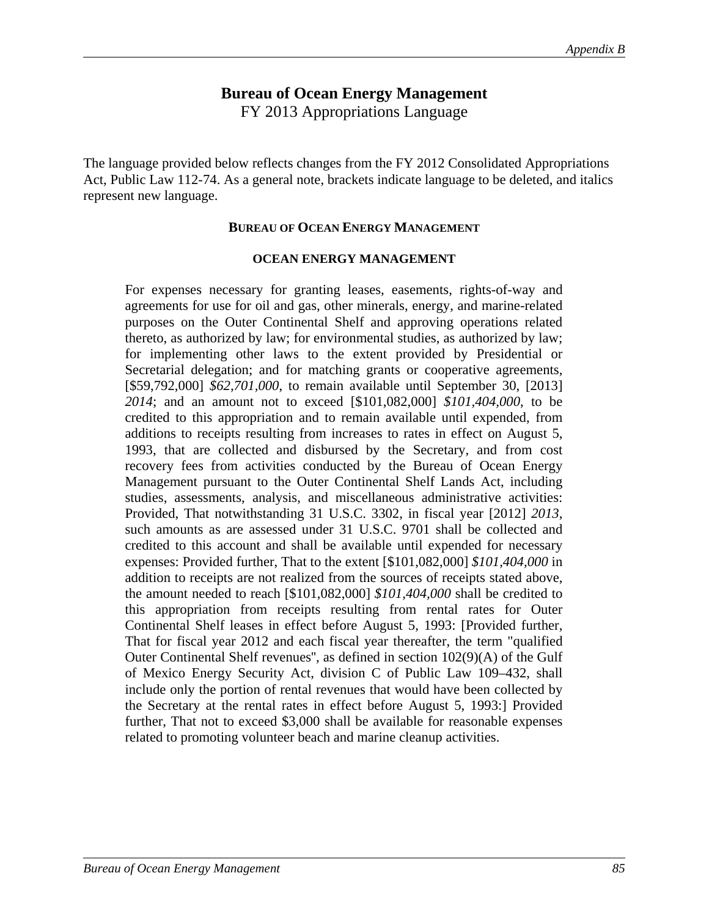# Bureau of Ocean Energy Management

FY 2013 Appropriations Language

The language provided below reflects changes from the FY 2012 Consolidated Appropriations Act, Public Law 112-74. As a general note, brackets indicate language to be deleted, and italics represent new language.

### BUREAU OF OCEAN ENERGY MANAGEMENT

### OCEAN ENERGY MANAGEMENT

For expenses necessary for granting leases, easements, rights-of-way and agreements for use for oil and gas, other minerals, energy, and marine-related purposes on the Outer Continental Shelf and approving operations related thereto, as authorized by law; for environmental studies, as authorized by law; for implementing other laws to the extent provided by Presidential or Secretarial delegation; and for matching grants or cooperative agreements, [$59,792,000] *$62,701,000*, to remain available until September 30, [2013] *2014*; and an amount not to exceed [$101,082,000] *$101,404,000*, to be credited to this appropriation and to remain available until expended, from additions to receipts resulting from increases to rates in effect on August 5, 1993, that are collected and disbursed by the Secretary, and from cost recovery fees from activities conducted by the Bureau of Ocean Energy Management pursuant to the Outer Continental Shelf Lands Act, including studies, assessments, analysis, and miscellaneous administrative activities: Provided, That notwithstanding 31 U.S.C. 3302, in fiscal year [2012] *2013*, such amounts as are assessed under 31 U.S.C. 9701 shall be collected and credited to this account and shall be available until expended for necessary expenses: Provided further, That to the extent [$101,082,000] *$101,404,000* in addition to receipts are not realized from the sources of receipts stated above, the amount needed to reach [$101,082,000] *$101,404,000* shall be credited to this appropriation from receipts resulting from rental rates for Outer Continental Shelf leases in effect before August 5, 1993: [Provided further, That for fiscal year 2012 and each fiscal year thereafter, the term "qualified Outer Continental Shelf revenues", as defined in section 102(9)(A) of the Gulf of Mexico Energy Security Act, division C of Public Law 109–432, shall include only the portion of rental revenues that would have been collected by the Secretary at the rental rates in effect before August 5, 1993:] Provided further, That not to exceed $3,000 shall be available for reasonable expenses related to promoting volunteer beach and marine cleanup activities.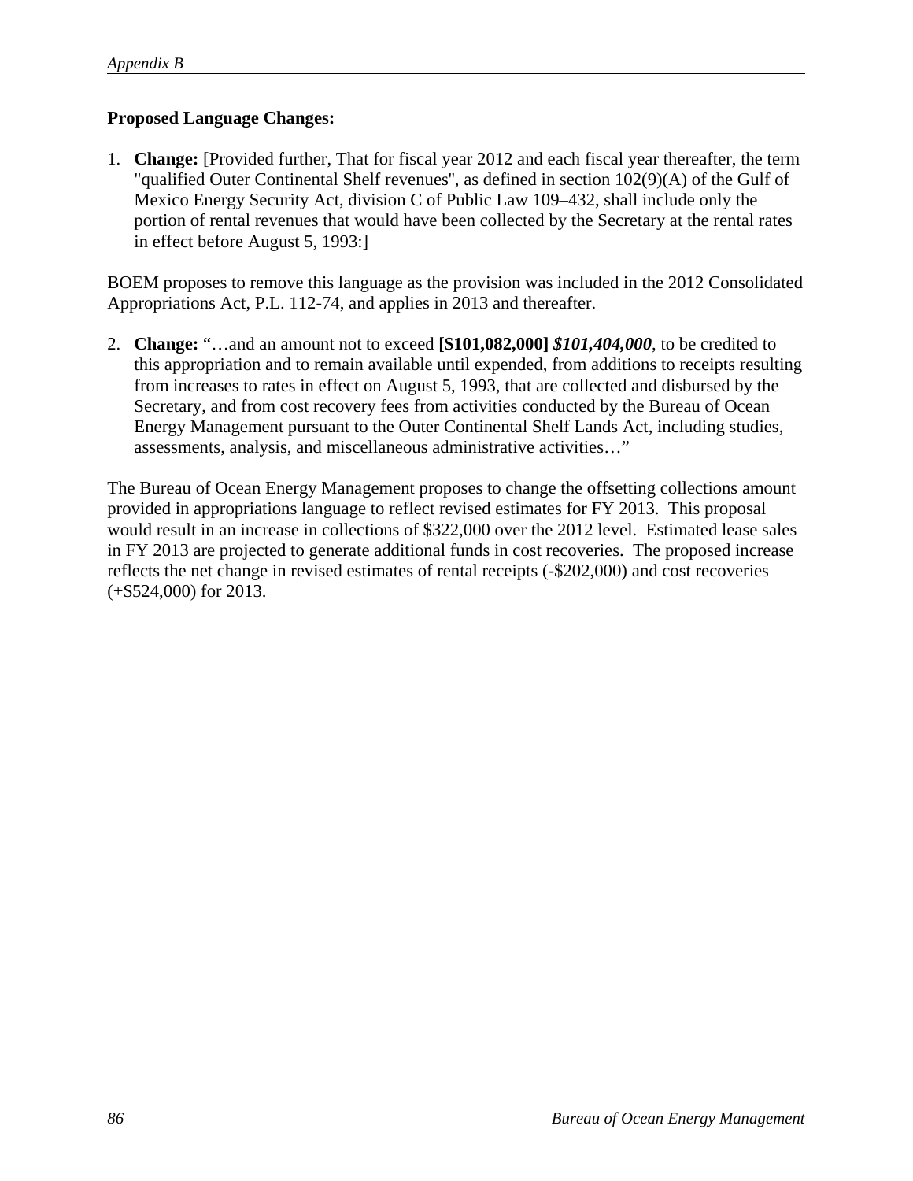**Proposed Language Changes:**

1. **Change:** [Provided further, That for fiscal year 2012 and each fiscal year thereafter, the term "qualified Outer Continental Shelf revenues", as defined in section 102(9)(A) of the Gulf of Mexico Energy Security Act, division C of Public Law 109–432, shall include only the portion of rental revenues that would have been collected by the Secretary at the rental rates in effect before August 5, 1993:]

BOEM proposes to remove this language as the provision was included in the 2012 Consolidated Appropriations Act, P.L. 112-74, and applies in 2013 and thereafter.

2. **Change:** "…and an amount not to exceed **[$101,082,000]** ***$101,404,000***, to be credited to this appropriation and to remain available until expended, from additions to receipts resulting from increases to rates in effect on August 5, 1993, that are collected and disbursed by the Secretary, and from cost recovery fees from activities conducted by the Bureau of Ocean Energy Management pursuant to the Outer Continental Shelf Lands Act, including studies, assessments, analysis, and miscellaneous administrative activities…"

The Bureau of Ocean Energy Management proposes to change the offsetting collections amount provided in appropriations language to reflect revised estimates for FY 2013. This proposal would result in an increase in collections of $322,000 over the 2012 level. Estimated lease sales in FY 2013 are projected to generate additional funds in cost recoveries. The proposed increase reflects the net change in revised estimates of rental receipts (-$202,000) and cost recoveries (+$524,000) for 2013.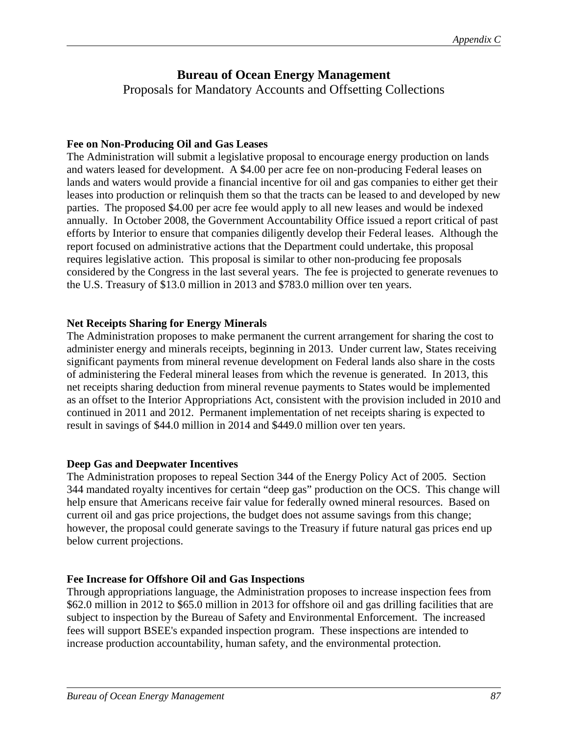# Bureau of Ocean Energy Management

Proposals for Mandatory Accounts and Offsetting Collections

**Fee on Non-Producing Oil and Gas Leases**

The Administration will submit a legislative proposal to encourage energy production on lands and waters leased for development. A $4.00 per acre fee on non-producing Federal leases on lands and waters would provide a financial incentive for oil and gas companies to either get their leases into production or relinquish them so that the tracts can be leased to and developed by new parties. The proposed $4.00 per acre fee would apply to all new leases and would be indexed annually. In October 2008, the Government Accountability Office issued a report critical of past efforts by Interior to ensure that companies diligently develop their Federal leases. Although the report focused on administrative actions that the Department could undertake, this proposal requires legislative action. This proposal is similar to other non-producing fee proposals considered by the Congress in the last several years. The fee is projected to generate revenues to the U.S. Treasury of $13.0 million in 2013 and $783.0 million over ten years.

**Net Receipts Sharing for Energy Minerals**

The Administration proposes to make permanent the current arrangement for sharing the cost to administer energy and minerals receipts, beginning in 2013. Under current law, States receiving significant payments from mineral revenue development on Federal lands also share in the costs of administering the Federal mineral leases from which the revenue is generated. In 2013, this net receipts sharing deduction from mineral revenue payments to States would be implemented as an offset to the Interior Appropriations Act, consistent with the provision included in 2010 and continued in 2011 and 2012. Permanent implementation of net receipts sharing is expected to result in savings of $44.0 million in 2014 and $449.0 million over ten years.

**Deep Gas and Deepwater Incentives**

The Administration proposes to repeal Section 344 of the Energy Policy Act of 2005. Section 344 mandated royalty incentives for certain "deep gas" production on the OCS. This change will help ensure that Americans receive fair value for federally owned mineral resources. Based on current oil and gas price projections, the budget does not assume savings from this change; however, the proposal could generate savings to the Treasury if future natural gas prices end up below current projections.

**Fee Increase for Offshore Oil and Gas Inspections**

Through appropriations language, the Administration proposes to increase inspection fees from $62.0 million in 2012 to $65.0 million in 2013 for offshore oil and gas drilling facilities that are subject to inspection by the Bureau of Safety and Environmental Enforcement. The increased fees will support BSEE's expanded inspection program. These inspections are intended to increase production accountability, human safety, and the environmental protection.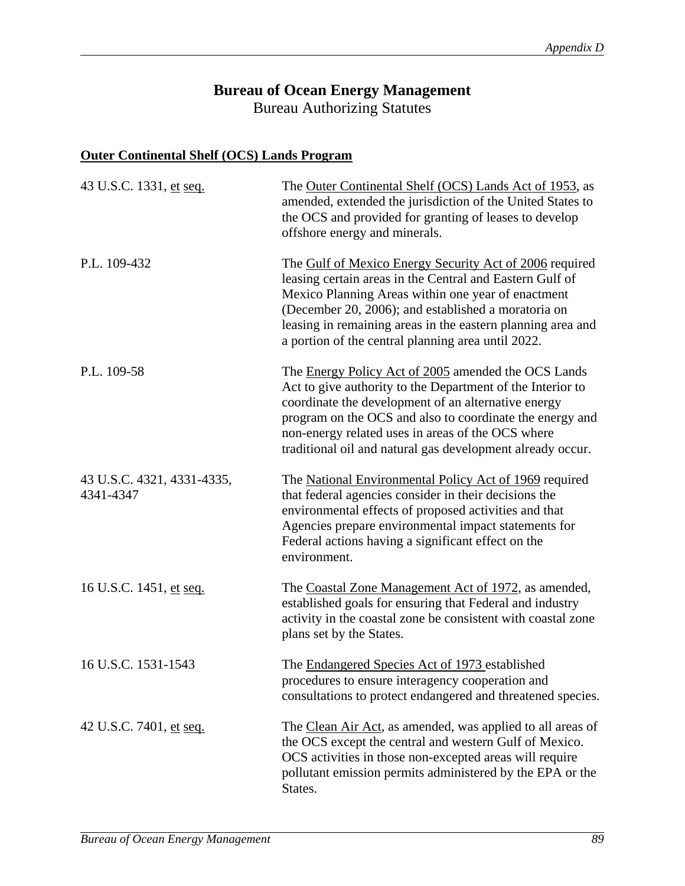# Bureau of Ocean Energy Management

Bureau Authorizing Statutes

**Outer Continental Shelf (OCS) Lands Program**

| | |
|---|---|
| 43 U.S.C. 1331, et seq. | The Outer Continental Shelf (OCS) Lands Act of 1953, as amended, extended the jurisdiction of the United States to the OCS and provided for granting of leases to develop offshore energy and minerals. |
| P.L. 109-432 | The Gulf of Mexico Energy Security Act of 2006 required leasing certain areas in the Central and Eastern Gulf of Mexico Planning Areas within one year of enactment (December 20, 2006); and established a moratoria on leasing in remaining areas in the eastern planning area and a portion of the central planning area until 2022. |
| P.L. 109-58 | The Energy Policy Act of 2005 amended the OCS Lands Act to give authority to the Department of the Interior to coordinate the development of an alternative energy program on the OCS and also to coordinate the energy and non-energy related uses in areas of the OCS where traditional oil and natural gas development already occur. |
| 43 U.S.C. 4321, 4331-4335, 4341-4347 | The National Environmental Policy Act of 1969 required that federal agencies consider in their decisions the environmental effects of proposed activities and that Agencies prepare environmental impact statements for Federal actions having a significant effect on the environment. |
| 16 U.S.C. 1451, et seq. | The Coastal Zone Management Act of 1972, as amended, established goals for ensuring that Federal and industry activity in the coastal zone be consistent with coastal zone plans set by the States. |
| 16 U.S.C. 1531-1543 | The Endangered Species Act of 1973 established procedures to ensure interagency cooperation and consultations to protect endangered and threatened species. |
| 42 U.S.C. 7401, et seq. | The Clean Air Act, as amended, was applied to all areas of the OCS except the central and western Gulf of Mexico. OCS activities in those non-excepted areas will require pollutant emission permits administered by the EPA or the States. |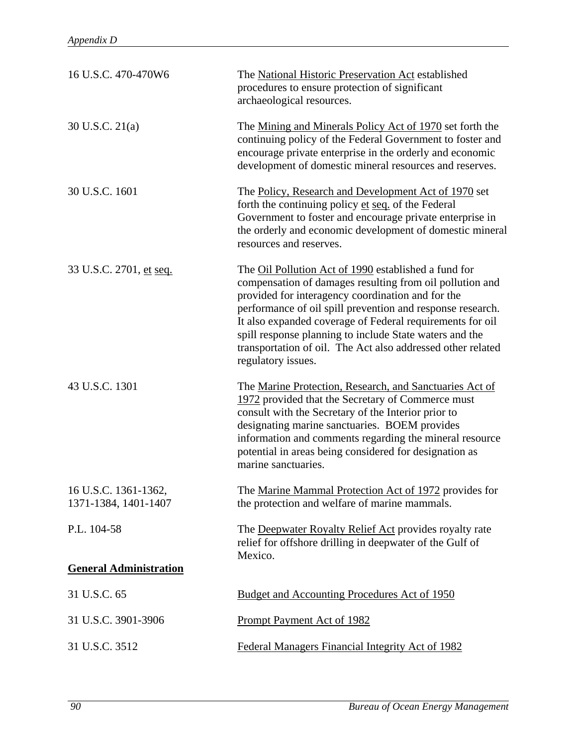| | |
|---|---|
| 16 U.S.C. 470-470W6 | The National Historic Preservation Act established procedures to ensure protection of significant archaeological resources. |
| 30 U.S.C. 21(a) | The Mining and Minerals Policy Act of 1970 set forth the continuing policy of the Federal Government to foster and encourage private enterprise in the orderly and economic development of domestic mineral resources and reserves. |
| 30 U.S.C. 1601 | The Policy, Research and Development Act of 1970 set forth the continuing policy et seq. of the Federal Government to foster and encourage private enterprise in the orderly and economic development of domestic mineral resources and reserves. |
| 33 U.S.C. 2701, et seq. | The Oil Pollution Act of 1990 established a fund for compensation of damages resulting from oil pollution and provided for interagency coordination and for the performance of oil spill prevention and response research. It also expanded coverage of Federal requirements for oil spill response planning to include State waters and the transportation of oil. The Act also addressed other related regulatory issues. |
| 43 U.S.C. 1301 | The Marine Protection, Research, and Sanctuaries Act of 1972 provided that the Secretary of Commerce must consult with the Secretary of the Interior prior to designating marine sanctuaries. BOEM provides information and comments regarding the mineral resource potential in areas being considered for designation as marine sanctuaries. |
| 16 U.S.C. 1361-1362, 1371-1384, 1401-1407 | The Marine Mammal Protection Act of 1972 provides for the protection and welfare of marine mammals. |
| P.L. 104-58 | The Deepwater Royalty Relief Act provides royalty rate relief for offshore drilling in deepwater of the Gulf of Mexico. |

**General Administration**

| | |
|---|---|
| 31 U.S.C. 65 | Budget and Accounting Procedures Act of 1950 |
| 31 U.S.C. 3901-3906 | Prompt Payment Act of 1982 |
| 31 U.S.C. 3512 | Federal Managers Financial Integrity Act of 1982 |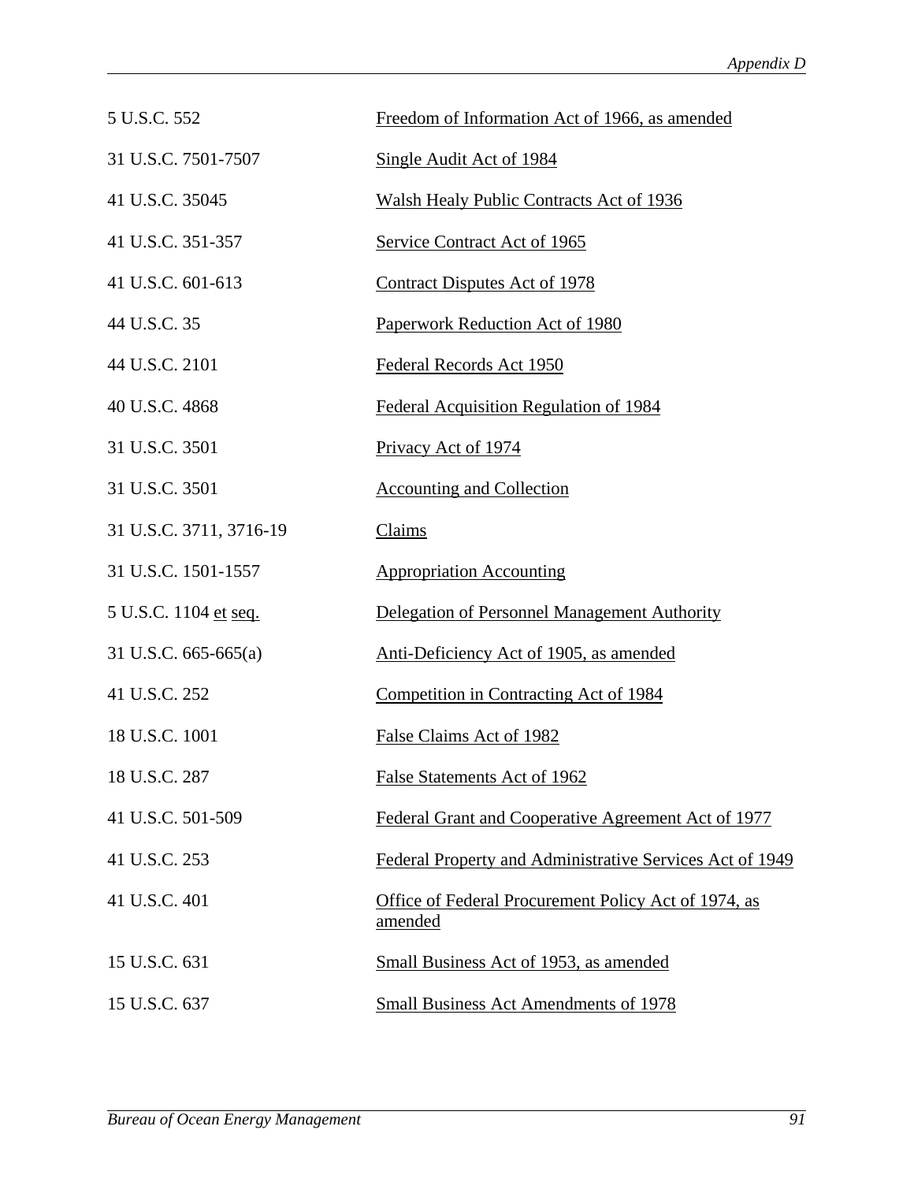| | |
|---|---|
| 5 U.S.C. 552 | Freedom of Information Act of 1966, as amended |
| 31 U.S.C. 7501-7507 | Single Audit Act of 1984 |
| 41 U.S.C. 35045 | Walsh Healy Public Contracts Act of 1936 |
| 41 U.S.C. 351-357 | Service Contract Act of 1965 |
| 41 U.S.C. 601-613 | Contract Disputes Act of 1978 |
| 44 U.S.C. 35 | Paperwork Reduction Act of 1980 |
| 44 U.S.C. 2101 | Federal Records Act 1950 |
| 40 U.S.C. 4868 | Federal Acquisition Regulation of 1984 |
| 31 U.S.C. 3501 | Privacy Act of 1974 |
| 31 U.S.C. 3501 | Accounting and Collection |
| 31 U.S.C. 3711, 3716-19 | Claims |
| 31 U.S.C. 1501-1557 | Appropriation Accounting |
| 5 U.S.C. 1104 et seq. | Delegation of Personnel Management Authority |
| 31 U.S.C. 665-665(a) | Anti-Deficiency Act of 1905, as amended |
| 41 U.S.C. 252 | Competition in Contracting Act of 1984 |
| 18 U.S.C. 1001 | False Claims Act of 1982 |
| 18 U.S.C. 287 | False Statements Act of 1962 |
| 41 U.S.C. 501-509 | Federal Grant and Cooperative Agreement Act of 1977 |
| 41 U.S.C. 253 | Federal Property and Administrative Services Act of 1949 |
| 41 U.S.C. 401 | Office of Federal Procurement Policy Act of 1974, as amended |
| 15 U.S.C. 631 | Small Business Act of 1953, as amended |
| 15 U.S.C. 637 | Small Business Act Amendments of 1978 |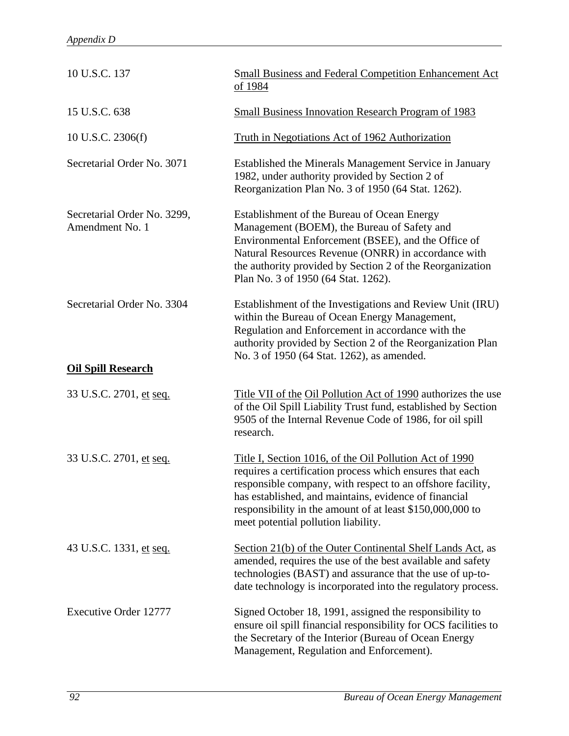| | |
|---|---|
| 10 U.S.C. 137 | Small Business and Federal Competition Enhancement Act of 1984 |
| 15 U.S.C. 638 | Small Business Innovation Research Program of 1983 |
| 10 U.S.C. 2306(f) | Truth in Negotiations Act of 1962 Authorization |
| Secretarial Order No. 3071 | Established the Minerals Management Service in January 1982, under authority provided by Section 2 of Reorganization Plan No. 3 of 1950 (64 Stat. 1262). |
| Secretarial Order No. 3299, Amendment No. 1 | Establishment of the Bureau of Ocean Energy Management (BOEM), the Bureau of Safety and Environmental Enforcement (BSEE), and the Office of Natural Resources Revenue (ONRR) in accordance with the authority provided by Section 2 of the Reorganization Plan No. 3 of 1950 (64 Stat. 1262). |
| Secretarial Order No. 3304 | Establishment of the Investigations and Review Unit (IRU) within the Bureau of Ocean Energy Management, Regulation and Enforcement in accordance with the authority provided by Section 2 of the Reorganization Plan No. 3 of 1950 (64 Stat. 1262), as amended. |

**Oil Spill Research**

| | |
|---|---|
| 33 U.S.C. 2701, et seq. | Title VII of the Oil Pollution Act of 1990 authorizes the use of the Oil Spill Liability Trust fund, established by Section 9505 of the Internal Revenue Code of 1986, for oil spill research. |
| 33 U.S.C. 2701, et seq. | Title I, Section 1016, of the Oil Pollution Act of 1990 requires a certification process which ensures that each responsible company, with respect to an offshore facility, has established, and maintains, evidence of financial responsibility in the amount of at least $150,000,000 to meet potential pollution liability. |
| 43 U.S.C. 1331, et seq. | Section 21(b) of the Outer Continental Shelf Lands Act, as amended, requires the use of the best available and safety technologies (BAST) and assurance that the use of up-to-date technology is incorporated into the regulatory process. |
| Executive Order 12777 | Signed October 18, 1991, assigned the responsibility to ensure oil spill financial responsibility for OCS facilities to the Secretary of the Interior (Bureau of Ocean Energy Management, Regulation and Enforcement). |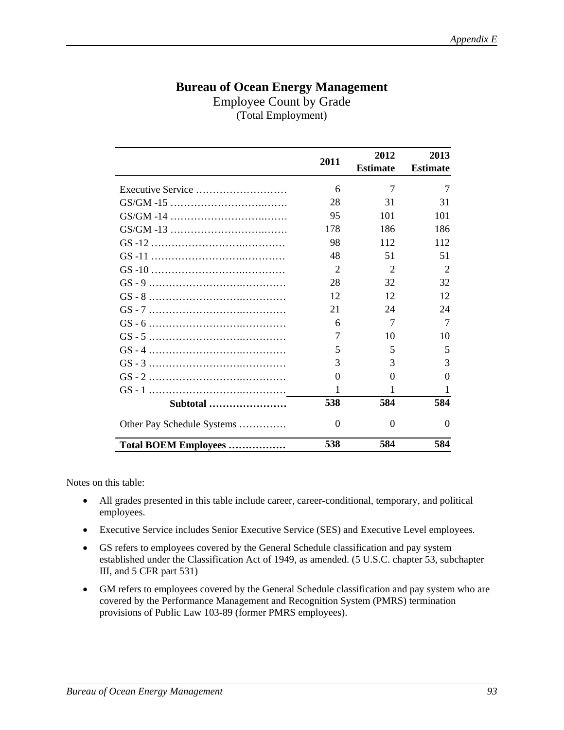# Bureau of Ocean Energy Management

Employee Count by Grade

(Total Employment)

| | 2011 | 2012 Estimate | 2013 Estimate |
|---|---|---|---|
| Executive Service ……………………… | 6 | 7 | 7 |
| GS/GM -15 ……………………….……. | 28 | 31 | 31 |
| GS/GM -14 ……………………….……. | 95 | 101 | 101 |
| GS/GM -13 ……………………….……. | 178 | 186 | 186 |
| GS -12 …………………….………… | 98 | 112 | 112 |
| GS -11 …………………….………… | 48 | 51 | 51 |
| GS -10 …………………….………… | 2 | 2 | 2 |
| GS - 9 …………………….………… | 28 | 32 | 32 |
| GS - 8 …………………….………… | 12 | 12 | 12 |
| GS - 7 …………………….………… | 21 | 24 | 24 |
| GS - 6 …………………….………… | 6 | 7 | 7 |
| GS - 5 …………………….………… | 7 | 10 | 10 |
| GS - 4 …………………….………… | 5 | 5 | 5 |
| GS - 3 …………………….………… | 3 | 3 | 3 |
| GS - 2 …………………….………… | 0 | 0 | 0 |
| GS - 1 …………………….………… | 1 | 1 | 1 |
| **Subtotal …………………** | **538** | **584** | **584** |
| Other Pay Schedule Systems …………. | 0 | 0 | 0 |
| **Total BOEM Employees …………….** | **538** | **584** | **584** |

Notes on this table:

- All grades presented in this table include career, career-conditional, temporary, and political employees.
- Executive Service includes Senior Executive Service (SES) and Executive Level employees.
- GS refers to employees covered by the General Schedule classification and pay system established under the Classification Act of 1949, as amended. (5 U.S.C. chapter 53, subchapter III, and 5 CFR part 531)
- GM refers to employees covered by the General Schedule classification and pay system who are covered by the Performance Management and Recognition System (PMRS) termination provisions of Public Law 103-89 (former PMRS employees).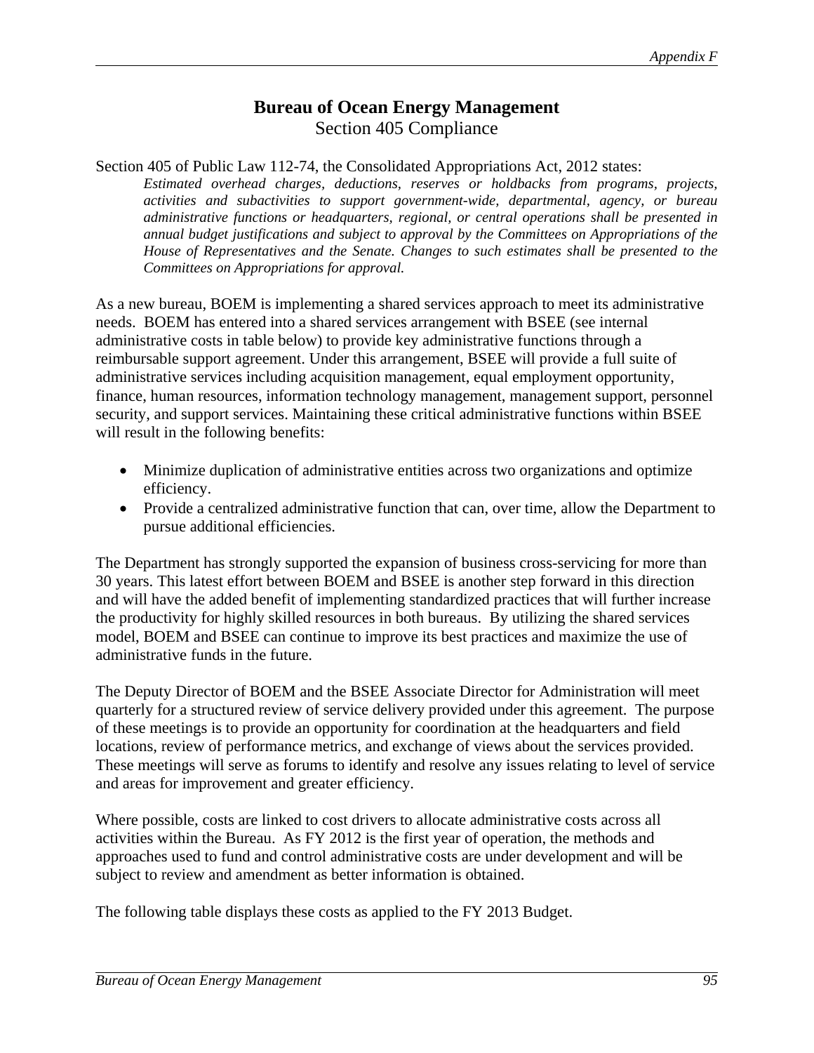# Bureau of Ocean Energy Management

## Section 405 Compliance

Section 405 of Public Law 112-74, the Consolidated Appropriations Act, 2012 states:

> *Estimated overhead charges, deductions, reserves or holdbacks from programs, projects, activities and subactivities to support government-wide, departmental, agency, or bureau administrative functions or headquarters, regional, or central operations shall be presented in annual budget justifications and subject to approval by the Committees on Appropriations of the House of Representatives and the Senate. Changes to such estimates shall be presented to the Committees on Appropriations for approval.*

As a new bureau, BOEM is implementing a shared services approach to meet its administrative needs. BOEM has entered into a shared services arrangement with BSEE (see internal administrative costs in table below) to provide key administrative functions through a reimbursable support agreement. Under this arrangement, BSEE will provide a full suite of administrative services including acquisition management, equal employment opportunity, finance, human resources, information technology management, management support, personnel security, and support services. Maintaining these critical administrative functions within BSEE will result in the following benefits:

- Minimize duplication of administrative entities across two organizations and optimize efficiency.
- Provide a centralized administrative function that can, over time, allow the Department to pursue additional efficiencies.

The Department has strongly supported the expansion of business cross-servicing for more than 30 years. This latest effort between BOEM and BSEE is another step forward in this direction and will have the added benefit of implementing standardized practices that will further increase the productivity for highly skilled resources in both bureaus. By utilizing the shared services model, BOEM and BSEE can continue to improve its best practices and maximize the use of administrative funds in the future.

The Deputy Director of BOEM and the BSEE Associate Director for Administration will meet quarterly for a structured review of service delivery provided under this agreement. The purpose of these meetings is to provide an opportunity for coordination at the headquarters and field locations, review of performance metrics, and exchange of views about the services provided. These meetings will serve as forums to identify and resolve any issues relating to level of service and areas for improvement and greater efficiency.

Where possible, costs are linked to cost drivers to allocate administrative costs across all activities within the Bureau. As FY 2012 is the first year of operation, the methods and approaches used to fund and control administrative costs are under development and will be subject to review and amendment as better information is obtained.

The following table displays these costs as applied to the FY 2013 Budget.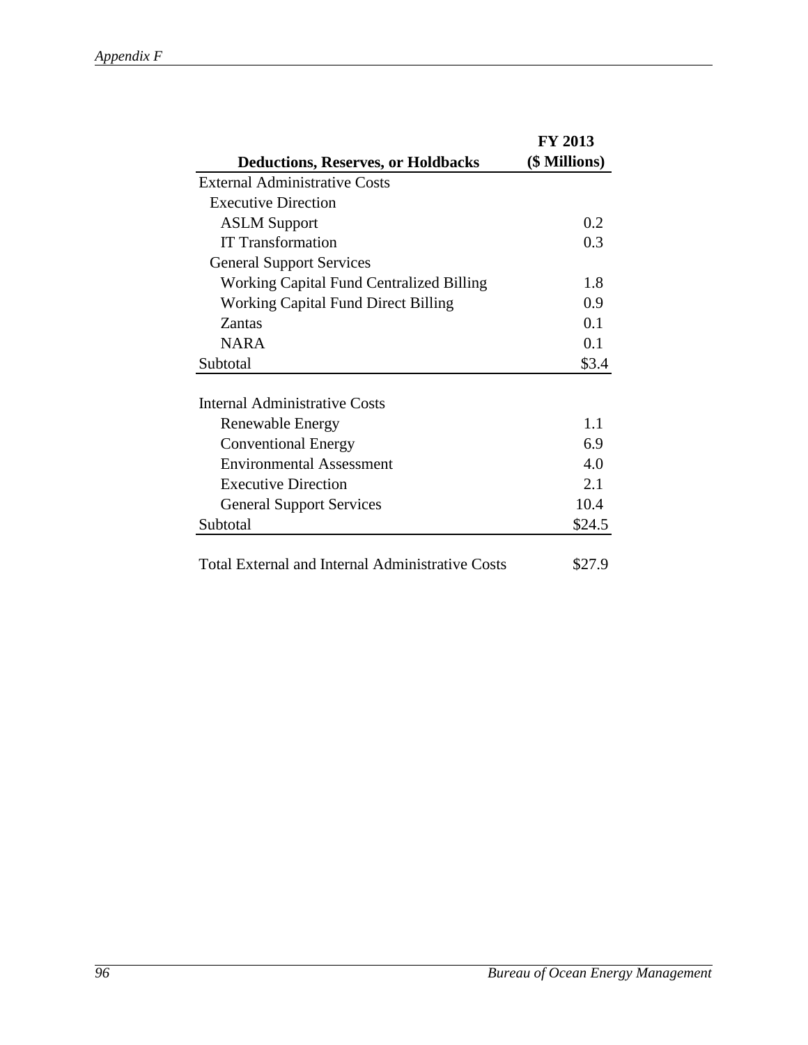| Deductions, Reserves, or Holdbacks | FY 2013 ($ Millions) |
|---|---|
| External Administrative Costs | |
| Executive Direction | |
| ASLM Support | 0.2 |
| IT Transformation | 0.3 |
| General Support Services | |
| Working Capital Fund Centralized Billing | 1.8 |
| Working Capital Fund Direct Billing | 0.9 |
| Zantas | 0.1 |
| NARA | 0.1 |
| Subtotal | $3.4 |
| | |
| Internal Administrative Costs | |
| Renewable Energy | 1.1 |
| Conventional Energy | 6.9 |
| Environmental Assessment | 4.0 |
| Executive Direction | 2.1 |
| General Support Services | 10.4 |
| Subtotal | $24.5 |
| | |
| Total External and Internal Administrative Costs | $27.9 |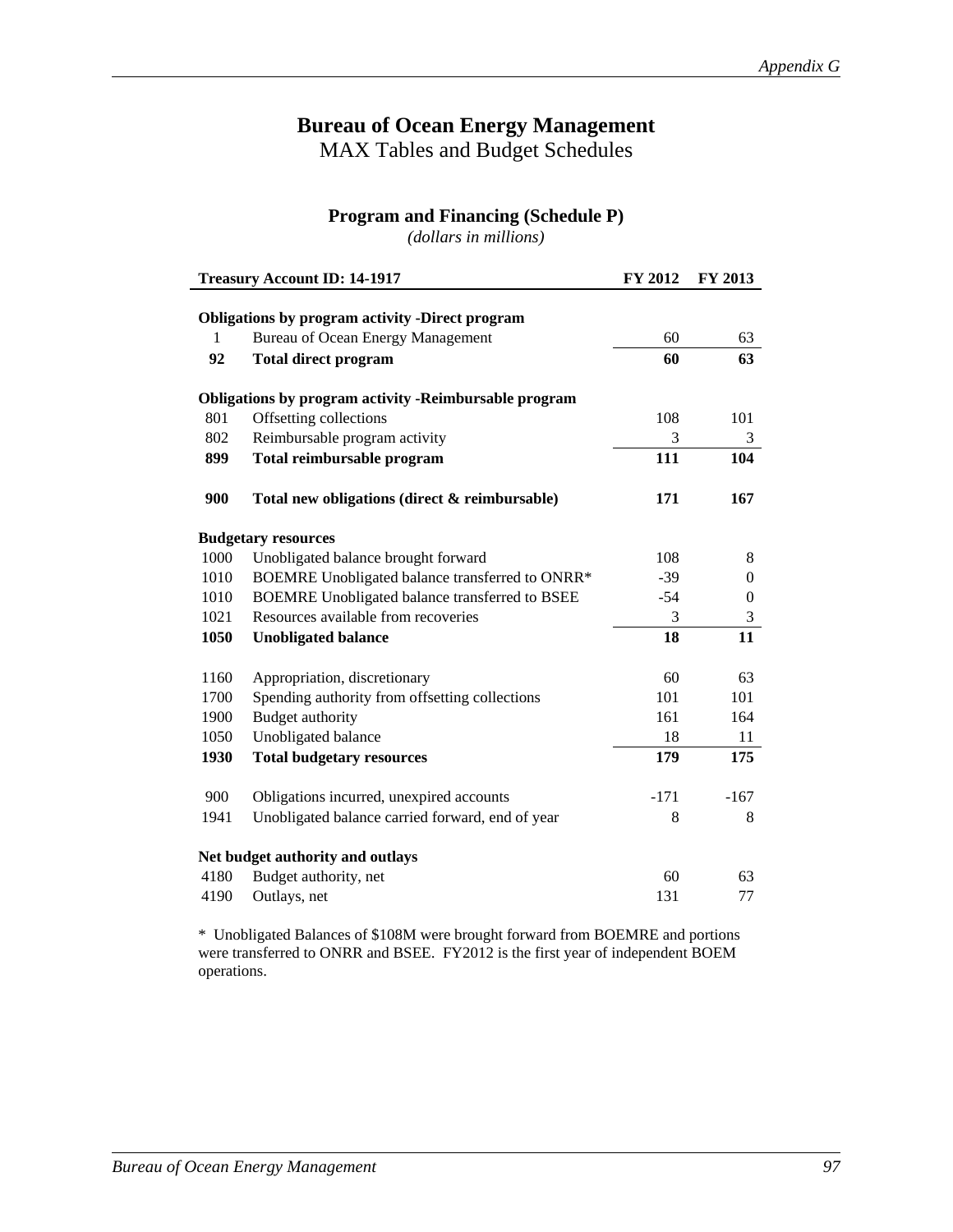# Bureau of Ocean Energy Management

MAX Tables and Budget Schedules

## Program and Financing (Schedule P)

*(dollars in millions)*

| Treasury Account ID: 14-1917 | | FY 2012 | FY 2013 |
|---|---|---|---|
| **Obligations by program activity -Direct program** | | | |
| 1 | Bureau of Ocean Energy Management | 60 | 63 |
| **92** | **Total direct program** | **60** | **63** |
| **Obligations by program activity -Reimbursable program** | | | |
| 801 | Offsetting collections | 108 | 101 |
| 802 | Reimbursable program activity | 3 | 3 |
| **899** | **Total reimbursable program** | **111** | **104** |
| **900** | **Total new obligations (direct & reimbursable)** | **171** | **167** |
| **Budgetary resources** | | | |
| 1000 | Unobligated balance brought forward | 108 | 8 |
| 1010 | BOEMRE Unobligated balance transferred to ONRR* | -39 | 0 |
| 1010 | BOEMRE Unobligated balance transferred to BSEE | -54 | 0 |
| 1021 | Resources available from recoveries | 3 | 3 |
| **1050** | **Unobligated balance** | **18** | **11** |
| 1160 | Appropriation, discretionary | 60 | 63 |
| 1700 | Spending authority from offsetting collections | 101 | 101 |
| 1900 | Budget authority | 161 | 164 |
| 1050 | Unobligated balance | 18 | 11 |
| **1930** | **Total budgetary resources** | **179** | **175** |
| 900 | Obligations incurred, unexpired accounts | -171 | -167 |
| 1941 | Unobligated balance carried forward, end of year | 8 | 8 |
| **Net budget authority and outlays** | | | |
| 4180 | Budget authority, net | 60 | 63 |
| 4190 | Outlays, net | 131 | 77 |

* Unobligated Balances of $108M were brought forward from BOEMRE and portions were transferred to ONRR and BSEE. FY2012 is the first year of independent BOEM operations.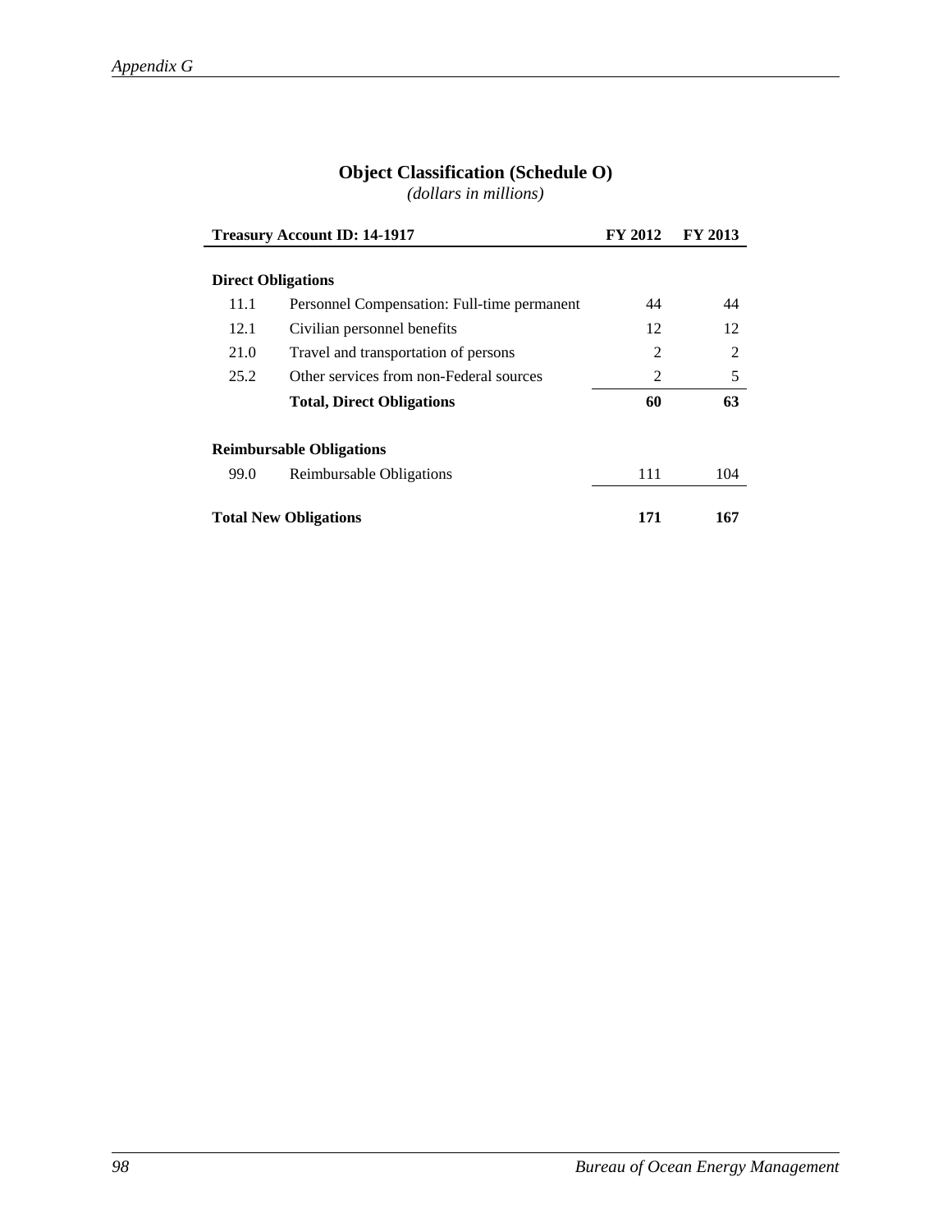## Object Classification (Schedule O)

*(dollars in millions)*

| Treasury Account ID: 14-1917 | | FY 2012 | FY 2013 |
|---|---|---|---|
| **Direct Obligations** | | | |
| 11.1 | Personnel Compensation: Full-time permanent | 44 | 44 |
| 12.1 | Civilian personnel benefits | 12 | 12 |
| 21.0 | Travel and transportation of persons | 2 | 2 |
| 25.2 | Other services from non-Federal sources | 2 | 5 |
| | **Total, Direct Obligations** | **60** | **63** |
| **Reimbursable Obligations** | | | |
| 99.0 | Reimbursable Obligations | 111 | 104 |
| **Total New Obligations** | | **171** | **167** |